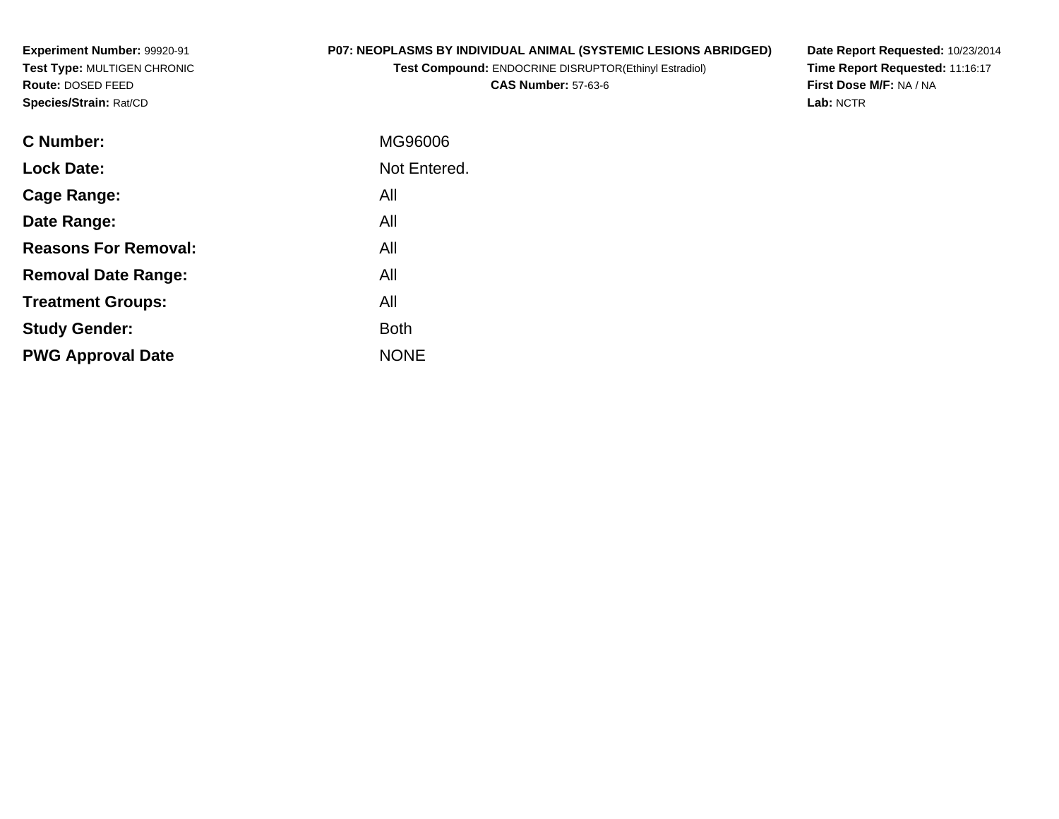**Experiment Number:** 99920-91
**Test Type:** MULTIGEN CHRONIC
**Route:** DOSED FEED
**Species/Strain:** Rat/CD

**P07: NEOPLASMS BY INDIVIDUAL ANIMAL (SYSTEMIC LESIONS ABRIDGED)**
**Test Compound:** ENDOCRINE DISRUPTOR(Ethinyl Estradiol)
**CAS Number:** 57-63-6

**Date Report Requested:** 10/23/2014
**Time Report Requested:** 11:16:17
**First Dose M/F:** NA / NA
**Lab:** NCTR

| | |
|---|---|
| **C Number:** | MG96006 |
| **Lock Date:** | Not Entered. |
| **Cage Range:** | All |
| **Date Range:** | All |
| **Reasons For Removal:** | All |
| **Removal Date Range:** | All |
| **Treatment Groups:** | All |
| **Study Gender:** | Both |
| **PWG Approval Date** | NONE |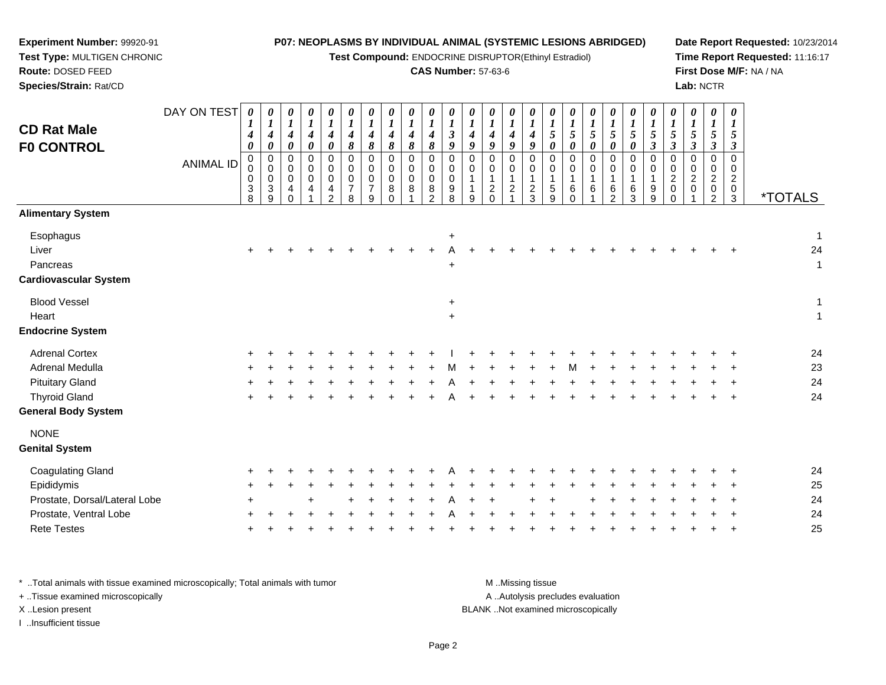**Experiment Number:** 99920-91
**Test Type:** MULTIGEN CHRONIC
**Route:** DOSED FEED
**Species/Strain:** Rat/CD

**P07: NEOPLASMS BY INDIVIDUAL ANIMAL (SYSTEMIC LESIONS ABRIDGED)**
**Test Compound:** ENDOCRINE DISRUPTOR(Ethinyl Estradiol)
**CAS Number:** 57-63-6

**Date Report Requested:** 10/23/2014
**Time Report Requested:** 11:16:17
**First Dose M/F:** NA / NA
**Lab:** NCTR

## CD Rat Male
## F0 CONTROL

| DAY ON TEST | 0140 | 0140 | 0140 | 0140 | 0140 | 0148 | 0148 | 0148 | 0148 | 0148 | 0139 | 0149 | 0149 | 0149 | 0149 | 0150 | 0150 | 0150 | 0150 | 0150 | 0153 | 0153 | 0153 | 0153 | 0153 | |
|---|---|---|---|---|---|---|---|---|---|---|---|---|---|---|---|---|---|---|---|---|---|---|---|---|---|---|
| **ANIMAL ID** | 0038 | 0039 | 0040 | 0041 | 0042 | 0078 | 0079 | 0080 | 0081 | 0082 | 0098 | 0119 | 0120 | 0121 | 0123 | 0159 | 0160 | 0161 | 0162 | 0163 | 0199 | 0200 | 0201 | 0202 | 0203 | ***TOTALS** |
| **Alimentary System** | | | | | | | | | | | | | | | | | | | | | | | | | | |
| Esophagus | | | | | | | | | | | + | | | | | | | | | | | | | | | 1 |
| Liver | + | + | + | + | + | + | + | + | + | + | A | + | + | + | + | + | + | + | + | + | + | + | + | + | + | 24 |
| Pancreas | | | | | | | | | | | + | | | | | | | | | | | | | | | 1 |
| **Cardiovascular System** | | | | | | | | | | | | | | | | | | | | | | | | | | |
| Blood Vessel | | | | | | | | | | | + | | | | | | | | | | | | | | | 1 |
| Heart | | | | | | | | | | | + | | | | | | | | | | | | | | | 1 |
| **Endocrine System** | | | | | | | | | | | | | | | | | | | | | | | | | | |
| Adrenal Cortex | + | + | + | + | + | + | + | + | + | + | I | + | + | + | + | + | + | + | + | + | + | + | + | + | + | 24 |
| Adrenal Medulla | + | + | + | + | + | + | + | + | + | + | M | + | + | + | + | + | M | + | + | + | + | + | + | + | + | 23 |
| Pituitary Gland | + | + | + | + | + | + | + | + | + | + | A | + | + | + | + | + | + | + | + | + | + | + | + | + | + | 24 |
| Thyroid Gland | + | + | + | + | + | + | + | + | + | + | A | + | + | + | + | + | + | + | + | + | + | + | + | + | + | 24 |
| **General Body System** | | | | | | | | | | | | | | | | | | | | | | | | | | |
| NONE | | | | | | | | | | | | | | | | | | | | | | | | | | |
| **Genital System** | | | | | | | | | | | | | | | | | | | | | | | | | | |
| Coagulating Gland | + | + | + | + | + | + | + | + | + | + | A | + | + | + | + | + | + | + | + | + | + | + | + | + | + | 24 |
| Epididymis | + | + | + | + | + | + | + | + | + | + | + | + | + | + | + | + | + | + | + | + | + | + | + | + | + | 25 |
| Prostate, Dorsal/Lateral Lobe | + | | | + | | + | + | + | + | + | A | + | + | | + | + | | + | + | + | + | + | + | + | + | 24 |
| Prostate, Ventral Lobe | + | + | + | + | + | + | + | + | + | + | A | + | + | + | + | + | + | + | + | + | + | + | + | + | + | 24 |
| Rete Testes | + | + | + | + | + | + | + | + | + | + | + | + | + | + | + | + | + | + | + | + | + | + | + | + | + | 25 |

* ..Total animals with tissue examined microscopically; Total animals with tumor
+ ..Tissue examined microscopically
X ..Lesion present
I ..Insufficient tissue

M ..Missing tissue
A ..Autolysis precludes evaluation
BLANK ..Not examined microscopically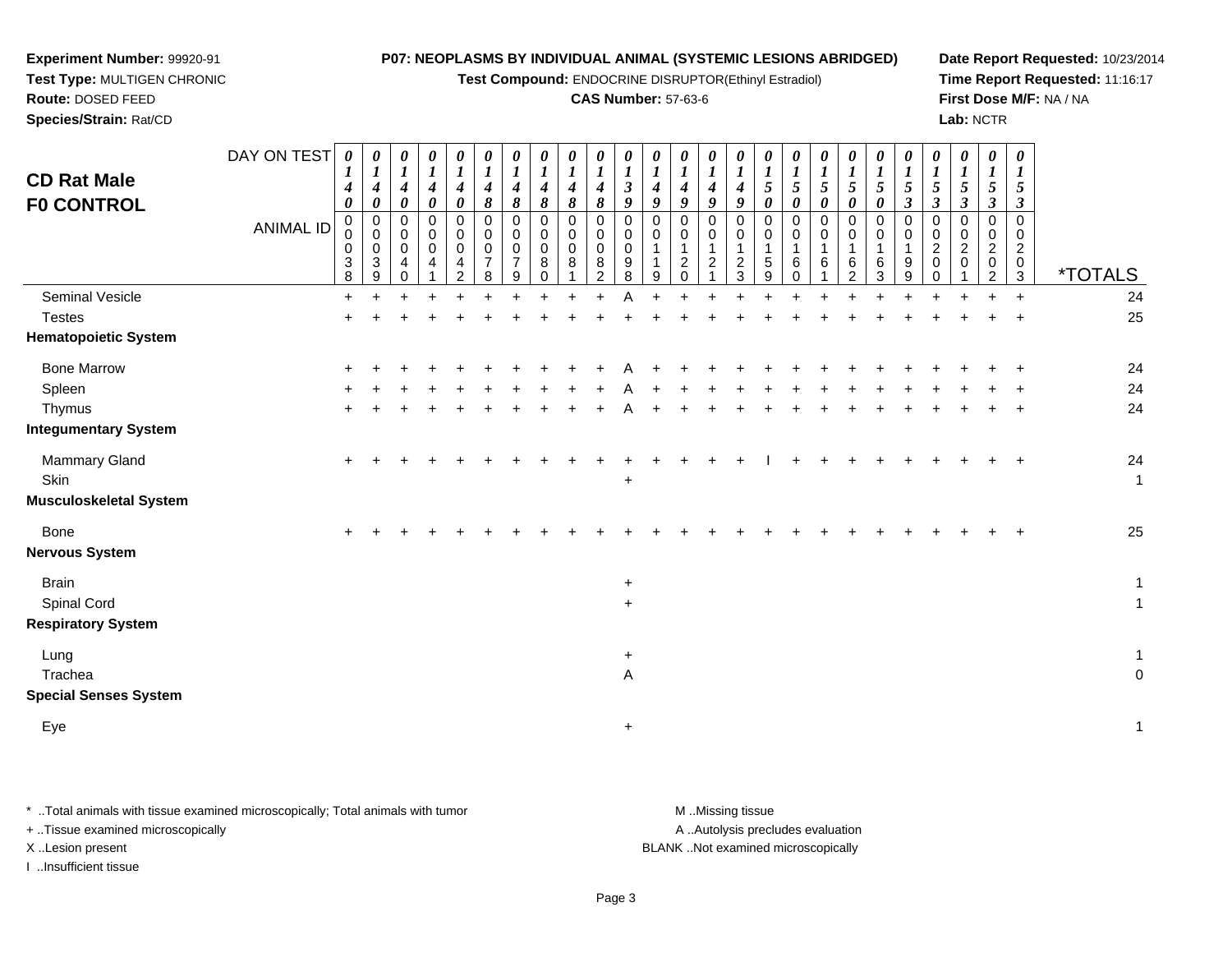**Experiment Number:** 99920-91
**Test Type:** MULTIGEN CHRONIC
**Route:** DOSED FEED
**Species/Strain:** Rat/CD

**P07: NEOPLASMS BY INDIVIDUAL ANIMAL (SYSTEMIC LESIONS ABRIDGED)**
**Test Compound:** ENDOCRINE DISRUPTOR(Ethinyl Estradiol)
**CAS Number:** 57-63-6

**Date Report Requested:** 10/23/2014
**Time Report Requested:** 11:16:17
**First Dose M/F:** NA / NA
**Lab:** NCTR

## CD Rat Male
## F0 CONTROL

| DAY ON TEST | 0140 | 0140 | 0140 | 0140 | 0140 | 0148 | 0148 | 0148 | 0148 | 0148 | 0139 | 0149 | 0149 | 0149 | 0149 | 0150 | 0150 | 0150 | 0150 | 0150 | 0153 | 0153 | 0153 | 0153 | 0153 | |
|---|---|---|---|---|---|---|---|---|---|---|---|---|---|---|---|---|---|---|---|---|---|---|---|---|---|---|
| **ANIMAL ID** | 00038 | 00039 | 00040 | 00041 | 00042 | 00078 | 00079 | 00080 | 00081 | 00082 | 00098 | 00119 | 00120 | 00121 | 00123 | 00159 | 00160 | 00161 | 00162 | 00163 | 00199 | 00200 | 00201 | 00202 | 00203 | ***TOTALS** |
| Seminal Vesicle | + | + | + | + | + | + | + | + | + | + | A | + | + | + | + | + | + | + | + | + | + | + | + | + | + | 24 |
| Testes | + | + | + | + | + | + | + | + | + | + | + | + | + | + | + | + | + | + | + | + | + | + | + | + | + | 25 |
| **Hematopoietic System** | | | | | | | | | | | | | | | | | | | | | | | | | | |
| Bone Marrow | + | + | + | + | + | + | + | + | + | + | A | + | + | + | + | + | + | + | + | + | + | + | + | + | + | 24 |
| Spleen | + | + | + | + | + | + | + | + | + | + | A | + | + | + | + | + | + | + | + | + | + | + | + | + | + | 24 |
| Thymus | + | + | + | + | + | + | + | + | + | + | A | + | + | + | + | + | + | + | + | + | + | + | + | + | + | 24 |
| **Integumentary System** | | | | | | | | | | | | | | | | | | | | | | | | | | |
| Mammary Gland | + | + | + | + | + | + | + | + | + | + | + | + | + | + | + | I | + | + | + | + | + | + | + | + | + | 24 |
| Skin | | | | | | | | | | | + | | | | | | | | | | | | | | | 1 |
| **Musculoskeletal System** | | | | | | | | | | | | | | | | | | | | | | | | | | |
| Bone | + | + | + | + | + | + | + | + | + | + | + | + | + | + | + | + | + | + | + | + | + | + | + | + | + | 25 |
| **Nervous System** | | | | | | | | | | | | | | | | | | | | | | | | | | |
| Brain | | | | | | | | | | | + | | | | | | | | | | | | | | | 1 |
| Spinal Cord | | | | | | | | | | | + | | | | | | | | | | | | | | | 1 |
| **Respiratory System** | | | | | | | | | | | | | | | | | | | | | | | | | | |
| Lung | | | | | | | | | | | + | | | | | | | | | | | | | | | 1 |
| Trachea | | | | | | | | | | | A | | | | | | | | | | | | | | | 0 |
| **Special Senses System** | | | | | | | | | | | | | | | | | | | | | | | | | | |
| Eye | | | | | | | | | | | + | | | | | | | | | | | | | | | 1 |

* ..Total animals with tissue examined microscopically; Total animals with tumor
+ ..Tissue examined microscopically
X ..Lesion present
I ..Insufficient tissue

M ..Missing tissue
A ..Autolysis precludes evaluation
BLANK ..Not examined microscopically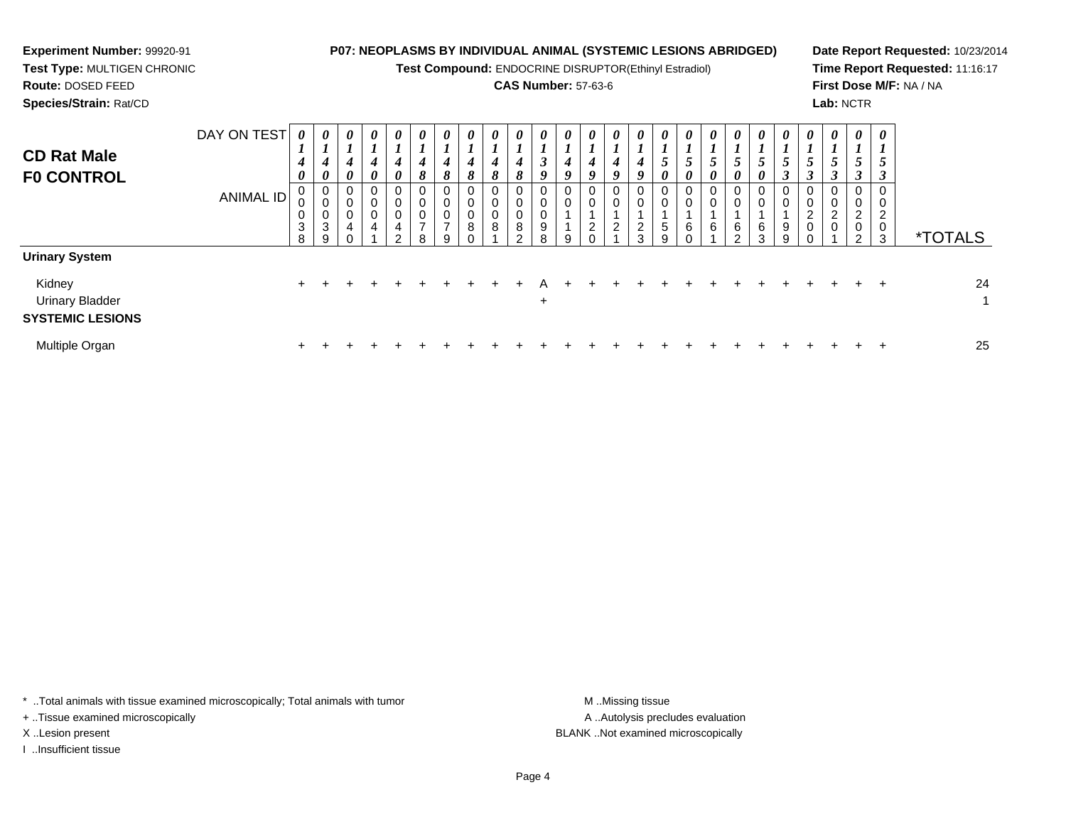**Experiment Number:** 99920-91
**Test Type:** MULTIGEN CHRONIC
**Route:** DOSED FEED
**Species/Strain:** Rat/CD

**P07: NEOPLASMS BY INDIVIDUAL ANIMAL (SYSTEMIC LESIONS ABRIDGED)**
**Test Compound:** ENDOCRINE DISRUPTOR(Ethinyl Estradiol)
**CAS Number:** 57-63-6

**Date Report Requested:** 10/23/2014
**Time Report Requested:** 11:16:17
**First Dose M/F:** NA / NA
**Lab:** NCTR

## CD Rat Male
## F0 CONTROL

| DAY ON TEST | 0140 | 0140 | 0140 | 0140 | 0140 | 0148 | 0148 | 0148 | 0148 | 0148 | 0139 | 0149 | 0149 | 0149 | 0149 | 0150 | 0150 | 0150 | 0150 | 0150 | 0153 | 0153 | 0153 | 0153 | 0153 | |
|---|---|---|---|---|---|---|---|---|---|---|---|---|---|---|---|---|---|---|---|---|---|---|---|---|---|---|
| **ANIMAL ID** | 00038 | 00039 | 00040 | 00041 | 00042 | 00078 | 00079 | 00080 | 00081 | 00082 | 00098 | 00119 | 00120 | 00121 | 00123 | 00159 | 00160 | 00161 | 00162 | 00163 | 00199 | 00200 | 00201 | 00202 | 00203 | ***TOTALS** |
| **Urinary System** | | | | | | | | | | | | | | | | | | | | | | | | | | |
| Kidney | + | + | + | + | + | + | + | + | + | + | A | + | + | + | + | + | + | + | + | + | + | + | + | + | + | 24 |
| Urinary Bladder | | | | | | | | | | | + | | | | | | | | | | | | | | | 1 |
| **SYSTEMIC LESIONS** | | | | | | | | | | | | | | | | | | | | | | | | | | |
| Multiple Organ | + | + | + | + | + | + | + | + | + | + | + | + | + | + | + | + | + | + | + | + | + | + | + | + | + | 25 |

* ..Total animals with tissue examined microscopically; Total animals with tumor
+ ..Tissue examined microscopically
X ..Lesion present
I ..Insufficient tissue

M ..Missing tissue
A ..Autolysis precludes evaluation
BLANK ..Not examined microscopically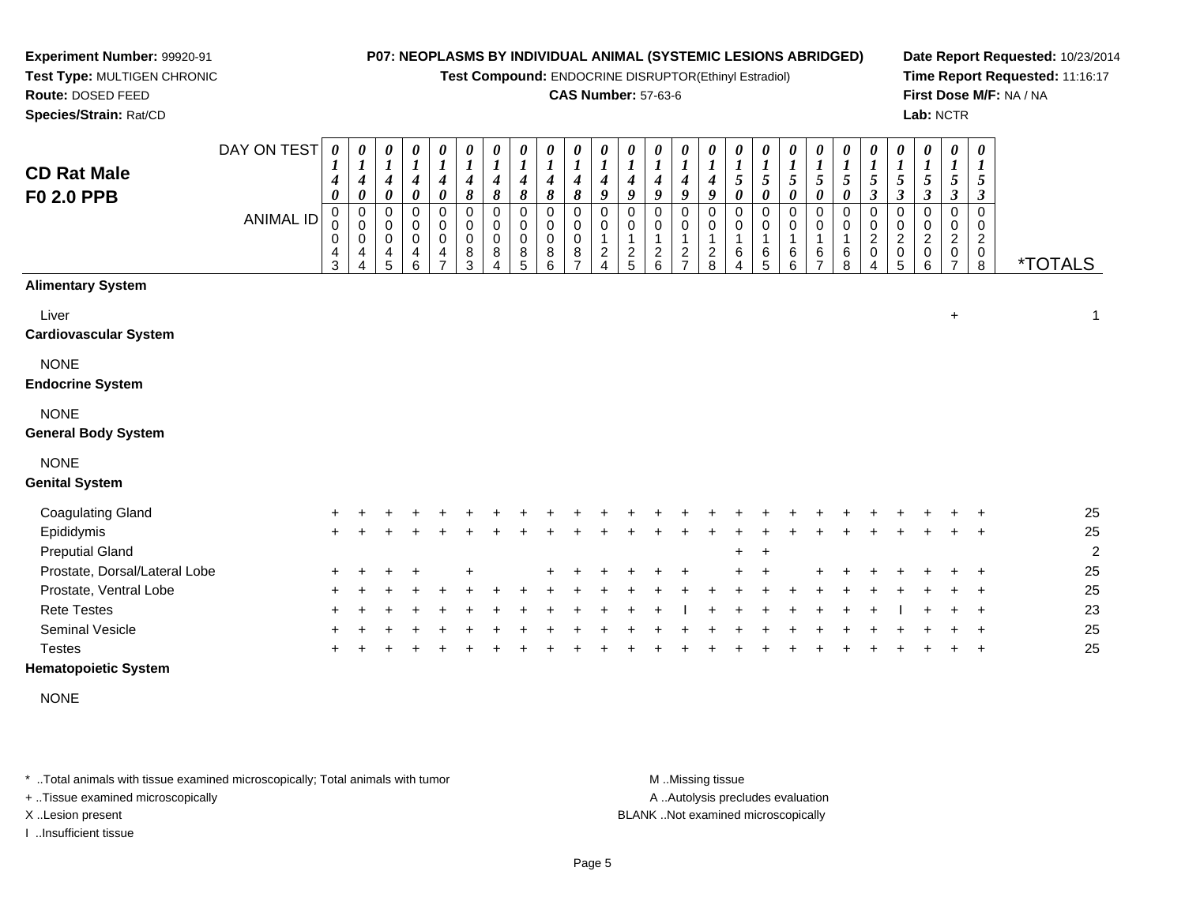**Experiment Number:** 99920-91
**Test Type:** MULTIGEN CHRONIC
**Route:** DOSED FEED
**Species/Strain:** Rat/CD

**P07: NEOPLASMS BY INDIVIDUAL ANIMAL (SYSTEMIC LESIONS ABRIDGED)**
**Test Compound:** ENDOCRINE DISRUPTOR(Ethinyl Estradiol)
**CAS Number:** 57-63-6

**Date Report Requested:** 10/23/2014
**Time Report Requested:** 11:16:17
**First Dose M/F:** NA / NA
**Lab:** NCTR

## CD Rat Male
## F0 2.0 PPB

| DAY ON TEST | 0140 | 0140 | 0140 | 0140 | 0140 | 0148 | 0148 | 0148 | 0148 | 0148 | 0149 | 0149 | 0149 | 0149 | 0149 | 0150 | 0150 | 0150 | 0150 | 0150 | 0153 | 0153 | 0153 | 0153 | 0153 | |
|---|---|---|---|---|---|---|---|---|---|---|---|---|---|---|---|---|---|---|---|---|---|---|---|---|---|---|
| **ANIMAL ID** | 0043 | 0044 | 0045 | 0046 | 0047 | 0083 | 0084 | 0085 | 0086 | 0087 | 0124 | 0125 | 0126 | 0127 | 0128 | 0164 | 0165 | 0166 | 0167 | 0168 | 0204 | 0205 | 0206 | 0207 | 0208 | ***TOTALS** |
| **Alimentary System** | | | | | | | | | | | | | | | | | | | | | | | | | | |
| Liver | | | | | | | | | | | | | | | | | | | | | | | | + | | 1 |
| **Cardiovascular System** | | | | | | | | | | | | | | | | | | | | | | | | | | |
| NONE | | | | | | | | | | | | | | | | | | | | | | | | | | |
| **Endocrine System** | | | | | | | | | | | | | | | | | | | | | | | | | | |
| NONE | | | | | | | | | | | | | | | | | | | | | | | | | | |
| **General Body System** | | | | | | | | | | | | | | | | | | | | | | | | | | |
| NONE | | | | | | | | | | | | | | | | | | | | | | | | | | |
| **Genital System** | | | | | | | | | | | | | | | | | | | | | | | | | | |
| Coagulating Gland | + | + | + | + | + | + | + | + | + | + | + | + | + | + | + | + | + | + | + | + | + | + | + | + | + | 25 |
| Epididymis | + | + | + | + | + | + | + | + | + | + | + | + | + | + | + | + | + | + | + | + | + | + | + | + | + | 25 |
| Preputial Gland | | | | | | | | | | | | | | | | + | + | | | | | | | | | 2 |
| Prostate, Dorsal/Lateral Lobe | + | + | + | + | | + | | | + | + | + | + | + | + | | + | + | | + | + | + | + | + | + | + | 25 |
| Prostate, Ventral Lobe | + | + | + | + | + | + | + | + | + | + | + | + | + | + | + | + | + | + | + | + | + | + | + | + | + | 25 |
| Rete Testes | + | + | + | + | + | + | + | + | + | + | + | + | + | I | + | + | + | + | + | + | + | I | + | + | + | 23 |
| Seminal Vesicle | + | + | + | + | + | + | + | + | + | + | + | + | + | + | + | + | + | + | + | + | + | + | + | + | + | 25 |
| Testes | + | + | + | + | + | + | + | + | + | + | + | + | + | + | + | + | + | + | + | + | + | + | + | + | + | 25 |
| **Hematopoietic System** | | | | | | | | | | | | | | | | | | | | | | | | | | |
| NONE | | | | | | | | | | | | | | | | | | | | | | | | | | |

\* ..Total animals with tissue examined microscopically; Total animals with tumor
\+ ..Tissue examined microscopically
X ..Lesion present
I ..Insufficient tissue

M ..Missing tissue
A ..Autolysis precludes evaluation
BLANK ..Not examined microscopically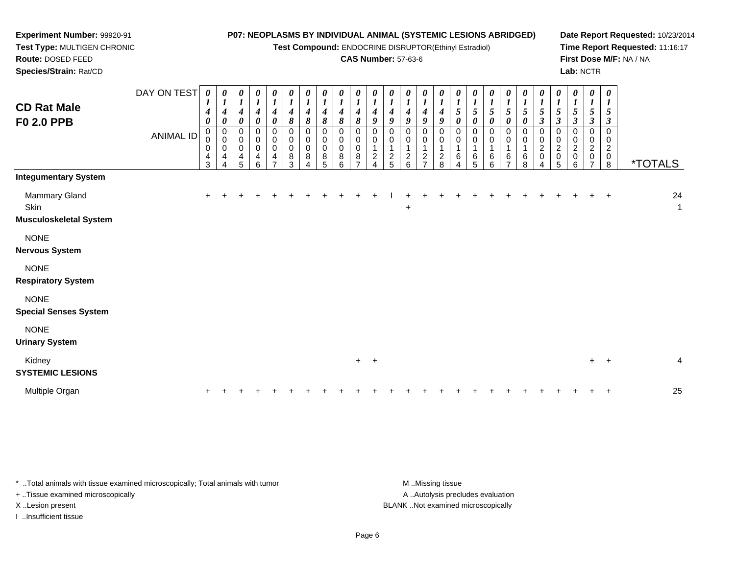**Experiment Number:** 99920-91
**Test Type:** MULTIGEN CHRONIC
**Route:** DOSED FEED
**Species/Strain:** Rat/CD

**P07: NEOPLASMS BY INDIVIDUAL ANIMAL (SYSTEMIC LESIONS ABRIDGED)**
**Test Compound:** ENDOCRINE DISRUPTOR(Ethinyl Estradiol)
**CAS Number:** 57-63-6

**Date Report Requested:** 10/23/2014
**Time Report Requested:** 11:16:17
**First Dose M/F:** NA / NA
**Lab:** NCTR

# CD Rat Male
# F0 2.0 PPB

| DAY ON TEST | 0140 | 0140 | 0140 | 0140 | 0140 | 0148 | 0148 | 0148 | 0148 | 0148 | 0149 | 0149 | 0149 | 0149 | 0149 | 0150 | 0150 | 0150 | 0150 | 0150 | 0153 | 0153 | 0153 | 0153 | 0153 | |
|---|---|---|---|---|---|---|---|---|---|---|---|---|---|---|---|---|---|---|---|---|---|---|---|---|---|---|
| ANIMAL ID | 00043 | 00044 | 00045 | 00046 | 00047 | 00083 | 00084 | 00085 | 00086 | 00087 | 00124 | 00125 | 00126 | 00127 | 00128 | 00164 | 00165 | 00166 | 00167 | 00168 | 00204 | 00205 | 00206 | 00207 | 00208 | *TOTALS |
| **Integumentary System** | | | | | | | | | | | | | | | | | | | | | | | | | | |
| Mammary Gland | + | + | + | + | + | + | + | + | + | + | + | I | + | + | + | + | + | + | + | + | + | + | + | + | + | 24 |
| Skin | | | | | | | | | | | | | + | | | | | | | | | | | | | 1 |
| **Musculoskeletal System** | | | | | | | | | | | | | | | | | | | | | | | | | | |
| NONE | | | | | | | | | | | | | | | | | | | | | | | | | | |
| **Nervous System** | | | | | | | | | | | | | | | | | | | | | | | | | | |
| NONE | | | | | | | | | | | | | | | | | | | | | | | | | | |
| **Respiratory System** | | | | | | | | | | | | | | | | | | | | | | | | | | |
| NONE | | | | | | | | | | | | | | | | | | | | | | | | | | |
| **Special Senses System** | | | | | | | | | | | | | | | | | | | | | | | | | | |
| NONE | | | | | | | | | | | | | | | | | | | | | | | | | | |
| **Urinary System** | | | | | | | | | | | | | | | | | | | | | | | | | | |
| Kidney | | | | | | | | | | + | + | | | | | | | | | | | | | + | + | 4 |
| **SYSTEMIC LESIONS** | | | | | | | | | | | | | | | | | | | | | | | | | | |
| Multiple Organ | + | + | + | + | + | + | + | + | + | + | + | + | + | + | + | + | + | + | + | + | + | + | + | + | + | 25 |

* ..Total animals with tissue examined microscopically; Total animals with tumor
+ ..Tissue examined microscopically
X ..Lesion present
I ..Insufficient tissue

M ..Missing tissue
A ..Autolysis precludes evaluation
BLANK ..Not examined microscopically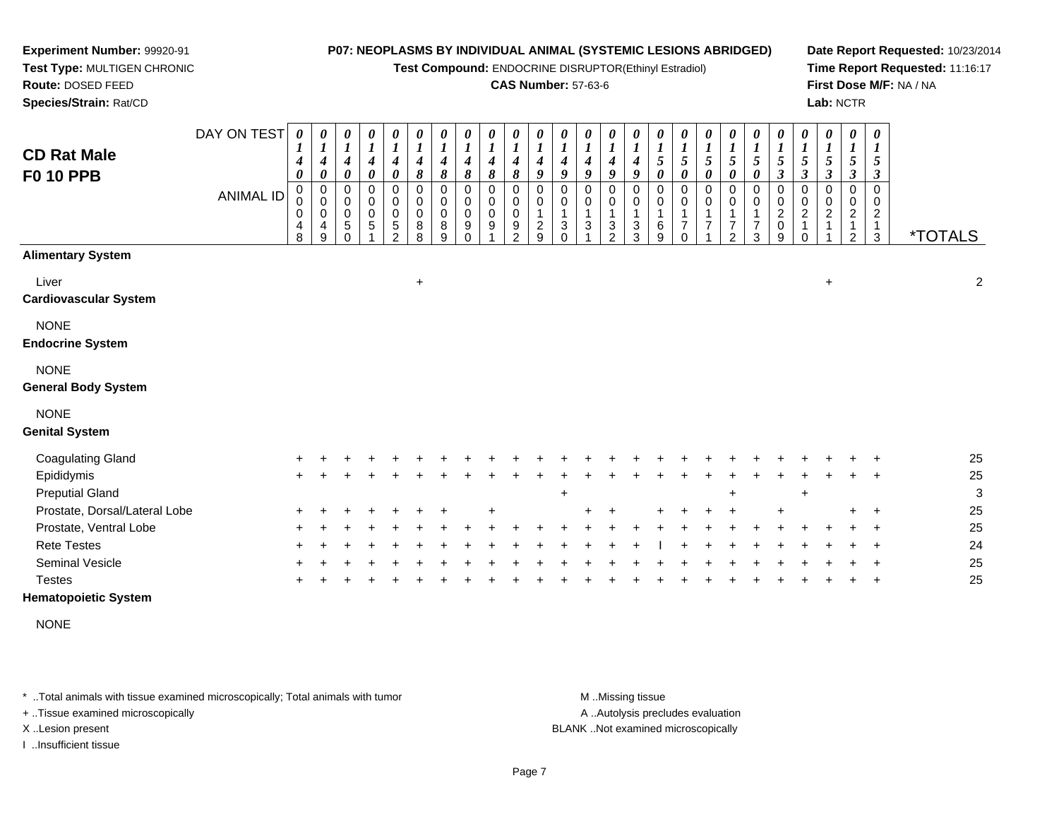**Experiment Number:** 99920-91
**Test Type:** MULTIGEN CHRONIC
**Route:** DOSED FEED
**Species/Strain:** Rat/CD

**P07: NEOPLASMS BY INDIVIDUAL ANIMAL (SYSTEMIC LESIONS ABRIDGED)**
**Test Compound:** ENDOCRINE DISRUPTOR(Ethinyl Estradiol)
**CAS Number:** 57-63-6

**Date Report Requested:** 10/23/2014
**Time Report Requested:** 11:16:17
**First Dose M/F:** NA / NA
**Lab:** NCTR

# CD Rat Male
# F0 10 PPB

| DAY ON TEST | 0140 | 0140 | 0140 | 0140 | 0140 | 0148 | 0148 | 0148 | 0148 | 0148 | 0149 | 0149 | 0149 | 0149 | 0149 | 0150 | 0150 | 0150 | 0150 | 0150 | 0153 | 0153 | 0153 | 0153 | 0153 | |
|---|---|---|---|---|---|---|---|---|---|---|---|---|---|---|---|---|---|---|---|---|---|---|---|---|---|---|
| **ANIMAL ID** | 0048 | 0049 | 0050 | 0051 | 0052 | 0088 | 0089 | 0090 | 0091 | 0092 | 0129 | 0130 | 0131 | 0132 | 0133 | 0169 | 0170 | 0171 | 0172 | 0173 | 0209 | 0210 | 0211 | 0212 | 0213 | ***TOTALS** |
| **Alimentary System** | | | | | | | | | | | | | | | | | | | | | | | | | | |
| Liver | | | | | | + | | | | | | | | | | | | | | | | | + | | | 2 |
| **Cardiovascular System** | | | | | | | | | | | | | | | | | | | | | | | | | | |
| NONE | | | | | | | | | | | | | | | | | | | | | | | | | | |
| **Endocrine System** | | | | | | | | | | | | | | | | | | | | | | | | | | |
| NONE | | | | | | | | | | | | | | | | | | | | | | | | | | |
| **General Body System** | | | | | | | | | | | | | | | | | | | | | | | | | | |
| NONE | | | | | | | | | | | | | | | | | | | | | | | | | | |
| **Genital System** | | | | | | | | | | | | | | | | | | | | | | | | | | |
| Coagulating Gland | + | + | + | + | + | + | + | + | + | + | + | + | + | + | + | + | + | + | + | + | + | + | + | + | + | 25 |
| Epididymis | + | + | + | + | + | + | + | + | + | + | + | + | + | + | + | + | + | + | + | + | + | + | + | + | + | 25 |
| Preputial Gland | | | | | | | | | | | | + | | | | | | | + | | | + | | | | 3 |
| Prostate, Dorsal/Lateral Lobe | + | + | + | + | + | + | + | | + | | | | + | + | | + | + | + | + | | + | | | + | + | 25 |
| Prostate, Ventral Lobe | + | + | + | + | + | + | + | + | + | + | + | + | + | + | + | + | + | + | + | + | + | + | + | + | + | 25 |
| Rete Testes | + | + | + | + | + | + | + | + | + | + | + | + | + | + | + | I | + | + | + | + | + | + | + | + | + | 24 |
| Seminal Vesicle | + | + | + | + | + | + | + | + | + | + | + | + | + | + | + | + | + | + | + | + | + | + | + | + | + | 25 |
| Testes | + | + | + | + | + | + | + | + | + | + | + | + | + | + | + | + | + | + | + | + | + | + | + | + | + | 25 |
| **Hematopoietic System** | | | | | | | | | | | | | | | | | | | | | | | | | | |
| NONE | | | | | | | | | | | | | | | | | | | | | | | | | | |

* ..Total animals with tissue examined microscopically; Total animals with tumor
+ ..Tissue examined microscopically
X ..Lesion present
I ..Insufficient tissue

M ..Missing tissue
A ..Autolysis precludes evaluation
BLANK ..Not examined microscopically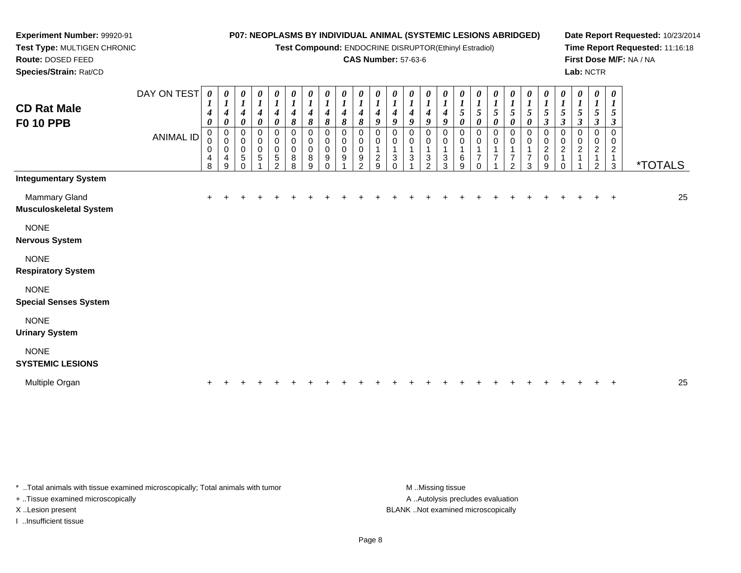**Experiment Number:** 99920-91
**Test Type:** MULTIGEN CHRONIC
**Route:** DOSED FEED
**Species/Strain:** Rat/CD

**P07: NEOPLASMS BY INDIVIDUAL ANIMAL (SYSTEMIC LESIONS ABRIDGED)**
**Test Compound:** ENDOCRINE DISRUPTOR(Ethinyl Estradiol)
**CAS Number:** 57-63-6

**Date Report Requested:** 10/23/2014
**Time Report Requested:** 11:16:18
**First Dose M/F:** NA / NA
**Lab:** NCTR

## CD Rat Male
## F0 10 PPB

| DAY ON TEST | 0140 | 0140 | 0140 | 0140 | 0140 | 0148 | 0148 | 0148 | 0148 | 0148 | 0149 | 0149 | 0149 | 0149 | 0149 | 0150 | 0150 | 0150 | 0150 | 0150 | 0153 | 0153 | 0153 | 0153 | 0153 | |
|---|---|---|---|---|---|---|---|---|---|---|---|---|---|---|---|---|---|---|---|---|---|---|---|---|---|---|
| **ANIMAL ID** | 00048 | 00049 | 00050 | 00051 | 00052 | 00088 | 00089 | 00090 | 00091 | 00092 | 00129 | 00130 | 00131 | 00132 | 00133 | 00169 | 00170 | 00171 | 00172 | 00173 | 00209 | 00210 | 00211 | 00212 | 00213 | ***TOTALS** |
| **Integumentary System** | | | | | | | | | | | | | | | | | | | | | | | | | | |
| Mammary Gland | + | + | + | + | + | + | + | + | + | + | + | + | + | + | + | + | + | + | + | + | + | + | + | + | + | 25 |
| **Musculoskeletal System** | | | | | | | | | | | | | | | | | | | | | | | | | | |
| NONE | | | | | | | | | | | | | | | | | | | | | | | | | | |
| **Nervous System** | | | | | | | | | | | | | | | | | | | | | | | | | | |
| NONE | | | | | | | | | | | | | | | | | | | | | | | | | | |
| **Respiratory System** | | | | | | | | | | | | | | | | | | | | | | | | | | |
| NONE | | | | | | | | | | | | | | | | | | | | | | | | | | |
| **Special Senses System** | | | | | | | | | | | | | | | | | | | | | | | | | | |
| NONE | | | | | | | | | | | | | | | | | | | | | | | | | | |
| **Urinary System** | | | | | | | | | | | | | | | | | | | | | | | | | | |
| NONE | | | | | | | | | | | | | | | | | | | | | | | | | | |
| **SYSTEMIC LESIONS** | | | | | | | | | | | | | | | | | | | | | | | | | | |
| Multiple Organ | + | + | + | + | + | + | + | + | + | + | + | + | + | + | + | + | + | + | + | + | + | + | + | + | + | 25 |

* ..Total animals with tissue examined microscopically; Total animals with tumor
+ ..Tissue examined microscopically
X ..Lesion present
I ..Insufficient tissue

M ..Missing tissue
A ..Autolysis precludes evaluation
BLANK ..Not examined microscopically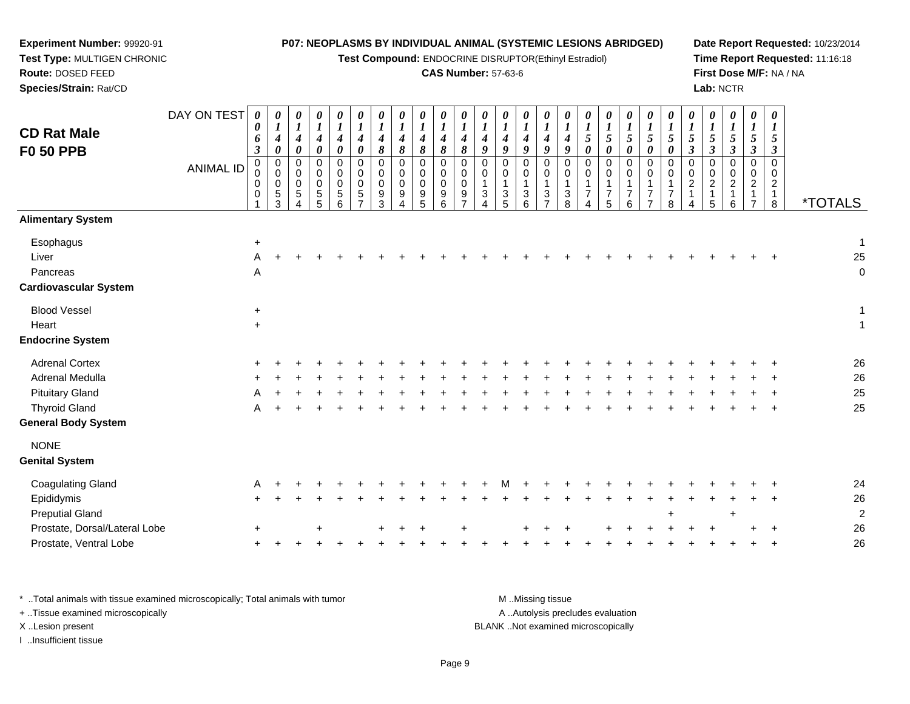**Experiment Number:** 99920-91
**Test Type:** MULTIGEN CHRONIC
**Route:** DOSED FEED
**Species/Strain:** Rat/CD

**P07: NEOPLASMS BY INDIVIDUAL ANIMAL (SYSTEMIC LESIONS ABRIDGED)**
**Test Compound:** ENDOCRINE DISRUPTOR(Ethinyl Estradiol)
**CAS Number:** 57-63-6

**Date Report Requested:** 10/23/2014
**Time Report Requested:** 11:16:18
**First Dose M/F:** NA / NA
**Lab:** NCTR

## CD Rat Male F0 50 PPB

| DAY ON TEST | 0063 | 0140 | 0140 | 0140 | 0140 | 0140 | 0148 | 0148 | 0148 | 0148 | 0148 | 0149 | 0149 | 0149 | 0149 | 0149 | 0150 | 0150 | 0150 | 0150 | 0150 | 0153 | 0153 | 0153 | 0153 | 0153 | |
|---|---|---|---|---|---|---|---|---|---|---|---|---|---|---|---|---|---|---|---|---|---|---|---|---|---|---|---|
| **ANIMAL ID** | 00001 | 00053 | 00054 | 00055 | 00056 | 00057 | 00093 | 00094 | 00095 | 00096 | 00097 | 00134 | 00135 | 00136 | 00137 | 00138 | 00174 | 00175 | 00176 | 00177 | 00178 | 00214 | 00215 | 00216 | 00217 | 00218 | ***TOTALS** |
| **Alimentary System** | | | | | | | | | | | | | | | | | | | | | | | | | | | |
| Esophagus | + | | | | | | | | | | | | | | | | | | | | | | | | | | 1 |
| Liver | A | + | + | + | + | + | + | + | + | + | + | + | + | + | + | + | + | + | + | + | + | + | + | + | + | + | 25 |
| Pancreas | A | | | | | | | | | | | | | | | | | | | | | | | | | | 0 |
| **Cardiovascular System** | | | | | | | | | | | | | | | | | | | | | | | | | | | |
| Blood Vessel | + | | | | | | | | | | | | | | | | | | | | | | | | | | 1 |
| Heart | + | | | | | | | | | | | | | | | | | | | | | | | | | | 1 |
| **Endocrine System** | | | | | | | | | | | | | | | | | | | | | | | | | | | |
| Adrenal Cortex | + | + | + | + | + | + | + | + | + | + | + | + | + | + | + | + | + | + | + | + | + | + | + | + | + | + | 26 |
| Adrenal Medulla | + | + | + | + | + | + | + | + | + | + | + | + | + | + | + | + | + | + | + | + | + | + | + | + | + | + | 26 |
| Pituitary Gland | A | + | + | + | + | + | + | + | + | + | + | + | + | + | + | + | + | + | + | + | + | + | + | + | + | + | 25 |
| Thyroid Gland | A | + | + | + | + | + | + | + | + | + | + | + | + | + | + | + | + | + | + | + | + | + | + | + | + | + | 25 |
| **General Body System** | | | | | | | | | | | | | | | | | | | | | | | | | | | |
| NONE | | | | | | | | | | | | | | | | | | | | | | | | | | | |
| **Genital System** | | | | | | | | | | | | | | | | | | | | | | | | | | | |
| Coagulating Gland | A | + | + | + | + | + | + | + | + | + | + | + | M | + | + | + | + | + | + | + | + | + | + | + | + | + | 24 |
| Epididymis | + | + | + | + | + | + | + | + | + | + | + | + | + | + | + | + | + | + | + | + | + | + | + | + | + | + | 26 |
| Preputial Gland | | | | | | | | | | | | | | | | | | | | | + | | | + | | | 2 |
| Prostate, Dorsal/Lateral Lobe | + | | | + | | | + | + | + | | + | | | + | + | + | | + | + | + | + | + | + | | + | + | 26 |
| Prostate, Ventral Lobe | + | + | + | + | + | + | + | + | + | + | + | + | + | + | + | + | + | + | + | + | + | + | + | + | + | + | 26 |

* ..Total animals with tissue examined microscopically; Total animals with tumor
+ ..Tissue examined microscopically
X ..Lesion present
I ..Insufficient tissue

M ..Missing tissue
A ..Autolysis precludes evaluation
BLANK ..Not examined microscopically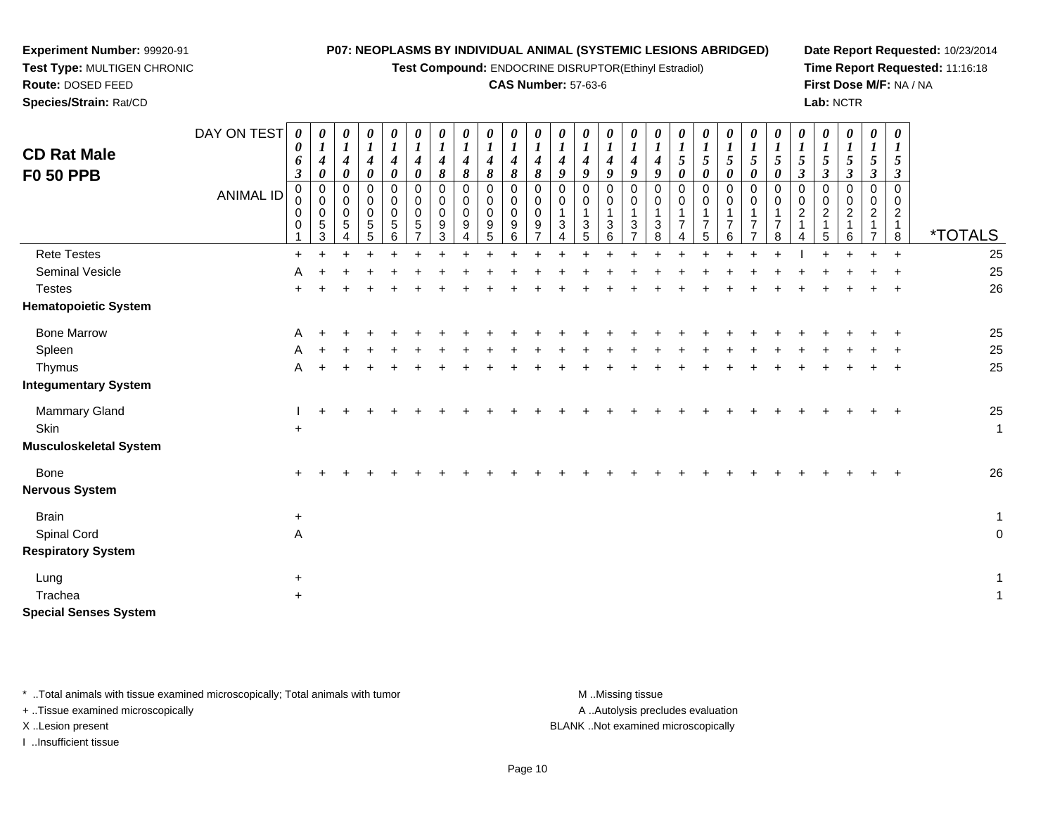**Experiment Number:** 99920-91
**Test Type:** MULTIGEN CHRONIC
**Route:** DOSED FEED
**Species/Strain:** Rat/CD

**P07: NEOPLASMS BY INDIVIDUAL ANIMAL (SYSTEMIC LESIONS ABRIDGED)**
**Test Compound:** ENDOCRINE DISRUPTOR(Ethinyl Estradiol)
**CAS Number:** 57-63-6

**Date Report Requested:** 10/23/2014
**Time Report Requested:** 11:16:18
**First Dose M/F:** NA / NA
**Lab:** NCTR

## CD Rat Male F0 50 PPB

| DAY ON TEST | 0063 | 0140 | 0140 | 0140 | 0140 | 0140 | 0148 | 0148 | 0148 | 0148 | 0148 | 0149 | 0149 | 0149 | 0149 | 0149 | 0150 | 0150 | 0150 | 0150 | 0150 | 0153 | 0153 | 0153 | 0153 | 0153 | |
|---|---|---|---|---|---|---|---|---|---|---|---|---|---|---|---|---|---|---|---|---|---|---|---|---|---|---|---|
| ANIMAL ID | 00001 | 00053 | 00054 | 00055 | 00056 | 00057 | 00093 | 00094 | 00095 | 00096 | 00097 | 00134 | 00135 | 00136 | 00137 | 00138 | 00174 | 00175 | 00176 | 00177 | 00178 | 00214 | 00215 | 00216 | 00217 | 00218 | *TOTALS |
| Rete Testes | + | + | + | + | + | + | + | + | + | + | + | + | + | + | + | + | + | + | + | + | + | I | + | + | + | + | 25 |
| Seminal Vesicle | A | + | + | + | + | + | + | + | + | + | + | + | + | + | + | + | + | + | + | + | + | + | + | + | + | + | 25 |
| Testes | + | + | + | + | + | + | + | + | + | + | + | + | + | + | + | + | + | + | + | + | + | + | + | + | + | + | 26 |
| **Hematopoietic System** | | | | | | | | | | | | | | | | | | | | | | | | | | | |
| Bone Marrow | A | + | + | + | + | + | + | + | + | + | + | + | + | + | + | + | + | + | + | + | + | + | + | + | + | + | 25 |
| Spleen | A | + | + | + | + | + | + | + | + | + | + | + | + | + | + | + | + | + | + | + | + | + | + | + | + | + | 25 |
| Thymus | A | + | + | + | + | + | + | + | + | + | + | + | + | + | + | + | + | + | + | + | + | + | + | + | + | + | 25 |
| **Integumentary System** | | | | | | | | | | | | | | | | | | | | | | | | | | | |
| Mammary Gland | I | + | + | + | + | + | + | + | + | + | + | + | + | + | + | + | + | + | + | + | + | + | + | + | + | + | 25 |
| Skin | + | | | | | | | | | | | | | | | | | | | | | | | | | | 1 |
| **Musculoskeletal System** | | | | | | | | | | | | | | | | | | | | | | | | | | | |
| Bone | + | + | + | + | + | + | + | + | + | + | + | + | + | + | + | + | + | + | + | + | + | + | + | + | + | + | 26 |
| **Nervous System** | | | | | | | | | | | | | | | | | | | | | | | | | | | |
| Brain | + | | | | | | | | | | | | | | | | | | | | | | | | | | 1 |
| Spinal Cord | A | | | | | | | | | | | | | | | | | | | | | | | | | | 0 |
| **Respiratory System** | | | | | | | | | | | | | | | | | | | | | | | | | | | |
| Lung | + | | | | | | | | | | | | | | | | | | | | | | | | | | 1 |
| Trachea | + | | | | | | | | | | | | | | | | | | | | | | | | | | 1 |
| **Special Senses System** | | | | | | | | | | | | | | | | | | | | | | | | | | | |

\* ..Total animals with tissue examined microscopically; Total animals with tumor
\+ ..Tissue examined microscopically
X ..Lesion present
I ..Insufficient tissue

M ..Missing tissue
A ..Autolysis precludes evaluation
BLANK ..Not examined microscopically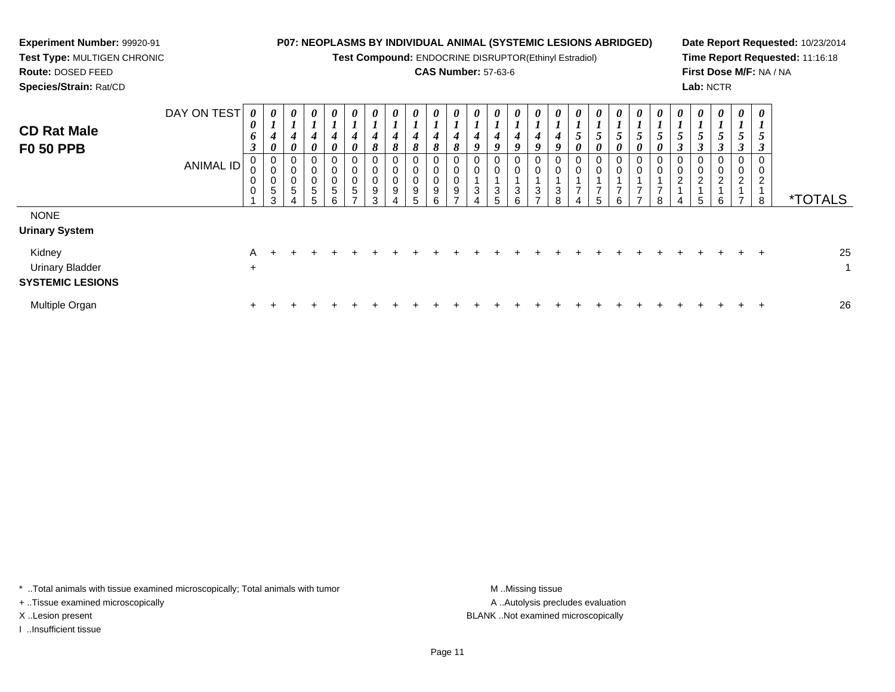**Experiment Number:** 99920-91
**Test Type:** MULTIGEN CHRONIC
**Route:** DOSED FEED
**Species/Strain:** Rat/CD

**P07: NEOPLASMS BY INDIVIDUAL ANIMAL (SYSTEMIC LESIONS ABRIDGED)**
**Test Compound:** ENDOCRINE DISRUPTOR(Ethinyl Estradiol)
**CAS Number:** 57-63-6

**Date Report Requested:** 10/23/2014
**Time Report Requested:** 11:16:18
**First Dose M/F:** NA / NA
**Lab:** NCTR

## CD Rat Male F0 50 PPB

| DAY ON TEST | 0063 | 0140 | 0140 | 0140 | 0140 | 0140 | 0148 | 0148 | 0148 | 0148 | 0148 | 0149 | 0149 | 0149 | 0149 | 0149 | 0150 | 0150 | 0150 | 0150 | 0150 | 0153 | 0153 | 0153 | 0153 | 0153 | |
|---|---|---|---|---|---|---|---|---|---|---|---|---|---|---|---|---|---|---|---|---|---|---|---|---|---|---|---|
| **ANIMAL ID** | 00001 | 00053 | 00054 | 00055 | 00056 | 00057 | 00093 | 00094 | 00095 | 00096 | 00097 | 00134 | 00135 | 00136 | 00137 | 00138 | 00174 | 00175 | 00176 | 00177 | 00178 | 00214 | 00215 | 00216 | 00217 | 00218 | ***TOTALS** |
| NONE | | | | | | | | | | | | | | | | | | | | | | | | | | | |
| **Urinary System** | | | | | | | | | | | | | | | | | | | | | | | | | | | |
| Kidney | A | + | + | + | + | + | + | + | + | + | + | + | + | + | + | + | + | + | + | + | + | + | + | + | + | + | 25 |
| Urinary Bladder | + | | | | | | | | | | | | | | | | | | | | | | | | | | 1 |
| **SYSTEMIC LESIONS** | | | | | | | | | | | | | | | | | | | | | | | | | | | |
| Multiple Organ | + | + | + | + | + | + | + | + | + | + | + | + | + | + | + | + | + | + | + | + | + | + | + | + | + | + | 26 |

\* ..Total animals with tissue examined microscopically; Total animals with tumor
\+ ..Tissue examined microscopically
X ..Lesion present
I ..Insufficient tissue

M ..Missing tissue
A ..Autolysis precludes evaluation
BLANK ..Not examined microscopically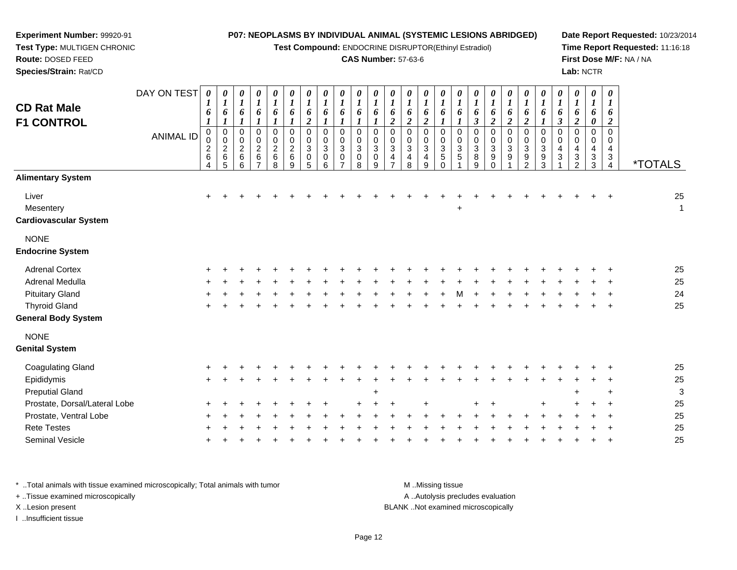**Experiment Number:** 99920-91
**Test Type:** MULTIGEN CHRONIC
**Route:** DOSED FEED
**Species/Strain:** Rat/CD

**P07: NEOPLASMS BY INDIVIDUAL ANIMAL (SYSTEMIC LESIONS ABRIDGED)**
**Test Compound:** ENDOCRINE DISRUPTOR(Ethinyl Estradiol)
**CAS Number:** 57-63-6

**Date Report Requested:** 10/23/2014
**Time Report Requested:** 11:16:18
**First Dose M/F:** NA / NA
**Lab:** NCTR

## CD Rat Male F1 CONTROL

| DAY ON TEST | 0161 | 0161 | 0161 | 0161 | 0161 | 0161 | 0162 | 0161 | 0161 | 0161 | 0161 | 0162 | 0162 | 0162 | 0161 | 0161 | 0163 | 0162 | 0162 | 0162 | 0161 | 0163 | 0162 | 0160 | 0162 | |
|---|---|---|---|---|---|---|---|---|---|---|---|---|---|---|---|---|---|---|---|---|---|---|---|---|---|---|
| **ANIMAL ID** | 0264 | 0265 | 0266 | 0267 | 0268 | 0269 | 0305 | 0306 | 0307 | 0308 | 0309 | 0347 | 0348 | 0349 | 0350 | 0351 | 0389 | 0390 | 0391 | 0392 | 0393 | 0431 | 0432 | 0433 | 0434 | ***TOTALS** |
| **Alimentary System** | | | | | | | | | | | | | | | | | | | | | | | | | | |
| Liver | + | + | + | + | + | + | + | + | + | + | + | + | + | + | + | + | + | + | + | + | + | + | + | + | + | 25 |
| Mesentery | | | | | | | | | | | | | | | | + | | | | | | | | | | 1 |
| **Cardiovascular System** | | | | | | | | | | | | | | | | | | | | | | | | | | |
| NONE | | | | | | | | | | | | | | | | | | | | | | | | | | |
| **Endocrine System** | | | | | | | | | | | | | | | | | | | | | | | | | | |
| Adrenal Cortex | + | + | + | + | + | + | + | + | + | + | + | + | + | + | + | + | + | + | + | + | + | + | + | + | + | 25 |
| Adrenal Medulla | + | + | + | + | + | + | + | + | + | + | + | + | + | + | + | + | + | + | + | + | + | + | + | + | + | 25 |
| Pituitary Gland | + | + | + | + | + | + | + | + | + | + | + | + | + | + | + | M | + | + | + | + | + | + | + | + | + | 24 |
| Thyroid Gland | + | + | + | + | + | + | + | + | + | + | + | + | + | + | + | + | + | + | + | + | + | + | + | + | + | 25 |
| **General Body System** | | | | | | | | | | | | | | | | | | | | | | | | | | |
| NONE | | | | | | | | | | | | | | | | | | | | | | | | | | |
| **Genital System** | | | | | | | | | | | | | | | | | | | | | | | | | | |
| Coagulating Gland | + | + | + | + | + | + | + | + | + | + | + | + | + | + | + | + | + | + | + | + | + | + | + | + | + | 25 |
| Epididymis | + | + | + | + | + | + | + | + | + | + | + | + | + | + | + | + | + | + | + | + | + | + | + | + | + | 25 |
| Preputial Gland | | | | | | | | | | | + | | | | | | | | | | | | + | | + | 3 |
| Prostate, Dorsal/Lateral Lobe | + | + | + | + | + | + | + | + | | + | + | + | | + | | | + | + | | | + | | + | + | + | 25 |
| Prostate, Ventral Lobe | + | + | + | + | + | + | + | + | + | + | + | + | + | + | + | + | + | + | + | + | + | + | + | + | + | 25 |
| Rete Testes | + | + | + | + | + | + | + | + | + | + | + | + | + | + | + | + | + | + | + | + | + | + | + | + | + | 25 |
| Seminal Vesicle | + | + | + | + | + | + | + | + | + | + | + | + | + | + | + | + | + | + | + | + | + | + | + | + | + | 25 |

* ..Total animals with tissue examined microscopically; Total animals with tumor
+ ..Tissue examined microscopically
X ..Lesion present
I ..Insufficient tissue

M ..Missing tissue
A ..Autolysis precludes evaluation
BLANK ..Not examined microscopically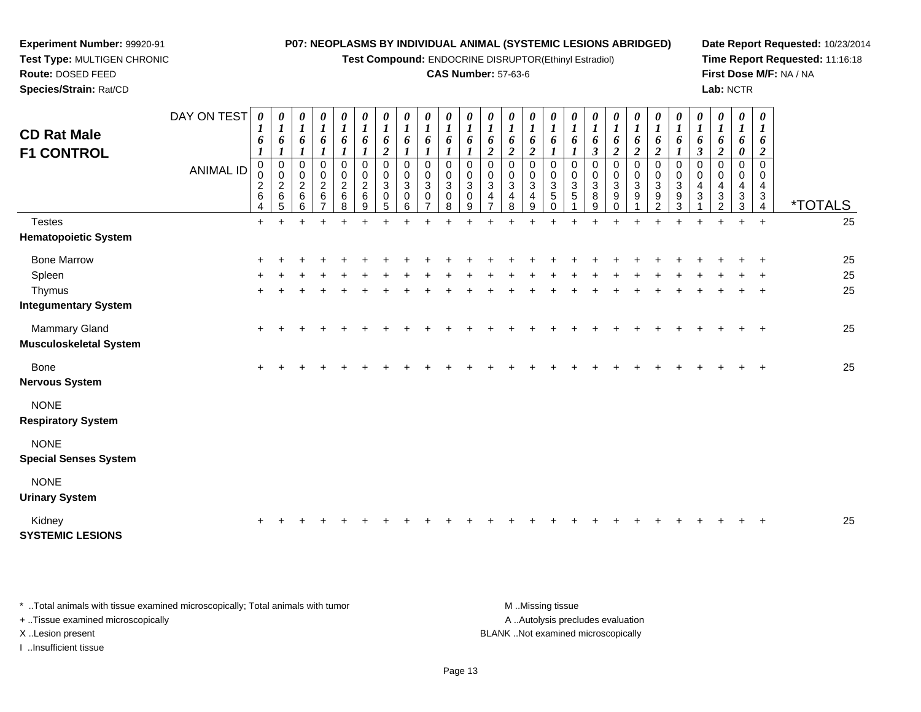**Experiment Number:** 99920-91
**Test Type:** MULTIGEN CHRONIC
**Route:** DOSED FEED
**Species/Strain:** Rat/CD

**P07: NEOPLASMS BY INDIVIDUAL ANIMAL (SYSTEMIC LESIONS ABRIDGED)**
**Test Compound:** ENDOCRINE DISRUPTOR(Ethinyl Estradiol)
**CAS Number:** 57-63-6

**Date Report Requested:** 10/23/2014
**Time Report Requested:** 11:16:18
**First Dose M/F:** NA / NA
**Lab:** NCTR

## CD Rat Male
## F1 CONTROL

| DAY ON TEST | 0161 | 0161 | 0161 | 0161 | 0161 | 0161 | 0162 | 0161 | 0161 | 0161 | 0161 | 0162 | 0162 | 0162 | 0161 | 0161 | 0163 | 0162 | 0162 | 0162 | 0161 | 0163 | 0162 | 0160 | 0162 | |
|---|---|---|---|---|---|---|---|---|---|---|---|---|---|---|---|---|---|---|---|---|---|---|---|---|---|---|
| **ANIMAL ID** | 00264 | 00265 | 00266 | 00267 | 00268 | 00269 | 00305 | 00306 | 00307 | 00308 | 00309 | 00347 | 00348 | 00349 | 00350 | 00351 | 00389 | 00390 | 00391 | 00392 | 00393 | 00431 | 00432 | 00433 | 00434 | ***TOTALS** |
| Testes | + | + | + | + | + | + | + | + | + | + | + | + | + | + | + | + | + | + | + | + | + | + | + | + | + | 25 |
| **Hematopoietic System** | | | | | | | | | | | | | | | | | | | | | | | | | | |
| Bone Marrow | + | + | + | + | + | + | + | + | + | + | + | + | + | + | + | + | + | + | + | + | + | + | + | + | + | 25 |
| Spleen | + | + | + | + | + | + | + | + | + | + | + | + | + | + | + | + | + | + | + | + | + | + | + | + | + | 25 |
| Thymus | + | + | + | + | + | + | + | + | + | + | + | + | + | + | + | + | + | + | + | + | + | + | + | + | + | 25 |
| **Integumentary System** | | | | | | | | | | | | | | | | | | | | | | | | | | |
| Mammary Gland | + | + | + | + | + | + | + | + | + | + | + | + | + | + | + | + | + | + | + | + | + | + | + | + | + | 25 |
| **Musculoskeletal System** | | | | | | | | | | | | | | | | | | | | | | | | | | |
| Bone | + | + | + | + | + | + | + | + | + | + | + | + | + | + | + | + | + | + | + | + | + | + | + | + | + | 25 |
| **Nervous System** | | | | | | | | | | | | | | | | | | | | | | | | | | |
| NONE | | | | | | | | | | | | | | | | | | | | | | | | | | |
| **Respiratory System** | | | | | | | | | | | | | | | | | | | | | | | | | | |
| NONE | | | | | | | | | | | | | | | | | | | | | | | | | | |
| **Special Senses System** | | | | | | | | | | | | | | | | | | | | | | | | | | |
| NONE | | | | | | | | | | | | | | | | | | | | | | | | | | |
| **Urinary System** | | | | | | | | | | | | | | | | | | | | | | | | | | |
| Kidney | + | + | + | + | + | + | + | + | + | + | + | + | + | + | + | + | + | + | + | + | + | + | + | + | + | 25 |
| **SYSTEMIC LESIONS** | | | | | | | | | | | | | | | | | | | | | | | | | | |

\* ..Total animals with tissue examined microscopically; Total animals with tumor
+ ..Tissue examined microscopically
X ..Lesion present
I ..Insufficient tissue

M ..Missing tissue
A ..Autolysis precludes evaluation
BLANK ..Not examined microscopically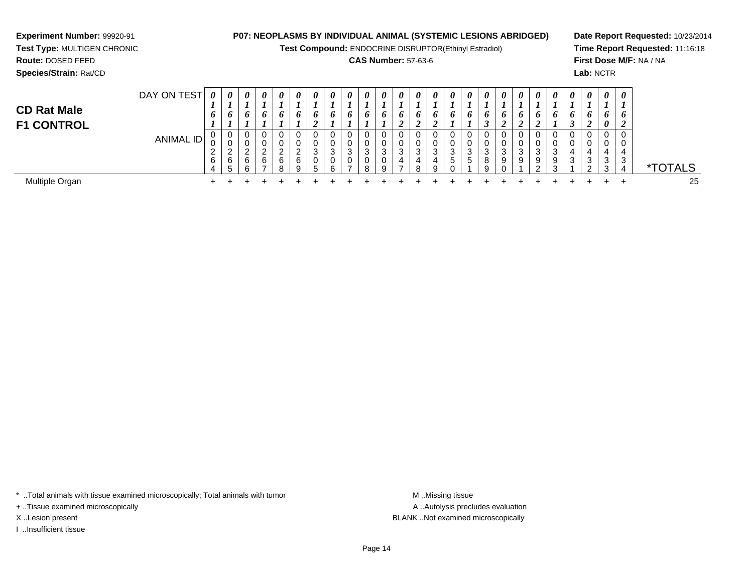**Experiment Number:** 99920-91
**Test Type:** MULTIGEN CHRONIC
**Route:** DOSED FEED
**Species/Strain:** Rat/CD

**P07: NEOPLASMS BY INDIVIDUAL ANIMAL (SYSTEMIC LESIONS ABRIDGED)**
**Test Compound:** ENDOCRINE DISRUPTOR(Ethinyl Estradiol)
**CAS Number:** 57-63-6

**Date Report Requested:** 10/23/2014
**Time Report Requested:** 11:16:18
**First Dose M/F:** NA / NA
**Lab:** NCTR

# CD Rat Male
# F1 CONTROL

| DAY ON TEST | 0161 | 0161 | 0161 | 0161 | 0161 | 0161 | 0162 | 0161 | 0161 | 0161 | 0161 | 0162 | 0162 | 0162 | 0161 | 0161 | 0163 | 0162 | 0162 | 0162 | 0161 | 0163 | 0162 | 0160 | 0162 | |
|---|---|---|---|---|---|---|---|---|---|---|---|---|---|---|---|---|---|---|---|---|---|---|---|---|---|---|
| ANIMAL ID | 00264 | 00265 | 00266 | 00267 | 00268 | 00269 | 00305 | 00306 | 00307 | 00308 | 00309 | 00347 | 00348 | 00349 | 00350 | 00351 | 00389 | 00390 | 00391 | 00392 | 00393 | 00431 | 00432 | 00433 | 00434 | *TOTALS |
| Multiple Organ | + | + | + | + | + | + | + | + | + | + | + | + | + | + | + | + | + | + | + | + | + | + | + | + | + | 25 |

\* ..Total animals with tissue examined microscopically; Total animals with tumor
\+ ..Tissue examined microscopically
X ..Lesion present
I ..Insufficient tissue

M ..Missing tissue
A ..Autolysis precludes evaluation
BLANK ..Not examined microscopically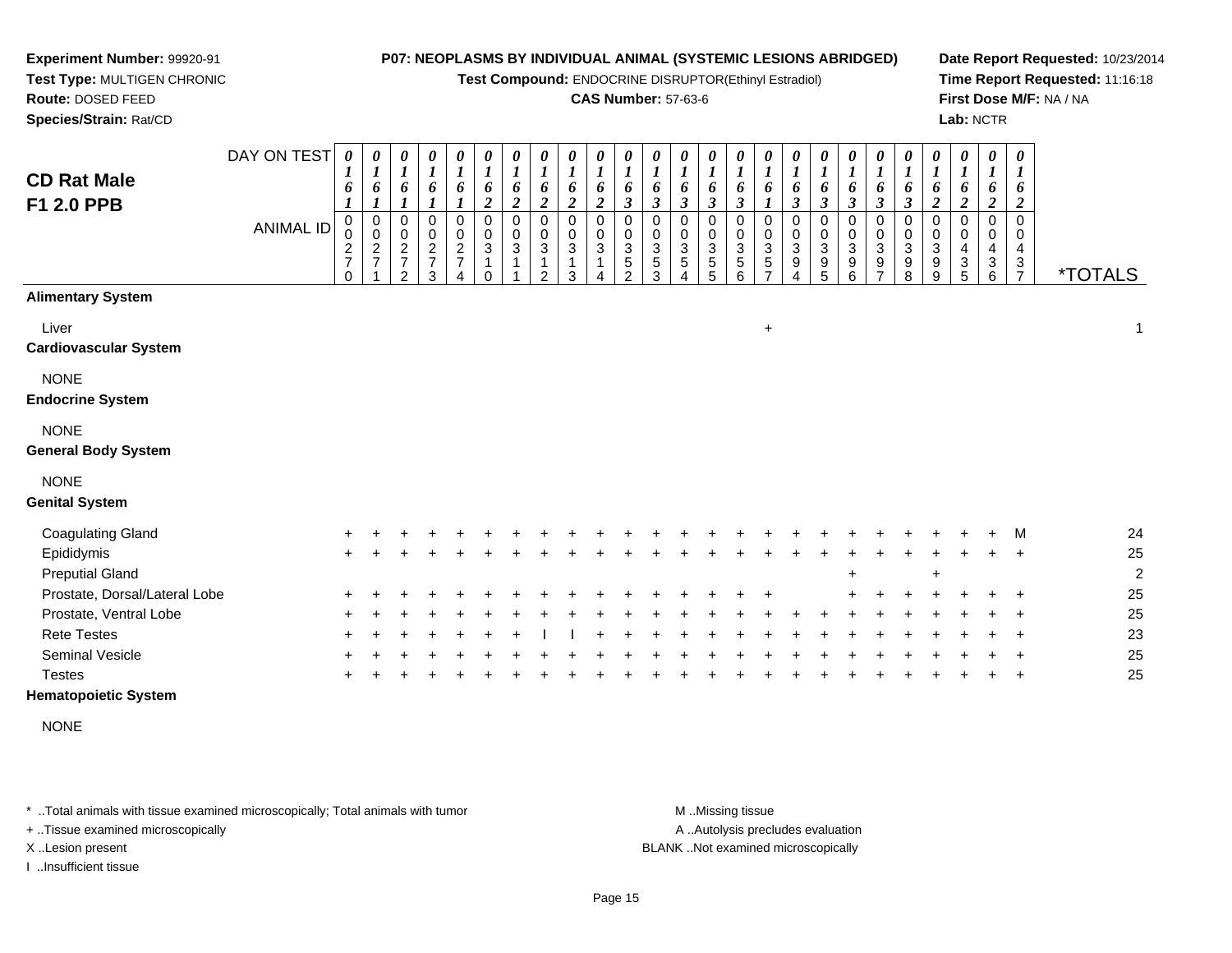**Experiment Number:** 99920-91
**Test Type:** MULTIGEN CHRONIC
**Route:** DOSED FEED
**Species/Strain:** Rat/CD

**P07: NEOPLASMS BY INDIVIDUAL ANIMAL (SYSTEMIC LESIONS ABRIDGED)**
**Test Compound:** ENDOCRINE DISRUPTOR(Ethinyl Estradiol)
**CAS Number:** 57-63-6

**Date Report Requested:** 10/23/2014
**Time Report Requested:** 11:16:18
**First Dose M/F:** NA / NA
**Lab:** NCTR

## CD Rat Male
## F1 2.0 PPB

| DAY ON TEST | 0161 | 0161 | 0161 | 0161 | 0161 | 0162 | 0162 | 0162 | 0162 | 0162 | 0163 | 0163 | 0163 | 0163 | 0163 | 0161 | 0163 | 0163 | 0163 | 0163 | 0163 | 0162 | 0162 | 0162 | 0162 | |
|---|---|---|---|---|---|---|---|---|---|---|---|---|---|---|---|---|---|---|---|---|---|---|---|---|---|---|
| **ANIMAL ID** | 00270 | 00271 | 00272 | 00273 | 00274 | 00310 | 00311 | 00312 | 00313 | 00314 | 00352 | 00353 | 00354 | 00355 | 00356 | 00357 | 00394 | 00395 | 00396 | 00397 | 00398 | 00399 | 00435 | 00436 | 00437 | ***TOTALS** |
| **Alimentary System** | | | | | | | | | | | | | | | | | | | | | | | | | | |
| Liver | | | | | | | | | | | | | | | | + | | | | | | | | | | 1 |
| **Cardiovascular System** | | | | | | | | | | | | | | | | | | | | | | | | | | |
| NONE | | | | | | | | | | | | | | | | | | | | | | | | | | |
| **Endocrine System** | | | | | | | | | | | | | | | | | | | | | | | | | | |
| NONE | | | | | | | | | | | | | | | | | | | | | | | | | | |
| **General Body System** | | | | | | | | | | | | | | | | | | | | | | | | | | |
| NONE | | | | | | | | | | | | | | | | | | | | | | | | | | |
| **Genital System** | | | | | | | | | | | | | | | | | | | | | | | | | | |
| Coagulating Gland | + | + | + | + | + | + | + | + | + | + | + | + | + | + | + | + | + | + | + | + | + | + | + | + | M | 24 |
| Epididymis | + | + | + | + | + | + | + | + | + | + | + | + | + | + | + | + | + | + | + | + | + | + | + | + | + | 25 |
| Preputial Gland | | | | | | | | | | | | | | | | | | | + | | | + | | | | 2 |
| Prostate, Dorsal/Lateral Lobe | + | + | + | + | + | + | + | + | + | + | + | + | + | + | + | + | | | + | + | + | + | + | + | + | 25 |
| Prostate, Ventral Lobe | + | + | + | + | + | + | + | + | + | + | + | + | + | + | + | + | + | + | + | + | + | + | + | + | + | 25 |
| Rete Testes | + | + | + | + | + | + | + | I | I | + | + | + | + | + | + | + | + | + | + | + | + | + | + | + | + | 23 |
| Seminal Vesicle | + | + | + | + | + | + | + | + | + | + | + | + | + | + | + | + | + | + | + | + | + | + | + | + | + | 25 |
| Testes | + | + | + | + | + | + | + | + | + | + | + | + | + | + | + | + | + | + | + | + | + | + | + | + | + | 25 |
| **Hematopoietic System** | | | | | | | | | | | | | | | | | | | | | | | | | | |
| NONE | | | | | | | | | | | | | | | | | | | | | | | | | | |

* ..Total animals with tissue examined microscopically; Total animals with tumor
+ ..Tissue examined microscopically
X ..Lesion present
I ..Insufficient tissue

M ..Missing tissue
A ..Autolysis precludes evaluation
BLANK ..Not examined microscopically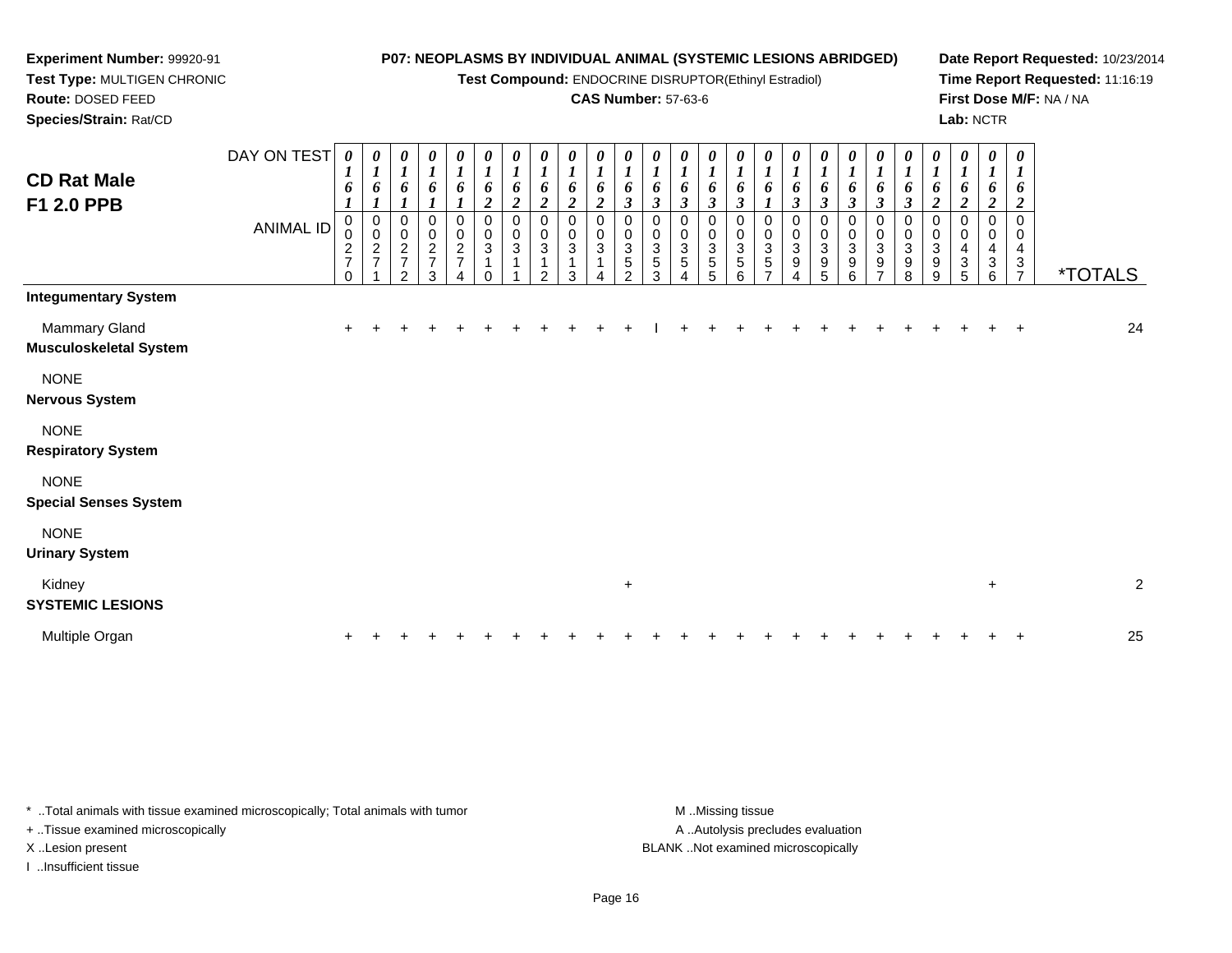**Experiment Number:** 99920-91
**Test Type:** MULTIGEN CHRONIC
**Route:** DOSED FEED
**Species/Strain:** Rat/CD

**P07: NEOPLASMS BY INDIVIDUAL ANIMAL (SYSTEMIC LESIONS ABRIDGED)**
**Test Compound:** ENDOCRINE DISRUPTOR(Ethinyl Estradiol)
**CAS Number:** 57-63-6

**Date Report Requested:** 10/23/2014
**Time Report Requested:** 11:16:19
**First Dose M/F:** NA / NA
**Lab:** NCTR

## CD Rat Male F1 2.0 PPB

| DAY ON TEST | 0161 | 0161 | 0161 | 0161 | 0161 | 0162 | 0162 | 0162 | 0162 | 0162 | 0163 | 0163 | 0163 | 0163 | 0163 | 0161 | 0163 | 0163 | 0163 | 0163 | 0163 | 0162 | 0162 | 0162 | 0162 | |
|---|---|---|---|---|---|---|---|---|---|---|---|---|---|---|---|---|---|---|---|---|---|---|---|---|---|---|
| **ANIMAL ID** | 00270 | 00271 | 00272 | 00273 | 00274 | 00310 | 00311 | 00312 | 00313 | 00314 | 00352 | 00353 | 00354 | 00355 | 00356 | 00357 | 00394 | 00395 | 00396 | 00397 | 00398 | 00399 | 00435 | 00436 | 00437 | ***TOTALS** |
| **Integumentary System** | | | | | | | | | | | | | | | | | | | | | | | | | | |
| Mammary Gland | + | + | + | + | + | + | + | + | + | + | + | I | + | + | + | + | + | + | + | + | + | + | + | + | + | 24 |
| **Musculoskeletal System** | | | | | | | | | | | | | | | | | | | | | | | | | | |
| NONE | | | | | | | | | | | | | | | | | | | | | | | | | | |
| **Nervous System** | | | | | | | | | | | | | | | | | | | | | | | | | | |
| NONE | | | | | | | | | | | | | | | | | | | | | | | | | | |
| **Respiratory System** | | | | | | | | | | | | | | | | | | | | | | | | | | |
| NONE | | | | | | | | | | | | | | | | | | | | | | | | | | |
| **Special Senses System** | | | | | | | | | | | | | | | | | | | | | | | | | | |
| NONE | | | | | | | | | | | | | | | | | | | | | | | | | | |
| **Urinary System** | | | | | | | | | | | | | | | | | | | | | | | | | | |
| Kidney | | | | | | | | | | | + | | | | | | | | | | | | | + | | 2 |
| **SYSTEMIC LESIONS** | | | | | | | | | | | | | | | | | | | | | | | | | | |
| Multiple Organ | + | + | + | + | + | + | + | + | + | + | + | + | + | + | + | + | + | + | + | + | + | + | + | + | + | 25 |

\* ..Total animals with tissue examined microscopically; Total animals with tumor
\+ ..Tissue examined microscopically
X ..Lesion present
I ..Insufficient tissue

M ..Missing tissue
A ..Autolysis precludes evaluation
BLANK ..Not examined microscopically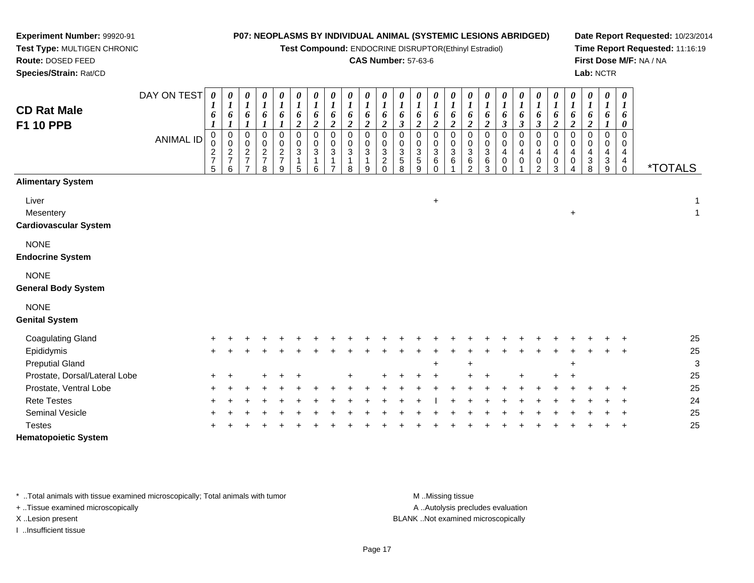**Experiment Number:** 99920-91
**Test Type:** MULTIGEN CHRONIC
**Route:** DOSED FEED
**Species/Strain:** Rat/CD

**P07: NEOPLASMS BY INDIVIDUAL ANIMAL (SYSTEMIC LESIONS ABRIDGED)**
**Test Compound:** ENDOCRINE DISRUPTOR(Ethinyl Estradiol)
**CAS Number:** 57-63-6

**Date Report Requested:** 10/23/2014
**Time Report Requested:** 11:16:19
**First Dose M/F:** NA / NA
**Lab:** NCTR

## CD Rat Male F1 10 PPB

| DAY ON TEST | 0161 | 0161 | 0161 | 0161 | 0161 | 0162 | 0162 | 0162 | 0162 | 0162 | 0162 | 0163 | 0162 | 0162 | 0162 | 0162 | 0162 | 0163 | 0163 | 0163 | 0162 | 0162 | 0162 | 0161 | 0160 | |
|---|---|---|---|---|---|---|---|---|---|---|---|---|---|---|---|---|---|---|---|---|---|---|---|---|---|---|
| **ANIMAL ID** | 0275 | 0276 | 0277 | 0278 | 0279 | 0315 | 0316 | 0317 | 0318 | 0319 | 0320 | 0358 | 0359 | 0360 | 0361 | 0362 | 0363 | 0400 | 0401 | 0402 | 0403 | 0404 | 0438 | 0439 | 0440 | ***TOTALS** |
| **Alimentary System** | | | | | | | | | | | | | | | | | | | | | | | | | | |
| Liver | | | | | | | | | | | | | | + | | | | | | | | | | | | 1 |
| Mesentery | | | | | | | | | | | | | | | | | | | | | | + | | | | 1 |
| **Cardiovascular System** | | | | | | | | | | | | | | | | | | | | | | | | | | |
| NONE | | | | | | | | | | | | | | | | | | | | | | | | | | |
| **Endocrine System** | | | | | | | | | | | | | | | | | | | | | | | | | | |
| NONE | | | | | | | | | | | | | | | | | | | | | | | | | | |
| **General Body System** | | | | | | | | | | | | | | | | | | | | | | | | | | |
| NONE | | | | | | | | | | | | | | | | | | | | | | | | | | |
| **Genital System** | | | | | | | | | | | | | | | | | | | | | | | | | | |
| Coagulating Gland | + | + | + | + | + | + | + | + | + | + | + | + | + | + | + | + | + | + | + | + | + | + | + | + | + | 25 |
| Epididymis | + | + | + | + | + | + | + | + | + | + | + | + | + | + | + | + | + | + | + | + | + | + | + | + | + | 25 |
| Preputial Gland | | | | | | | | | | | | | | + | | + | | | | | | + | | | | 3 |
| Prostate, Dorsal/Lateral Lobe | + | + | | + | + | + | | | + | | + | + | + | + | | + | + | | + | | + | + | | | | 25 |
| Prostate, Ventral Lobe | + | + | + | + | + | + | + | + | + | + | + | + | + | + | + | + | + | + | + | + | + | + | + | + | + | 25 |
| Rete Testes | + | + | + | + | + | + | + | + | + | + | + | + | + | I | + | + | + | + | + | + | + | + | + | + | + | 24 |
| Seminal Vesicle | + | + | + | + | + | + | + | + | + | + | + | + | + | + | + | + | + | + | + | + | + | + | + | + | + | 25 |
| Testes | + | + | + | + | + | + | + | + | + | + | + | + | + | + | + | + | + | + | + | + | + | + | + | + | + | 25 |
| **Hematopoietic System** | | | | | | | | | | | | | | | | | | | | | | | | | | |

\* ..Total animals with tissue examined microscopically; Total animals with tumor
+ ..Tissue examined microscopically
X ..Lesion present
I ..Insufficient tissue

M ..Missing tissue
A ..Autolysis precludes evaluation
BLANK ..Not examined microscopically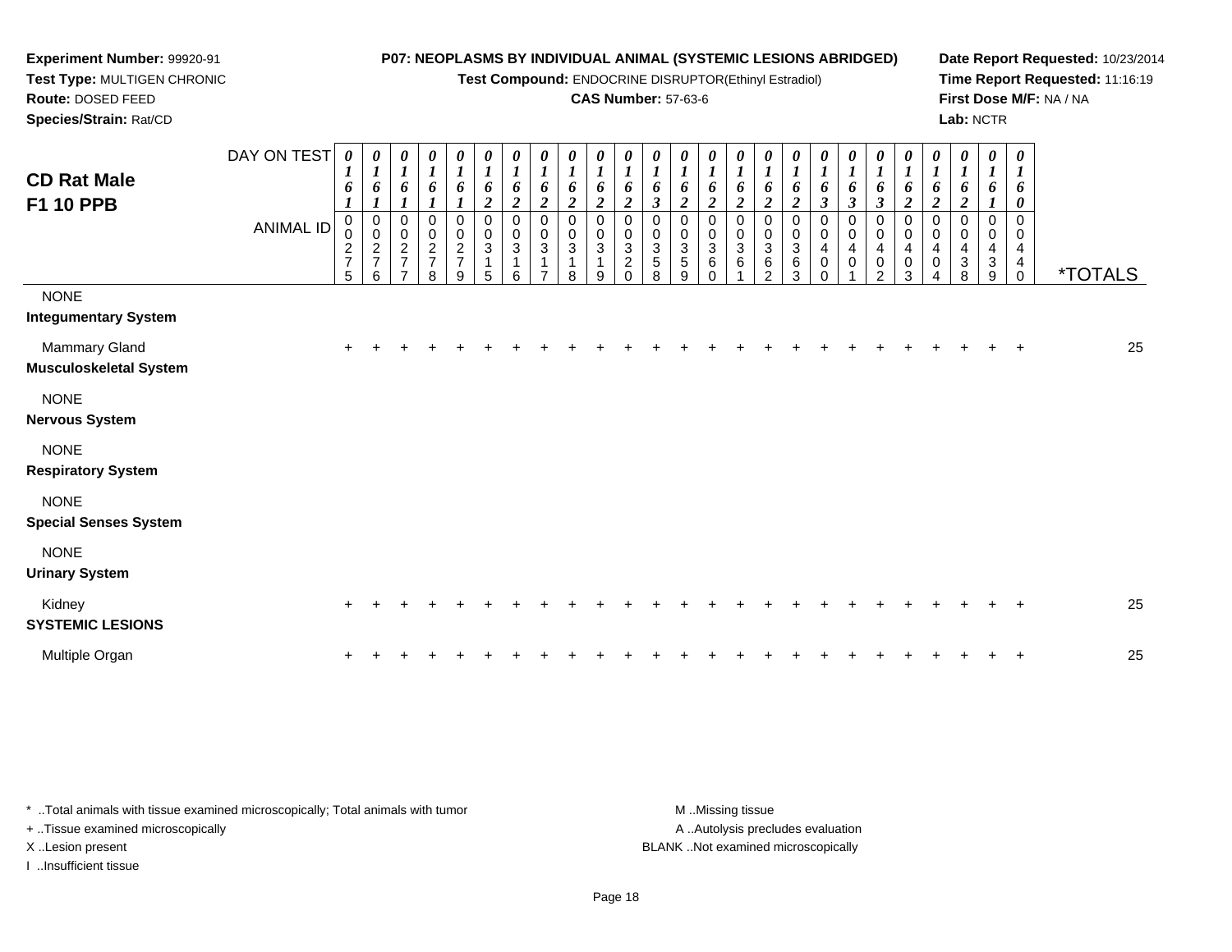**Experiment Number:** 99920-91
**Test Type:** MULTIGEN CHRONIC
**Route:** DOSED FEED
**Species/Strain:** Rat/CD

**P07: NEOPLASMS BY INDIVIDUAL ANIMAL (SYSTEMIC LESIONS ABRIDGED)**
**Test Compound:** ENDOCRINE DISRUPTOR(Ethinyl Estradiol)
**CAS Number:** 57-63-6

**Date Report Requested:** 10/23/2014
**Time Report Requested:** 11:16:19
**First Dose M/F:** NA / NA
**Lab:** NCTR

## CD Rat Male F1 10 PPB

| DAY ON TEST | 0161 | 0161 | 0161 | 0161 | 0161 | 0162 | 0162 | 0162 | 0162 | 0162 | 0162 | 0163 | 0162 | 0162 | 0162 | 0162 | 0162 | 0163 | 0163 | 0163 | 0162 | 0162 | 0162 | 0161 | 0160 | |
|---|---|---|---|---|---|---|---|---|---|---|---|---|---|---|---|---|---|---|---|---|---|---|---|---|---|---|
| **ANIMAL ID** | 00275 | 00276 | 00277 | 00278 | 00279 | 00315 | 00316 | 00317 | 00318 | 00319 | 00320 | 00358 | 00359 | 00360 | 00361 | 00362 | 00363 | 00400 | 00401 | 00402 | 00403 | 00404 | 00438 | 00439 | 00440 | ***TOTALS** |
| NONE | | | | | | | | | | | | | | | | | | | | | | | | | | |
| **Integumentary System** | | | | | | | | | | | | | | | | | | | | | | | | | | |
| Mammary Gland | + | + | + | + | + | + | + | + | + | + | + | + | + | + | + | + | + | + | + | + | + | + | + | + | + | 25 |
| **Musculoskeletal System** | | | | | | | | | | | | | | | | | | | | | | | | | | |
| NONE | | | | | | | | | | | | | | | | | | | | | | | | | | |
| **Nervous System** | | | | | | | | | | | | | | | | | | | | | | | | | | |
| NONE | | | | | | | | | | | | | | | | | | | | | | | | | | |
| **Respiratory System** | | | | | | | | | | | | | | | | | | | | | | | | | | |
| NONE | | | | | | | | | | | | | | | | | | | | | | | | | | |
| **Special Senses System** | | | | | | | | | | | | | | | | | | | | | | | | | | |
| NONE | | | | | | | | | | | | | | | | | | | | | | | | | | |
| **Urinary System** | | | | | | | | | | | | | | | | | | | | | | | | | | |
| Kidney | + | + | + | + | + | + | + | + | + | + | + | + | + | + | + | + | + | + | + | + | + | + | + | + | + | 25 |
| **SYSTEMIC LESIONS** | | | | | | | | | | | | | | | | | | | | | | | | | | |
| Multiple Organ | + | + | + | + | + | + | + | + | + | + | + | + | + | + | + | + | + | + | + | + | + | + | + | + | + | 25 |

\* ..Total animals with tissue examined microscopically; Total animals with tumor
+ ..Tissue examined microscopically
X ..Lesion present
I ..Insufficient tissue

M ..Missing tissue
A ..Autolysis precludes evaluation
BLANK ..Not examined microscopically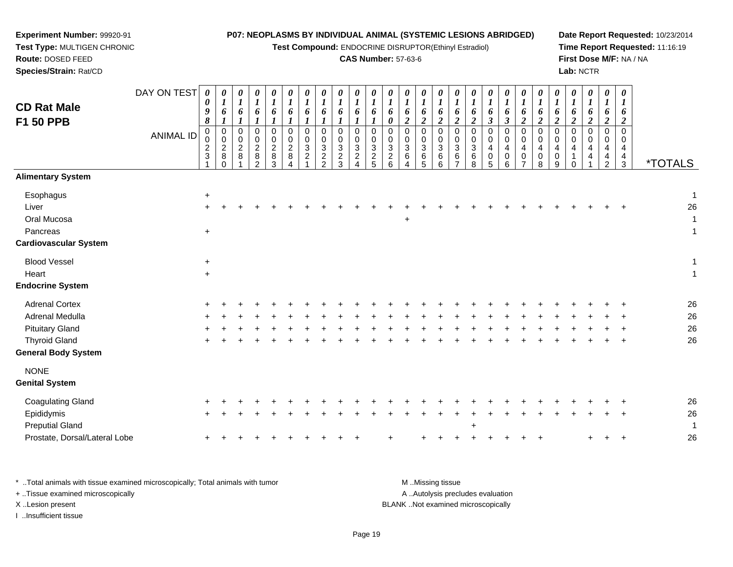**Experiment Number:** 99920-91
**Test Type:** MULTIGEN CHRONIC
**Route:** DOSED FEED
**Species/Strain:** Rat/CD

**P07: NEOPLASMS BY INDIVIDUAL ANIMAL (SYSTEMIC LESIONS ABRIDGED)**
**Test Compound:** ENDOCRINE DISRUPTOR(Ethinyl Estradiol)
**CAS Number:** 57-63-6

**Date Report Requested:** 10/23/2014
**Time Report Requested:** 11:16:19
**First Dose M/F:** NA / NA
**Lab:** NCTR

## CD Rat Male F1 50 PPB

| DAY ON TEST | 0098 | 0161 | 0161 | 0161 | 0161 | 0161 | 0161 | 0161 | 0161 | 0161 | 0161 | 0160 | 0162 | 0162 | 0162 | 0162 | 0162 | 0163 | 0163 | 0162 | 0162 | 0162 | 0162 | 0162 | 0162 | 0162 | |
|---|---|---|---|---|---|---|---|---|---|---|---|---|---|---|---|---|---|---|---|---|---|---|---|---|---|---|---|
| **ANIMAL ID** | 00231 | 00280 | 00281 | 00282 | 00283 | 00284 | 00321 | 00322 | 00323 | 00324 | 00325 | 00326 | 00364 | 00365 | 00366 | 00367 | 00368 | 00405 | 00406 | 00407 | 00408 | 00409 | 00410 | 00441 | 00442 | 00443 | ***TOTALS** |
| **Alimentary System** | | | | | | | | | | | | | | | | | | | | | | | | | | | |
| Esophagus | + | | | | | | | | | | | | | | | | | | | | | | | | | | 1 |
| Liver | + | + | + | + | + | + | + | + | + | + | + | + | + | + | + | + | + | + | + | + | + | + | + | + | + | + | 26 |
| Oral Mucosa | | | | | | | | | | | | | + | | | | | | | | | | | | | | 1 |
| Pancreas | + | | | | | | | | | | | | | | | | | | | | | | | | | | 1 |
| **Cardiovascular System** | | | | | | | | | | | | | | | | | | | | | | | | | | | |
| Blood Vessel | + | | | | | | | | | | | | | | | | | | | | | | | | | | 1 |
| Heart | + | | | | | | | | | | | | | | | | | | | | | | | | | | 1 |
| **Endocrine System** | | | | | | | | | | | | | | | | | | | | | | | | | | | |
| Adrenal Cortex | + | + | + | + | + | + | + | + | + | + | + | + | + | + | + | + | + | + | + | + | + | + | + | + | + | + | 26 |
| Adrenal Medulla | + | + | + | + | + | + | + | + | + | + | + | + | + | + | + | + | + | + | + | + | + | + | + | + | + | + | 26 |
| Pituitary Gland | + | + | + | + | + | + | + | + | + | + | + | + | + | + | + | + | + | + | + | + | + | + | + | + | + | + | 26 |
| Thyroid Gland | + | + | + | + | + | + | + | + | + | + | + | + | + | + | + | + | + | + | + | + | + | + | + | + | + | + | 26 |
| **General Body System** | | | | | | | | | | | | | | | | | | | | | | | | | | | |
| NONE | | | | | | | | | | | | | | | | | | | | | | | | | | | |
| **Genital System** | | | | | | | | | | | | | | | | | | | | | | | | | | | |
| Coagulating Gland | + | + | + | + | + | + | + | + | + | + | + | + | + | + | + | + | + | + | + | + | + | + | + | + | + | + | 26 |
| Epididymis | + | + | + | + | + | + | + | + | + | + | + | + | + | + | + | + | + | + | + | + | + | + | + | + | + | + | 26 |
| Preputial Gland | | | | | | | | | | | | | | | | | + | | | | | | | | | | 1 |
| Prostate, Dorsal/Lateral Lobe | + | + | + | + | + | + | + | + | + | + | | + | | + | + | + | + | + | + | + | + | | | + | + | + | 26 |

\* ..Total animals with tissue examined microscopically; Total animals with tumor
\+ ..Tissue examined microscopically
X ..Lesion present
I ..Insufficient tissue

M ..Missing tissue
A ..Autolysis precludes evaluation
BLANK ..Not examined microscopically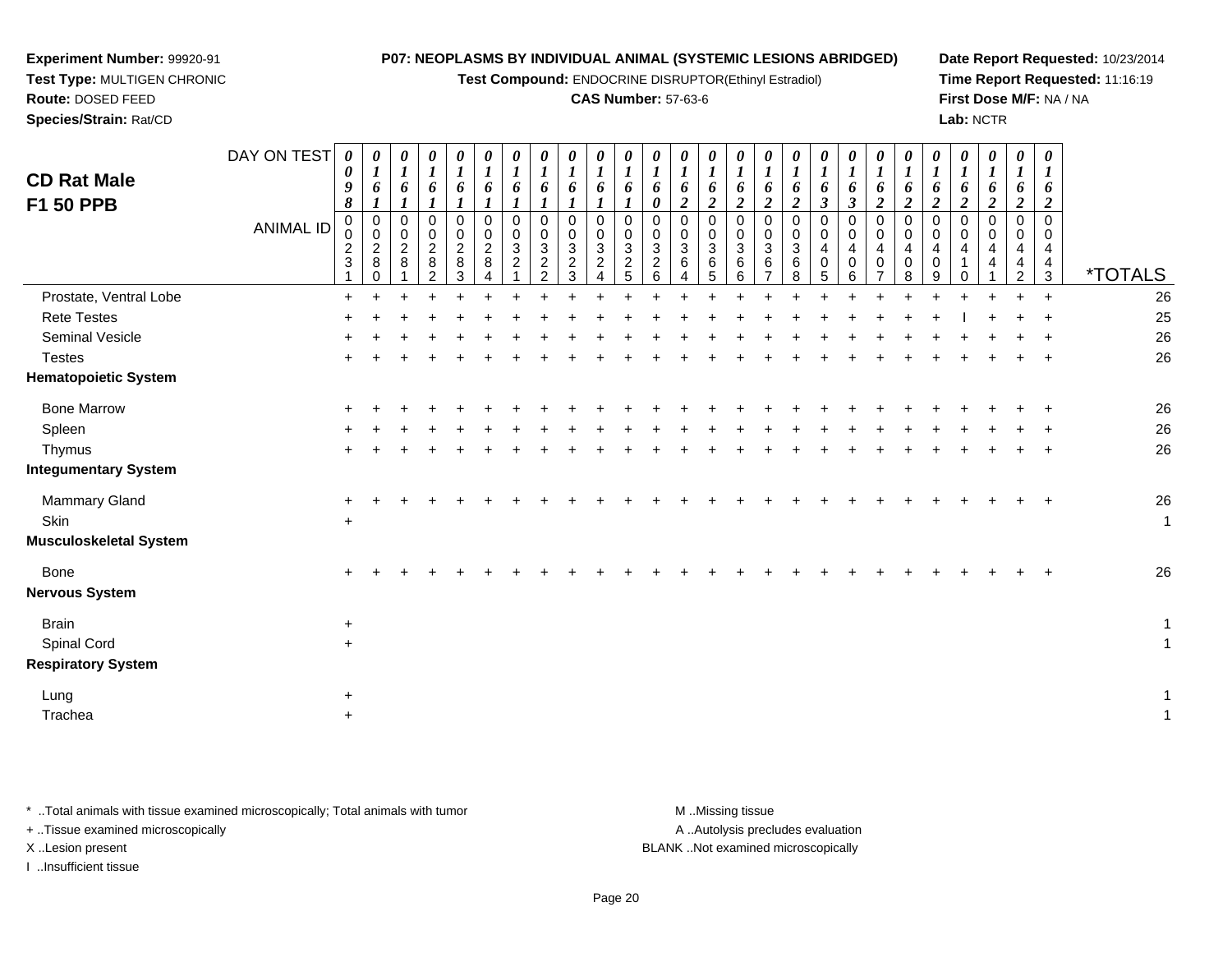**Experiment Number:** 99920-91
**Test Type:** MULTIGEN CHRONIC
**Route:** DOSED FEED
**Species/Strain:** Rat/CD

**P07: NEOPLASMS BY INDIVIDUAL ANIMAL (SYSTEMIC LESIONS ABRIDGED)**
**Test Compound:** ENDOCRINE DISRUPTOR(Ethinyl Estradiol)
**CAS Number:** 57-63-6

**Date Report Requested:** 10/23/2014
**Time Report Requested:** 11:16:19
**First Dose M/F:** NA / NA
**Lab:** NCTR

## CD Rat Male F1 50 PPB

| DAY ON TEST | 0098 | 0161 | 0161 | 0161 | 0161 | 0161 | 0161 | 0161 | 0161 | 0161 | 0161 | 0160 | 0162 | 0162 | 0162 | 0162 | 0162 | 0163 | 0163 | 0162 | 0162 | 0162 | 0162 | 0162 | 0162 | 0162 | |
|---|---|---|---|---|---|---|---|---|---|---|---|---|---|---|---|---|---|---|---|---|---|---|---|---|---|---|---|
| ANIMAL ID | 000231 | 0002280 | 0002281 | 0002282 | 0002283 | 0002284 | 000321 | 0003222 | 0003223 | 0003224 | 0003225 | 0003226 | 0003364 | 0003365 | 0003366 | 0003367 | 0003368 | 0004405 | 0004406 | 0004407 | 0004408 | 0004409 | 0004410 | 0004441 | 0004442 | 0004443 | *TOTALS |
| Prostate, Ventral Lobe | + | + | + | + | + | + | + | + | + | + | + | + | + | + | + | + | + | + | + | + | + | + | + | + | + | + | 26 |
| Rete Testes | + | + | + | + | + | + | + | + | + | + | + | + | + | + | + | + | + | + | + | + | + | + | I | + | + | + | 25 |
| Seminal Vesicle | + | + | + | + | + | + | + | + | + | + | + | + | + | + | + | + | + | + | + | + | + | + | + | + | + | + | 26 |
| Testes | + | + | + | + | + | + | + | + | + | + | + | + | + | + | + | + | + | + | + | + | + | + | + | + | + | + | 26 |
| **Hematopoietic System** | | | | | | | | | | | | | | | | | | | | | | | | | | | |
| Bone Marrow | + | + | + | + | + | + | + | + | + | + | + | + | + | + | + | + | + | + | + | + | + | + | + | + | + | + | 26 |
| Spleen | + | + | + | + | + | + | + | + | + | + | + | + | + | + | + | + | + | + | + | + | + | + | + | + | + | + | 26 |
| Thymus | + | + | + | + | + | + | + | + | + | + | + | + | + | + | + | + | + | + | + | + | + | + | + | + | + | + | 26 |
| **Integumentary System** | | | | | | | | | | | | | | | | | | | | | | | | | | | |
| Mammary Gland | + | + | + | + | + | + | + | + | + | + | + | + | + | + | + | + | + | + | + | + | + | + | + | + | + | + | 26 |
| Skin | + | | | | | | | | | | | | | | | | | | | | | | | | | | 1 |
| **Musculoskeletal System** | | | | | | | | | | | | | | | | | | | | | | | | | | | |
| Bone | + | + | + | + | + | + | + | + | + | + | + | + | + | + | + | + | + | + | + | + | + | + | + | + | + | + | 26 |
| **Nervous System** | | | | | | | | | | | | | | | | | | | | | | | | | | | |
| Brain | + | | | | | | | | | | | | | | | | | | | | | | | | | | 1 |
| Spinal Cord | + | | | | | | | | | | | | | | | | | | | | | | | | | | 1 |
| **Respiratory System** | | | | | | | | | | | | | | | | | | | | | | | | | | | |
| Lung | + | | | | | | | | | | | | | | | | | | | | | | | | | | 1 |
| Trachea | + | | | | | | | | | | | | | | | | | | | | | | | | | | 1 |

* ..Total animals with tissue examined microscopically; Total animals with tumor
+ ..Tissue examined microscopically
X ..Lesion present
I ..Insufficient tissue

M ..Missing tissue
A ..Autolysis precludes evaluation
BLANK ..Not examined microscopically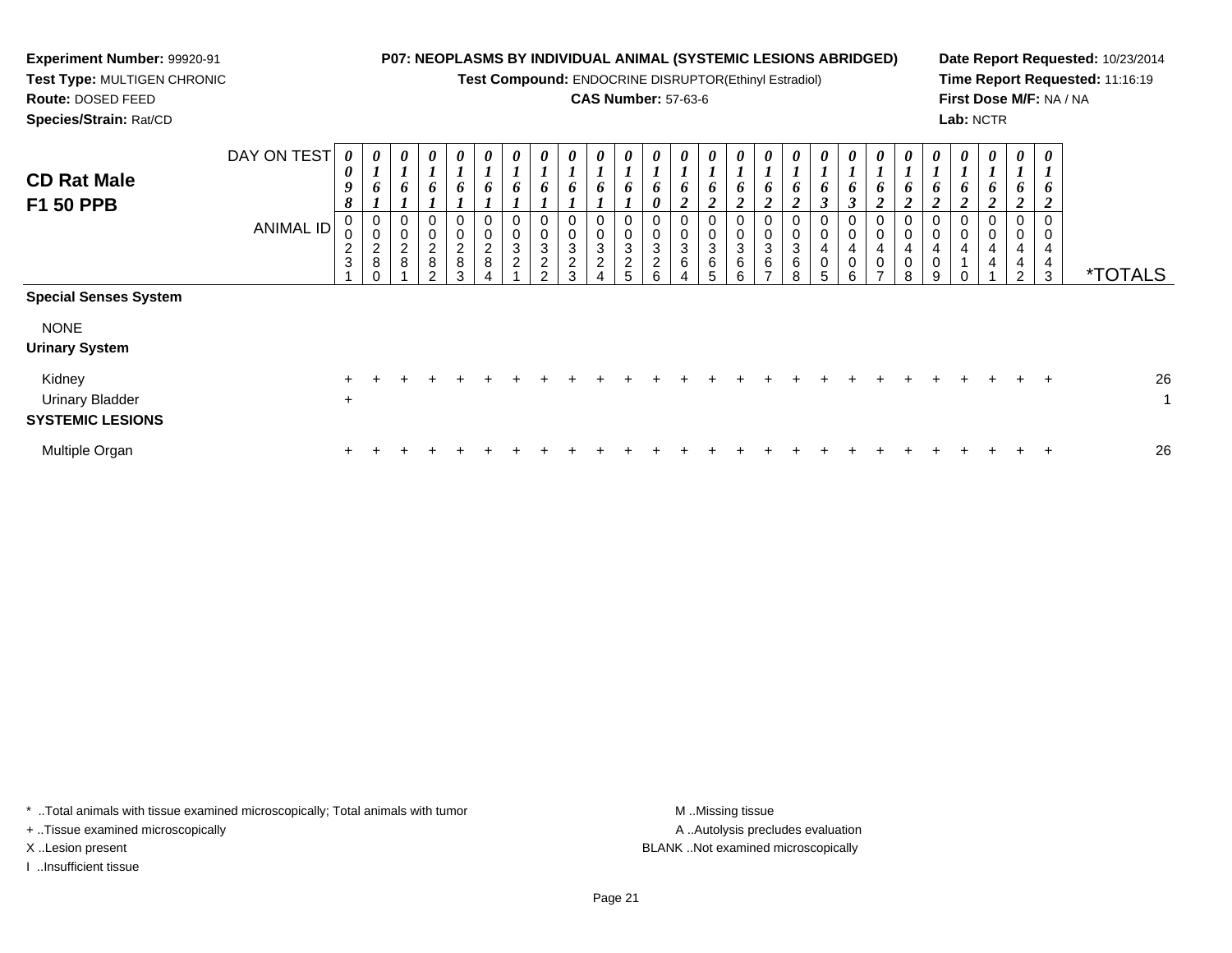**Experiment Number:** 99920-91
**Test Type:** MULTIGEN CHRONIC
**Route:** DOSED FEED
**Species/Strain:** Rat/CD

**P07: NEOPLASMS BY INDIVIDUAL ANIMAL (SYSTEMIC LESIONS ABRIDGED)**
**Test Compound:** ENDOCRINE DISRUPTOR(Ethinyl Estradiol)
**CAS Number:** 57-63-6

**Date Report Requested:** 10/23/2014
**Time Report Requested:** 11:16:19
**First Dose M/F:** NA / NA
**Lab:** NCTR

## CD Rat Male F1 50 PPB

| DAY ON TEST | 0098 | 0161 | 0161 | 0161 | 0161 | 0161 | 0161 | 0161 | 0161 | 0161 | 0161 | 0160 | 0162 | 0162 | 0162 | 0162 | 0162 | 0163 | 0163 | 0162 | 0162 | 0162 | 0162 | 0162 | 0162 | 0162 | |
|---|---|---|---|---|---|---|---|---|---|---|---|---|---|---|---|---|---|---|---|---|---|---|---|---|---|---|---|
| **ANIMAL ID** | 00231 | 00280 | 00281 | 00282 | 00283 | 00284 | 00321 | 00322 | 00323 | 00324 | 00325 | 00326 | 00364 | 00365 | 00366 | 00367 | 00368 | 00405 | 00406 | 00407 | 00408 | 00409 | 00410 | 00441 | 00442 | 00443 | ***TOTALS** |
| **Special Senses System** | | | | | | | | | | | | | | | | | | | | | | | | | | | |
| NONE | | | | | | | | | | | | | | | | | | | | | | | | | | | |
| **Urinary System** | | | | | | | | | | | | | | | | | | | | | | | | | | | |
| Kidney | + | + | + | + | + | + | + | + | + | + | + | + | + | + | + | + | + | + | + | + | + | + | + | + | + | + | 26 |
| Urinary Bladder | + | | | | | | | | | | | | | | | | | | | | | | | | | | 1 |
| **SYSTEMIC LESIONS** | | | | | | | | | | | | | | | | | | | | | | | | | | | |
| Multiple Organ | + | + | + | + | + | + | + | + | + | + | + | + | + | + | + | + | + | + | + | + | + | + | + | + | + | + | 26 |

\* ..Total animals with tissue examined microscopically; Total animals with tumor
+ ..Tissue examined microscopically
X ..Lesion present
I ..Insufficient tissue

M ..Missing tissue
A ..Autolysis precludes evaluation
BLANK ..Not examined microscopically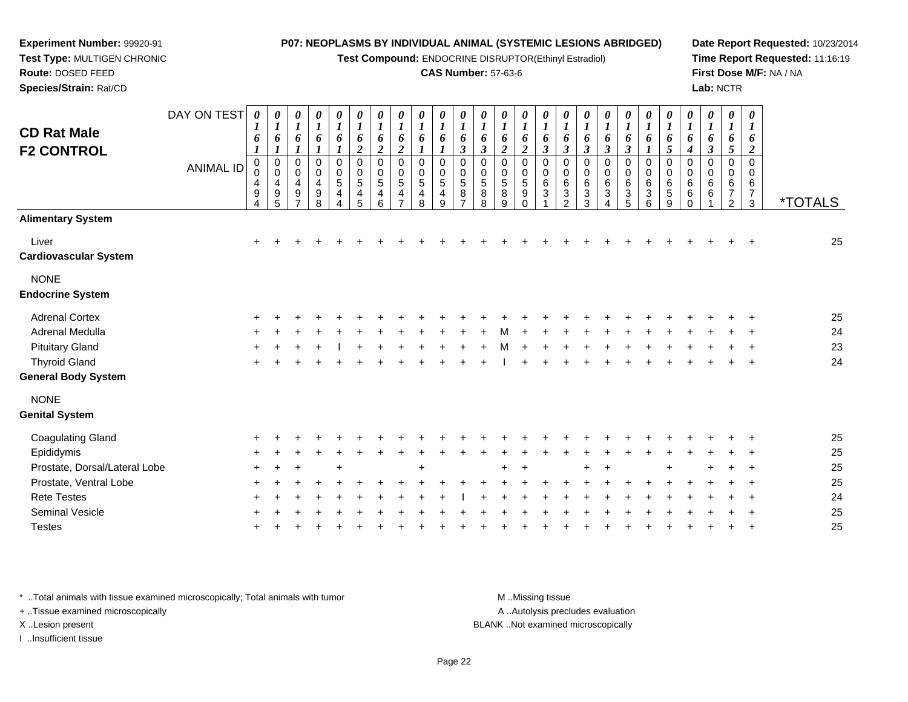**Experiment Number:** 99920-91
**Test Type:** MULTIGEN CHRONIC
**Route:** DOSED FEED
**Species/Strain:** Rat/CD

**P07: NEOPLASMS BY INDIVIDUAL ANIMAL (SYSTEMIC LESIONS ABRIDGED)**
**Test Compound:** ENDOCRINE DISRUPTOR(Ethinyl Estradiol)
**CAS Number:** 57-63-6

**Date Report Requested:** 10/23/2014
**Time Report Requested:** 11:16:19
**First Dose M/F:** NA / NA
**Lab:** NCTR

## CD Rat Male F2 CONTROL

| DAY ON TEST | 0161 | 0161 | 0161 | 0161 | 0161 | 0162 | 0162 | 0162 | 0161 | 0161 | 0163 | 0163 | 0162 | 0162 | 0163 | 0163 | 0163 | 0163 | 0163 | 0161 | 0165 | 0164 | 0163 | 0165 | 0162 | |
|---|---|---|---|---|---|---|---|---|---|---|---|---|---|---|---|---|---|---|---|---|---|---|---|---|---|---|
| **ANIMAL ID** | 00494 | 00495 | 00497 | 00498 | 00544 | 00545 | 00546 | 00547 | 00548 | 00549 | 00587 | 00588 | 00589 | 00590 | 00631 | 00632 | 00633 | 00634 | 00635 | 00636 | 00659 | 00660 | 00661 | 00672 | 00673 | ***TOTALS** |
| **Alimentary System** | | | | | | | | | | | | | | | | | | | | | | | | | | |
| Liver | + | + | + | + | + | + | + | + | + | + | + | + | + | + | + | + | + | + | + | + | + | + | + | + | + | 25 |
| **Cardiovascular System** | | | | | | | | | | | | | | | | | | | | | | | | | | |
| NONE | | | | | | | | | | | | | | | | | | | | | | | | | | |
| **Endocrine System** | | | | | | | | | | | | | | | | | | | | | | | | | | |
| Adrenal Cortex | + | + | + | + | + | + | + | + | + | + | + | + | + | + | + | + | + | + | + | + | + | + | + | + | + | 25 |
| Adrenal Medulla | + | + | + | + | + | + | + | + | + | + | + | + | M | + | + | + | + | + | + | + | + | + | + | + | + | 24 |
| Pituitary Gland | + | + | + | + | I | + | + | + | + | + | + | + | M | + | + | + | + | + | + | + | + | + | + | + | + | 23 |
| Thyroid Gland | + | + | + | + | + | + | + | + | + | + | + | + | I | + | + | + | + | + | + | + | + | + | + | + | + | 24 |
| **General Body System** | | | | | | | | | | | | | | | | | | | | | | | | | | |
| NONE | | | | | | | | | | | | | | | | | | | | | | | | | | |
| **Genital System** | | | | | | | | | | | | | | | | | | | | | | | | | | |
| Coagulating Gland | + | + | + | + | + | + | + | + | + | + | + | + | + | + | + | + | + | + | + | + | + | + | + | + | + | 25 |
| Epididymis | + | + | + | + | + | + | + | + | + | + | + | + | + | + | + | + | + | + | + | + | + | + | + | + | + | 25 |
| Prostate, Dorsal/Lateral Lobe | + | + | + | | + | | | | + | | | | + | + | | | + | + | | | + | | + | + | + | 25 |
| Prostate, Ventral Lobe | + | + | + | + | + | + | + | + | + | + | + | + | + | + | + | + | + | + | + | + | + | + | + | + | + | 25 |
| Rete Testes | + | + | + | + | + | + | + | + | + | + | I | + | + | + | + | + | + | + | + | + | + | + | + | + | + | 24 |
| Seminal Vesicle | + | + | + | + | + | + | + | + | + | + | + | + | + | + | + | + | + | + | + | + | + | + | + | + | + | 25 |
| Testes | + | + | + | + | + | + | + | + | + | + | + | + | + | + | + | + | + | + | + | + | + | + | + | + | + | 25 |

\* ..Total animals with tissue examined microscopically; Total animals with tumor
\+ ..Tissue examined microscopically
X ..Lesion present
I ..Insufficient tissue

M ..Missing tissue
A ..Autolysis precludes evaluation
BLANK ..Not examined microscopically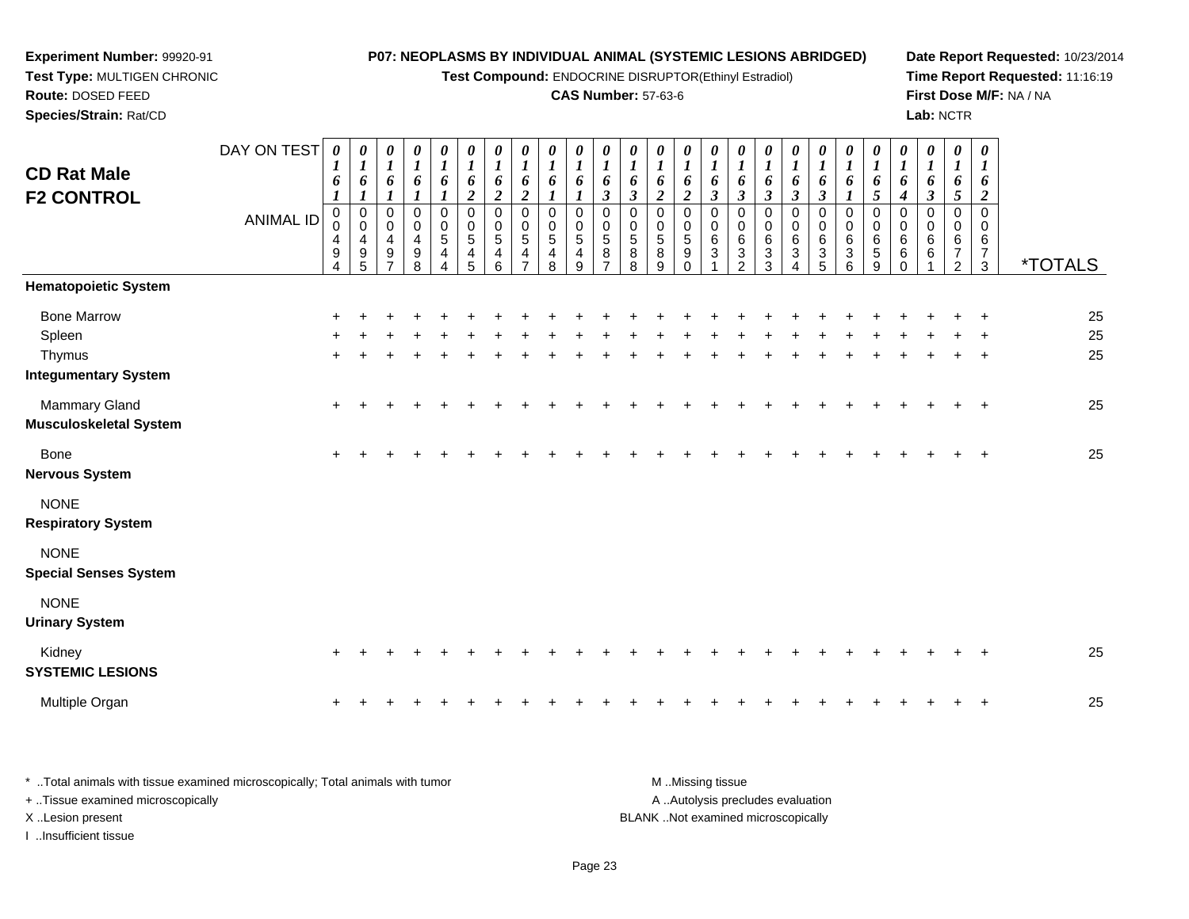**Experiment Number:** 99920-91
**Test Type:** MULTIGEN CHRONIC
**Route:** DOSED FEED
**Species/Strain:** Rat/CD

**P07: NEOPLASMS BY INDIVIDUAL ANIMAL (SYSTEMIC LESIONS ABRIDGED)**
**Test Compound:** ENDOCRINE DISRUPTOR(Ethinyl Estradiol)
**CAS Number:** 57-63-6

**Date Report Requested:** 10/23/2014
**Time Report Requested:** 11:16:19
**First Dose M/F:** NA / NA
**Lab:** NCTR

## CD Rat Male F2 CONTROL

| DAY ON TEST | 0161 | 0161 | 0161 | 0161 | 0161 | 0162 | 0162 | 0162 | 0161 | 0161 | 0163 | 0163 | 0162 | 0162 | 0163 | 0163 | 0163 | 0163 | 0163 | 0161 | 0165 | 0164 | 0163 | 0165 | 0162 | |
|---|---|---|---|---|---|---|---|---|---|---|---|---|---|---|---|---|---|---|---|---|---|---|---|---|---|---|
| **ANIMAL ID** | 00494 | 00495 | 00497 | 00498 | 00544 | 00545 | 00546 | 00547 | 00548 | 00549 | 00587 | 00588 | 00589 | 00590 | 00631 | 00632 | 00633 | 00634 | 00635 | 00636 | 00659 | 00660 | 00661 | 00672 | 00673 | ***TOTALS** |
| **Hematopoietic System** | | | | | | | | | | | | | | | | | | | | | | | | | | |
| Bone Marrow | + | + | + | + | + | + | + | + | + | + | + | + | + | + | + | + | + | + | + | + | + | + | + | + | + | 25 |
| Spleen | + | + | + | + | + | + | + | + | + | + | + | + | + | + | + | + | + | + | + | + | + | + | + | + | + | 25 |
| Thymus | + | + | + | + | + | + | + | + | + | + | + | + | + | + | + | + | + | + | + | + | + | + | + | + | + | 25 |
| **Integumentary System** | | | | | | | | | | | | | | | | | | | | | | | | | | |
| Mammary Gland | + | + | + | + | + | + | + | + | + | + | + | + | + | + | + | + | + | + | + | + | + | + | + | + | + | 25 |
| **Musculoskeletal System** | | | | | | | | | | | | | | | | | | | | | | | | | | |
| Bone | + | + | + | + | + | + | + | + | + | + | + | + | + | + | + | + | + | + | + | + | + | + | + | + | + | 25 |
| **Nervous System** | | | | | | | | | | | | | | | | | | | | | | | | | | |
| NONE | | | | | | | | | | | | | | | | | | | | | | | | | | |
| **Respiratory System** | | | | | | | | | | | | | | | | | | | | | | | | | | |
| NONE | | | | | | | | | | | | | | | | | | | | | | | | | | |
| **Special Senses System** | | | | | | | | | | | | | | | | | | | | | | | | | | |
| NONE | | | | | | | | | | | | | | | | | | | | | | | | | | |
| **Urinary System** | | | | | | | | | | | | | | | | | | | | | | | | | | |
| Kidney | + | + | + | + | + | + | + | + | + | + | + | + | + | + | + | + | + | + | + | + | + | + | + | + | + | 25 |
| **SYSTEMIC LESIONS** | | | | | | | | | | | | | | | | | | | | | | | | | | |
| Multiple Organ | + | + | + | + | + | + | + | + | + | + | + | + | + | + | + | + | + | + | + | + | + | + | + | + | + | 25 |

* ..Total animals with tissue examined microscopically; Total animals with tumor
+ ..Tissue examined microscopically
X ..Lesion present
I ..Insufficient tissue

M ..Missing tissue
A ..Autolysis precludes evaluation
BLANK ..Not examined microscopically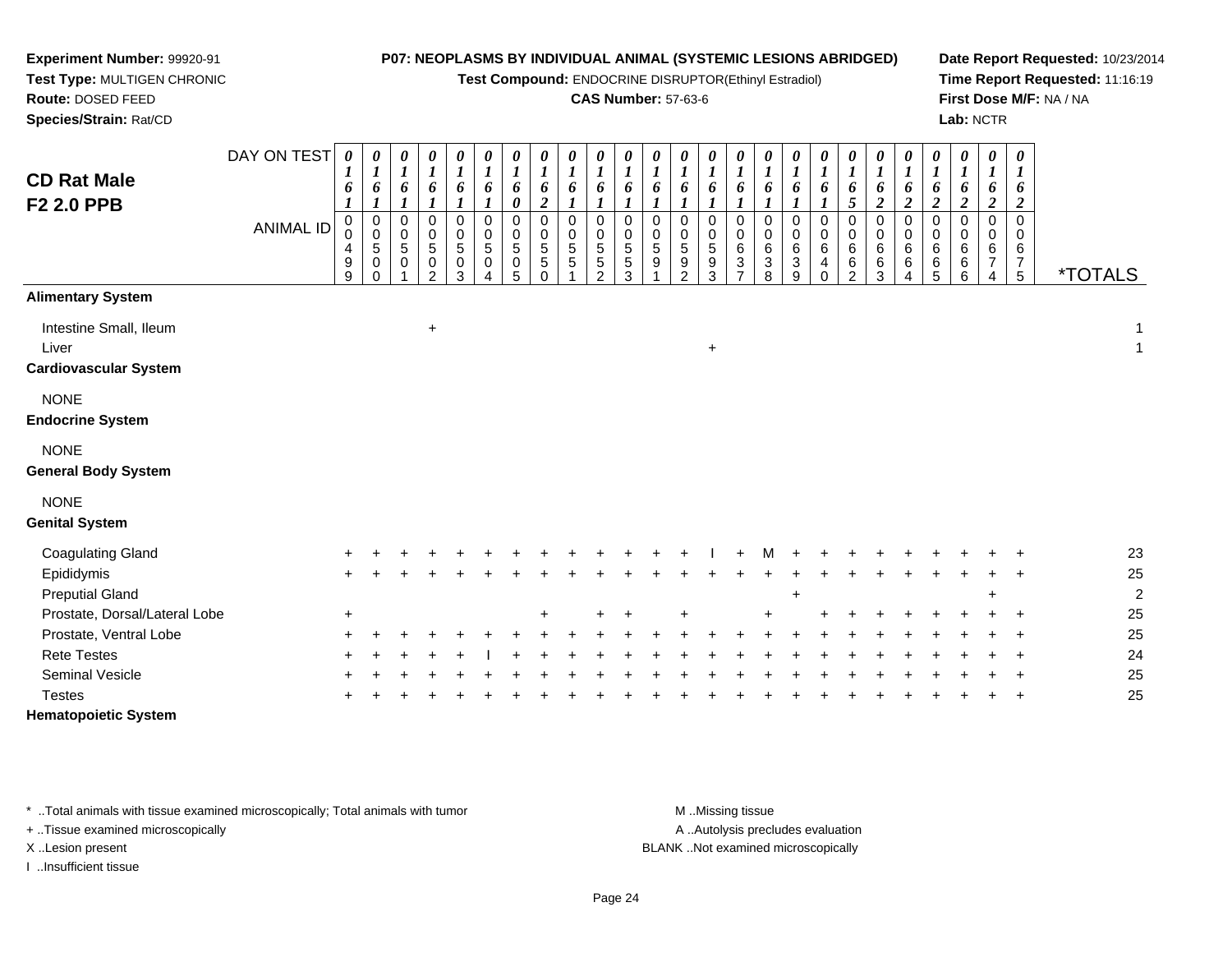**Experiment Number:** 99920-91
**Test Type:** MULTIGEN CHRONIC
**Route:** DOSED FEED
**Species/Strain:** Rat/CD

**P07: NEOPLASMS BY INDIVIDUAL ANIMAL (SYSTEMIC LESIONS ABRIDGED)**
**Test Compound:** ENDOCRINE DISRUPTOR(Ethinyl Estradiol)
**CAS Number:** 57-63-6

**Date Report Requested:** 10/23/2014
**Time Report Requested:** 11:16:19
**First Dose M/F:** NA / NA
**Lab:** NCTR

## CD Rat Male F2 2.0 PPB

| DAY ON TEST | 0161 | 0161 | 0161 | 0161 | 0161 | 0161 | 0160 | 0162 | 0161 | 0161 | 0161 | 0161 | 0161 | 0161 | 0161 | 0161 | 0161 | 0161 | 0165 | 0162 | 0162 | 0162 | 0162 | 0162 | 0162 | |
|---|---|---|---|---|---|---|---|---|---|---|---|---|---|---|---|---|---|---|---|---|---|---|---|---|---|---|
| **ANIMAL ID** | 00499 | 00500 | 00501 | 00502 | 00503 | 00504 | 00505 | 00550 | 00551 | 00552 | 00553 | 00591 | 00592 | 00593 | 00637 | 00638 | 00639 | 00640 | 00662 | 00663 | 00664 | 00665 | 00666 | 00674 | 00675 | ***TOTALS** |
| **Alimentary System** | | | | | | | | | | | | | | | | | | | | | | | | | | |
| Intestine Small, Ileum | | | | + | | | | | | | | | | | | | | | | | | | | | | 1 |
| Liver | | | | | | | | | | | | | | + | | | | | | | | | | | | 1 |
| **Cardiovascular System** | | | | | | | | | | | | | | | | | | | | | | | | | | |
| NONE | | | | | | | | | | | | | | | | | | | | | | | | | | |
| **Endocrine System** | | | | | | | | | | | | | | | | | | | | | | | | | | |
| NONE | | | | | | | | | | | | | | | | | | | | | | | | | | |
| **General Body System** | | | | | | | | | | | | | | | | | | | | | | | | | | |
| NONE | | | | | | | | | | | | | | | | | | | | | | | | | | |
| **Genital System** | | | | | | | | | | | | | | | | | | | | | | | | | | |
| Coagulating Gland | + | + | + | + | + | + | + | + | + | + | + | + | + | I | + | M | + | + | + | + | + | + | + | + | + | 23 |
| Epididymis | + | + | + | + | + | + | + | + | + | + | + | + | + | + | + | + | + | + | + | + | + | + | + | + | + | 25 |
| Preputial Gland | | | | | | | | | | | | | | | | | + | | | | | | | + | | 2 |
| Prostate, Dorsal/Lateral Lobe | + | | | | | | | + | | + | + | | + | | | + | | + | + | + | + | + | + | + | + | 25 |
| Prostate, Ventral Lobe | + | + | + | + | + | + | + | + | + | + | + | + | + | + | + | + | + | + | + | + | + | + | + | + | + | 25 |
| Rete Testes | + | + | + | + | + | I | + | + | + | + | + | + | + | + | + | + | + | + | + | + | + | + | + | + | + | 24 |
| Seminal Vesicle | + | + | + | + | + | + | + | + | + | + | + | + | + | + | + | + | + | + | + | + | + | + | + | + | + | 25 |
| Testes | + | + | + | + | + | + | + | + | + | + | + | + | + | + | + | + | + | + | + | + | + | + | + | + | + | 25 |
| **Hematopoietic System** | | | | | | | | | | | | | | | | | | | | | | | | | | |

* ..Total animals with tissue examined microscopically; Total animals with tumor
+ ..Tissue examined microscopically
X ..Lesion present
I ..Insufficient tissue

M ..Missing tissue
A ..Autolysis precludes evaluation
BLANK ..Not examined microscopically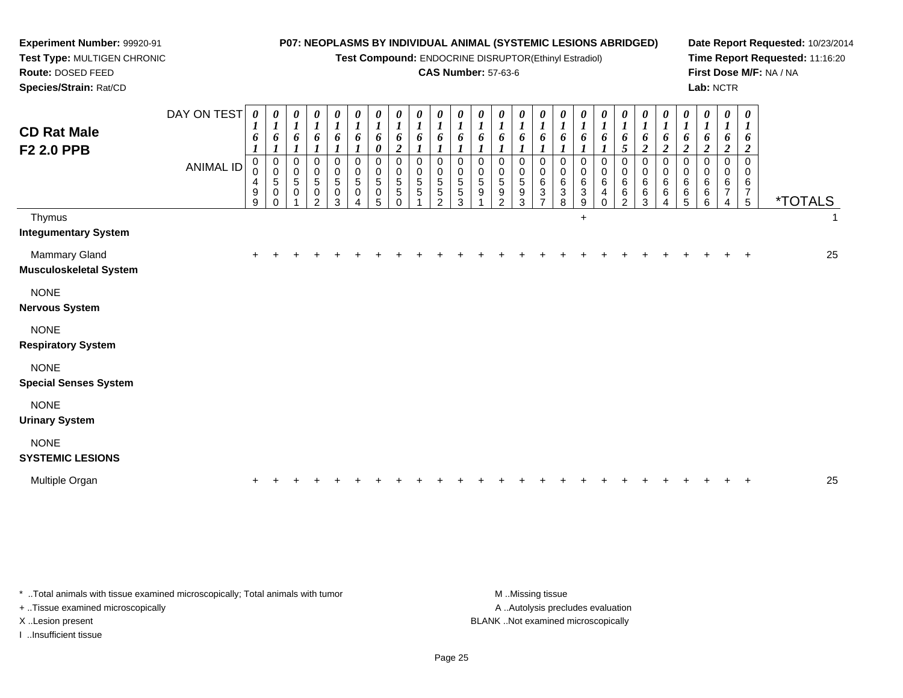**Experiment Number:** 99920-91
**Test Type:** MULTIGEN CHRONIC
**Route:** DOSED FEED
**Species/Strain:** Rat/CD

**P07: NEOPLASMS BY INDIVIDUAL ANIMAL (SYSTEMIC LESIONS ABRIDGED)**
**Test Compound:** ENDOCRINE DISRUPTOR(Ethinyl Estradiol)
**CAS Number:** 57-63-6

**Date Report Requested:** 10/23/2014
**Time Report Requested:** 11:16:20
**First Dose M/F:** NA / NA
**Lab:** NCTR

## CD Rat Male
## F2 2.0 PPB

| DAY ON TEST | 0161 | 0161 | 0161 | 0161 | 0161 | 0161 | 0160 | 0162 | 0161 | 0161 | 0161 | 0161 | 0161 | 0161 | 0161 | 0161 | 0161 | 0161 | 0165 | 0162 | 0162 | 0162 | 0162 | 0162 | 0162 | |
|---|---|---|---|---|---|---|---|---|---|---|---|---|---|---|---|---|---|---|---|---|---|---|---|---|---|---|
| **ANIMAL ID** | 00499 | 00500 | 00501 | 00502 | 00503 | 00504 | 00505 | 00550 | 00551 | 00552 | 00553 | 00591 | 00592 | 00593 | 00637 | 00638 | 00639 | 00640 | 00662 | 00663 | 00664 | 00665 | 00666 | 00674 | 00675 | ***TOTALS** |
| Thymus | | | | | | | | | | | | | | | | | + | | | | | | | | | 1 |
| **Integumentary System** | | | | | | | | | | | | | | | | | | | | | | | | | | |
| Mammary Gland | + | + | + | + | + | + | + | + | + | + | + | + | + | + | + | + | + | + | + | + | + | + | + | + | + | 25 |
| **Musculoskeletal System** | | | | | | | | | | | | | | | | | | | | | | | | | | |
| NONE | | | | | | | | | | | | | | | | | | | | | | | | | | |
| **Nervous System** | | | | | | | | | | | | | | | | | | | | | | | | | | |
| NONE | | | | | | | | | | | | | | | | | | | | | | | | | | |
| **Respiratory System** | | | | | | | | | | | | | | | | | | | | | | | | | | |
| NONE | | | | | | | | | | | | | | | | | | | | | | | | | | |
| **Special Senses System** | | | | | | | | | | | | | | | | | | | | | | | | | | |
| NONE | | | | | | | | | | | | | | | | | | | | | | | | | | |
| **Urinary System** | | | | | | | | | | | | | | | | | | | | | | | | | | |
| NONE | | | | | | | | | | | | | | | | | | | | | | | | | | |
| **SYSTEMIC LESIONS** | | | | | | | | | | | | | | | | | | | | | | | | | | |
| Multiple Organ | + | + | + | + | + | + | + | + | + | + | + | + | + | + | + | + | + | + | + | + | + | + | + | + | + | 25 |

\* ..Total animals with tissue examined microscopically; Total animals with tumor
\+ ..Tissue examined microscopically
X ..Lesion present
I ..Insufficient tissue

M ..Missing tissue
A ..Autolysis precludes evaluation
BLANK ..Not examined microscopically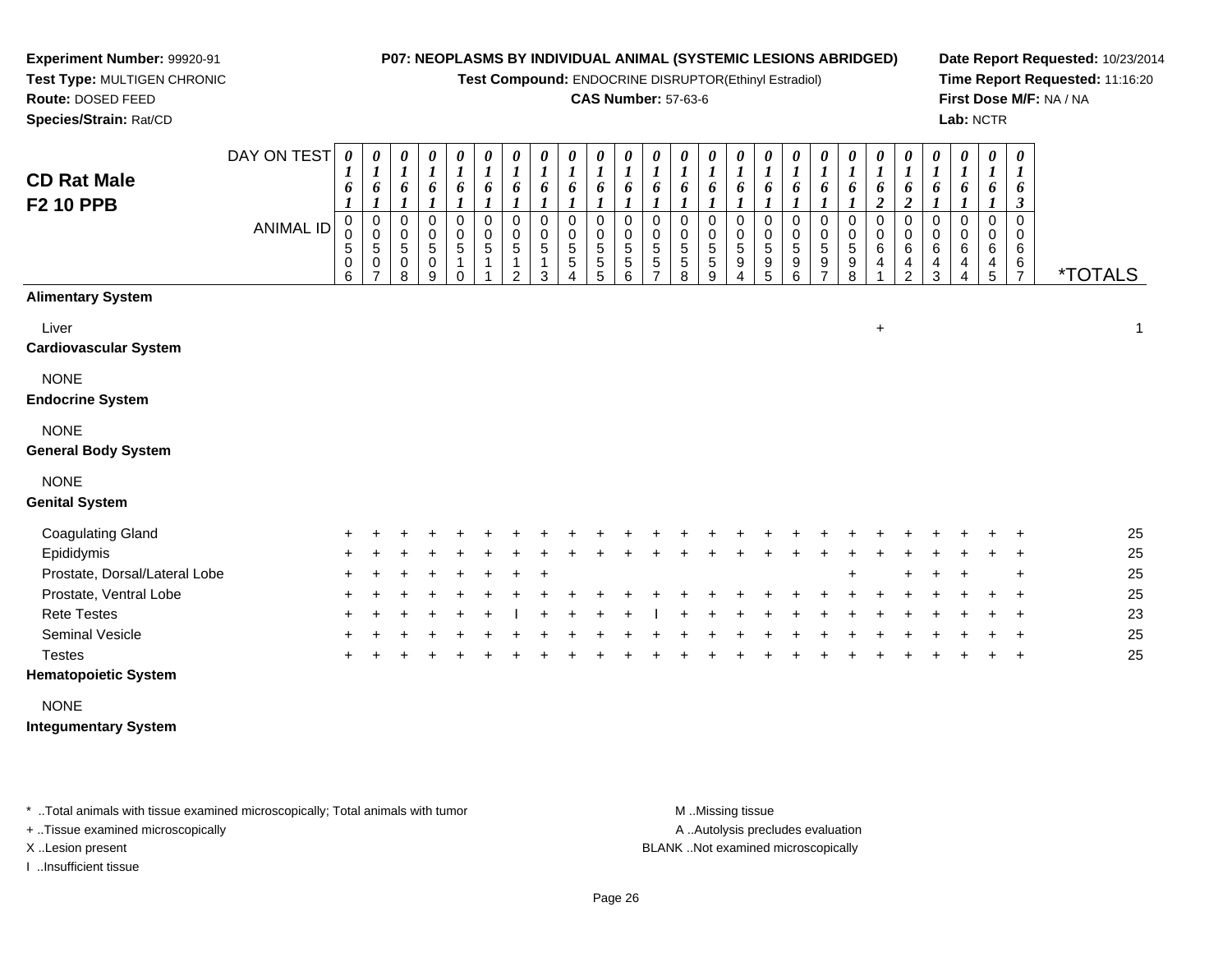**Experiment Number:** 99920-91
**Test Type:** MULTIGEN CHRONIC
**Route:** DOSED FEED
**Species/Strain:** Rat/CD

**P07: NEOPLASMS BY INDIVIDUAL ANIMAL (SYSTEMIC LESIONS ABRIDGED)**
**Test Compound:** ENDOCRINE DISRUPTOR(Ethinyl Estradiol)
**CAS Number:** 57-63-6

**Date Report Requested:** 10/23/2014
**Time Report Requested:** 11:16:20
**First Dose M/F:** NA / NA
**Lab:** NCTR

## CD Rat Male
## F2 10 PPB

| DAY ON TEST | 0161 | 0161 | 0161 | 0161 | 0161 | 0161 | 0161 | 0161 | 0161 | 0161 | 0161 | 0161 | 0161 | 0161 | 0161 | 0161 | 0161 | 0161 | 0161 | 0162 | 0162 | 0161 | 0161 | 0161 | 0163 | |
|---|---|---|---|---|---|---|---|---|---|---|---|---|---|---|---|---|---|---|---|---|---|---|---|---|---|---|
| **ANIMAL ID** | 00506 | 00507 | 00508 | 00509 | 00510 | 00511 | 00512 | 00513 | 00554 | 00555 | 00556 | 00557 | 00558 | 00559 | 00594 | 00595 | 00596 | 00597 | 00598 | 00641 | 00642 | 00643 | 00644 | 00645 | 00667 | ***TOTALS** |
| **Alimentary System** | | | | | | | | | | | | | | | | | | | | | | | | | | |
| Liver | | | | | | | | | | | | | | | | | | | | + | | | | | | 1 |
| **Cardiovascular System** | | | | | | | | | | | | | | | | | | | | | | | | | | |
| NONE | | | | | | | | | | | | | | | | | | | | | | | | | | |
| **Endocrine System** | | | | | | | | | | | | | | | | | | | | | | | | | | |
| NONE | | | | | | | | | | | | | | | | | | | | | | | | | | |
| **General Body System** | | | | | | | | | | | | | | | | | | | | | | | | | | |
| NONE | | | | | | | | | | | | | | | | | | | | | | | | | | |
| **Genital System** | | | | | | | | | | | | | | | | | | | | | | | | | | |
| Coagulating Gland | + | + | + | + | + | + | + | + | + | + | + | + | + | + | + | + | + | + | + | + | + | + | + | + | + | 25 |
| Epididymis | + | + | + | + | + | + | + | + | + | + | + | + | + | + | + | + | + | + | + | + | + | + | + | + | + | 25 |
| Prostate, Dorsal/Lateral Lobe | + | + | + | + | + | + | + | + | | | | | | | | | | | + | | + | + | + | | + | 25 |
| Prostate, Ventral Lobe | + | + | + | + | + | + | + | + | + | + | + | + | + | + | + | + | + | + | + | + | + | + | + | + | + | 25 |
| Rete Testes | + | + | + | + | + | + | I | + | + | + | + | I | + | + | + | + | + | + | + | + | + | + | + | + | + | 23 |
| Seminal Vesicle | + | + | + | + | + | + | + | + | + | + | + | + | + | + | + | + | + | + | + | + | + | + | + | + | + | 25 |
| Testes | + | + | + | + | + | + | + | + | + | + | + | + | + | + | + | + | + | + | + | + | + | + | + | + | + | 25 |
| **Hematopoietic System** | | | | | | | | | | | | | | | | | | | | | | | | | | |
| NONE | | | | | | | | | | | | | | | | | | | | | | | | | | |
| **Integumentary System** | | | | | | | | | | | | | | | | | | | | | | | | | | |

\* ..Total animals with tissue examined microscopically; Total animals with tumor
\+ ..Tissue examined microscopically
X ..Lesion present
I ..Insufficient tissue

M ..Missing tissue
A ..Autolysis precludes evaluation
BLANK ..Not examined microscopically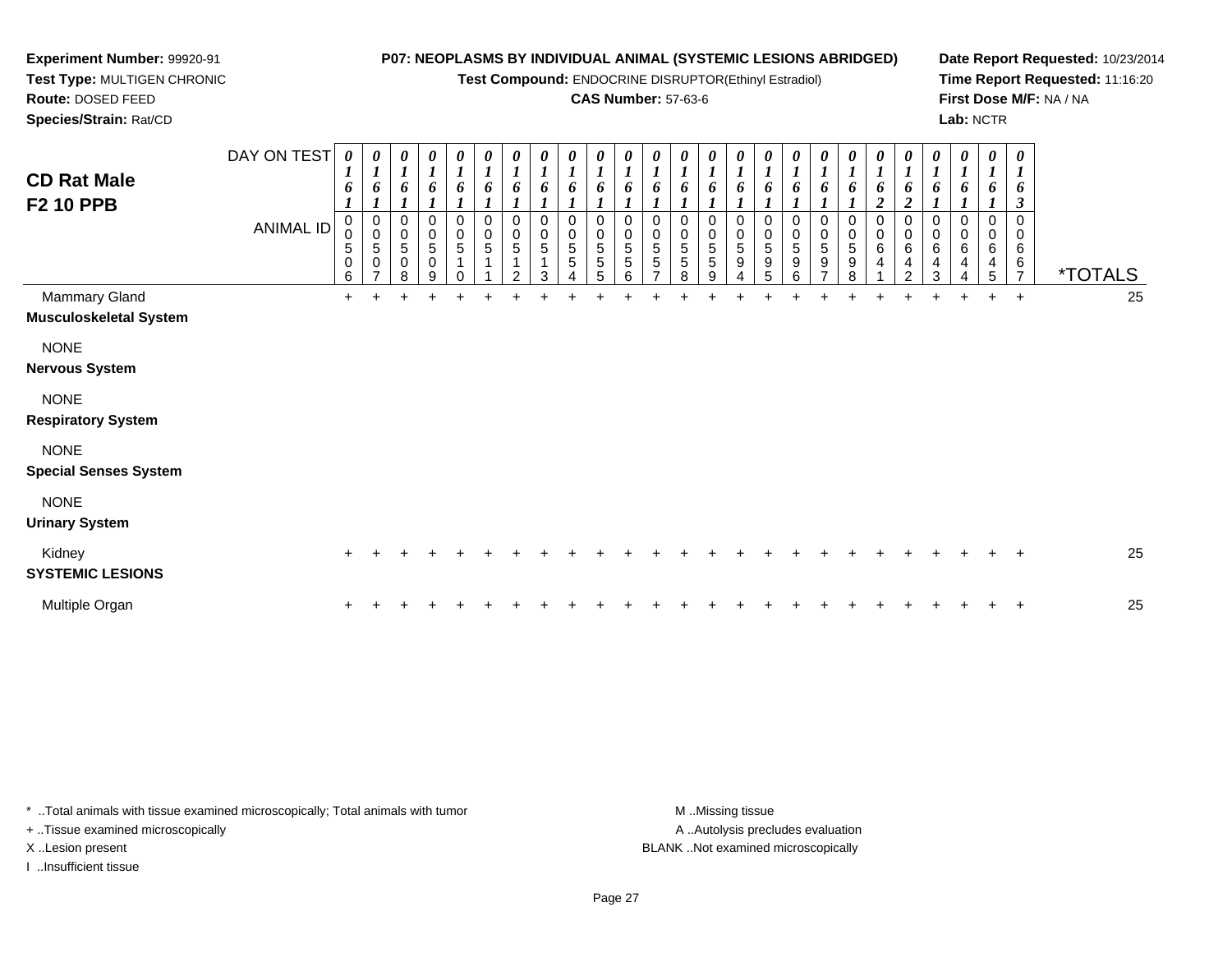**Experiment Number:** 99920-91
**Test Type:** MULTIGEN CHRONIC
**Route:** DOSED FEED
**Species/Strain:** Rat/CD

**P07: NEOPLASMS BY INDIVIDUAL ANIMAL (SYSTEMIC LESIONS ABRIDGED)**
**Test Compound:** ENDOCRINE DISRUPTOR(Ethinyl Estradiol)
**CAS Number:** 57-63-6

**Date Report Requested:** 10/23/2014
**Time Report Requested:** 11:16:20
**First Dose M/F:** NA / NA
**Lab:** NCTR

## CD Rat Male
## F2 10 PPB

| DAY ON TEST | 0161 | 0161 | 0161 | 0161 | 0161 | 0161 | 0161 | 0161 | 0161 | 0161 | 0161 | 0161 | 0161 | 0161 | 0161 | 0161 | 0161 | 0161 | 0161 | 0162 | 0162 | 0161 | 0161 | 0161 | 0163 | |
|---|---|---|---|---|---|---|---|---|---|---|---|---|---|---|---|---|---|---|---|---|---|---|---|---|---|---|
| **ANIMAL ID** | 00506 | 00507 | 00508 | 00509 | 00510 | 00511 | 00512 | 00513 | 00554 | 00555 | 00556 | 00557 | 00558 | 00559 | 00594 | 00595 | 00596 | 00597 | 00598 | 00641 | 00642 | 00643 | 00644 | 00645 | 00667 | ***TOTALS** |
| Mammary Gland | + | + | + | + | + | + | + | + | + | + | + | + | + | + | + | + | + | + | + | + | + | + | + | + | + | 25 |
| **Musculoskeletal System** | | | | | | | | | | | | | | | | | | | | | | | | | | |
| NONE | | | | | | | | | | | | | | | | | | | | | | | | | | |
| **Nervous System** | | | | | | | | | | | | | | | | | | | | | | | | | | |
| NONE | | | | | | | | | | | | | | | | | | | | | | | | | | |
| **Respiratory System** | | | | | | | | | | | | | | | | | | | | | | | | | | |
| NONE | | | | | | | | | | | | | | | | | | | | | | | | | | |
| **Special Senses System** | | | | | | | | | | | | | | | | | | | | | | | | | | |
| NONE | | | | | | | | | | | | | | | | | | | | | | | | | | |
| **Urinary System** | | | | | | | | | | | | | | | | | | | | | | | | | | |
| Kidney | + | + | + | + | + | + | + | + | + | + | + | + | + | + | + | + | + | + | + | + | + | + | + | + | + | 25 |
| **SYSTEMIC LESIONS** | | | | | | | | | | | | | | | | | | | | | | | | | | |
| Multiple Organ | + | + | + | + | + | + | + | + | + | + | + | + | + | + | + | + | + | + | + | + | + | + | + | + | + | 25 |

\* ..Total animals with tissue examined microscopically; Total animals with tumor
+ ..Tissue examined microscopically
X ..Lesion present
I ..Insufficient tissue

M ..Missing tissue
A ..Autolysis precludes evaluation
BLANK ..Not examined microscopically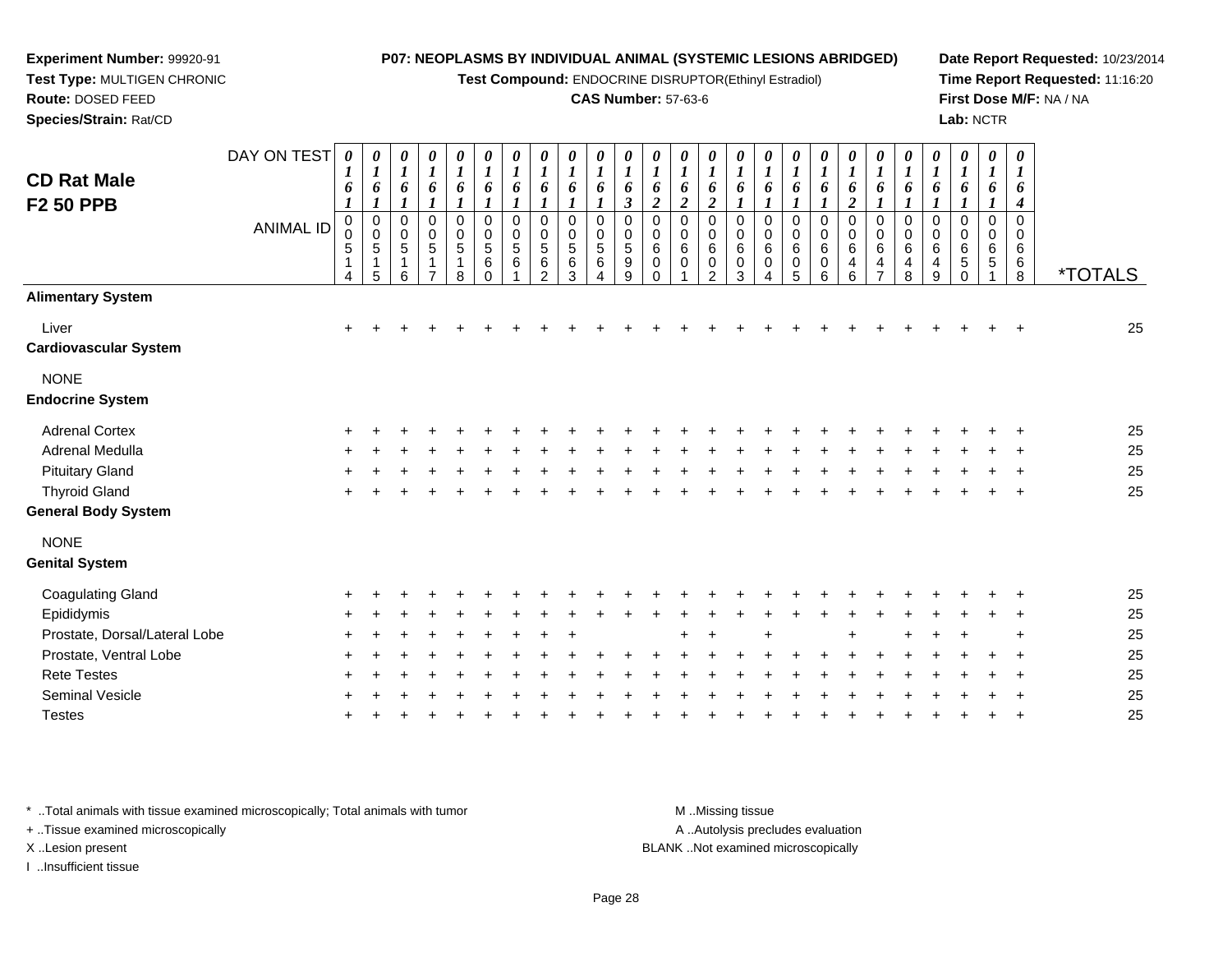**Experiment Number:** 99920-91
**Test Type:** MULTIGEN CHRONIC
**Route:** DOSED FEED
**Species/Strain:** Rat/CD

**P07: NEOPLASMS BY INDIVIDUAL ANIMAL (SYSTEMIC LESIONS ABRIDGED)**
**Test Compound:** ENDOCRINE DISRUPTOR(Ethinyl Estradiol)
**CAS Number:** 57-63-6

**Date Report Requested:** 10/23/2014
**Time Report Requested:** 11:16:20
**First Dose M/F:** NA / NA
**Lab:** NCTR

## CD Rat Male
## F2 50 PPB

| DAY ON TEST | 0161 | 0161 | 0161 | 0161 | 0161 | 0161 | 0161 | 0161 | 0161 | 0161 | 0163 | 0162 | 0162 | 0162 | 0161 | 0161 | 0161 | 0161 | 0162 | 0161 | 0161 | 0161 | 0161 | 0161 | 0164 | |
|---|---|---|---|---|---|---|---|---|---|---|---|---|---|---|---|---|---|---|---|---|---|---|---|---|---|---|
| **ANIMAL ID** | 00514 | 00515 | 00516 | 00517 | 00518 | 00560 | 00561 | 00562 | 00563 | 00564 | 00599 | 00600 | 00601 | 00602 | 00603 | 00604 | 00605 | 00606 | 00646 | 00647 | 00648 | 00649 | 00650 | 00651 | 00668 | ***TOTALS** |
| **Alimentary System** | | | | | | | | | | | | | | | | | | | | | | | | | | |
| Liver | + | + | + | + | + | + | + | + | + | + | + | + | + | + | + | + | + | + | + | + | + | + | + | + | + | 25 |
| **Cardiovascular System** | | | | | | | | | | | | | | | | | | | | | | | | | | |
| NONE | | | | | | | | | | | | | | | | | | | | | | | | | | |
| **Endocrine System** | | | | | | | | | | | | | | | | | | | | | | | | | | |
| Adrenal Cortex | + | + | + | + | + | + | + | + | + | + | + | + | + | + | + | + | + | + | + | + | + | + | + | + | + | 25 |
| Adrenal Medulla | + | + | + | + | + | + | + | + | + | + | + | + | + | + | + | + | + | + | + | + | + | + | + | + | + | 25 |
| Pituitary Gland | + | + | + | + | + | + | + | + | + | + | + | + | + | + | + | + | + | + | + | + | + | + | + | + | + | 25 |
| Thyroid Gland | + | + | + | + | + | + | + | + | + | + | + | + | + | + | + | + | + | + | + | + | + | + | + | + | + | 25 |
| **General Body System** | | | | | | | | | | | | | | | | | | | | | | | | | | |
| NONE | | | | | | | | | | | | | | | | | | | | | | | | | | |
| **Genital System** | | | | | | | | | | | | | | | | | | | | | | | | | | |
| Coagulating Gland | + | + | + | + | + | + | + | + | + | + | + | + | + | + | + | + | + | + | + | + | + | + | + | + | + | 25 |
| Epididymis | + | + | + | + | + | + | + | + | + | + | + | + | + | + | + | + | + | + | + | + | + | + | + | + | + | 25 |
| Prostate, Dorsal/Lateral Lobe | + | + | + | + | + | + | + | + | + | | | | + | + | | + | | | + | | + | + | + | | + | 25 |
| Prostate, Ventral Lobe | + | + | + | + | + | + | + | + | + | + | + | + | + | + | + | + | + | + | + | + | + | + | + | + | + | 25 |
| Rete Testes | + | + | + | + | + | + | + | + | + | + | + | + | + | + | + | + | + | + | + | + | + | + | + | + | + | 25 |
| Seminal Vesicle | + | + | + | + | + | + | + | + | + | + | + | + | + | + | + | + | + | + | + | + | + | + | + | + | + | 25 |
| Testes | + | + | + | + | + | + | + | + | + | + | + | + | + | + | + | + | + | + | + | + | + | + | + | + | + | 25 |

* ..Total animals with tissue examined microscopically; Total animals with tumor
+ ..Tissue examined microscopically
X ..Lesion present
I ..Insufficient tissue

M ..Missing tissue
A ..Autolysis precludes evaluation
BLANK ..Not examined microscopically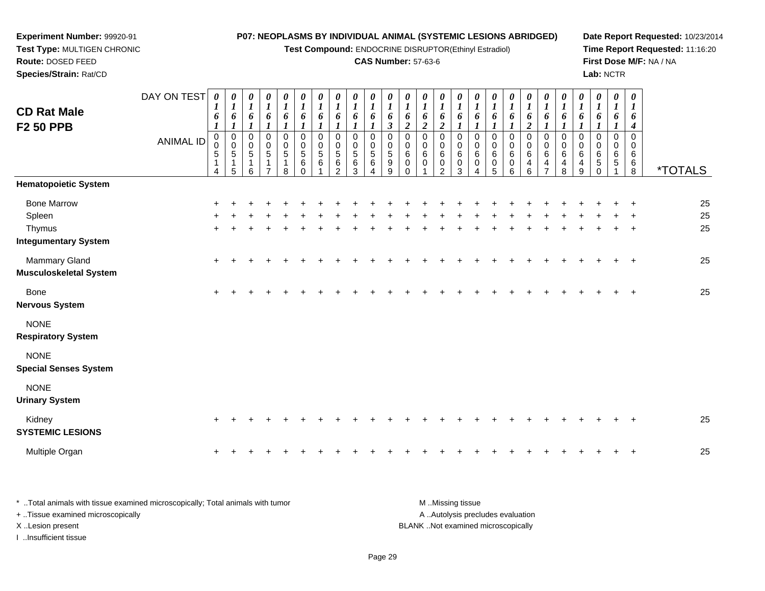**Experiment Number:** 99920-91
**Test Type:** MULTIGEN CHRONIC
**Route:** DOSED FEED
**Species/Strain:** Rat/CD

**P07: NEOPLASMS BY INDIVIDUAL ANIMAL (SYSTEMIC LESIONS ABRIDGED)**
**Test Compound:** ENDOCRINE DISRUPTOR(Ethinyl Estradiol)
**CAS Number:** 57-63-6

**Date Report Requested:** 10/23/2014
**Time Report Requested:** 11:16:20
**First Dose M/F:** NA / NA
**Lab:** NCTR

## CD Rat Male
## F2 50 PPB

| DAY ON TEST | 0161 | 0161 | 0161 | 0161 | 0161 | 0161 | 0161 | 0161 | 0161 | 0161 | 0163 | 0162 | 0162 | 0162 | 0161 | 0161 | 0161 | 0161 | 0162 | 0161 | 0161 | 0161 | 0161 | 0161 | 0164 | |
|---|---|---|---|---|---|---|---|---|---|---|---|---|---|---|---|---|---|---|---|---|---|---|---|---|---|---|
| **ANIMAL ID** | 00514 | 00515 | 00516 | 00517 | 00518 | 00560 | 00561 | 00562 | 00563 | 00564 | 00599 | 00600 | 00601 | 00602 | 00603 | 00604 | 00605 | 00606 | 00646 | 00647 | 00648 | 00649 | 00650 | 00651 | 00668 | ***TOTALS** |
| **Hematopoietic System** | | | | | | | | | | | | | | | | | | | | | | | | | | |
| Bone Marrow | + | + | + | + | + | + | + | + | + | + | + | + | + | + | + | + | + | + | + | + | + | + | + | + | + | 25 |
| Spleen | + | + | + | + | + | + | + | + | + | + | + | + | + | + | + | + | + | + | + | + | + | + | + | + | + | 25 |
| Thymus | + | + | + | + | + | + | + | + | + | + | + | + | + | + | + | + | + | + | + | + | + | + | + | + | + | 25 |
| **Integumentary System** | | | | | | | | | | | | | | | | | | | | | | | | | | |
| Mammary Gland | + | + | + | + | + | + | + | + | + | + | + | + | + | + | + | + | + | + | + | + | + | + | + | + | + | 25 |
| **Musculoskeletal System** | | | | | | | | | | | | | | | | | | | | | | | | | | |
| Bone | + | + | + | + | + | + | + | + | + | + | + | + | + | + | + | + | + | + | + | + | + | + | + | + | + | 25 |
| **Nervous System** | | | | | | | | | | | | | | | | | | | | | | | | | | |
| NONE | | | | | | | | | | | | | | | | | | | | | | | | | | |
| **Respiratory System** | | | | | | | | | | | | | | | | | | | | | | | | | | |
| NONE | | | | | | | | | | | | | | | | | | | | | | | | | | |
| **Special Senses System** | | | | | | | | | | | | | | | | | | | | | | | | | | |
| NONE | | | | | | | | | | | | | | | | | | | | | | | | | | |
| **Urinary System** | | | | | | | | | | | | | | | | | | | | | | | | | | |
| Kidney | + | + | + | + | + | + | + | + | + | + | + | + | + | + | + | + | + | + | + | + | + | + | + | + | + | 25 |
| **SYSTEMIC LESIONS** | | | | | | | | | | | | | | | | | | | | | | | | | | |
| Multiple Organ | + | + | + | + | + | + | + | + | + | + | + | + | + | + | + | + | + | + | + | + | + | + | + | + | + | 25 |

\* ..Total animals with tissue examined microscopically; Total animals with tumor
\+ ..Tissue examined microscopically
X ..Lesion present
I ..Insufficient tissue

M ..Missing tissue
A ..Autolysis precludes evaluation
BLANK ..Not examined microscopically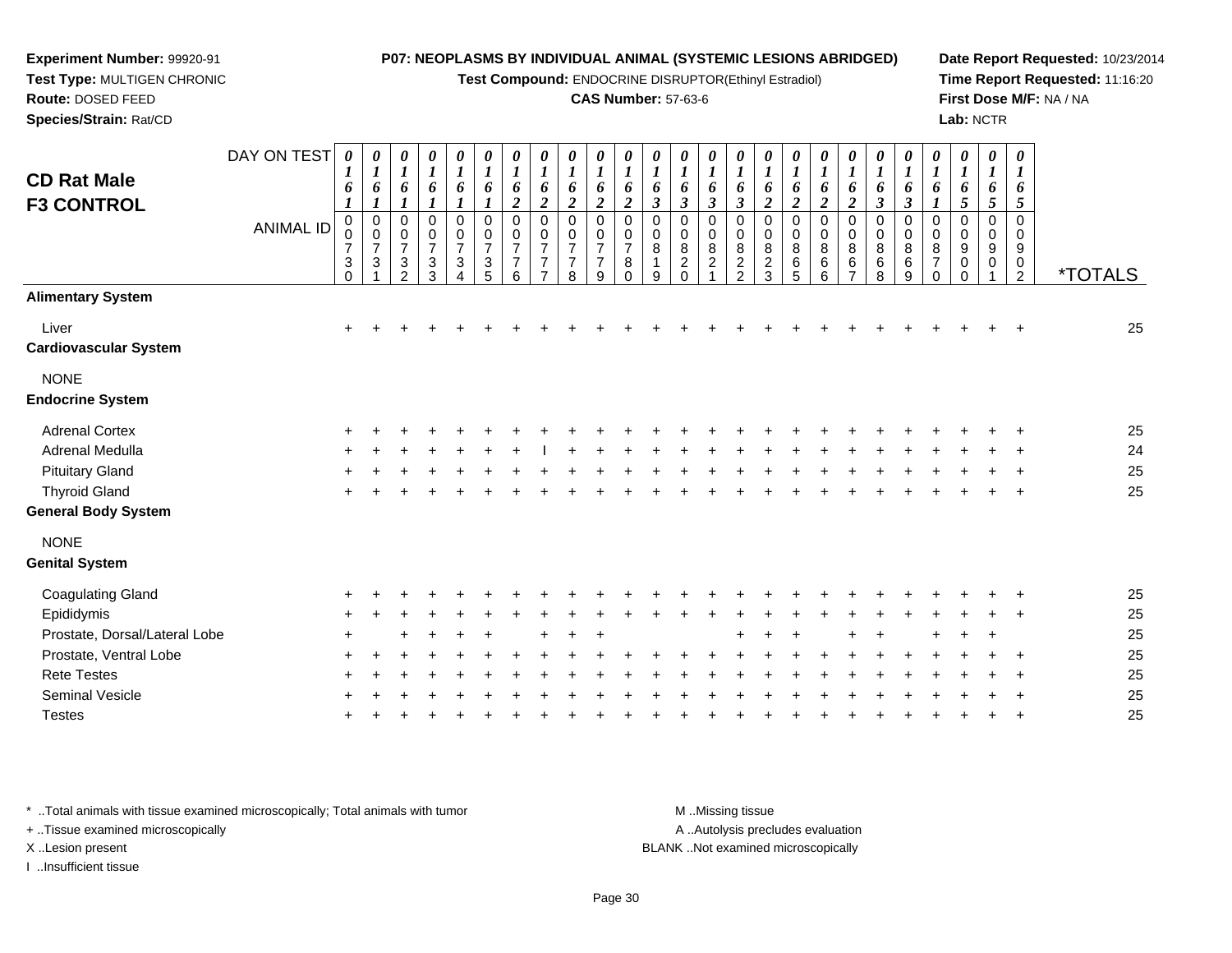**Experiment Number:** 99920-91
**Test Type:** MULTIGEN CHRONIC
**Route:** DOSED FEED
**Species/Strain:** Rat/CD

**P07: NEOPLASMS BY INDIVIDUAL ANIMAL (SYSTEMIC LESIONS ABRIDGED)**
**Test Compound:** ENDOCRINE DISRUPTOR(Ethinyl Estradiol)
**CAS Number:** 57-63-6

**Date Report Requested:** 10/23/2014
**Time Report Requested:** 11:16:20
**First Dose M/F:** NA / NA
**Lab:** NCTR

## CD Rat Male F3 CONTROL

| DAY ON TEST | 0161 | 0161 | 0161 | 0161 | 0161 | 0161 | 0162 | 0162 | 0162 | 0162 | 0162 | 0163 | 0163 | 0163 | 0163 | 0162 | 0162 | 0162 | 0162 | 0163 | 0163 | 0161 | 0165 | 0165 | 0165 | |
|---|---|---|---|---|---|---|---|---|---|---|---|---|---|---|---|---|---|---|---|---|---|---|---|---|---|---|
| ANIMAL ID | 00730 | 00731 | 00732 | 00733 | 00734 | 00735 | 00776 | 00777 | 00778 | 00779 | 00780 | 00819 | 00820 | 00821 | 00822 | 00823 | 00865 | 00866 | 00867 | 00868 | 00869 | 00870 | 00900 | 00901 | 00902 | *TOTALS |
| **Alimentary System** | | | | | | | | | | | | | | | | | | | | | | | | | | |
| Liver | + | + | + | + | + | + | + | + | + | + | + | + | + | + | + | + | + | + | + | + | + | + | + | + | + | 25 |
| **Cardiovascular System** | | | | | | | | | | | | | | | | | | | | | | | | | | |
| NONE | | | | | | | | | | | | | | | | | | | | | | | | | | |
| **Endocrine System** | | | | | | | | | | | | | | | | | | | | | | | | | | |
| Adrenal Cortex | + | + | + | + | + | + | + | + | + | + | + | + | + | + | + | + | + | + | + | + | + | + | + | + | + | 25 |
| Adrenal Medulla | + | + | + | + | + | + | + | I | + | + | + | + | + | + | + | + | + | + | + | + | + | + | + | + | + | 24 |
| Pituitary Gland | + | + | + | + | + | + | + | + | + | + | + | + | + | + | + | + | + | + | + | + | + | + | + | + | + | 25 |
| Thyroid Gland | + | + | + | + | + | + | + | + | + | + | + | + | + | + | + | + | + | + | + | + | + | + | + | + | + | 25 |
| **General Body System** | | | | | | | | | | | | | | | | | | | | | | | | | | |
| NONE | | | | | | | | | | | | | | | | | | | | | | | | | | |
| **Genital System** | | | | | | | | | | | | | | | | | | | | | | | | | | |
| Coagulating Gland | + | + | + | + | + | + | + | + | + | + | + | + | + | + | + | + | + | + | + | + | + | + | + | + | + | 25 |
| Epididymis | + | + | + | + | + | + | + | + | + | + | + | + | + | + | + | + | + | + | + | + | + | + | + | + | + | 25 |
| Prostate, Dorsal/Lateral Lobe | + | | + | + | + | + | | + | + | + | | | | | + | + | + | | + | + | | + | + | + | | 25 |
| Prostate, Ventral Lobe | + | + | + | + | + | + | + | + | + | + | + | + | + | + | + | + | + | + | + | + | + | + | + | + | + | 25 |
| Rete Testes | + | + | + | + | + | + | + | + | + | + | + | + | + | + | + | + | + | + | + | + | + | + | + | + | + | 25 |
| Seminal Vesicle | + | + | + | + | + | + | + | + | + | + | + | + | + | + | + | + | + | + | + | + | + | + | + | + | + | 25 |
| Testes | + | + | + | + | + | + | + | + | + | + | + | + | + | + | + | + | + | + | + | + | + | + | + | + | + | 25 |

* ..Total animals with tissue examined microscopically; Total animals with tumor
+ ..Tissue examined microscopically
X ..Lesion present
I ..Insufficient tissue

M ..Missing tissue
A ..Autolysis precludes evaluation
BLANK ..Not examined microscopically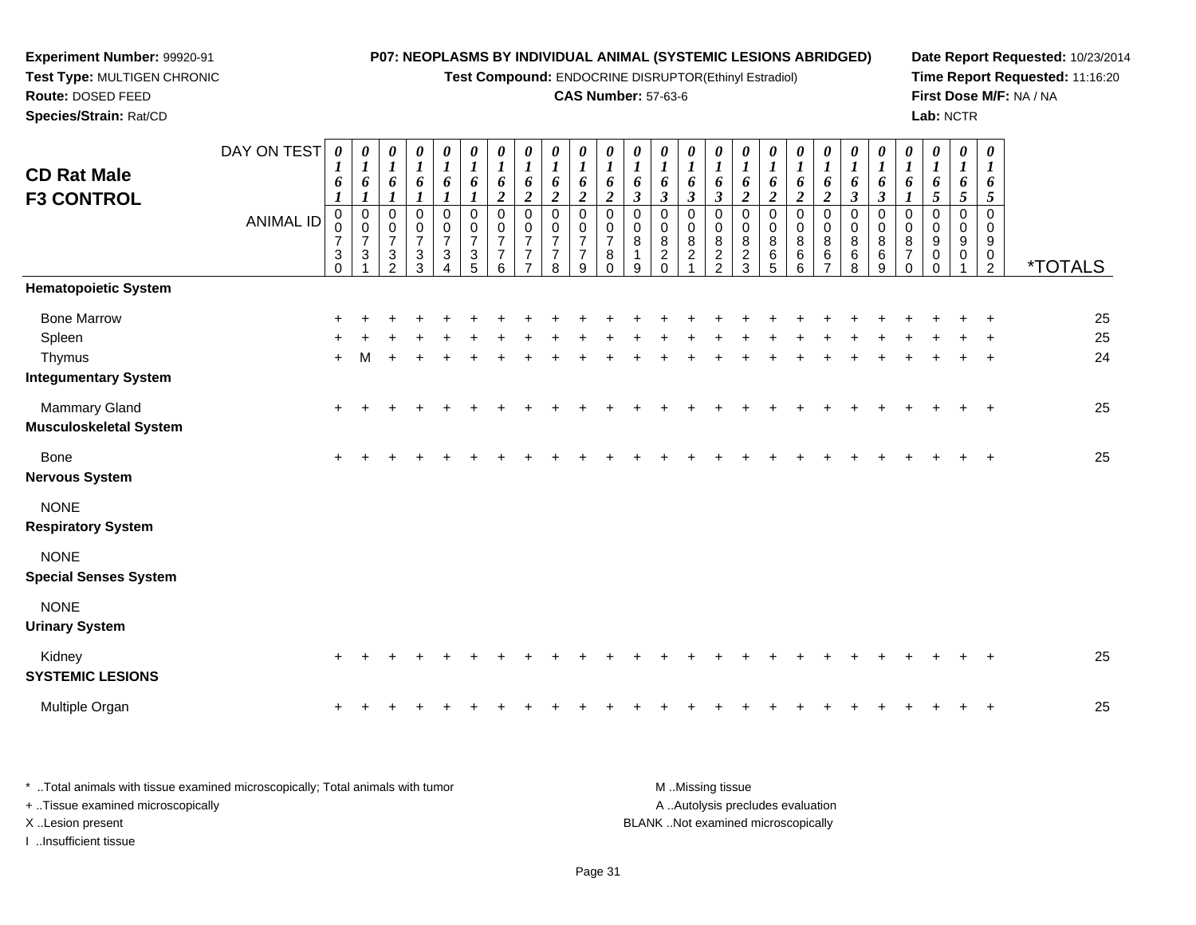**Experiment Number:** 99920-91
**Test Type:** MULTIGEN CHRONIC
**Route:** DOSED FEED
**Species/Strain:** Rat/CD

**P07: NEOPLASMS BY INDIVIDUAL ANIMAL (SYSTEMIC LESIONS ABRIDGED)**
**Test Compound:** ENDOCRINE DISRUPTOR(Ethinyl Estradiol)
**CAS Number:** 57-63-6

**Date Report Requested:** 10/23/2014
**Time Report Requested:** 11:16:20
**First Dose M/F:** NA / NA
**Lab:** NCTR

## CD Rat Male
## F3 CONTROL

| DAY ON TEST | 0161 | 0161 | 0161 | 0161 | 0161 | 0161 | 0162 | 0162 | 0162 | 0162 | 0162 | 0163 | 0163 | 0163 | 0163 | 0162 | 0162 | 0162 | 0162 | 0163 | 0163 | 0161 | 0165 | 0165 | 0165 | |
|---|---|---|---|---|---|---|---|---|---|---|---|---|---|---|---|---|---|---|---|---|---|---|---|---|---|---|
| **ANIMAL ID** | 000730 | 000731 | 000732 | 000733 | 000734 | 000735 | 000776 | 000777 | 000778 | 000779 | 000780 | 000819 | 000820 | 000821 | 000822 | 000823 | 000865 | 000866 | 000867 | 000868 | 000869 | 000870 | 000900 | 000901 | 000902 | ***TOTALS** |
| **Hematopoietic System** | | | | | | | | | | | | | | | | | | | | | | | | | | |
| Bone Marrow | + | + | + | + | + | + | + | + | + | + | + | + | + | + | + | + | + | + | + | + | + | + | + | + | + | 25 |
| Spleen | + | + | + | + | + | + | + | + | + | + | + | + | + | + | + | + | + | + | + | + | + | + | + | + | + | 25 |
| Thymus | + | M | + | + | + | + | + | + | + | + | + | + | + | + | + | + | + | + | + | + | + | + | + | + | + | 24 |
| **Integumentary System** | | | | | | | | | | | | | | | | | | | | | | | | | | |
| Mammary Gland | + | + | + | + | + | + | + | + | + | + | + | + | + | + | + | + | + | + | + | + | + | + | + | + | + | 25 |
| **Musculoskeletal System** | | | | | | | | | | | | | | | | | | | | | | | | | | |
| Bone | + | + | + | + | + | + | + | + | + | + | + | + | + | + | + | + | + | + | + | + | + | + | + | + | + | 25 |
| **Nervous System** | | | | | | | | | | | | | | | | | | | | | | | | | | |
| NONE | | | | | | | | | | | | | | | | | | | | | | | | | | |
| **Respiratory System** | | | | | | | | | | | | | | | | | | | | | | | | | | |
| NONE | | | | | | | | | | | | | | | | | | | | | | | | | | |
| **Special Senses System** | | | | | | | | | | | | | | | | | | | | | | | | | | |
| NONE | | | | | | | | | | | | | | | | | | | | | | | | | | |
| **Urinary System** | | | | | | | | | | | | | | | | | | | | | | | | | | |
| Kidney | + | + | + | + | + | + | + | + | + | + | + | + | + | + | + | + | + | + | + | + | + | + | + | + | + | 25 |
| **SYSTEMIC LESIONS** | | | | | | | | | | | | | | | | | | | | | | | | | | |
| Multiple Organ | + | + | + | + | + | + | + | + | + | + | + | + | + | + | + | + | + | + | + | + | + | + | + | + | + | 25 |

* ..Total animals with tissue examined microscopically; Total animals with tumor
+ ..Tissue examined microscopically
X ..Lesion present
I ..Insufficient tissue

M ..Missing tissue
A ..Autolysis precludes evaluation
BLANK ..Not examined microscopically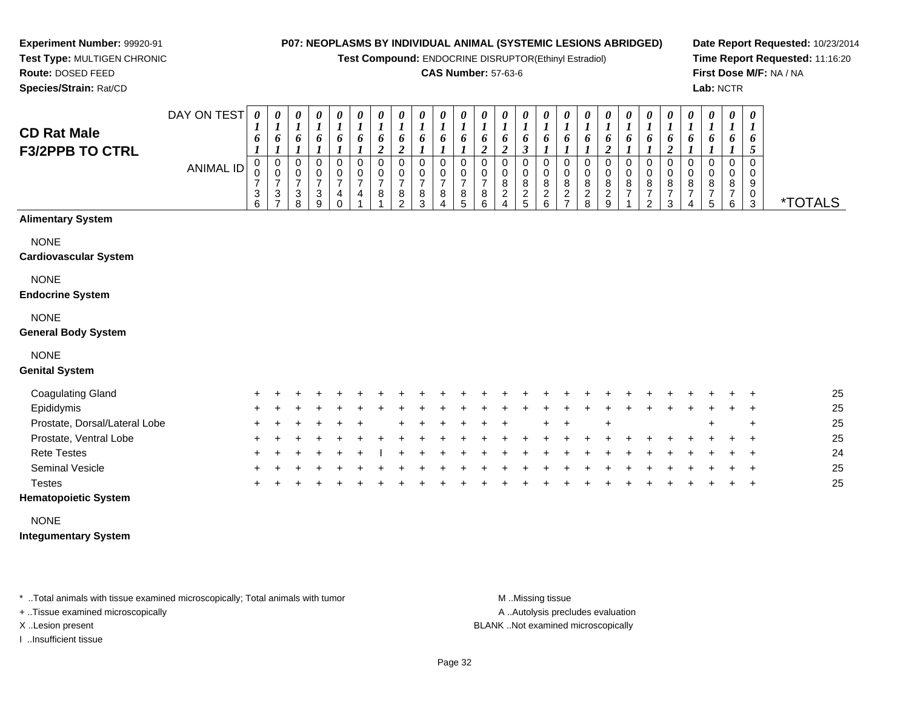**Experiment Number:** 99920-91
**Test Type:** MULTIGEN CHRONIC
**Route:** DOSED FEED
**Species/Strain:** Rat/CD

**P07: NEOPLASMS BY INDIVIDUAL ANIMAL (SYSTEMIC LESIONS ABRIDGED)**
**Test Compound:** ENDOCRINE DISRUPTOR(Ethinyl Estradiol)
**CAS Number:** 57-63-6

**Date Report Requested:** 10/23/2014
**Time Report Requested:** 11:16:20
**First Dose M/F:** NA / NA
**Lab:** NCTR

## CD Rat Male F3/2PPB TO CTRL

| DAY ON TEST | 0161 | 0161 | 0161 | 0161 | 0161 | 0161 | 0162 | 0162 | 0161 | 0161 | 0161 | 0162 | 0162 | 0163 | 0161 | 0161 | 0161 | 0162 | 0161 | 0161 | 0162 | 0161 | 0161 | 0161 | 0165 | |
|---|---|---|---|---|---|---|---|---|---|---|---|---|---|---|---|---|---|---|---|---|---|---|---|---|---|---|
| **ANIMAL ID** | 00736 | 00737 | 00738 | 00739 | 00740 | 00741 | 00781 | 00782 | 00783 | 00784 | 00785 | 00786 | 00824 | 00825 | 00826 | 00827 | 00828 | 00829 | 00871 | 00872 | 00873 | 00874 | 00875 | 00876 | 00903 | ***TOTALS** |
| **Alimentary System** | | | | | | | | | | | | | | | | | | | | | | | | | | |
| NONE | | | | | | | | | | | | | | | | | | | | | | | | | | |
| **Cardiovascular System** | | | | | | | | | | | | | | | | | | | | | | | | | | |
| NONE | | | | | | | | | | | | | | | | | | | | | | | | | | |
| **Endocrine System** | | | | | | | | | | | | | | | | | | | | | | | | | | |
| NONE | | | | | | | | | | | | | | | | | | | | | | | | | | |
| **General Body System** | | | | | | | | | | | | | | | | | | | | | | | | | | |
| NONE | | | | | | | | | | | | | | | | | | | | | | | | | | |
| **Genital System** | | | | | | | | | | | | | | | | | | | | | | | | | | |
| Coagulating Gland | + | + | + | + | + | + | + | + | + | + | + | + | + | + | + | + | + | + | + | + | + | + | + | + | + | 25 |
| Epididymis | + | + | + | + | + | + | + | + | + | + | + | + | + | + | + | + | + | + | + | + | + | + | + | + | + | 25 |
| Prostate, Dorsal/Lateral Lobe | + | + | + | + | + | + | | + | + | + | + | + | + | | + | + | | + | | | | | + | | + | 25 |
| Prostate, Ventral Lobe | + | + | + | + | + | + | + | + | + | + | + | + | + | + | + | + | + | + | + | + | + | + | + | + | + | 25 |
| Rete Testes | + | + | + | + | + | + | I | + | + | + | + | + | + | + | + | + | + | + | + | + | + | + | + | + | + | 24 |
| Seminal Vesicle | + | + | + | + | + | + | + | + | + | + | + | + | + | + | + | + | + | + | + | + | + | + | + | + | + | 25 |
| Testes | + | + | + | + | + | + | + | + | + | + | + | + | + | + | + | + | + | + | + | + | + | + | + | + | + | 25 |
| **Hematopoietic System** | | | | | | | | | | | | | | | | | | | | | | | | | | |
| NONE | | | | | | | | | | | | | | | | | | | | | | | | | | |
| **Integumentary System** | | | | | | | | | | | | | | | | | | | | | | | | | | |

\* ..Total animals with tissue examined microscopically; Total animals with tumor
\+ ..Tissue examined microscopically
X ..Lesion present
I ..Insufficient tissue

M ..Missing tissue
A ..Autolysis precludes evaluation
BLANK ..Not examined microscopically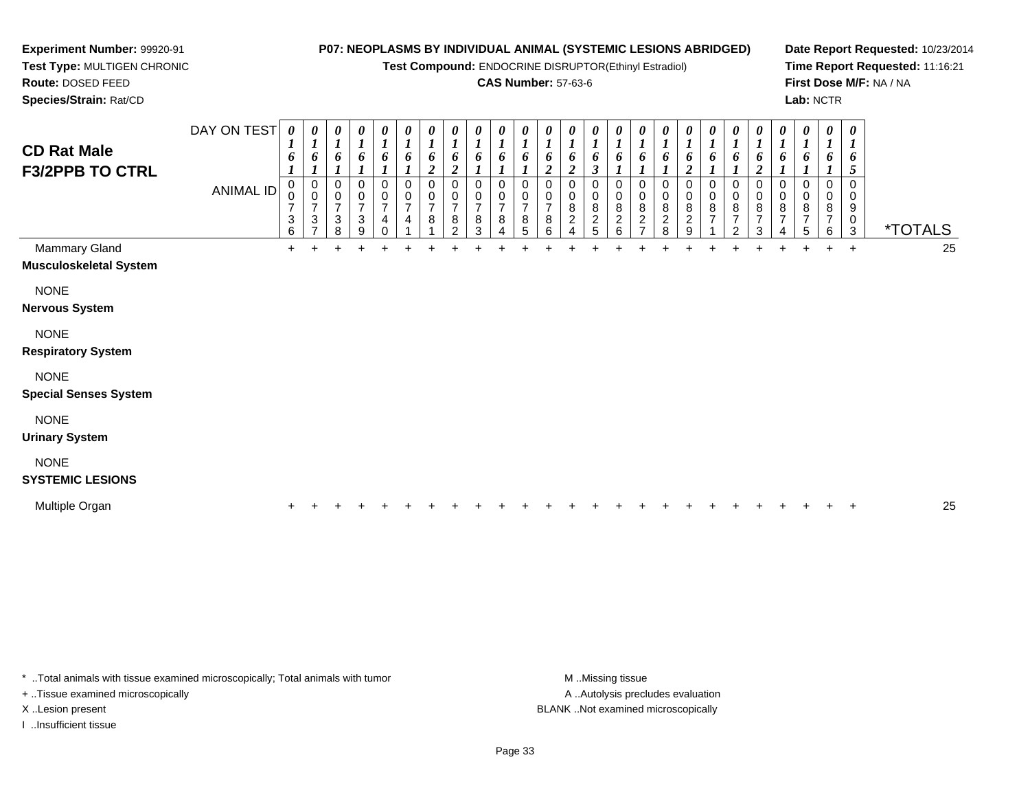**Experiment Number:** 99920-91
**Test Type:** MULTIGEN CHRONIC
**Route:** DOSED FEED
**Species/Strain:** Rat/CD

**P07: NEOPLASMS BY INDIVIDUAL ANIMAL (SYSTEMIC LESIONS ABRIDGED)**
**Test Compound:** ENDOCRINE DISRUPTOR(Ethinyl Estradiol)
**CAS Number:** 57-63-6

**Date Report Requested:** 10/23/2014
**Time Report Requested:** 11:16:21
**First Dose M/F:** NA / NA
**Lab:** NCTR

# CD Rat Male F3/2PPB TO CTRL

| DAY ON TEST | 0161 | 0161 | 0161 | 0161 | 0161 | 0161 | 0162 | 0162 | 0161 | 0161 | 0161 | 0162 | 0162 | 0163 | 0161 | 0161 | 0161 | 0162 | 0161 | 0161 | 0162 | 0161 | 0161 | 0161 | 0165 | |
|---|---|---|---|---|---|---|---|---|---|---|---|---|---|---|---|---|---|---|---|---|---|---|---|---|---|---|
| **ANIMAL ID** | 00736 | 00737 | 00738 | 00739 | 00740 | 00741 | 00781 | 00782 | 00783 | 00784 | 00785 | 00786 | 00824 | 00825 | 00826 | 00827 | 00828 | 00829 | 00871 | 00872 | 00873 | 00874 | 00875 | 00876 | 00903 | ***TOTALS** |
| Mammary Gland | + | + | + | + | + | + | + | + | + | + | + | + | + | + | + | + | + | + | + | + | + | + | + | + | + | 25 |
| **Musculoskeletal System** | | | | | | | | | | | | | | | | | | | | | | | | | | |
| NONE | | | | | | | | | | | | | | | | | | | | | | | | | | |
| **Nervous System** | | | | | | | | | | | | | | | | | | | | | | | | | | |
| NONE | | | | | | | | | | | | | | | | | | | | | | | | | | |
| **Respiratory System** | | | | | | | | | | | | | | | | | | | | | | | | | | |
| NONE | | | | | | | | | | | | | | | | | | | | | | | | | | |
| **Special Senses System** | | | | | | | | | | | | | | | | | | | | | | | | | | |
| NONE | | | | | | | | | | | | | | | | | | | | | | | | | | |
| **Urinary System** | | | | | | | | | | | | | | | | | | | | | | | | | | |
| NONE | | | | | | | | | | | | | | | | | | | | | | | | | | |
| **SYSTEMIC LESIONS** | | | | | | | | | | | | | | | | | | | | | | | | | | |
| Multiple Organ | + | + | + | + | + | + | + | + | + | + | + | + | + | + | + | + | + | + | + | + | + | + | + | + | + | 25 |

* ..Total animals with tissue examined microscopically; Total animals with tumor
+ ..Tissue examined microscopically
X ..Lesion present
I ..Insufficient tissue

M ..Missing tissue
A ..Autolysis precludes evaluation
BLANK ..Not examined microscopically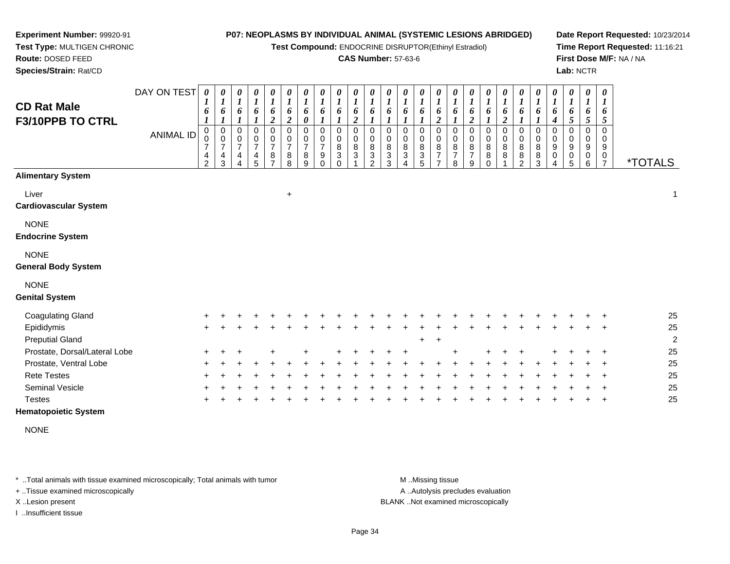**Experiment Number:** 99920-91
**Test Type:** MULTIGEN CHRONIC
**Route:** DOSED FEED
**Species/Strain:** Rat/CD

**P07: NEOPLASMS BY INDIVIDUAL ANIMAL (SYSTEMIC LESIONS ABRIDGED)**
**Test Compound:** ENDOCRINE DISRUPTOR(Ethinyl Estradiol)
**CAS Number:** 57-63-6

**Date Report Requested:** 10/23/2014
**Time Report Requested:** 11:16:21
**First Dose M/F:** NA / NA
**Lab:** NCTR

## CD Rat Male F3/10PPB TO CTRL

| DAY ON TEST | 0161 | 0161 | 0161 | 0161 | 0162 | 0162 | 0160 | 0161 | 0161 | 0162 | 0161 | 0161 | 0161 | 0161 | 0162 | 0161 | 0162 | 0161 | 0162 | 0161 | 0161 | 0164 | 0165 | 0165 | 0165 | |
|---|---|---|---|---|---|---|---|---|---|---|---|---|---|---|---|---|---|---|---|---|---|---|---|---|---|---|
| **ANIMAL ID** | 00742 | 00743 | 00744 | 00745 | 00787 | 00788 | 00789 | 00790 | 00830 | 00831 | 00832 | 00833 | 00834 | 00835 | 00877 | 00878 | 00879 | 00880 | 00881 | 00882 | 00883 | 00904 | 00905 | 00906 | 00907 | ***TOTALS** |
| **Alimentary System** | | | | | | | | | | | | | | | | | | | | | | | | | | |
| Liver | | | | | | + | | | | | | | | | | | | | | | | | | | | 1 |
| **Cardiovascular System** | | | | | | | | | | | | | | | | | | | | | | | | | | |
| NONE | | | | | | | | | | | | | | | | | | | | | | | | | | |
| **Endocrine System** | | | | | | | | | | | | | | | | | | | | | | | | | | |
| NONE | | | | | | | | | | | | | | | | | | | | | | | | | | |
| **General Body System** | | | | | | | | | | | | | | | | | | | | | | | | | | |
| NONE | | | | | | | | | | | | | | | | | | | | | | | | | | |
| **Genital System** | | | | | | | | | | | | | | | | | | | | | | | | | | |
| Coagulating Gland | + | + | + | + | + | + | + | + | + | + | + | + | + | + | + | + | + | + | + | + | + | + | + | + | + | 25 |
| Epididymis | + | + | + | + | + | + | + | + | + | + | + | + | + | + | + | + | + | + | + | + | + | + | + | + | + | 25 |
| Preputial Gland | | | | | | | | | | | | | | + | + | | | | | | | | | | | 2 |
| Prostate, Dorsal/Lateral Lobe | + | + | + | | + | | + | | + | + | + | + | + | | | + | | + | + | + | | + | + | + | + | 25 |
| Prostate, Ventral Lobe | + | + | + | + | + | + | + | + | + | + | + | + | + | + | + | + | + | + | + | + | + | + | + | + | + | 25 |
| Rete Testes | + | + | + | + | + | + | + | + | + | + | + | + | + | + | + | + | + | + | + | + | + | + | + | + | + | 25 |
| Seminal Vesicle | + | + | + | + | + | + | + | + | + | + | + | + | + | + | + | + | + | + | + | + | + | + | + | + | + | 25 |
| Testes | + | + | + | + | + | + | + | + | + | + | + | + | + | + | + | + | + | + | + | + | + | + | + | + | + | 25 |
| **Hematopoietic System** | | | | | | | | | | | | | | | | | | | | | | | | | | |
| NONE | | | | | | | | | | | | | | | | | | | | | | | | | | |

* ..Total animals with tissue examined microscopically; Total animals with tumor
+ ..Tissue examined microscopically
X ..Lesion present
I ..Insufficient tissue

M ..Missing tissue
A ..Autolysis precludes evaluation
BLANK ..Not examined microscopically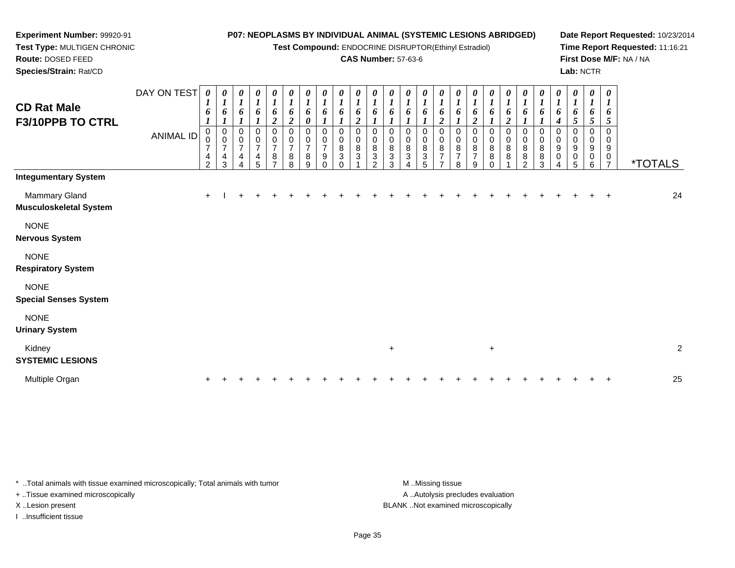**Experiment Number:** 99920-91
**Test Type:** MULTIGEN CHRONIC
**Route:** DOSED FEED
**Species/Strain:** Rat/CD

**P07: NEOPLASMS BY INDIVIDUAL ANIMAL (SYSTEMIC LESIONS ABRIDGED)**
**Test Compound:** ENDOCRINE DISRUPTOR(Ethinyl Estradiol)
**CAS Number:** 57-63-6

**Date Report Requested:** 10/23/2014
**Time Report Requested:** 11:16:21
**First Dose M/F:** NA / NA
**Lab:** NCTR

## CD Rat Male F3/10PPB TO CTRL

| DAY ON TEST | 0161 | 0161 | 0161 | 0161 | 0162 | 0162 | 0160 | 0161 | 0161 | 0162 | 0161 | 0161 | 0161 | 0161 | 0162 | 0161 | 0162 | 0161 | 0162 | 0161 | 0161 | 0164 | 0165 | 0165 | 0165 | |
|---|---|---|---|---|---|---|---|---|---|---|---|---|---|---|---|---|---|---|---|---|---|---|---|---|---|---|
| **ANIMAL ID** | 00742 | 00743 | 00744 | 00745 | 00787 | 00788 | 00789 | 00790 | 00830 | 00831 | 00832 | 00833 | 00834 | 00835 | 00877 | 00878 | 00879 | 00880 | 00881 | 00882 | 00883 | 00904 | 00905 | 00906 | 00907 | ***TOTALS** |
| **Integumentary System** | | | | | | | | | | | | | | | | | | | | | | | | | | |
| Mammary Gland | + | I | + | + | + | + | + | + | + | + | + | + | + | + | + | + | + | + | + | + | + | + | + | + | + | 24 |
| **Musculoskeletal System** | | | | | | | | | | | | | | | | | | | | | | | | | | |
| NONE | | | | | | | | | | | | | | | | | | | | | | | | | | |
| **Nervous System** | | | | | | | | | | | | | | | | | | | | | | | | | | |
| NONE | | | | | | | | | | | | | | | | | | | | | | | | | | |
| **Respiratory System** | | | | | | | | | | | | | | | | | | | | | | | | | | |
| NONE | | | | | | | | | | | | | | | | | | | | | | | | | | |
| **Special Senses System** | | | | | | | | | | | | | | | | | | | | | | | | | | |
| NONE | | | | | | | | | | | | | | | | | | | | | | | | | | |
| **Urinary System** | | | | | | | | | | | | | | | | | | | | | | | | | | |
| Kidney | | | | | | | | | | | | + | | | | | | + | | | | | | | | 2 |
| **SYSTEMIC LESIONS** | | | | | | | | | | | | | | | | | | | | | | | | | | |
| Multiple Organ | + | + | + | + | + | + | + | + | + | + | + | + | + | + | + | + | + | + | + | + | + | + | + | + | + | 25 |

* ..Total animals with tissue examined microscopically; Total animals with tumor
+ ..Tissue examined microscopically
X ..Lesion present
I ..Insufficient tissue

M ..Missing tissue
A ..Autolysis precludes evaluation
BLANK ..Not examined microscopically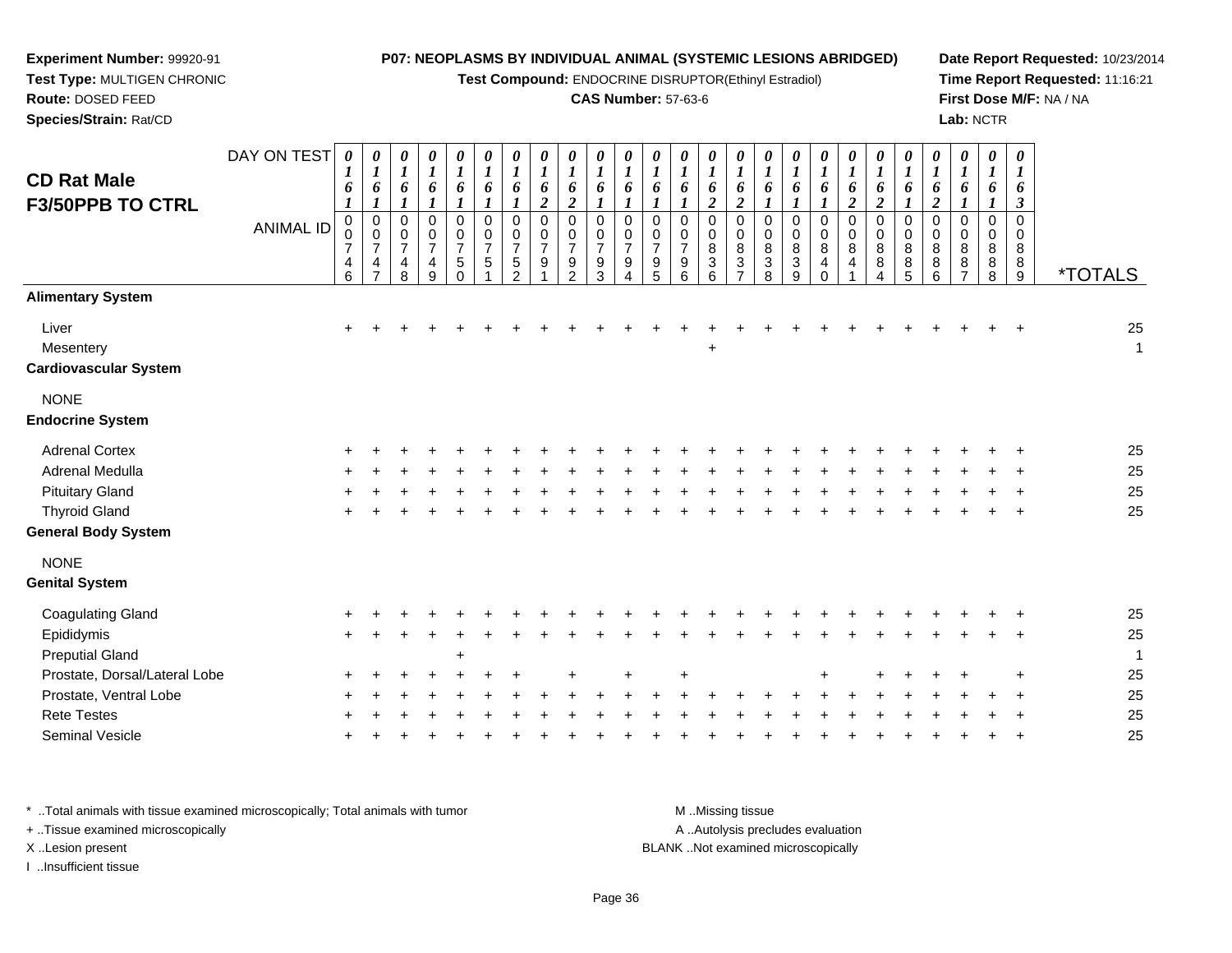**Experiment Number:** 99920-91
**Test Type:** MULTIGEN CHRONIC
**Route:** DOSED FEED
**Species/Strain:** Rat/CD

**P07: NEOPLASMS BY INDIVIDUAL ANIMAL (SYSTEMIC LESIONS ABRIDGED)**
**Test Compound:** ENDOCRINE DISRUPTOR(Ethinyl Estradiol)
**CAS Number:** 57-63-6

**Date Report Requested:** 10/23/2014
**Time Report Requested:** 11:16:21
**First Dose M/F:** NA / NA
**Lab:** NCTR

## CD Rat Male F3/50PPB TO CTRL

| DAY ON TEST | 0161 | 0161 | 0161 | 0161 | 0161 | 0161 | 0161 | 0162 | 0162 | 0161 | 0161 | 0161 | 0161 | 0162 | 0162 | 0161 | 0161 | 0161 | 0162 | 0162 | 0161 | 0162 | 0161 | 0161 | 0163 | |
|---|---|---|---|---|---|---|---|---|---|---|---|---|---|---|---|---|---|---|---|---|---|---|---|---|---|---|
| **ANIMAL ID** | 00746 | 00747 | 00748 | 00749 | 00750 | 00751 | 00752 | 00791 | 00792 | 00793 | 00794 | 00795 | 00796 | 00836 | 00837 | 00838 | 00839 | 00840 | 00841 | 00884 | 00885 | 00886 | 00887 | 00888 | 00889 | ***TOTALS** |
| **Alimentary System** | | | | | | | | | | | | | | | | | | | | | | | | | | |
| Liver | + | + | + | + | + | + | + | + | + | + | + | + | + | + | + | + | + | + | + | + | + | + | + | + | + | 25 |
| Mesentery | | | | | | | | | | | | | | + | | | | | | | | | | | | 1 |
| **Cardiovascular System** | | | | | | | | | | | | | | | | | | | | | | | | | | |
| NONE | | | | | | | | | | | | | | | | | | | | | | | | | | |
| **Endocrine System** | | | | | | | | | | | | | | | | | | | | | | | | | | |
| Adrenal Cortex | + | + | + | + | + | + | + | + | + | + | + | + | + | + | + | + | + | + | + | + | + | + | + | + | + | 25 |
| Adrenal Medulla | + | + | + | + | + | + | + | + | + | + | + | + | + | + | + | + | + | + | + | + | + | + | + | + | + | 25 |
| Pituitary Gland | + | + | + | + | + | + | + | + | + | + | + | + | + | + | + | + | + | + | + | + | + | + | + | + | + | 25 |
| Thyroid Gland | + | + | + | + | + | + | + | + | + | + | + | + | + | + | + | + | + | + | + | + | + | + | + | + | + | 25 |
| **General Body System** | | | | | | | | | | | | | | | | | | | | | | | | | | |
| NONE | | | | | | | | | | | | | | | | | | | | | | | | | | |
| **Genital System** | | | | | | | | | | | | | | | | | | | | | | | | | | |
| Coagulating Gland | + | + | + | + | + | + | + | + | + | + | + | + | + | + | + | + | + | + | + | + | + | + | + | + | + | 25 |
| Epididymis | + | + | + | + | + | + | + | + | + | + | + | + | + | + | + | + | + | + | + | + | + | + | + | + | + | 25 |
| Preputial Gland | | | | | + | | | | | | | | | | | | | | | | | | | | | 1 |
| Prostate, Dorsal/Lateral Lobe | + | + | + | + | + | + | + | | + | | + | | + | | | | | + | | + | + | + | + | | + | 25 |
| Prostate, Ventral Lobe | + | + | + | + | + | + | + | + | + | + | + | + | + | + | + | + | + | + | + | + | + | + | + | + | + | 25 |
| Rete Testes | + | + | + | + | + | + | + | + | + | + | + | + | + | + | + | + | + | + | + | + | + | + | + | + | + | 25 |
| Seminal Vesicle | + | + | + | + | + | + | + | + | + | + | + | + | + | + | + | + | + | + | + | + | + | + | + | + | + | 25 |

\* ..Total animals with tissue examined microscopically; Total animals with tumor
\+ ..Tissue examined microscopically
X ..Lesion present
I ..Insufficient tissue

M ..Missing tissue
A ..Autolysis precludes evaluation
BLANK ..Not examined microscopically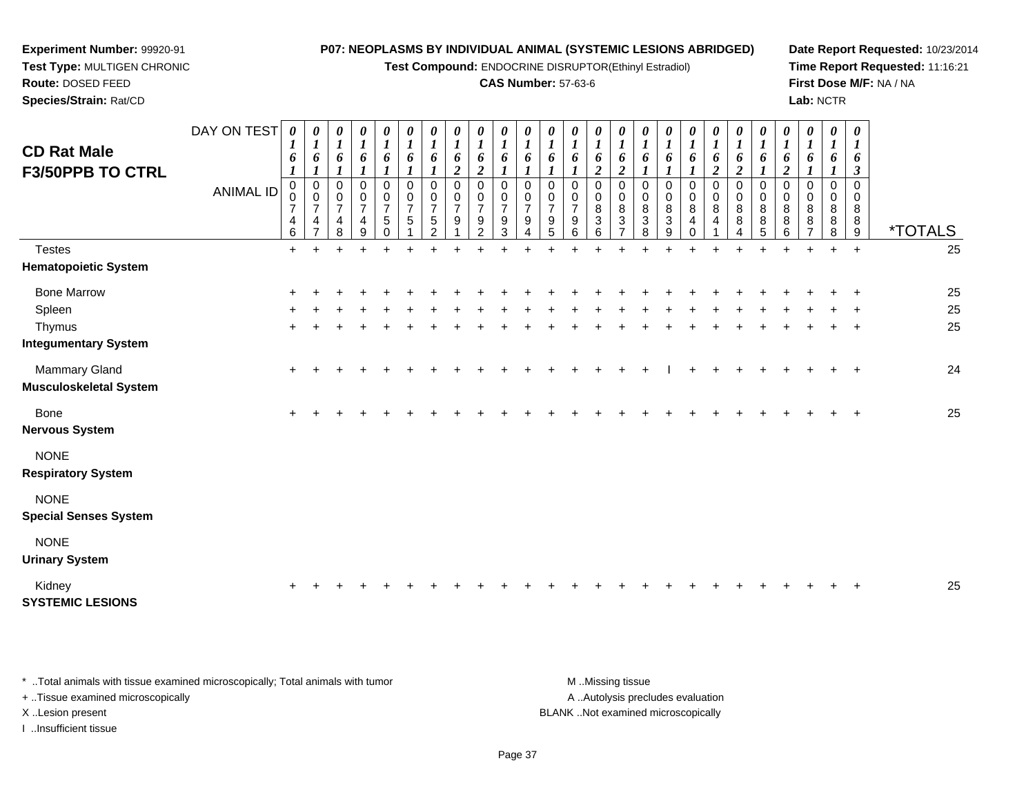**Experiment Number:** 99920-91
**Test Type:** MULTIGEN CHRONIC
**Route:** DOSED FEED
**Species/Strain:** Rat/CD

**P07: NEOPLASMS BY INDIVIDUAL ANIMAL (SYSTEMIC LESIONS ABRIDGED)**
**Test Compound:** ENDOCRINE DISRUPTOR(Ethinyl Estradiol)
**CAS Number:** 57-63-6

**Date Report Requested:** 10/23/2014
**Time Report Requested:** 11:16:21
**First Dose M/F:** NA / NA
**Lab:** NCTR

## CD Rat Male
## F3/50PPB TO CTRL

| DAY ON TEST | 0161 | 0161 | 0161 | 0161 | 0161 | 0161 | 0161 | 0162 | 0162 | 0161 | 0161 | 0161 | 0161 | 0162 | 0162 | 0161 | 0161 | 0161 | 0162 | 0162 | 0161 | 0162 | 0161 | 0161 | 0163 | |
|---|---|---|---|---|---|---|---|---|---|---|---|---|---|---|---|---|---|---|---|---|---|---|---|---|---|---|
| **ANIMAL ID** | 00746 | 00747 | 00748 | 00749 | 00750 | 00751 | 00752 | 00791 | 00792 | 00793 | 00794 | 00795 | 00796 | 00836 | 00837 | 00838 | 00839 | 00840 | 00841 | 00884 | 00885 | 00886 | 00887 | 00888 | 00889 | ***TOTALS** |
| Testes | + | + | + | + | + | + | + | + | + | + | + | + | + | + | + | + | + | + | + | + | + | + | + | + | + | 25 |
| **Hematopoietic System** | | | | | | | | | | | | | | | | | | | | | | | | | | |
| Bone Marrow | + | + | + | + | + | + | + | + | + | + | + | + | + | + | + | + | + | + | + | + | + | + | + | + | + | 25 |
| Spleen | + | + | + | + | + | + | + | + | + | + | + | + | + | + | + | + | + | + | + | + | + | + | + | + | + | 25 |
| Thymus | + | + | + | + | + | + | + | + | + | + | + | + | + | + | + | + | + | + | + | + | + | + | + | + | + | 25 |
| **Integumentary System** | | | | | | | | | | | | | | | | | | | | | | | | | | |
| Mammary Gland | + | + | + | + | + | + | + | + | + | + | + | + | + | + | + | + | I | + | + | + | + | + | + | + | + | 24 |
| **Musculoskeletal System** | | | | | | | | | | | | | | | | | | | | | | | | | | |
| Bone | + | + | + | + | + | + | + | + | + | + | + | + | + | + | + | + | + | + | + | + | + | + | + | + | + | 25 |
| **Nervous System** | | | | | | | | | | | | | | | | | | | | | | | | | | |
| NONE | | | | | | | | | | | | | | | | | | | | | | | | | | |
| **Respiratory System** | | | | | | | | | | | | | | | | | | | | | | | | | | |
| NONE | | | | | | | | | | | | | | | | | | | | | | | | | | |
| **Special Senses System** | | | | | | | | | | | | | | | | | | | | | | | | | | |
| NONE | | | | | | | | | | | | | | | | | | | | | | | | | | |
| **Urinary System** | | | | | | | | | | | | | | | | | | | | | | | | | | |
| Kidney | + | + | + | + | + | + | + | + | + | + | + | + | + | + | + | + | + | + | + | + | + | + | + | + | + | 25 |
| **SYSTEMIC LESIONS** | | | | | | | | | | | | | | | | | | | | | | | | | | |

\* ..Total animals with tissue examined microscopically; Total animals with tumor
+ ..Tissue examined microscopically
X ..Lesion present
I ..Insufficient tissue

M ..Missing tissue
A ..Autolysis precludes evaluation
BLANK ..Not examined microscopically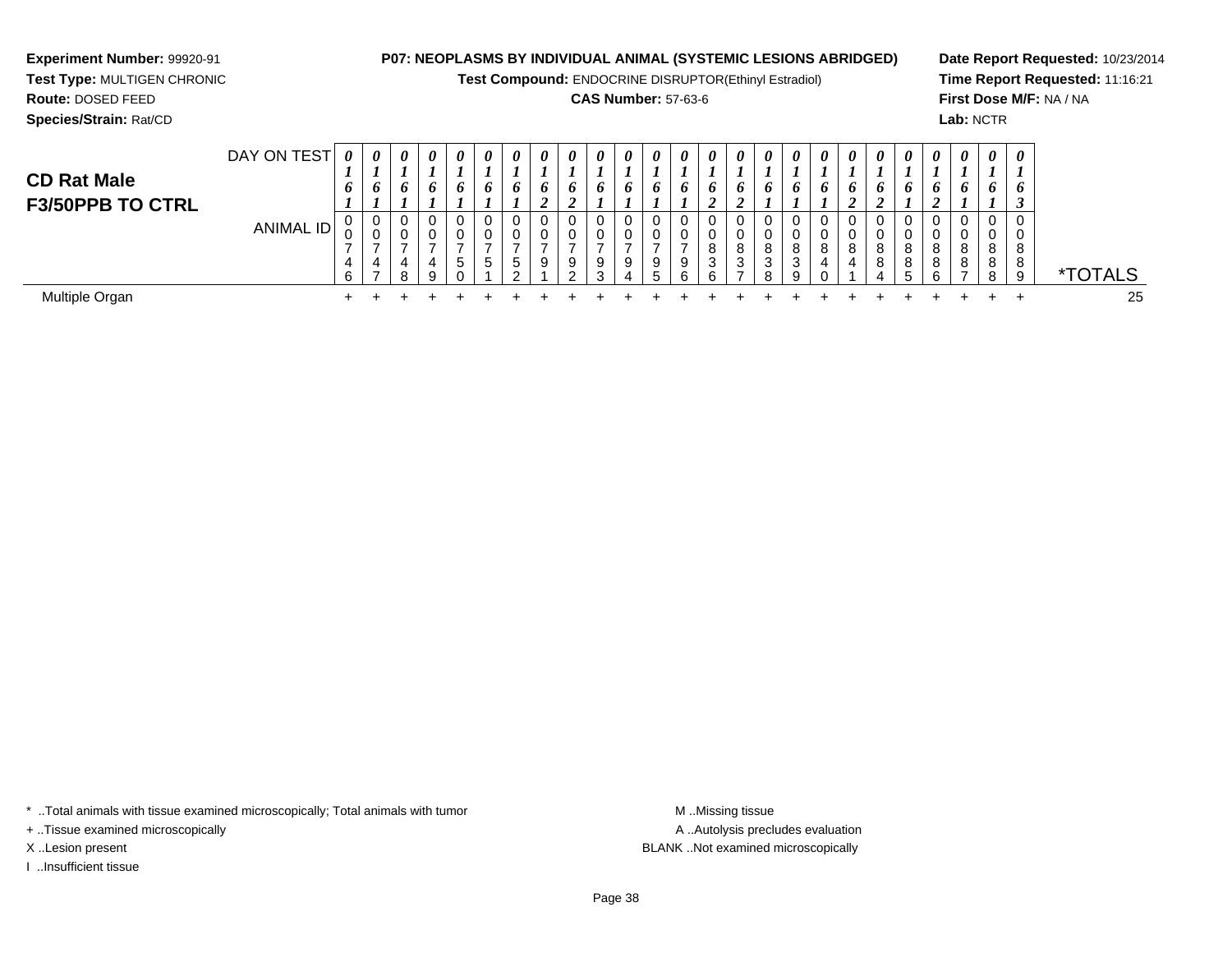**Experiment Number:** 99920-91
**Test Type:** MULTIGEN CHRONIC
**Route:** DOSED FEED
**Species/Strain:** Rat/CD

**P07: NEOPLASMS BY INDIVIDUAL ANIMAL (SYSTEMIC LESIONS ABRIDGED)**
**Test Compound:** ENDOCRINE DISRUPTOR(Ethinyl Estradiol)
**CAS Number:** 57-63-6

**Date Report Requested:** 10/23/2014
**Time Report Requested:** 11:16:21
**First Dose M/F:** NA / NA
**Lab:** NCTR

## CD Rat Male
## F3/50PPB TO CTRL

| DAY ON TEST | 0161 | 0161 | 0161 | 0161 | 0161 | 0161 | 0161 | 0162 | 0162 | 0161 | 0161 | 0161 | 0161 | 0162 | 0162 | 0161 | 0161 | 0161 | 0162 | 0162 | 0161 | 0162 | 0161 | 0161 | 0163 | |
|---|---|---|---|---|---|---|---|---|---|---|---|---|---|---|---|---|---|---|---|---|---|---|---|---|---|---|
| **ANIMAL ID** | 00746 | 00747 | 00748 | 00749 | 00750 | 00751 | 00752 | 00791 | 00792 | 00793 | 00794 | 00795 | 00796 | 00836 | 00837 | 00838 | 00839 | 00840 | 00841 | 00884 | 00885 | 00886 | 00887 | 00888 | 00889 | ***TOTALS** |
| Multiple Organ | + | + | + | + | + | + | + | + | + | + | + | + | + | + | + | + | + | + | + | + | + | + | + | + | + | 25 |

\* ..Total animals with tissue examined microscopically; Total animals with tumor
+ ..Tissue examined microscopically
X ..Lesion present
I ..Insufficient tissue

M ..Missing tissue
A ..Autolysis precludes evaluation
BLANK ..Not examined microscopically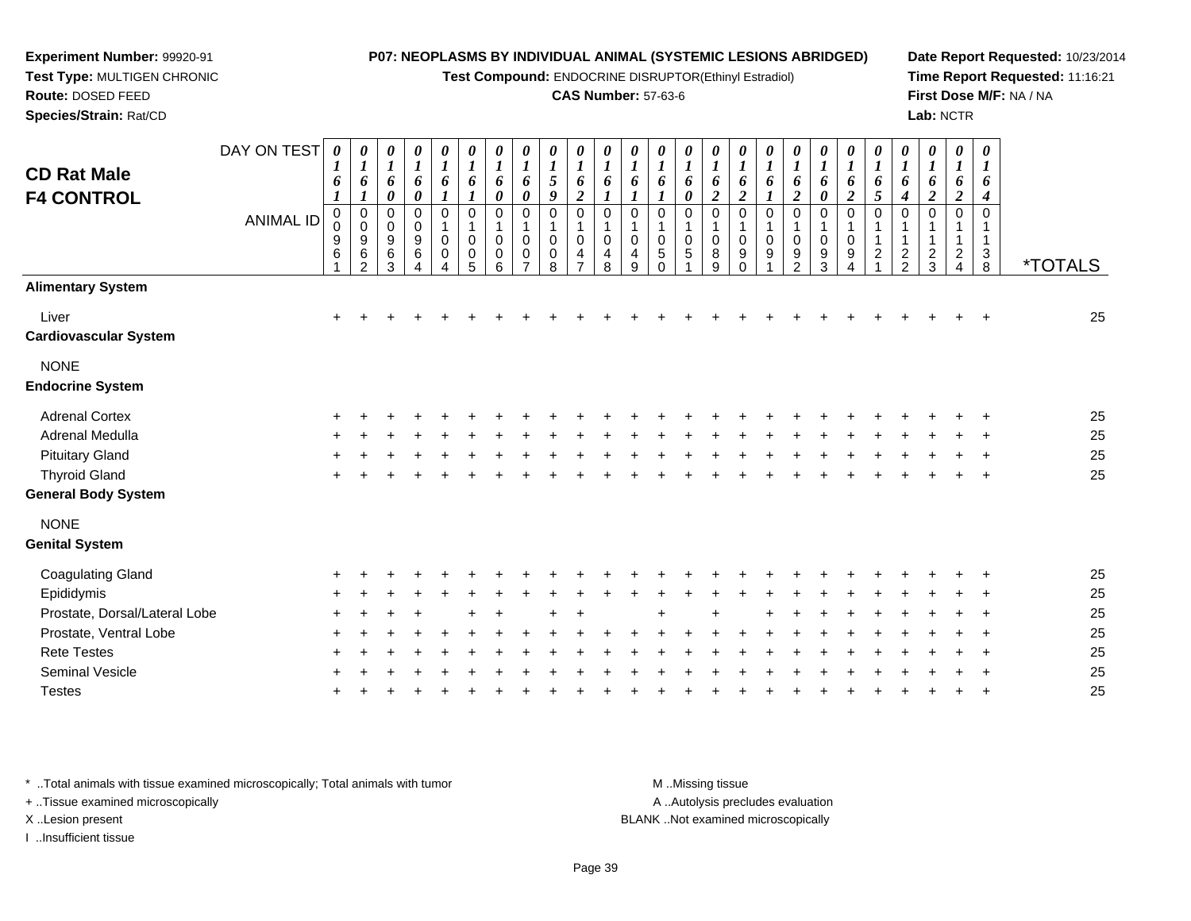**Experiment Number:** 99920-91
**Test Type:** MULTIGEN CHRONIC
**Route:** DOSED FEED
**Species/Strain:** Rat/CD

**P07: NEOPLASMS BY INDIVIDUAL ANIMAL (SYSTEMIC LESIONS ABRIDGED)**
**Test Compound:** ENDOCRINE DISRUPTOR(Ethinyl Estradiol)
**CAS Number:** 57-63-6

**Date Report Requested:** 10/23/2014
**Time Report Requested:** 11:16:21
**First Dose M/F:** NA / NA
**Lab:** NCTR

## CD Rat Male F4 CONTROL

| DAY ON TEST | 0161 | 0161 | 0160 | 0160 | 0161 | 0161 | 0160 | 0160 | 0159 | 0162 | 0161 | 0161 | 0161 | 0160 | 0162 | 0162 | 0161 | 0162 | 0160 | 0162 | 0165 | 0164 | 0162 | 0162 | 0164 | |
|---|---|---|---|---|---|---|---|---|---|---|---|---|---|---|---|---|---|---|---|---|---|---|---|---|---|---|
| **ANIMAL ID** | 00961 | 00962 | 00963 | 00964 | 01004 | 01005 | 01006 | 01007 | 01008 | 01047 | 01048 | 01049 | 01050 | 01051 | 01089 | 01090 | 01091 | 01092 | 01093 | 01094 | 01121 | 01122 | 01123 | 01124 | 01138 | ***TOTALS** |
| **Alimentary System** | | | | | | | | | | | | | | | | | | | | | | | | | | |
| Liver | + | + | + | + | + | + | + | + | + | + | + | + | + | + | + | + | + | + | + | + | + | + | + | + | + | 25 |
| **Cardiovascular System** | | | | | | | | | | | | | | | | | | | | | | | | | | |
| NONE | | | | | | | | | | | | | | | | | | | | | | | | | | |
| **Endocrine System** | | | | | | | | | | | | | | | | | | | | | | | | | | |
| Adrenal Cortex | + | + | + | + | + | + | + | + | + | + | + | + | + | + | + | + | + | + | + | + | + | + | + | + | + | 25 |
| Adrenal Medulla | + | + | + | + | + | + | + | + | + | + | + | + | + | + | + | + | + | + | + | + | + | + | + | + | + | 25 |
| Pituitary Gland | + | + | + | + | + | + | + | + | + | + | + | + | + | + | + | + | + | + | + | + | + | + | + | + | + | 25 |
| Thyroid Gland | + | + | + | + | + | + | + | + | + | + | + | + | + | + | + | + | + | + | + | + | + | + | + | + | + | 25 |
| **General Body System** | | | | | | | | | | | | | | | | | | | | | | | | | | |
| NONE | | | | | | | | | | | | | | | | | | | | | | | | | | |
| **Genital System** | | | | | | | | | | | | | | | | | | | | | | | | | | |
| Coagulating Gland | + | + | + | + | + | + | + | + | + | + | + | + | + | + | + | + | + | + | + | + | + | + | + | + | + | 25 |
| Epididymis | + | + | + | + | + | + | + | + | + | + | + | + | + | + | + | + | + | + | + | + | + | + | + | + | + | 25 |
| Prostate, Dorsal/Lateral Lobe | + | + | + | + | | + | + | | + | + | | | + | | + | | + | + | + | + | + | + | + | + | + | 25 |
| Prostate, Ventral Lobe | + | + | + | + | + | + | + | + | + | + | + | + | + | + | + | + | + | + | + | + | + | + | + | + | + | 25 |
| Rete Testes | + | + | + | + | + | + | + | + | + | + | + | + | + | + | + | + | + | + | + | + | + | + | + | + | + | 25 |
| Seminal Vesicle | + | + | + | + | + | + | + | + | + | + | + | + | + | + | + | + | + | + | + | + | + | + | + | + | + | 25 |
| Testes | + | + | + | + | + | + | + | + | + | + | + | + | + | + | + | + | + | + | + | + | + | + | + | + | + | 25 |

* ..Total animals with tissue examined microscopically; Total animals with tumor
+ ..Tissue examined microscopically
X ..Lesion present
I ..Insufficient tissue

M ..Missing tissue
A ..Autolysis precludes evaluation
BLANK ..Not examined microscopically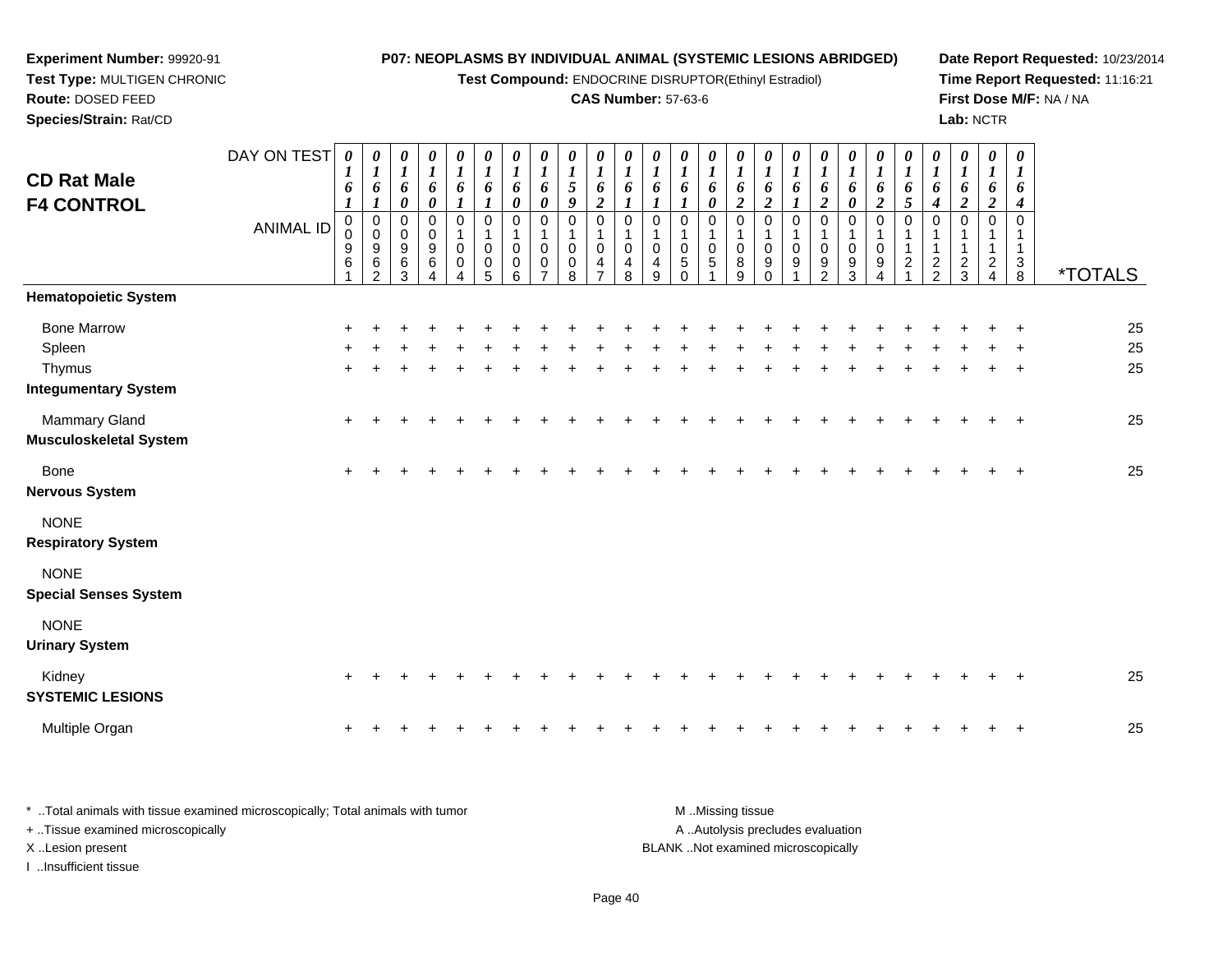**Experiment Number:** 99920-91
**Test Type:** MULTIGEN CHRONIC
**Route:** DOSED FEED
**Species/Strain:** Rat/CD

**P07: NEOPLASMS BY INDIVIDUAL ANIMAL (SYSTEMIC LESIONS ABRIDGED)**
**Test Compound:** ENDOCRINE DISRUPTOR(Ethinyl Estradiol)
**CAS Number:** 57-63-6

**Date Report Requested:** 10/23/2014
**Time Report Requested:** 11:16:21
**First Dose M/F:** NA / NA
**Lab:** NCTR

## CD Rat Male F4 CONTROL

| DAY ON TEST | 0161 | 0161 | 0160 | 0160 | 0161 | 0161 | 0160 | 0160 | 0159 | 0162 | 0161 | 0161 | 0161 | 0160 | 0162 | 0162 | 0161 | 0162 | 0160 | 0162 | 0165 | 0164 | 0162 | 0162 | 0164 | |
|---|---|---|---|---|---|---|---|---|---|---|---|---|---|---|---|---|---|---|---|---|---|---|---|---|---|---|
| **ANIMAL ID** | 00961 | 00962 | 00963 | 00964 | 01004 | 01005 | 01006 | 01007 | 01008 | 01047 | 01048 | 01049 | 01050 | 01051 | 01089 | 01090 | 01091 | 01092 | 01093 | 01094 | 01121 | 01122 | 01123 | 01124 | 01138 | ***TOTALS** |
| **Hematopoietic System** | | | | | | | | | | | | | | | | | | | | | | | | | | |
| Bone Marrow | + | + | + | + | + | + | + | + | + | + | + | + | + | + | + | + | + | + | + | + | + | + | + | + | + | 25 |
| Spleen | + | + | + | + | + | + | + | + | + | + | + | + | + | + | + | + | + | + | + | + | + | + | + | + | + | 25 |
| Thymus | + | + | + | + | + | + | + | + | + | + | + | + | + | + | + | + | + | + | + | + | + | + | + | + | + | 25 |
| **Integumentary System** | | | | | | | | | | | | | | | | | | | | | | | | | | |
| Mammary Gland | + | + | + | + | + | + | + | + | + | + | + | + | + | + | + | + | + | + | + | + | + | + | + | + | + | 25 |
| **Musculoskeletal System** | | | | | | | | | | | | | | | | | | | | | | | | | | |
| Bone | + | + | + | + | + | + | + | + | + | + | + | + | + | + | + | + | + | + | + | + | + | + | + | + | + | 25 |
| **Nervous System** | | | | | | | | | | | | | | | | | | | | | | | | | | |
| NONE | | | | | | | | | | | | | | | | | | | | | | | | | | |
| **Respiratory System** | | | | | | | | | | | | | | | | | | | | | | | | | | |
| NONE | | | | | | | | | | | | | | | | | | | | | | | | | | |
| **Special Senses System** | | | | | | | | | | | | | | | | | | | | | | | | | | |
| NONE | | | | | | | | | | | | | | | | | | | | | | | | | | |
| **Urinary System** | | | | | | | | | | | | | | | | | | | | | | | | | | |
| Kidney | + | + | + | + | + | + | + | + | + | + | + | + | + | + | + | + | + | + | + | + | + | + | + | + | + | 25 |
| **SYSTEMIC LESIONS** | | | | | | | | | | | | | | | | | | | | | | | | | | |
| Multiple Organ | + | + | + | + | + | + | + | + | + | + | + | + | + | + | + | + | + | + | + | + | + | + | + | + | + | 25 |

* ..Total animals with tissue examined microscopically; Total animals with tumor
+ ..Tissue examined microscopically
X ..Lesion present
I ..Insufficient tissue

M ..Missing tissue
A ..Autolysis precludes evaluation
BLANK ..Not examined microscopically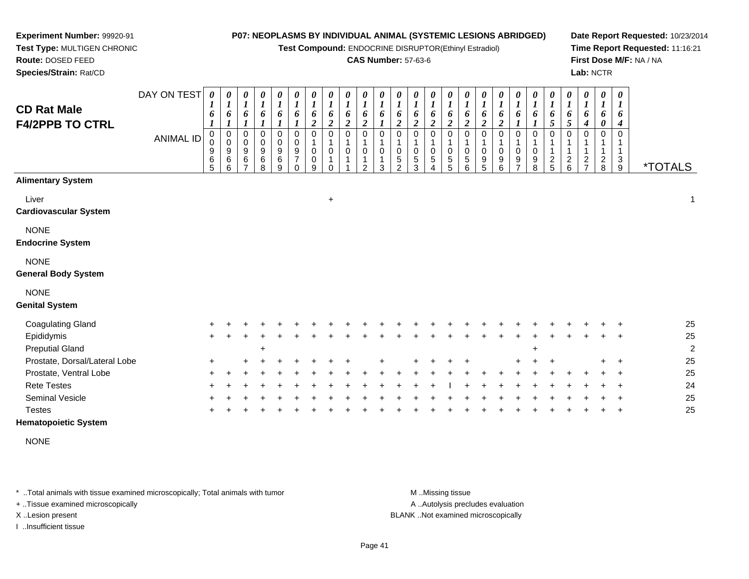**Experiment Number:** 99920-91
**Test Type:** MULTIGEN CHRONIC
**Route:** DOSED FEED
**Species/Strain:** Rat/CD

**P07: NEOPLASMS BY INDIVIDUAL ANIMAL (SYSTEMIC LESIONS ABRIDGED)**
**Test Compound:** ENDOCRINE DISRUPTOR(Ethinyl Estradiol)
**CAS Number:** 57-63-6

**Date Report Requested:** 10/23/2014
**Time Report Requested:** 11:16:21
**First Dose M/F:** NA / NA
**Lab:** NCTR

## CD Rat Male
## F4/2PPB TO CTRL

| DAY ON TEST | 0161 | 0161 | 0161 | 0161 | 0161 | 0161 | 0162 | 0162 | 0162 | 0162 | 0161 | 0162 | 0162 | 0162 | 0162 | 0162 | 0162 | 0162 | 0161 | 0161 | 0165 | 0165 | 0164 | 0160 | 0164 | |
|---|---|---|---|---|---|---|---|---|---|---|---|---|---|---|---|---|---|---|---|---|---|---|---|---|---|---|
| **ANIMAL ID** | 00965 | 00966 | 00967 | 00968 | 00969 | 00970 | 01009 | 01010 | 01011 | 01012 | 01013 | 01052 | 01053 | 01054 | 01055 | 01056 | 01095 | 01096 | 01097 | 01098 | 01125 | 01126 | 01127 | 01128 | 01139 | ***TOTALS** |
| **Alimentary System** | | | | | | | | | | | | | | | | | | | | | | | | | | |
| Liver | | | | | | | | + | | | | | | | | | | | | | | | | | | 1 |
| **Cardiovascular System** | | | | | | | | | | | | | | | | | | | | | | | | | | |
| NONE | | | | | | | | | | | | | | | | | | | | | | | | | | |
| **Endocrine System** | | | | | | | | | | | | | | | | | | | | | | | | | | |
| NONE | | | | | | | | | | | | | | | | | | | | | | | | | | |
| **General Body System** | | | | | | | | | | | | | | | | | | | | | | | | | | |
| NONE | | | | | | | | | | | | | | | | | | | | | | | | | | |
| **Genital System** | | | | | | | | | | | | | | | | | | | | | | | | | | |
| Coagulating Gland | + | + | + | + | + | + | + | + | + | + | + | + | + | + | + | + | + | + | + | + | + | + | + | + | + | 25 |
| Epididymis | + | + | + | + | + | + | + | + | + | + | + | + | + | + | + | + | + | + | + | + | + | + | + | + | + | 25 |
| Preputial Gland | | | | + | | | | | | | | | | | | | | | | + | | | | | | 2 |
| Prostate, Dorsal/Lateral Lobe | + | | + | + | + | + | + | + | + | | + | | + | + | + | + | | | + | + | + | | | + | + | 25 |
| Prostate, Ventral Lobe | + | + | + | + | + | + | + | + | + | + | + | + | + | + | + | + | + | + | + | + | + | + | + | + | + | 25 |
| Rete Testes | + | + | + | + | + | + | + | + | + | + | + | + | + | + | I | + | + | + | + | + | + | + | + | + | + | 24 |
| Seminal Vesicle | + | + | + | + | + | + | + | + | + | + | + | + | + | + | + | + | + | + | + | + | + | + | + | + | + | 25 |
| Testes | + | + | + | + | + | + | + | + | + | + | + | + | + | + | + | + | + | + | + | + | + | + | + | + | + | 25 |
| **Hematopoietic System** | | | | | | | | | | | | | | | | | | | | | | | | | | |
| NONE | | | | | | | | | | | | | | | | | | | | | | | | | | |

* ..Total animals with tissue examined microscopically; Total animals with tumor
+ ..Tissue examined microscopically
X ..Lesion present
I ..Insufficient tissue

M ..Missing tissue
A ..Autolysis precludes evaluation
BLANK ..Not examined microscopically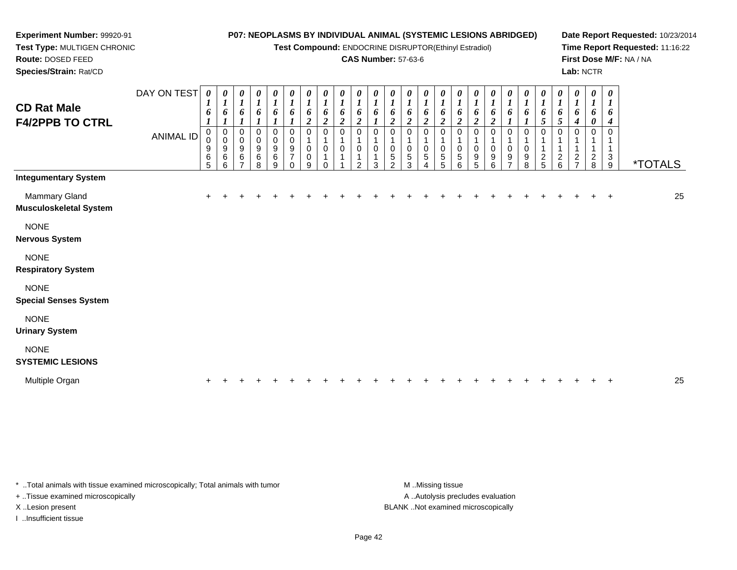**Experiment Number:** 99920-91
**Test Type:** MULTIGEN CHRONIC
**Route:** DOSED FEED
**Species/Strain:** Rat/CD

**P07: NEOPLASMS BY INDIVIDUAL ANIMAL (SYSTEMIC LESIONS ABRIDGED)**
**Test Compound:** ENDOCRINE DISRUPTOR(Ethinyl Estradiol)
**CAS Number:** 57-63-6

**Date Report Requested:** 10/23/2014
**Time Report Requested:** 11:16:22
**First Dose M/F:** NA / NA
**Lab:** NCTR

## CD Rat Male F4/2PPB TO CTRL

| DAY ON TEST | 0161 | 0161 | 0161 | 0161 | 0161 | 0161 | 0162 | 0162 | 0162 | 0162 | 0161 | 0162 | 0162 | 0162 | 0162 | 0162 | 0162 | 0162 | 0161 | 0161 | 0165 | 0165 | 0164 | 0160 | 0164 | |
|---|---|---|---|---|---|---|---|---|---|---|---|---|---|---|---|---|---|---|---|---|---|---|---|---|---|---|
| **ANIMAL ID** | 00965 | 00966 | 00967 | 00968 | 00969 | 00970 | 01009 | 01010 | 01011 | 01012 | 01013 | 01052 | 01053 | 01054 | 01055 | 01056 | 01095 | 01096 | 01097 | 01098 | 01125 | 01126 | 01127 | 01128 | 01139 | ***TOTALS** |
| **Integumentary System** | | | | | | | | | | | | | | | | | | | | | | | | | | |
| Mammary Gland | + | + | + | + | + | + | + | + | + | + | + | + | + | + | + | + | + | + | + | + | + | + | + | + | + | 25 |
| **Musculoskeletal System** | | | | | | | | | | | | | | | | | | | | | | | | | | |
| NONE | | | | | | | | | | | | | | | | | | | | | | | | | | |
| **Nervous System** | | | | | | | | | | | | | | | | | | | | | | | | | | |
| NONE | | | | | | | | | | | | | | | | | | | | | | | | | | |
| **Respiratory System** | | | | | | | | | | | | | | | | | | | | | | | | | | |
| NONE | | | | | | | | | | | | | | | | | | | | | | | | | | |
| **Special Senses System** | | | | | | | | | | | | | | | | | | | | | | | | | | |
| NONE | | | | | | | | | | | | | | | | | | | | | | | | | | |
| **Urinary System** | | | | | | | | | | | | | | | | | | | | | | | | | | |
| NONE | | | | | | | | | | | | | | | | | | | | | | | | | | |
| **SYSTEMIC LESIONS** | | | | | | | | | | | | | | | | | | | | | | | | | | |
| Multiple Organ | + | + | + | + | + | + | + | + | + | + | + | + | + | + | + | + | + | + | + | + | + | + | + | + | + | 25 |

* ..Total animals with tissue examined microscopically; Total animals with tumor
+ ..Tissue examined microscopically
X ..Lesion present
I ..Insufficient tissue

M ..Missing tissue
A ..Autolysis precludes evaluation
BLANK ..Not examined microscopically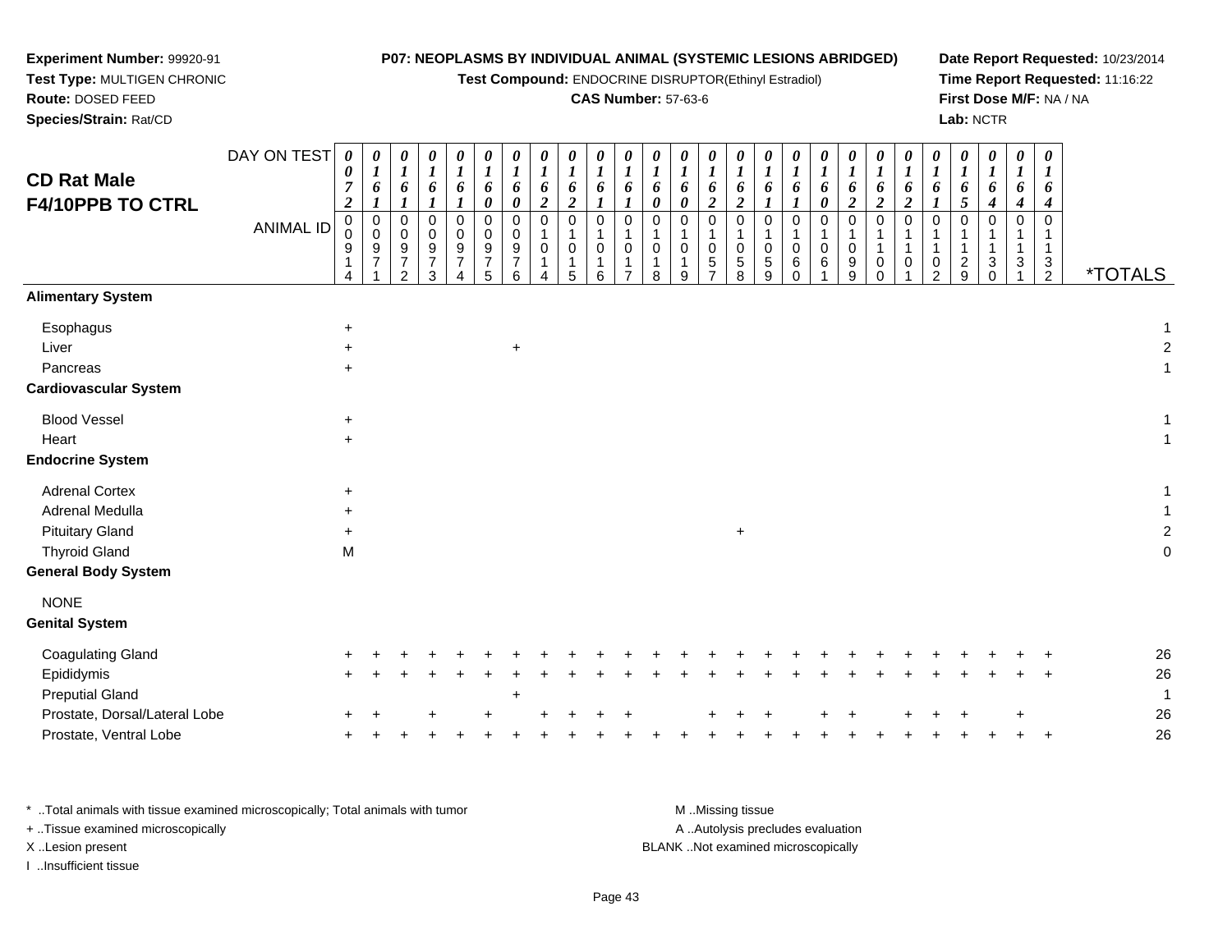**Experiment Number:** 99920-91
**Test Type:** MULTIGEN CHRONIC
**Route:** DOSED FEED
**Species/Strain:** Rat/CD

**P07: NEOPLASMS BY INDIVIDUAL ANIMAL (SYSTEMIC LESIONS ABRIDGED)**
**Test Compound:** ENDOCRINE DISRUPTOR(Ethinyl Estradiol)
**CAS Number:** 57-63-6

**Date Report Requested:** 10/23/2014
**Time Report Requested:** 11:16:22
**First Dose M/F:** NA / NA
**Lab:** NCTR

## CD Rat Male F4/10PPB TO CTRL

| DAY ON TEST | 0072 | 0161 | 0161 | 0161 | 0161 | 0160 | 0160 | 0162 | 0162 | 0161 | 0161 | 0160 | 0160 | 0162 | 0162 | 0161 | 0161 | 0160 | 0162 | 0162 | 0162 | 0161 | 0165 | 0164 | 0164 | 0164 | |
|---|---|---|---|---|---|---|---|---|---|---|---|---|---|---|---|---|---|---|---|---|---|---|---|---|---|---|---|
| **ANIMAL ID** | 00914 | 00971 | 00972 | 00973 | 00974 | 00975 | 00976 | 01014 | 01015 | 01016 | 01017 | 01018 | 01019 | 01057 | 01058 | 01059 | 01060 | 01061 | 01099 | 01100 | 01101 | 01102 | 01129 | 01130 | 01131 | 01132 | ***TOTALS** |
| **Alimentary System** | | | | | | | | | | | | | | | | | | | | | | | | | | | |
| Esophagus | + | | | | | | | | | | | | | | | | | | | | | | | | | | 1 |
| Liver | + | | | | | | + | | | | | | | | | | | | | | | | | | | | 2 |
| Pancreas | + | | | | | | | | | | | | | | | | | | | | | | | | | | 1 |
| **Cardiovascular System** | | | | | | | | | | | | | | | | | | | | | | | | | | | |
| Blood Vessel | + | | | | | | | | | | | | | | | | | | | | | | | | | | 1 |
| Heart | + | | | | | | | | | | | | | | | | | | | | | | | | | | 1 |
| **Endocrine System** | | | | | | | | | | | | | | | | | | | | | | | | | | | |
| Adrenal Cortex | + | | | | | | | | | | | | | | | | | | | | | | | | | | 1 |
| Adrenal Medulla | + | | | | | | | | | | | | | | | | | | | | | | | | | | 1 |
| Pituitary Gland | + | | | | | | | | | | | | | | + | | | | | | | | | | | | 2 |
| Thyroid Gland | M | | | | | | | | | | | | | | | | | | | | | | | | | | 0 |
| **General Body System** | | | | | | | | | | | | | | | | | | | | | | | | | | | |
| NONE | | | | | | | | | | | | | | | | | | | | | | | | | | | |
| **Genital System** | | | | | | | | | | | | | | | | | | | | | | | | | | | |
| Coagulating Gland | + | + | + | + | + | + | + | + | + | + | + | + | + | + | + | + | + | + | + | + | + | + | + | + | + | + | 26 |
| Epididymis | + | + | + | + | + | + | + | + | + | + | + | + | + | + | + | + | + | + | + | + | + | + | + | + | + | + | 26 |
| Preputial Gland | | | | | | | + | | | | | | | | | | | | | | | | | | | | 1 |
| Prostate, Dorsal/Lateral Lobe | + | + | | + | | + | | + | + | + | + | | | + | + | + | | + | + | | + | + | + | | + | | 26 |
| Prostate, Ventral Lobe | + | + | + | + | + | + | + | + | + | + | + | + | + | + | + | + | + | + | + | + | + | + | + | + | + | + | 26 |

\* ..Total animals with tissue examined microscopically; Total animals with tumor
\+ ..Tissue examined microscopically
X ..Lesion present
I ..Insufficient tissue

M ..Missing tissue
A ..Autolysis precludes evaluation
BLANK ..Not examined microscopically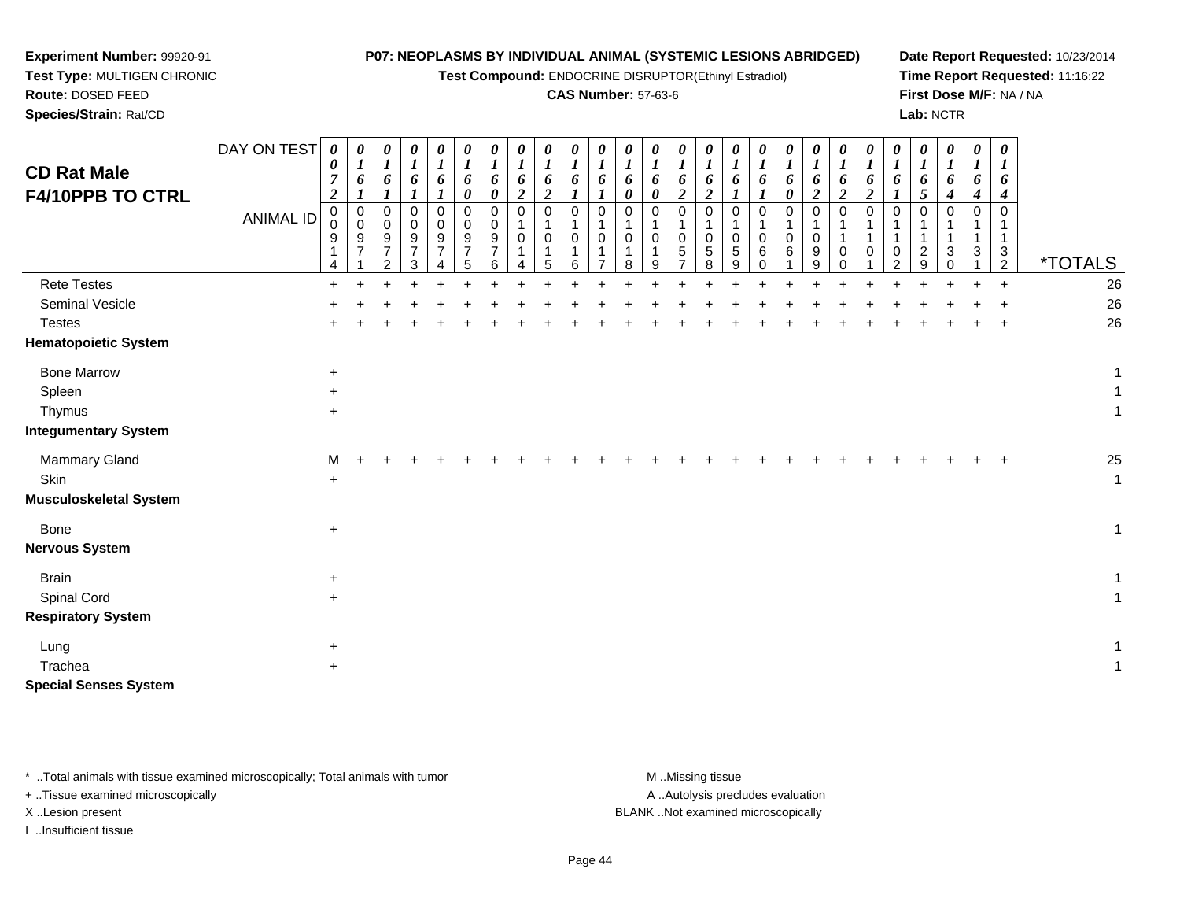**Experiment Number:** 99920-91
**Test Type:** MULTIGEN CHRONIC
**Route:** DOSED FEED
**Species/Strain:** Rat/CD

**P07: NEOPLASMS BY INDIVIDUAL ANIMAL (SYSTEMIC LESIONS ABRIDGED)**
**Test Compound:** ENDOCRINE DISRUPTOR(Ethinyl Estradiol)
**CAS Number:** 57-63-6

**Date Report Requested:** 10/23/2014
**Time Report Requested:** 11:16:22
**First Dose M/F:** NA / NA
**Lab:** NCTR

## CD Rat Male F4/10PPB TO CTRL

| DAY ON TEST | 0072 | 0161 | 0161 | 0161 | 0161 | 0160 | 0160 | 0162 | 0162 | 0161 | 0161 | 0160 | 0160 | 0162 | 0162 | 0161 | 0161 | 0160 | 0162 | 0162 | 0162 | 0161 | 0165 | 0164 | 0164 | 0164 | |
|---|---|---|---|---|---|---|---|---|---|---|---|---|---|---|---|---|---|---|---|---|---|---|---|---|---|---|---|
| **ANIMAL ID** | 00914 | 00971 | 00972 | 00973 | 00974 | 00975 | 00976 | 01014 | 01015 | 01016 | 01017 | 01018 | 01019 | 01057 | 01058 | 01059 | 01060 | 01061 | 01099 | 01100 | 01101 | 01102 | 01129 | 01130 | 01131 | 01132 | ***TOTALS** |
| Rete Testes | + | + | + | + | + | + | + | + | + | + | + | + | + | + | + | + | + | + | + | + | + | + | + | + | + | + | 26 |
| Seminal Vesicle | + | + | + | + | + | + | + | + | + | + | + | + | + | + | + | + | + | + | + | + | + | + | + | + | + | + | 26 |
| Testes | + | + | + | + | + | + | + | + | + | + | + | + | + | + | + | + | + | + | + | + | + | + | + | + | + | + | 26 |
| **Hematopoietic System** | | | | | | | | | | | | | | | | | | | | | | | | | | | |
| Bone Marrow | + | | | | | | | | | | | | | | | | | | | | | | | | | | 1 |
| Spleen | + | | | | | | | | | | | | | | | | | | | | | | | | | | 1 |
| Thymus | + | | | | | | | | | | | | | | | | | | | | | | | | | | 1 |
| **Integumentary System** | | | | | | | | | | | | | | | | | | | | | | | | | | | |
| Mammary Gland | M | + | + | + | + | + | + | + | + | + | + | + | + | + | + | + | + | + | + | + | + | + | + | + | + | + | 25 |
| Skin | + | | | | | | | | | | | | | | | | | | | | | | | | | | 1 |
| **Musculoskeletal System** | | | | | | | | | | | | | | | | | | | | | | | | | | | |
| Bone | + | | | | | | | | | | | | | | | | | | | | | | | | | | 1 |
| **Nervous System** | | | | | | | | | | | | | | | | | | | | | | | | | | | |
| Brain | + | | | | | | | | | | | | | | | | | | | | | | | | | | 1 |
| Spinal Cord | + | | | | | | | | | | | | | | | | | | | | | | | | | | 1 |
| **Respiratory System** | | | | | | | | | | | | | | | | | | | | | | | | | | | |
| Lung | + | | | | | | | | | | | | | | | | | | | | | | | | | | 1 |
| Trachea | + | | | | | | | | | | | | | | | | | | | | | | | | | | 1 |
| **Special Senses System** | | | | | | | | | | | | | | | | | | | | | | | | | | | |

* ..Total animals with tissue examined microscopically; Total animals with tumor
+ ..Tissue examined microscopically
X ..Lesion present
I ..Insufficient tissue

M ..Missing tissue
A ..Autolysis precludes evaluation
BLANK ..Not examined microscopically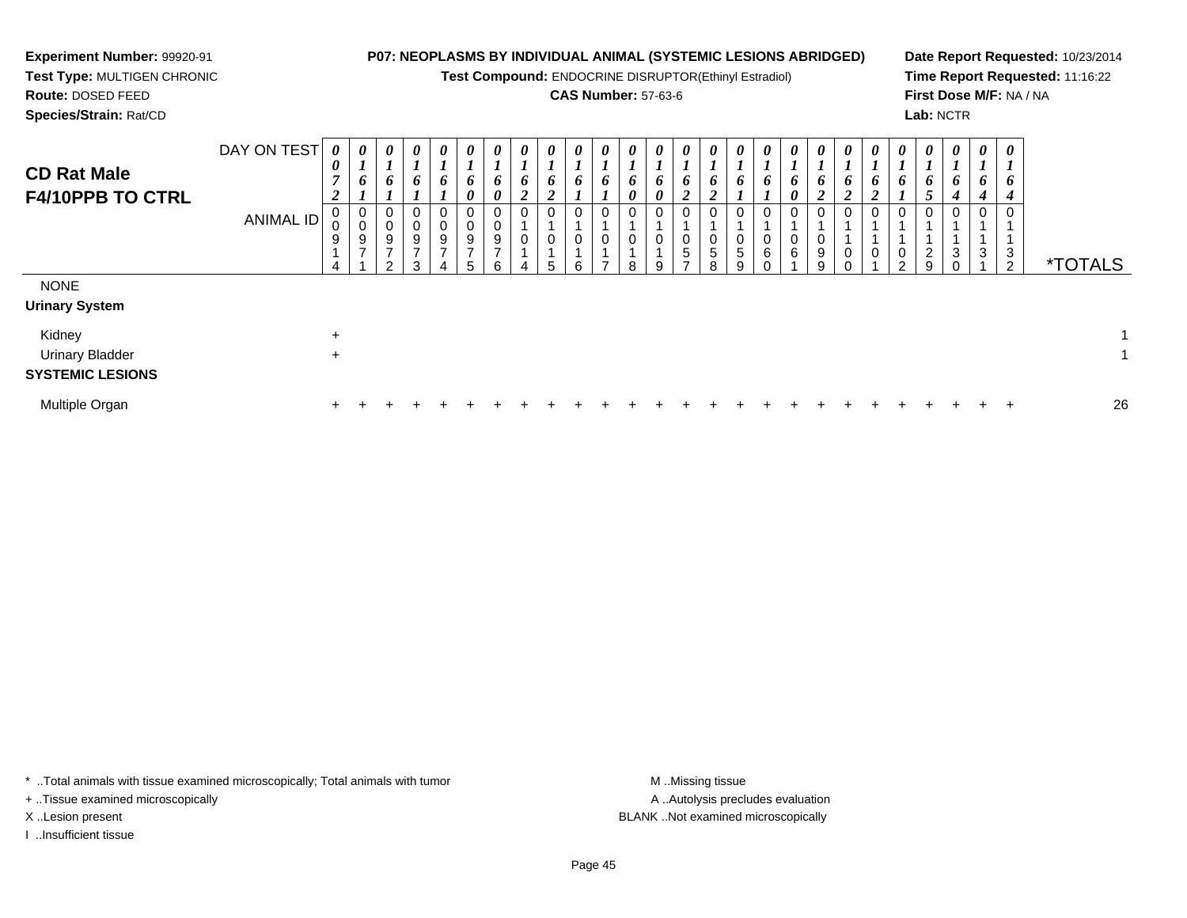**Experiment Number:** 99920-91
**Test Type:** MULTIGEN CHRONIC
**Route:** DOSED FEED
**Species/Strain:** Rat/CD

**P07: NEOPLASMS BY INDIVIDUAL ANIMAL (SYSTEMIC LESIONS ABRIDGED)**
**Test Compound:** ENDOCRINE DISRUPTOR(Ethinyl Estradiol)
**CAS Number:** 57-63-6

**Date Report Requested:** 10/23/2014
**Time Report Requested:** 11:16:22
**First Dose M/F:** NA / NA
**Lab:** NCTR

## CD Rat Male
## F4/10PPB TO CTRL

| DAY ON TEST | 0072 | 0161 | 0161 | 0161 | 0161 | 0160 | 0160 | 0162 | 0162 | 0161 | 0161 | 0160 | 0160 | 0162 | 0162 | 0161 | 0161 | 0160 | 0162 | 0162 | 0162 | 0161 | 0165 | 0164 | 0164 | 0164 | |
|---|---|---|---|---|---|---|---|---|---|---|---|---|---|---|---|---|---|---|---|---|---|---|---|---|---|---|---|
| **ANIMAL ID** | 00914 | 00971 | 00972 | 00973 | 00974 | 00975 | 00976 | 01014 | 01015 | 01016 | 01017 | 01018 | 01019 | 01057 | 01058 | 01059 | 01060 | 01061 | 01099 | 01100 | 01101 | 01102 | 01129 | 01130 | 01131 | 01132 | ***TOTALS** |
| NONE | | | | | | | | | | | | | | | | | | | | | | | | | | | |
| **Urinary System** | | | | | | | | | | | | | | | | | | | | | | | | | | | |
| Kidney | + | | | | | | | | | | | | | | | | | | | | | | | | | | 1 |
| Urinary Bladder | + | | | | | | | | | | | | | | | | | | | | | | | | | | 1 |
| **SYSTEMIC LESIONS** | | | | | | | | | | | | | | | | | | | | | | | | | | | |
| Multiple Organ | + | + | + | + | + | + | + | + | + | + | + | + | + | + | + | + | + | + | + | + | + | + | + | + | + | + | 26 |

* ..Total animals with tissue examined microscopically; Total animals with tumor
+ ..Tissue examined microscopically
X ..Lesion present
I ..Insufficient tissue

M ..Missing tissue
A ..Autolysis precludes evaluation
BLANK ..Not examined microscopically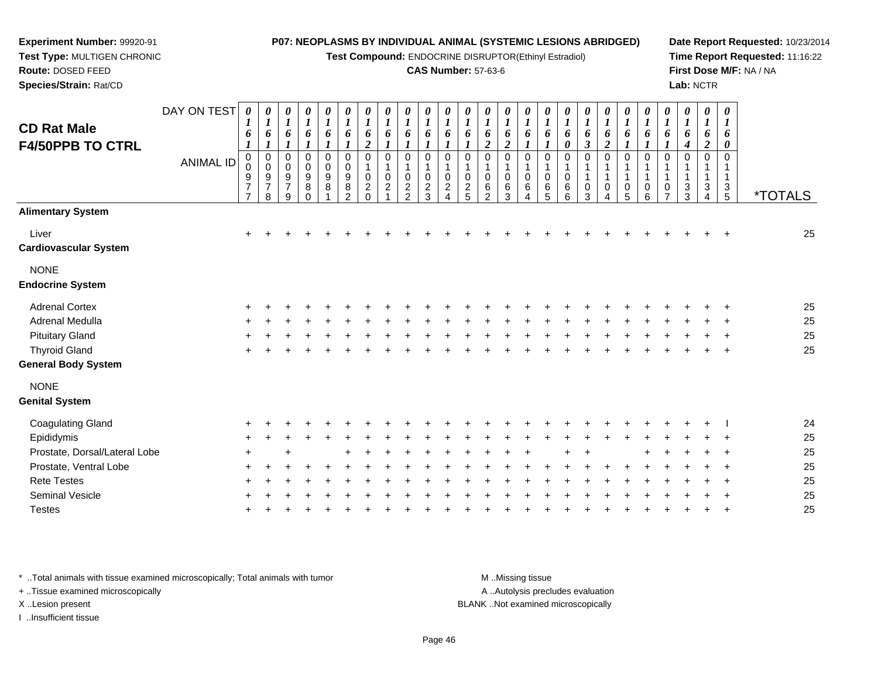## CD Rat Male F4/50PPB TO CTRL

| | DAY ON TEST | 0161 | 0161 | 0161 | 0161 | 0161 | 0161 | 0162 | 0161 | 0161 | 0161 | 0161 | 0161 | 0162 | 0162 | 0161 | 0161 | 0160 | 0163 | 0162 | 0161 | 0161 | 0161 | 0164 | 0162 | 0160 | |
|---|---|---|---|---|---|---|---|---|---|---|---|---|---|---|---|---|---|---|---|---|---|---|---|---|---|---|---|
| | **ANIMAL ID** | 00977 | 00978 | 00979 | 00980 | 00981 | 00982 | 01020 | 01021 | 01022 | 01023 | 01024 | 01025 | 01062 | 01063 | 01064 | 01065 | 01066 | 01103 | 01104 | 01105 | 01106 | 01107 | 01133 | 01134 | 01135 | ***TOTALS** |
| **Alimentary System** | | | | | | | | | | | | | | | | | | | | | | | | | | | |
| Liver | | + | + | + | + | + | + | + | + | + | + | + | + | + | + | + | + | + | + | + | + | + | + | + | + | + | 25 |
| **Cardiovascular System** | | | | | | | | | | | | | | | | | | | | | | | | | | | |
| NONE | | | | | | | | | | | | | | | | | | | | | | | | | | | |
| **Endocrine System** | | | | | | | | | | | | | | | | | | | | | | | | | | | |
| Adrenal Cortex | | + | + | + | + | + | + | + | + | + | + | + | + | + | + | + | + | + | + | + | + | + | + | + | + | + | 25 |
| Adrenal Medulla | | + | + | + | + | + | + | + | + | + | + | + | + | + | + | + | + | + | + | + | + | + | + | + | + | + | 25 |
| Pituitary Gland | | + | + | + | + | + | + | + | + | + | + | + | + | + | + | + | + | + | + | + | + | + | + | + | + | + | 25 |
| Thyroid Gland | | + | + | + | + | + | + | + | + | + | + | + | + | + | + | + | + | + | + | + | + | + | + | + | + | + | 25 |
| **General Body System** | | | | | | | | | | | | | | | | | | | | | | | | | | | |
| NONE | | | | | | | | | | | | | | | | | | | | | | | | | | | |
| **Genital System** | | | | | | | | | | | | | | | | | | | | | | | | | | | |
| Coagulating Gland | | + | + | + | + | + | + | + | + | + | + | + | + | + | + | + | + | + | + | + | + | + | + | + | + | I | 24 |
| Epididymis | | + | + | + | + | + | + | + | + | + | + | + | + | + | + | + | + | + | + | + | + | + | + | + | + | + | 25 |
| Prostate, Dorsal/Lateral Lobe | | + | | + | | | + | + | + | + | + | + | + | + | + | + | | + | + | | | + | + | + | + | + | 25 |
| Prostate, Ventral Lobe | | + | + | + | + | + | + | + | + | + | + | + | + | + | + | + | + | + | + | + | + | + | + | + | + | + | 25 |
| Rete Testes | | + | + | + | + | + | + | + | + | + | + | + | + | + | + | + | + | + | + | + | + | + | + | + | + | + | 25 |
| Seminal Vesicle | | + | + | + | + | + | + | + | + | + | + | + | + | + | + | + | + | + | + | + | + | + | + | + | + | + | 25 |
| Testes | | + | + | + | + | + | + | + | + | + | + | + | + | + | + | + | + | + | + | + | + | + | + | + | + | + | 25 |

* ..Total animals with tissue examined microscopically; Total animals with tumor
+ ..Tissue examined microscopically
X ..Lesion present
I ..Insufficient tissue

M ..Missing tissue
A ..Autolysis precludes evaluation
BLANK ..Not examined microscopically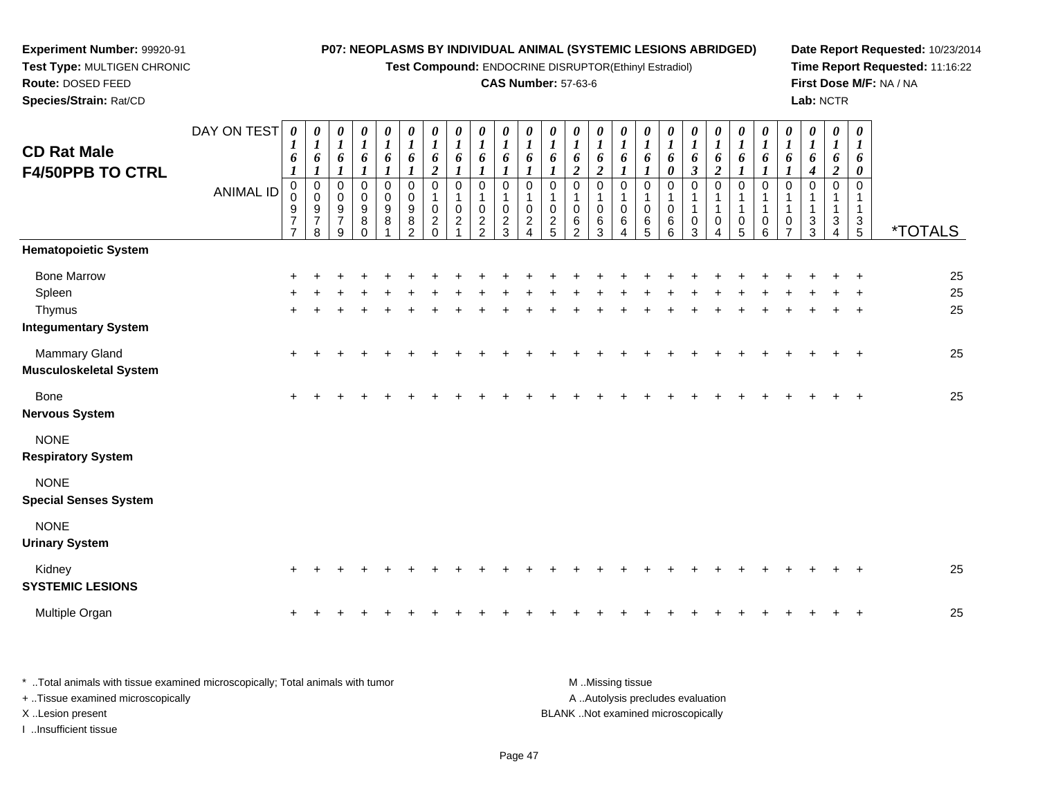**Experiment Number:** 99920-91
**Test Type:** MULTIGEN CHRONIC
**Route:** DOSED FEED
**Species/Strain:** Rat/CD

**P07: NEOPLASMS BY INDIVIDUAL ANIMAL (SYSTEMIC LESIONS ABRIDGED)**
**Test Compound:** ENDOCRINE DISRUPTOR(Ethinyl Estradiol)
**CAS Number:** 57-63-6

**Date Report Requested:** 10/23/2014
**Time Report Requested:** 11:16:22
**First Dose M/F:** NA / NA
**Lab:** NCTR

## CD Rat Male F4/50PPB TO CTRL

| DAY ON TEST | 0161 | 0161 | 0161 | 0161 | 0161 | 0161 | 0162 | 0161 | 0161 | 0161 | 0161 | 0161 | 0162 | 0162 | 0161 | 0161 | 0160 | 0163 | 0162 | 0161 | 0161 | 0161 | 0164 | 0162 | 0160 | |
|---|---|---|---|---|---|---|---|---|---|---|---|---|---|---|---|---|---|---|---|---|---|---|---|---|---|---|
| **ANIMAL ID** | 00977 | 00978 | 00979 | 00980 | 00981 | 00982 | 01020 | 01021 | 01022 | 01023 | 01024 | 01025 | 01062 | 01063 | 01064 | 01065 | 01066 | 01103 | 01104 | 01105 | 01106 | 01107 | 01133 | 01134 | 01135 | ***TOTALS** |
| **Hematopoietic System** | | | | | | | | | | | | | | | | | | | | | | | | | | |
| Bone Marrow | + | + | + | + | + | + | + | + | + | + | + | + | + | + | + | + | + | + | + | + | + | + | + | + | + | 25 |
| Spleen | + | + | + | + | + | + | + | + | + | + | + | + | + | + | + | + | + | + | + | + | + | + | + | + | + | 25 |
| Thymus | + | + | + | + | + | + | + | + | + | + | + | + | + | + | + | + | + | + | + | + | + | + | + | + | + | 25 |
| **Integumentary System** | | | | | | | | | | | | | | | | | | | | | | | | | | |
| Mammary Gland | + | + | + | + | + | + | + | + | + | + | + | + | + | + | + | + | + | + | + | + | + | + | + | + | + | 25 |
| **Musculoskeletal System** | | | | | | | | | | | | | | | | | | | | | | | | | | |
| Bone | + | + | + | + | + | + | + | + | + | + | + | + | + | + | + | + | + | + | + | + | + | + | + | + | + | 25 |
| **Nervous System** | | | | | | | | | | | | | | | | | | | | | | | | | | |
| NONE | | | | | | | | | | | | | | | | | | | | | | | | | | |
| **Respiratory System** | | | | | | | | | | | | | | | | | | | | | | | | | | |
| NONE | | | | | | | | | | | | | | | | | | | | | | | | | | |
| **Special Senses System** | | | | | | | | | | | | | | | | | | | | | | | | | | |
| NONE | | | | | | | | | | | | | | | | | | | | | | | | | | |
| **Urinary System** | | | | | | | | | | | | | | | | | | | | | | | | | | |
| Kidney | + | + | + | + | + | + | + | + | + | + | + | + | + | + | + | + | + | + | + | + | + | + | + | + | + | 25 |
| **SYSTEMIC LESIONS** | | | | | | | | | | | | | | | | | | | | | | | | | | |
| Multiple Organ | + | + | + | + | + | + | + | + | + | + | + | + | + | + | + | + | + | + | + | + | + | + | + | + | + | 25 |

\* ..Total animals with tissue examined microscopically; Total animals with tumor
+ ..Tissue examined microscopically
X ..Lesion present
I ..Insufficient tissue

M ..Missing tissue
A ..Autolysis precludes evaluation
BLANK ..Not examined microscopically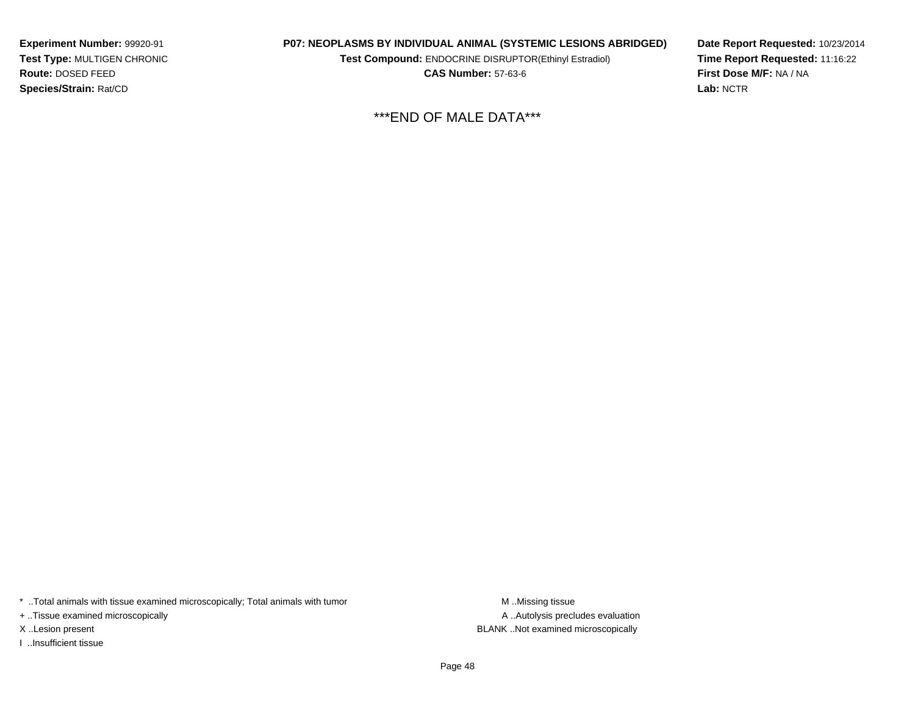***END OF MALE DATA***

* ..Total animals with tissue examined microscopically; Total animals with tumor

+ ..Tissue examined microscopically

X ..Lesion present

I ..Insufficient tissue

M ..Missing tissue

A ..Autolysis precludes evaluation

BLANK ..Not examined microscopically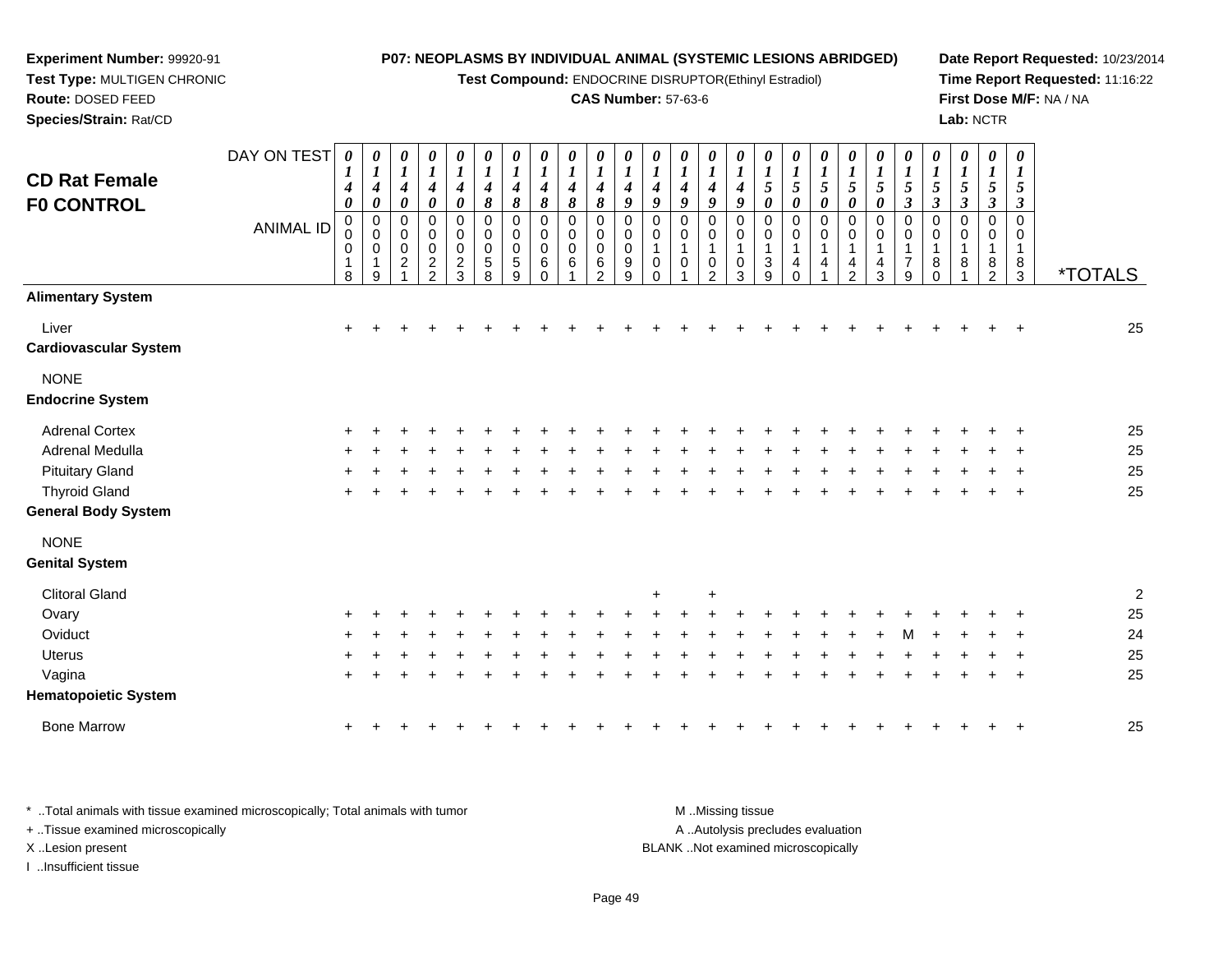**Experiment Number:** 99920-91
**Test Type:** MULTIGEN CHRONIC
**Route:** DOSED FEED
**Species/Strain:** Rat/CD

**P07: NEOPLASMS BY INDIVIDUAL ANIMAL (SYSTEMIC LESIONS ABRIDGED)**
**Test Compound:** ENDOCRINE DISRUPTOR(Ethinyl Estradiol)
**CAS Number:** 57-63-6

**Date Report Requested:** 10/23/2014
**Time Report Requested:** 11:16:22
**First Dose M/F:** NA / NA
**Lab:** NCTR

## CD Rat Female F0 CONTROL

| DAY ON TEST | 0140 | 0140 | 0140 | 0140 | 0140 | 0148 | 0148 | 0148 | 0148 | 0148 | 0149 | 0149 | 0149 | 0149 | 0149 | 0150 | 0150 | 0150 | 0150 | 0150 | 0153 | 0153 | 0153 | 0153 | 0153 | |
|---|---|---|---|---|---|---|---|---|---|---|---|---|---|---|---|---|---|---|---|---|---|---|---|---|---|---|
| **ANIMAL ID** | 00018 | 00019 | 00021 | 00022 | 00023 | 00058 | 00059 | 00060 | 00061 | 00062 | 00099 | 00100 | 00101 | 00102 | 00103 | 00139 | 00140 | 00141 | 00142 | 00143 | 00179 | 00180 | 00181 | 00182 | 00183 | ***TOTALS** |
| **Alimentary System** | | | | | | | | | | | | | | | | | | | | | | | | | | |
| Liver | + | + | + | + | + | + | + | + | + | + | + | + | + | + | + | + | + | + | + | + | + | + | + | + | + | 25 |
| **Cardiovascular System** | | | | | | | | | | | | | | | | | | | | | | | | | | |
| NONE | | | | | | | | | | | | | | | | | | | | | | | | | | |
| **Endocrine System** | | | | | | | | | | | | | | | | | | | | | | | | | | |
| Adrenal Cortex | + | + | + | + | + | + | + | + | + | + | + | + | + | + | + | + | + | + | + | + | + | + | + | + | + | 25 |
| Adrenal Medulla | + | + | + | + | + | + | + | + | + | + | + | + | + | + | + | + | + | + | + | + | + | + | + | + | + | 25 |
| Pituitary Gland | + | + | + | + | + | + | + | + | + | + | + | + | + | + | + | + | + | + | + | + | + | + | + | + | + | 25 |
| Thyroid Gland | + | + | + | + | + | + | + | + | + | + | + | + | + | + | + | + | + | + | + | + | + | + | + | + | + | 25 |
| **General Body System** | | | | | | | | | | | | | | | | | | | | | | | | | | |
| NONE | | | | | | | | | | | | | | | | | | | | | | | | | | |
| **Genital System** | | | | | | | | | | | | | | | | | | | | | | | | | | |
| Clitoral Gland | | | | | | | | | | | | + | | + | | | | | | | | | | | | 2 |
| Ovary | + | + | + | + | + | + | + | + | + | + | + | + | + | + | + | + | + | + | + | + | + | + | + | + | + | 25 |
| Oviduct | + | + | + | + | + | + | + | + | + | + | + | + | + | + | + | + | + | + | + | + | M | + | + | + | + | 24 |
| Uterus | + | + | + | + | + | + | + | + | + | + | + | + | + | + | + | + | + | + | + | + | + | + | + | + | + | 25 |
| Vagina | + | + | + | + | + | + | + | + | + | + | + | + | + | + | + | + | + | + | + | + | + | + | + | + | + | 25 |
| **Hematopoietic System** | | | | | | | | | | | | | | | | | | | | | | | | | | |
| Bone Marrow | + | + | + | + | + | + | + | + | + | + | + | + | + | + | + | + | + | + | + | + | + | + | + | + | + | 25 |

* ..Total animals with tissue examined microscopically; Total animals with tumor
+ ..Tissue examined microscopically
X ..Lesion present
I ..Insufficient tissue

M ..Missing tissue
A ..Autolysis precludes evaluation
BLANK ..Not examined microscopically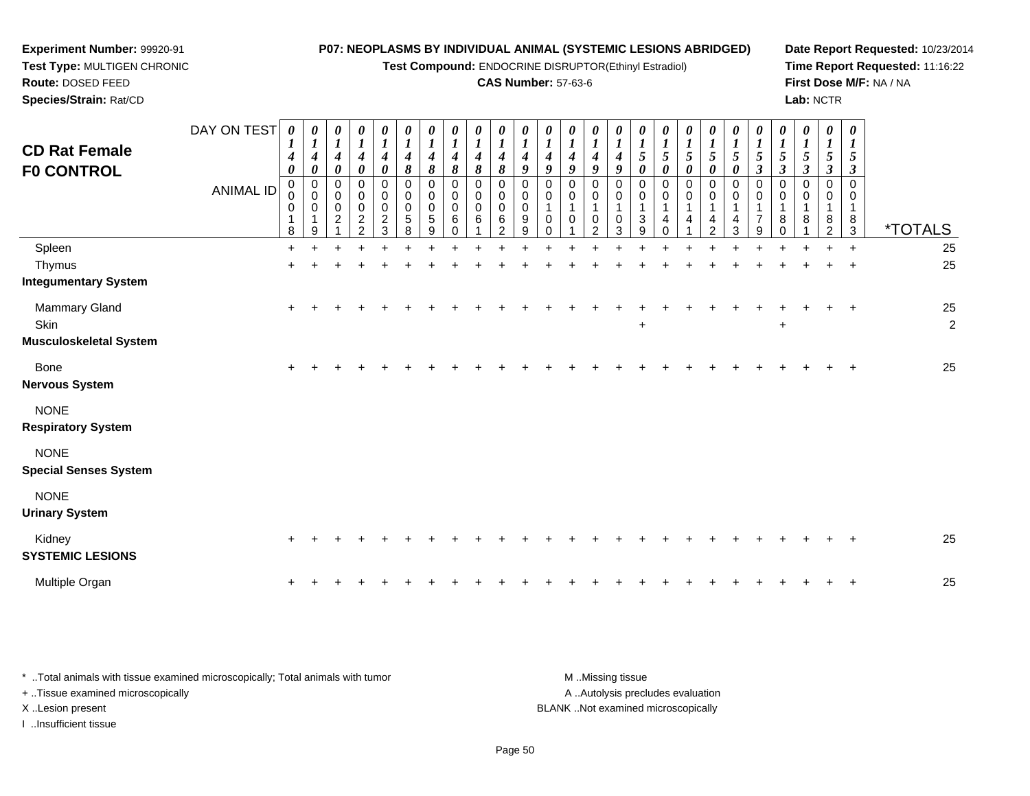**Experiment Number:** 99920-91
**Test Type:** MULTIGEN CHRONIC
**Route:** DOSED FEED
**Species/Strain:** Rat/CD

**P07: NEOPLASMS BY INDIVIDUAL ANIMAL (SYSTEMIC LESIONS ABRIDGED)**
**Test Compound:** ENDOCRINE DISRUPTOR(Ethinyl Estradiol)
**CAS Number:** 57-63-6

**Date Report Requested:** 10/23/2014
**Time Report Requested:** 11:16:22
**First Dose M/F:** NA / NA
**Lab:** NCTR

## CD Rat Female
## F0 CONTROL

| DAY ON TEST | 0140 | 0140 | 0140 | 0140 | 0140 | 0148 | 0148 | 0148 | 0148 | 0148 | 0149 | 0149 | 0149 | 0149 | 0149 | 0150 | 0150 | 0150 | 0150 | 0150 | 0153 | 0153 | 0153 | 0153 | 0153 | |
|---|---|---|---|---|---|---|---|---|---|---|---|---|---|---|---|---|---|---|---|---|---|---|---|---|---|---|
| **ANIMAL ID** | 00018 | 00019 | 00021 | 00022 | 00023 | 00058 | 00059 | 00060 | 00061 | 00062 | 00099 | 00100 | 00101 | 00102 | 00103 | 00139 | 00140 | 00141 | 00142 | 00143 | 00179 | 00180 | 00181 | 00182 | 00183 | ***TOTALS** |
| Spleen | + | + | + | + | + | + | + | + | + | + | + | + | + | + | + | + | + | + | + | + | + | + | + | + | + | 25 |
| Thymus | + | + | + | + | + | + | + | + | + | + | + | + | + | + | + | + | + | + | + | + | + | + | + | + | + | 25 |
| **Integumentary System** | | | | | | | | | | | | | | | | | | | | | | | | | | |
| Mammary Gland | + | + | + | + | + | + | + | + | + | + | + | + | + | + | + | + | + | + | + | + | + | + | + | + | + | 25 |
| Skin | | | | | | | | | | | | | | | | + | | | | | | + | | | | 2 |
| **Musculoskeletal System** | | | | | | | | | | | | | | | | | | | | | | | | | | |
| Bone | + | + | + | + | + | + | + | + | + | + | + | + | + | + | + | + | + | + | + | + | + | + | + | + | + | 25 |
| **Nervous System** | | | | | | | | | | | | | | | | | | | | | | | | | | |
| NONE | | | | | | | | | | | | | | | | | | | | | | | | | | |
| **Respiratory System** | | | | | | | | | | | | | | | | | | | | | | | | | | |
| NONE | | | | | | | | | | | | | | | | | | | | | | | | | | |
| **Special Senses System** | | | | | | | | | | | | | | | | | | | | | | | | | | |
| NONE | | | | | | | | | | | | | | | | | | | | | | | | | | |
| **Urinary System** | | | | | | | | | | | | | | | | | | | | | | | | | | |
| Kidney | + | + | + | + | + | + | + | + | + | + | + | + | + | + | + | + | + | + | + | + | + | + | + | + | + | 25 |
| **SYSTEMIC LESIONS** | | | | | | | | | | | | | | | | | | | | | | | | | | |
| Multiple Organ | + | + | + | + | + | + | + | + | + | + | + | + | + | + | + | + | + | + | + | + | + | + | + | + | + | 25 |

* ..Total animals with tissue examined microscopically; Total animals with tumor
+ ..Tissue examined microscopically
X ..Lesion present
I ..Insufficient tissue

M ..Missing tissue
A ..Autolysis precludes evaluation
BLANK ..Not examined microscopically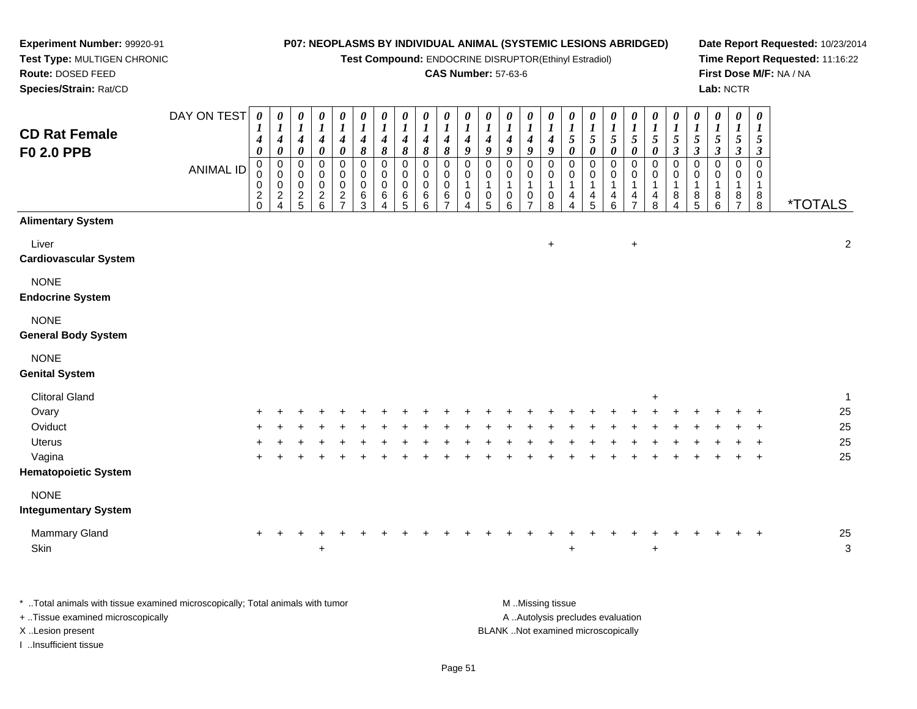**Experiment Number:** 99920-91
**Test Type:** MULTIGEN CHRONIC
**Route:** DOSED FEED
**Species/Strain:** Rat/CD

**P07: NEOPLASMS BY INDIVIDUAL ANIMAL (SYSTEMIC LESIONS ABRIDGED)**
**Test Compound:** ENDOCRINE DISRUPTOR(Ethinyl Estradiol)
**CAS Number:** 57-63-6

**Date Report Requested:** 10/23/2014
**Time Report Requested:** 11:16:22
**First Dose M/F:** NA / NA
**Lab:** NCTR

## CD Rat Female F0 2.0 PPB

| DAY ON TEST | 0140 | 0140 | 0140 | 0140 | 0140 | 0148 | 0148 | 0148 | 0148 | 0148 | 0149 | 0149 | 0149 | 0149 | 0149 | 0150 | 0150 | 0150 | 0150 | 0150 | 0153 | 0153 | 0153 | 0153 | 0153 | |
|---|---|---|---|---|---|---|---|---|---|---|---|---|---|---|---|---|---|---|---|---|---|---|---|---|---|---|
| **ANIMAL ID** | 00020 | 00024 | 00025 | 00026 | 00027 | 00063 | 00064 | 00065 | 00066 | 00067 | 00104 | 00105 | 00106 | 00107 | 00108 | 00144 | 00145 | 00146 | 00147 | 00148 | 00184 | 00185 | 00186 | 00187 | 00188 | ***TOTALS** |
| **Alimentary System** | | | | | | | | | | | | | | | | | | | | | | | | | | |
| Liver | | | | | | | | | | | | | | | + | | | | + | | | | | | | 2 |
| **Cardiovascular System** | | | | | | | | | | | | | | | | | | | | | | | | | | |
| NONE | | | | | | | | | | | | | | | | | | | | | | | | | | |
| **Endocrine System** | | | | | | | | | | | | | | | | | | | | | | | | | | |
| NONE | | | | | | | | | | | | | | | | | | | | | | | | | | |
| **General Body System** | | | | | | | | | | | | | | | | | | | | | | | | | | |
| NONE | | | | | | | | | | | | | | | | | | | | | | | | | | |
| **Genital System** | | | | | | | | | | | | | | | | | | | | | | | | | | |
| Clitoral Gland | | | | | | | | | | | | | | | | | | | | + | | | | | | 1 |
| Ovary | + | + | + | + | + | + | + | + | + | + | + | + | + | + | + | + | + | + | + | + | + | + | + | + | + | 25 |
| Oviduct | + | + | + | + | + | + | + | + | + | + | + | + | + | + | + | + | + | + | + | + | + | + | + | + | + | 25 |
| Uterus | + | + | + | + | + | + | + | + | + | + | + | + | + | + | + | + | + | + | + | + | + | + | + | + | + | 25 |
| Vagina | + | + | + | + | + | + | + | + | + | + | + | + | + | + | + | + | + | + | + | + | + | + | + | + | + | 25 |
| **Hematopoietic System** | | | | | | | | | | | | | | | | | | | | | | | | | | |
| NONE | | | | | | | | | | | | | | | | | | | | | | | | | | |
| **Integumentary System** | | | | | | | | | | | | | | | | | | | | | | | | | | |
| Mammary Gland | + | + | + | + | + | + | + | + | + | + | + | + | + | + | + | + | + | + | + | + | + | + | + | + | + | 25 |
| Skin | | | | + | | | | | | | | | | | | + | | | | + | | | | | | 3 |

\* ..Total animals with tissue examined microscopically; Total animals with tumor
\+ ..Tissue examined microscopically
X ..Lesion present
I ..Insufficient tissue

M ..Missing tissue
A ..Autolysis precludes evaluation
BLANK ..Not examined microscopically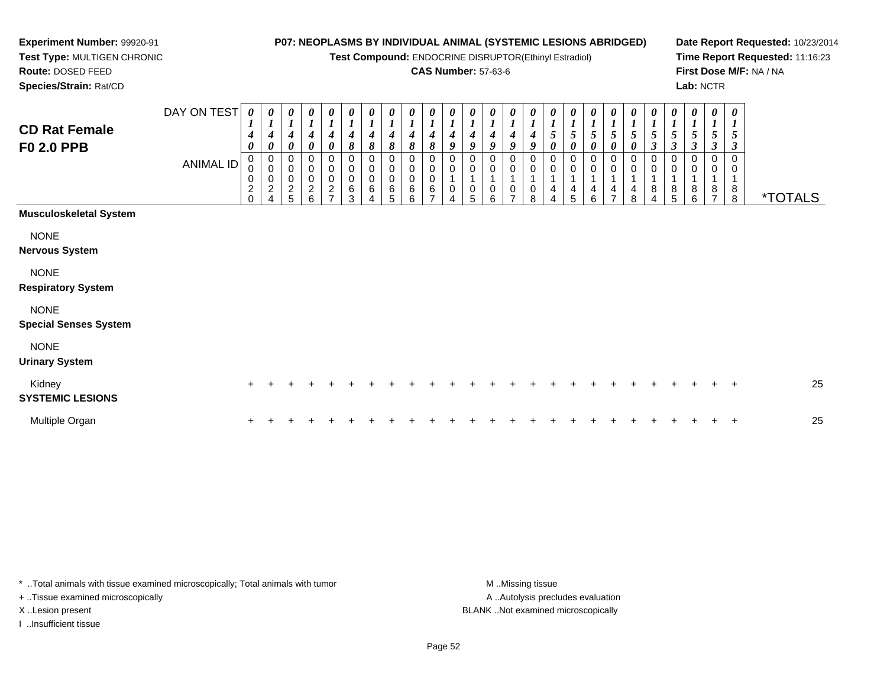**Experiment Number:** 99920-91
**Test Type:** MULTIGEN CHRONIC
**Route:** DOSED FEED
**Species/Strain:** Rat/CD

**P07: NEOPLASMS BY INDIVIDUAL ANIMAL (SYSTEMIC LESIONS ABRIDGED)**
**Test Compound:** ENDOCRINE DISRUPTOR(Ethinyl Estradiol)
**CAS Number:** 57-63-6

**Date Report Requested:** 10/23/2014
**Time Report Requested:** 11:16:23
**First Dose M/F:** NA / NA
**Lab:** NCTR

## CD Rat Female F0 2.0 PPB

| DAY ON TEST | 0140 | 0140 | 0140 | 0140 | 0140 | 0148 | 0148 | 0148 | 0148 | 0148 | 0149 | 0149 | 0149 | 0149 | 0149 | 0150 | 0150 | 0150 | 0150 | 0150 | 0153 | 0153 | 0153 | 0153 | 0153 | |
|---|---|---|---|---|---|---|---|---|---|---|---|---|---|---|---|---|---|---|---|---|---|---|---|---|---|---|
| ANIMAL ID | 00020 | 00024 | 00025 | 00026 | 00027 | 00063 | 00064 | 00065 | 00066 | 00067 | 00104 | 00105 | 00106 | 00107 | 00108 | 00144 | 00145 | 00146 | 00147 | 00148 | 00184 | 00185 | 00186 | 00187 | 00188 | *TOTALS |
| **Musculoskeletal System** | | | | | | | | | | | | | | | | | | | | | | | | | | |
| NONE | | | | | | | | | | | | | | | | | | | | | | | | | | |
| **Nervous System** | | | | | | | | | | | | | | | | | | | | | | | | | | |
| NONE | | | | | | | | | | | | | | | | | | | | | | | | | | |
| **Respiratory System** | | | | | | | | | | | | | | | | | | | | | | | | | | |
| NONE | | | | | | | | | | | | | | | | | | | | | | | | | | |
| **Special Senses System** | | | | | | | | | | | | | | | | | | | | | | | | | | |
| NONE | | | | | | | | | | | | | | | | | | | | | | | | | | |
| **Urinary System** | | | | | | | | | | | | | | | | | | | | | | | | | | |
| Kidney | + | + | + | + | + | + | + | + | + | + | + | + | + | + | + | + | + | + | + | + | + | + | + | + | + | 25 |
| **SYSTEMIC LESIONS** | | | | | | | | | | | | | | | | | | | | | | | | | | |
| Multiple Organ | + | + | + | + | + | + | + | + | + | + | + | + | + | + | + | + | + | + | + | + | + | + | + | + | + | 25 |

* ..Total animals with tissue examined microscopically; Total animals with tumor
+ ..Tissue examined microscopically
X ..Lesion present
I ..Insufficient tissue

M ..Missing tissue
A ..Autolysis precludes evaluation
BLANK ..Not examined microscopically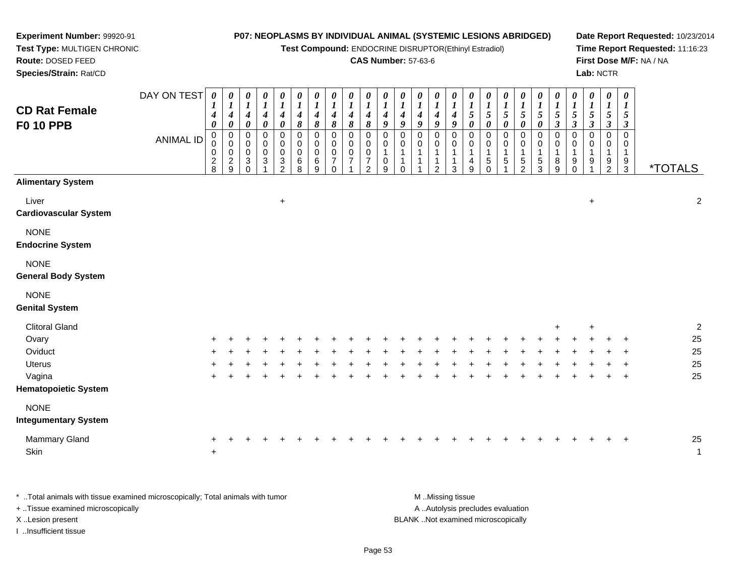**Experiment Number:** 99920-91
**Test Type:** MULTIGEN CHRONIC
**Route:** DOSED FEED
**Species/Strain:** Rat/CD

**P07: NEOPLASMS BY INDIVIDUAL ANIMAL (SYSTEMIC LESIONS ABRIDGED)**
**Test Compound:** ENDOCRINE DISRUPTOR(Ethinyl Estradiol)
**CAS Number:** 57-63-6

**Date Report Requested:** 10/23/2014
**Time Report Requested:** 11:16:23
**First Dose M/F:** NA / NA
**Lab:** NCTR

## CD Rat Female F0 10 PPB

| DAY ON TEST | 0140 | 0140 | 0140 | 0140 | 0140 | 0148 | 0148 | 0148 | 0148 | 0148 | 0149 | 0149 | 0149 | 0149 | 0149 | 0150 | 0150 | 0150 | 0150 | 0150 | 0153 | 0153 | 0153 | 0153 | 0153 | |
|---|---|---|---|---|---|---|---|---|---|---|---|---|---|---|---|---|---|---|---|---|---|---|---|---|---|---|
| **ANIMAL ID** | 0028 | 0029 | 0030 | 0031 | 0032 | 0068 | 0069 | 0070 | 0071 | 0072 | 0109 | 0110 | 0111 | 0112 | 0113 | 0149 | 0150 | 0151 | 0152 | 0153 | 0189 | 0190 | 0191 | 0192 | 0193 | ***TOTALS** |
| **Alimentary System** | | | | | | | | | | | | | | | | | | | | | | | | | | |
| Liver | | | | | + | | | | | | | | | | | | | | | | | | + | | | 2 |
| **Cardiovascular System** | | | | | | | | | | | | | | | | | | | | | | | | | | |
| NONE | | | | | | | | | | | | | | | | | | | | | | | | | | |
| **Endocrine System** | | | | | | | | | | | | | | | | | | | | | | | | | | |
| NONE | | | | | | | | | | | | | | | | | | | | | | | | | | |
| **General Body System** | | | | | | | | | | | | | | | | | | | | | | | | | | |
| NONE | | | | | | | | | | | | | | | | | | | | | | | | | | |
| **Genital System** | | | | | | | | | | | | | | | | | | | | | | | | | | |
| Clitoral Gland | | | | | | | | | | | | | | | | | | | | | + | | + | | | 2 |
| Ovary | + | + | + | + | + | + | + | + | + | + | + | + | + | + | + | + | + | + | + | + | + | + | + | + | + | 25 |
| Oviduct | + | + | + | + | + | + | + | + | + | + | + | + | + | + | + | + | + | + | + | + | + | + | + | + | + | 25 |
| Uterus | + | + | + | + | + | + | + | + | + | + | + | + | + | + | + | + | + | + | + | + | + | + | + | + | + | 25 |
| Vagina | + | + | + | + | + | + | + | + | + | + | + | + | + | + | + | + | + | + | + | + | + | + | + | + | + | 25 |
| **Hematopoietic System** | | | | | | | | | | | | | | | | | | | | | | | | | | |
| NONE | | | | | | | | | | | | | | | | | | | | | | | | | | |
| **Integumentary System** | | | | | | | | | | | | | | | | | | | | | | | | | | |
| Mammary Gland | + | + | + | + | + | + | + | + | + | + | + | + | + | + | + | + | + | + | + | + | + | + | + | + | + | 25 |
| Skin | + | | | | | | | | | | | | | | | | | | | | | | | | | 1 |

\* ..Total animals with tissue examined microscopically; Total animals with tumor
+ ..Tissue examined microscopically
X ..Lesion present
I ..Insufficient tissue

M ..Missing tissue
A ..Autolysis precludes evaluation
BLANK ..Not examined microscopically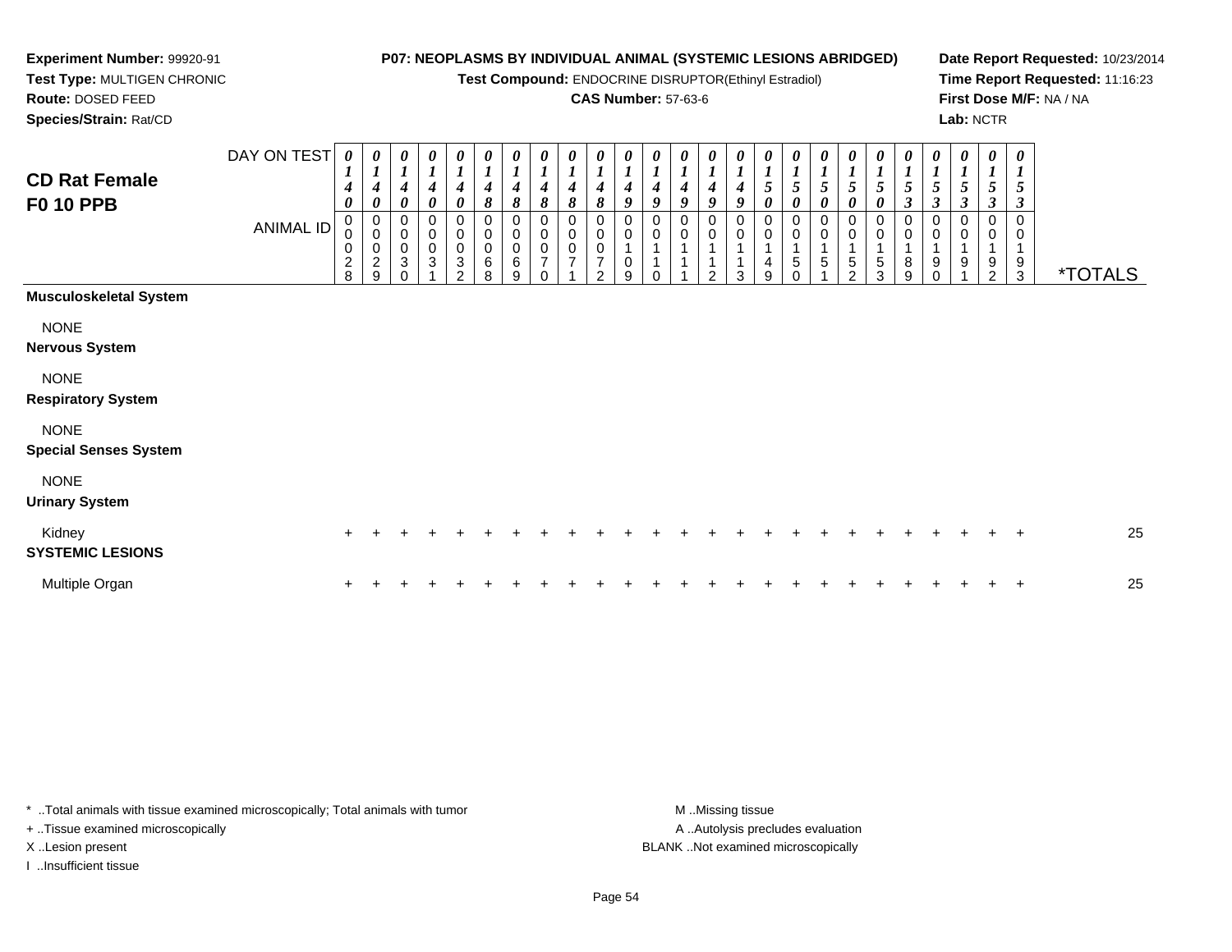**Experiment Number:** 99920-91
**Test Type:** MULTIGEN CHRONIC
**Route:** DOSED FEED
**Species/Strain:** Rat/CD

**P07: NEOPLASMS BY INDIVIDUAL ANIMAL (SYSTEMIC LESIONS ABRIDGED)**
**Test Compound:** ENDOCRINE DISRUPTOR(Ethinyl Estradiol)
**CAS Number:** 57-63-6

**Date Report Requested:** 10/23/2014
**Time Report Requested:** 11:16:23
**First Dose M/F:** NA / NA
**Lab:** NCTR

## CD Rat Female F0 10 PPB

| DAY ON TEST | 0140 | 0140 | 0140 | 0140 | 0140 | 0148 | 0148 | 0148 | 0148 | 0148 | 0149 | 0149 | 0149 | 0149 | 0149 | 0150 | 0150 | 0150 | 0150 | 0150 | 0153 | 0153 | 0153 | 0153 | 0153 | |
|---|---|---|---|---|---|---|---|---|---|---|---|---|---|---|---|---|---|---|---|---|---|---|---|---|---|---|
| ANIMAL ID | 00028 | 00029 | 00030 | 00031 | 00032 | 00068 | 00069 | 00070 | 00071 | 00072 | 00109 | 00110 | 00111 | 00112 | 00113 | 00149 | 00150 | 00151 | 00152 | 00153 | 00189 | 00190 | 00191 | 00192 | 00193 | *TOTALS |
| **Musculoskeletal System** | | | | | | | | | | | | | | | | | | | | | | | | | | |
| NONE | | | | | | | | | | | | | | | | | | | | | | | | | | |
| **Nervous System** | | | | | | | | | | | | | | | | | | | | | | | | | | |
| NONE | | | | | | | | | | | | | | | | | | | | | | | | | | |
| **Respiratory System** | | | | | | | | | | | | | | | | | | | | | | | | | | |
| NONE | | | | | | | | | | | | | | | | | | | | | | | | | | |
| **Special Senses System** | | | | | | | | | | | | | | | | | | | | | | | | | | |
| NONE | | | | | | | | | | | | | | | | | | | | | | | | | | |
| **Urinary System** | | | | | | | | | | | | | | | | | | | | | | | | | | |
| Kidney | + | + | + | + | + | + | + | + | + | + | + | + | + | + | + | + | + | + | + | + | + | + | + | + | + | 25 |
| **SYSTEMIC LESIONS** | | | | | | | | | | | | | | | | | | | | | | | | | | |
| Multiple Organ | + | + | + | + | + | + | + | + | + | + | + | + | + | + | + | + | + | + | + | + | + | + | + | + | + | 25 |

* ..Total animals with tissue examined microscopically; Total animals with tumor
+ ..Tissue examined microscopically
X ..Lesion present
I ..Insufficient tissue

M ..Missing tissue
A ..Autolysis precludes evaluation
BLANK ..Not examined microscopically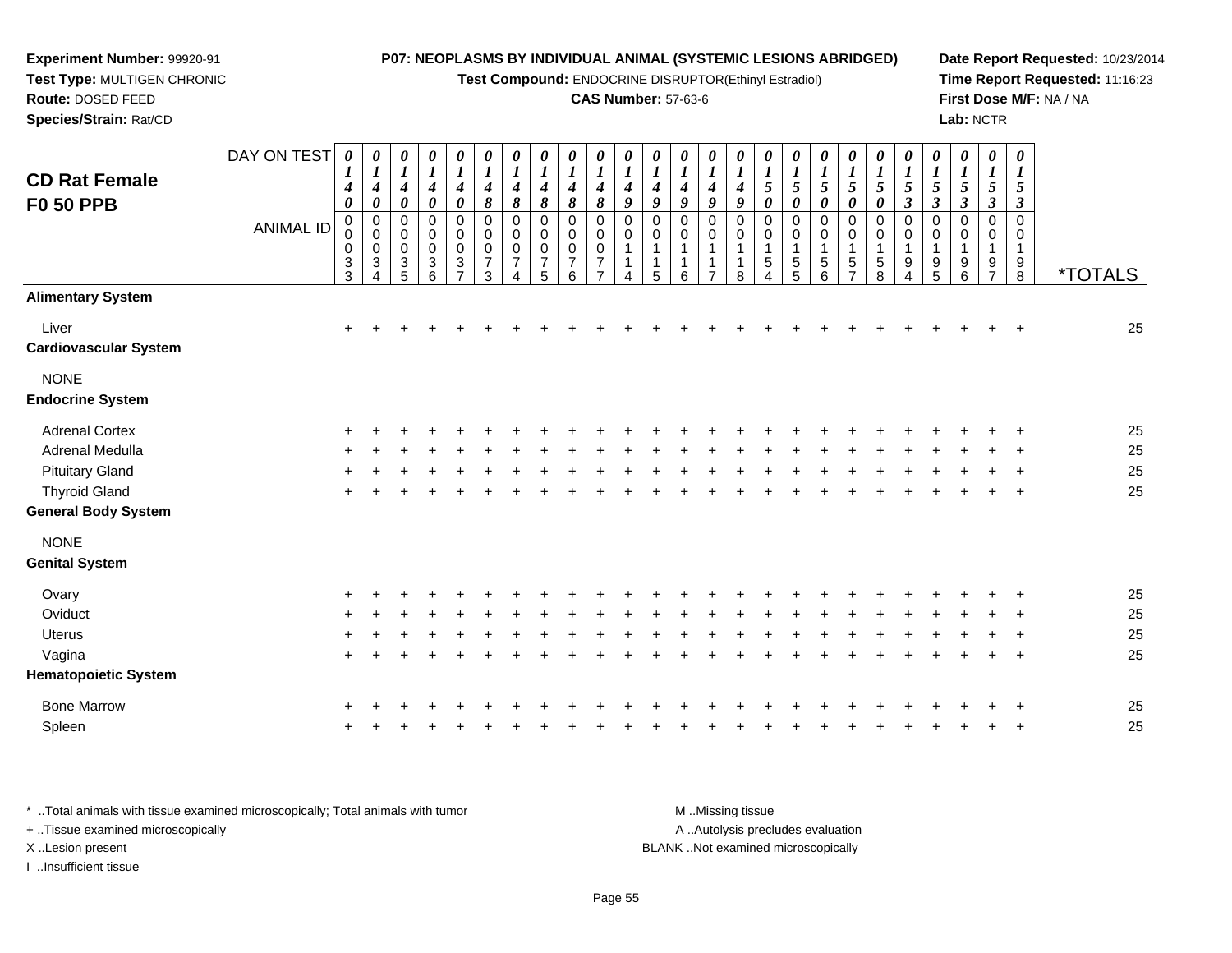**Experiment Number:** 99920-91
**Test Type:** MULTIGEN CHRONIC
**Route:** DOSED FEED
**Species/Strain:** Rat/CD

**P07: NEOPLASMS BY INDIVIDUAL ANIMAL (SYSTEMIC LESIONS ABRIDGED)**
**Test Compound:** ENDOCRINE DISRUPTOR(Ethinyl Estradiol)
**CAS Number:** 57-63-6

**Date Report Requested:** 10/23/2014
**Time Report Requested:** 11:16:23
**First Dose M/F:** NA / NA
**Lab:** NCTR

## CD Rat Female F0 50 PPB

| DAY ON TEST | 0140 | 0140 | 0140 | 0140 | 0140 | 0148 | 0148 | 0148 | 0148 | 0148 | 0149 | 0149 | 0149 | 0149 | 0149 | 0150 | 0150 | 0150 | 0150 | 0150 | 0153 | 0153 | 0153 | 0153 | 0153 | |
|---|---|---|---|---|---|---|---|---|---|---|---|---|---|---|---|---|---|---|---|---|---|---|---|---|---|---|
| **ANIMAL ID** | 00033 | 00034 | 00035 | 00036 | 00037 | 00073 | 00074 | 00075 | 00076 | 00077 | 00114 | 00115 | 00116 | 00117 | 00118 | 00154 | 00155 | 00156 | 00157 | 00158 | 00194 | 00195 | 00196 | 00197 | 00198 | ***TOTALS** |
| **Alimentary System** | | | | | | | | | | | | | | | | | | | | | | | | | | |
| Liver | + | + | + | + | + | + | + | + | + | + | + | + | + | + | + | + | + | + | + | + | + | + | + | + | + | 25 |
| **Cardiovascular System** | | | | | | | | | | | | | | | | | | | | | | | | | | |
| NONE | | | | | | | | | | | | | | | | | | | | | | | | | | |
| **Endocrine System** | | | | | | | | | | | | | | | | | | | | | | | | | | |
| Adrenal Cortex | + | + | + | + | + | + | + | + | + | + | + | + | + | + | + | + | + | + | + | + | + | + | + | + | + | 25 |
| Adrenal Medulla | + | + | + | + | + | + | + | + | + | + | + | + | + | + | + | + | + | + | + | + | + | + | + | + | + | 25 |
| Pituitary Gland | + | + | + | + | + | + | + | + | + | + | + | + | + | + | + | + | + | + | + | + | + | + | + | + | + | 25 |
| Thyroid Gland | + | + | + | + | + | + | + | + | + | + | + | + | + | + | + | + | + | + | + | + | + | + | + | + | + | 25 |
| **General Body System** | | | | | | | | | | | | | | | | | | | | | | | | | | |
| NONE | | | | | | | | | | | | | | | | | | | | | | | | | | |
| **Genital System** | | | | | | | | | | | | | | | | | | | | | | | | | | |
| Ovary | + | + | + | + | + | + | + | + | + | + | + | + | + | + | + | + | + | + | + | + | + | + | + | + | + | 25 |
| Oviduct | + | + | + | + | + | + | + | + | + | + | + | + | + | + | + | + | + | + | + | + | + | + | + | + | + | 25 |
| Uterus | + | + | + | + | + | + | + | + | + | + | + | + | + | + | + | + | + | + | + | + | + | + | + | + | + | 25 |
| Vagina | + | + | + | + | + | + | + | + | + | + | + | + | + | + | + | + | + | + | + | + | + | + | + | + | + | 25 |
| **Hematopoietic System** | | | | | | | | | | | | | | | | | | | | | | | | | | |
| Bone Marrow | + | + | + | + | + | + | + | + | + | + | + | + | + | + | + | + | + | + | + | + | + | + | + | + | + | 25 |
| Spleen | + | + | + | + | + | + | + | + | + | + | + | + | + | + | + | + | + | + | + | + | + | + | + | + | + | 25 |

* ..Total animals with tissue examined microscopically; Total animals with tumor
+ ..Tissue examined microscopically
X ..Lesion present
I ..Insufficient tissue

M ..Missing tissue
A ..Autolysis precludes evaluation
BLANK ..Not examined microscopically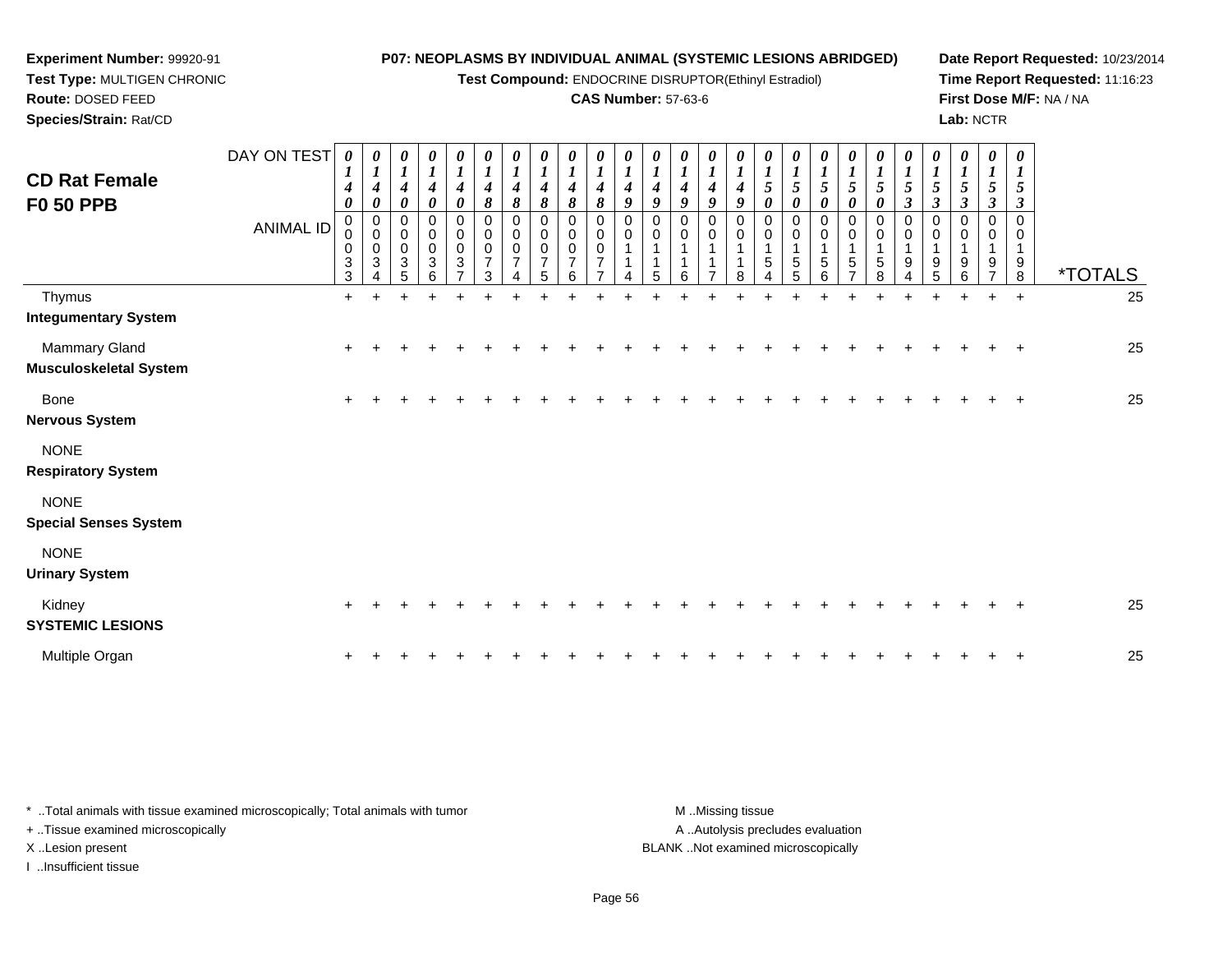**Experiment Number:** 99920-91
**Test Type:** MULTIGEN CHRONIC
**Route:** DOSED FEED
**Species/Strain:** Rat/CD

**P07: NEOPLASMS BY INDIVIDUAL ANIMAL (SYSTEMIC LESIONS ABRIDGED)**
**Test Compound:** ENDOCRINE DISRUPTOR(Ethinyl Estradiol)
**CAS Number:** 57-63-6

**Date Report Requested:** 10/23/2014
**Time Report Requested:** 11:16:23
**First Dose M/F:** NA / NA
**Lab:** NCTR

## CD Rat Female F0 50 PPB

| DAY ON TEST | 0140 | 0140 | 0140 | 0140 | 0140 | 0148 | 0148 | 0148 | 0148 | 0148 | 0149 | 0149 | 0149 | 0149 | 0149 | 0150 | 0150 | 0150 | 0150 | 0150 | 0153 | 0153 | 0153 | 0153 | 0153 | |
|---|---|---|---|---|---|---|---|---|---|---|---|---|---|---|---|---|---|---|---|---|---|---|---|---|---|---|
| **ANIMAL ID** | 00033 | 00034 | 00035 | 00036 | 00037 | 00073 | 00074 | 00075 | 00076 | 00077 | 00114 | 00115 | 00116 | 00117 | 00118 | 00154 | 00155 | 00156 | 00157 | 00158 | 00194 | 00195 | 00196 | 00197 | 00198 | ***TOTALS** |
| Thymus | + | + | + | + | + | + | + | + | + | + | + | + | + | + | + | + | + | + | + | + | + | + | + | + | + | 25 |
| **Integumentary System** | | | | | | | | | | | | | | | | | | | | | | | | | | |
| Mammary Gland | + | + | + | + | + | + | + | + | + | + | + | + | + | + | + | + | + | + | + | + | + | + | + | + | + | 25 |
| **Musculoskeletal System** | | | | | | | | | | | | | | | | | | | | | | | | | | |
| Bone | + | + | + | + | + | + | + | + | + | + | + | + | + | + | + | + | + | + | + | + | + | + | + | + | + | 25 |
| **Nervous System** | | | | | | | | | | | | | | | | | | | | | | | | | | |
| NONE | | | | | | | | | | | | | | | | | | | | | | | | | | |
| **Respiratory System** | | | | | | | | | | | | | | | | | | | | | | | | | | |
| NONE | | | | | | | | | | | | | | | | | | | | | | | | | | |
| **Special Senses System** | | | | | | | | | | | | | | | | | | | | | | | | | | |
| NONE | | | | | | | | | | | | | | | | | | | | | | | | | | |
| **Urinary System** | | | | | | | | | | | | | | | | | | | | | | | | | | |
| Kidney | + | + | + | + | + | + | + | + | + | + | + | + | + | + | + | + | + | + | + | + | + | + | + | + | + | 25 |
| **SYSTEMIC LESIONS** | | | | | | | | | | | | | | | | | | | | | | | | | | |
| Multiple Organ | + | + | + | + | + | + | + | + | + | + | + | + | + | + | + | + | + | + | + | + | + | + | + | + | + | 25 |

* ..Total animals with tissue examined microscopically; Total animals with tumor
+ ..Tissue examined microscopically
X ..Lesion present
I ..Insufficient tissue

M ..Missing tissue
A ..Autolysis precludes evaluation
BLANK ..Not examined microscopically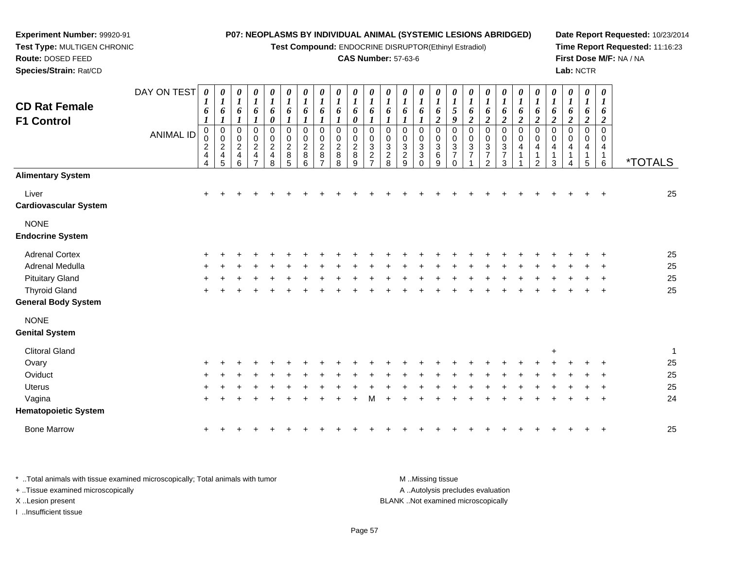**Experiment Number:** 99920-91
**Test Type:** MULTIGEN CHRONIC
**Route:** DOSED FEED
**Species/Strain:** Rat/CD

**P07: NEOPLASMS BY INDIVIDUAL ANIMAL (SYSTEMIC LESIONS ABRIDGED)**
**Test Compound:** ENDOCRINE DISRUPTOR(Ethinyl Estradiol)
**CAS Number:** 57-63-6

**Date Report Requested:** 10/23/2014
**Time Report Requested:** 11:16:23
**First Dose M/F:** NA / NA
**Lab:** NCTR

## CD Rat Female F1 Control

| DAY ON TEST | 0161 | 0161 | 0161 | 0161 | 0160 | 0161 | 0161 | 0161 | 0161 | 0160 | 0161 | 0161 | 0161 | 0161 | 0162 | 0159 | 0162 | 0162 | 0162 | 0162 | 0162 | 0162 | 0162 | 0162 | 0162 | |
|---|---|---|---|---|---|---|---|---|---|---|---|---|---|---|---|---|---|---|---|---|---|---|---|---|---|---|
| **ANIMAL ID** | 00244 | 00245 | 00246 | 00247 | 00248 | 00285 | 00286 | 00287 | 00288 | 00289 | 00327 | 00328 | 00329 | 00330 | 00369 | 00370 | 00371 | 00372 | 00373 | 00411 | 00412 | 00413 | 00414 | 00415 | 00416 | ***TOTALS** |
| **Alimentary System** | | | | | | | | | | | | | | | | | | | | | | | | | | |
| Liver | + | + | + | + | + | + | + | + | + | + | + | + | + | + | + | + | + | + | + | + | + | + | + | + | + | 25 |
| **Cardiovascular System** | | | | | | | | | | | | | | | | | | | | | | | | | | |
| NONE | | | | | | | | | | | | | | | | | | | | | | | | | | |
| **Endocrine System** | | | | | | | | | | | | | | | | | | | | | | | | | | |
| Adrenal Cortex | + | + | + | + | + | + | + | + | + | + | + | + | + | + | + | + | + | + | + | + | + | + | + | + | + | 25 |
| Adrenal Medulla | + | + | + | + | + | + | + | + | + | + | + | + | + | + | + | + | + | + | + | + | + | + | + | + | + | 25 |
| Pituitary Gland | + | + | + | + | + | + | + | + | + | + | + | + | + | + | + | + | + | + | + | + | + | + | + | + | + | 25 |
| Thyroid Gland | + | + | + | + | + | + | + | + | + | + | + | + | + | + | + | + | + | + | + | + | + | + | + | + | + | 25 |
| **General Body System** | | | | | | | | | | | | | | | | | | | | | | | | | | |
| NONE | | | | | | | | | | | | | | | | | | | | | | | | | | |
| **Genital System** | | | | | | | | | | | | | | | | | | | | | | | | | | |
| Clitoral Gland | | | | | | | | | | | | | | | | | | | | | | + | | | | 1 |
| Ovary | + | + | + | + | + | + | + | + | + | + | + | + | + | + | + | + | + | + | + | + | + | + | + | + | + | 25 |
| Oviduct | + | + | + | + | + | + | + | + | + | + | + | + | + | + | + | + | + | + | + | + | + | + | + | + | + | 25 |
| Uterus | + | + | + | + | + | + | + | + | + | + | + | + | + | + | + | + | + | + | + | + | + | + | + | + | + | 25 |
| Vagina | + | + | + | + | + | + | + | + | + | + | M | + | + | + | + | + | + | + | + | + | + | + | + | + | + | 24 |
| **Hematopoietic System** | | | | | | | | | | | | | | | | | | | | | | | | | | |
| Bone Marrow | + | + | + | + | + | + | + | + | + | + | + | + | + | + | + | + | + | + | + | + | + | + | + | + | + | 25 |

* ..Total animals with tissue examined microscopically; Total animals with tumor
+ ..Tissue examined microscopically
X ..Lesion present
I ..Insufficient tissue

M ..Missing tissue
A ..Autolysis precludes evaluation
BLANK ..Not examined microscopically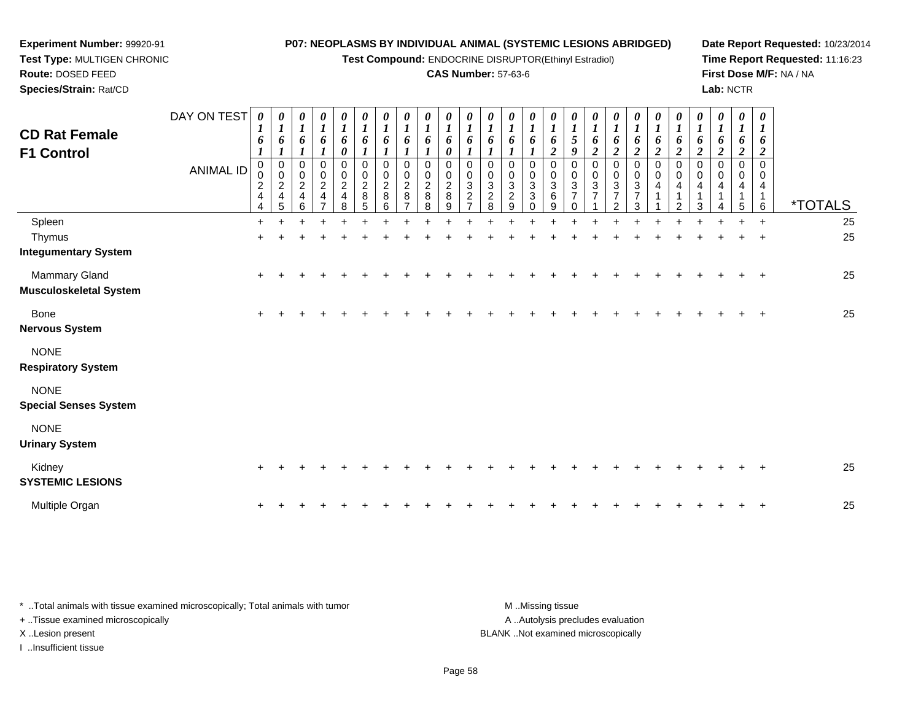**Experiment Number:** 99920-91
**Test Type:** MULTIGEN CHRONIC
**Route:** DOSED FEED
**Species/Strain:** Rat/CD

**P07: NEOPLASMS BY INDIVIDUAL ANIMAL (SYSTEMIC LESIONS ABRIDGED)**
**Test Compound:** ENDOCRINE DISRUPTOR(Ethinyl Estradiol)
**CAS Number:** 57-63-6

**Date Report Requested:** 10/23/2014
**Time Report Requested:** 11:16:23
**First Dose M/F:** NA / NA
**Lab:** NCTR

## CD Rat Female F1 Control

| DAY ON TEST | 0161 | 0161 | 0161 | 0161 | 0160 | 0161 | 0161 | 0161 | 0161 | 0160 | 0161 | 0161 | 0161 | 0161 | 0162 | 0159 | 0162 | 0162 | 0162 | 0162 | 0162 | 0162 | 0162 | 0162 | 0162 | |
|---|---|---|---|---|---|---|---|---|---|---|---|---|---|---|---|---|---|---|---|---|---|---|---|---|---|---|
| **ANIMAL ID** | 00244 | 00245 | 00246 | 00247 | 00248 | 00285 | 00286 | 00287 | 00288 | 00289 | 00327 | 00328 | 00329 | 00330 | 00369 | 00370 | 00371 | 00372 | 00373 | 00411 | 00412 | 00413 | 00414 | 00415 | 00416 | ***TOTALS** |
| Spleen | + | + | + | + | + | + | + | + | + | + | + | + | + | + | + | + | + | + | + | + | + | + | + | + | + | 25 |
| Thymus | + | + | + | + | + | + | + | + | + | + | + | + | + | + | + | + | + | + | + | + | + | + | + | + | + | 25 |
| **Integumentary System** | | | | | | | | | | | | | | | | | | | | | | | | | | |
| Mammary Gland | + | + | + | + | + | + | + | + | + | + | + | + | + | + | + | + | + | + | + | + | + | + | + | + | + | 25 |
| **Musculoskeletal System** | | | | | | | | | | | | | | | | | | | | | | | | | | |
| Bone | + | + | + | + | + | + | + | + | + | + | + | + | + | + | + | + | + | + | + | + | + | + | + | + | + | 25 |
| **Nervous System** | | | | | | | | | | | | | | | | | | | | | | | | | | |
| NONE | | | | | | | | | | | | | | | | | | | | | | | | | | |
| **Respiratory System** | | | | | | | | | | | | | | | | | | | | | | | | | | |
| NONE | | | | | | | | | | | | | | | | | | | | | | | | | | |
| **Special Senses System** | | | | | | | | | | | | | | | | | | | | | | | | | | |
| NONE | | | | | | | | | | | | | | | | | | | | | | | | | | |
| **Urinary System** | | | | | | | | | | | | | | | | | | | | | | | | | | |
| Kidney | + | + | + | + | + | + | + | + | + | + | + | + | + | + | + | + | + | + | + | + | + | + | + | + | + | 25 |
| **SYSTEMIC LESIONS** | | | | | | | | | | | | | | | | | | | | | | | | | | |
| Multiple Organ | + | + | + | + | + | + | + | + | + | + | + | + | + | + | + | + | + | + | + | + | + | + | + | + | + | 25 |

* ..Total animals with tissue examined microscopically; Total animals with tumor
+ ..Tissue examined microscopically
X ..Lesion present
I ..Insufficient tissue

M ..Missing tissue
A ..Autolysis precludes evaluation
BLANK ..Not examined microscopically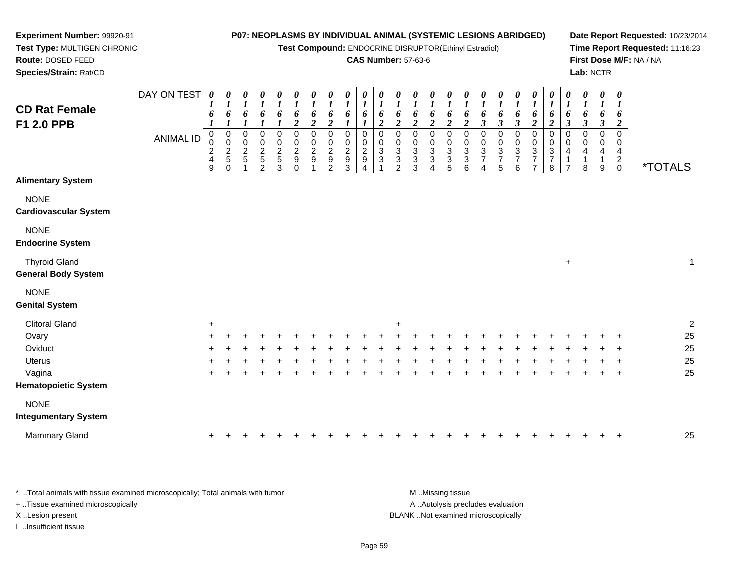**Experiment Number:** 99920-91
**Test Type:** MULTIGEN CHRONIC
**Route:** DOSED FEED
**Species/Strain:** Rat/CD

**P07: NEOPLASMS BY INDIVIDUAL ANIMAL (SYSTEMIC LESIONS ABRIDGED)**
**Test Compound:** ENDOCRINE DISRUPTOR(Ethinyl Estradiol)
**CAS Number:** 57-63-6

**Date Report Requested:** 10/23/2014
**Time Report Requested:** 11:16:23
**First Dose M/F:** NA / NA
**Lab:** NCTR

## CD Rat Female F1 2.0 PPB

| DAY ON TEST | 0161 | 0161 | 0161 | 0161 | 0161 | 0162 | 0162 | 0162 | 0161 | 0161 | 0162 | 0162 | 0162 | 0162 | 0162 | 0162 | 0163 | 0163 | 0163 | 0162 | 0162 | 0163 | 0163 | 0163 | 0162 | |
|---|---|---|---|---|---|---|---|---|---|---|---|---|---|---|---|---|---|---|---|---|---|---|---|---|---|---|
| **ANIMAL ID** | 00249 | 00250 | 00251 | 00252 | 00253 | 00290 | 00291 | 00292 | 00293 | 00294 | 00331 | 00332 | 00333 | 00334 | 00335 | 00336 | 00374 | 00375 | 00376 | 00377 | 00378 | 00417 | 00418 | 00419 | 00420 | ***TOTALS** |
| **Alimentary System** | | | | | | | | | | | | | | | | | | | | | | | | | | |
| NONE | | | | | | | | | | | | | | | | | | | | | | | | | | |
| **Cardiovascular System** | | | | | | | | | | | | | | | | | | | | | | | | | | |
| NONE | | | | | | | | | | | | | | | | | | | | | | | | | | |
| **Endocrine System** | | | | | | | | | | | | | | | | | | | | | | | | | | |
| Thyroid Gland | | | | | | | | | | | | | | | | | | | | | | + | | | | 1 |
| **General Body System** | | | | | | | | | | | | | | | | | | | | | | | | | | |
| NONE | | | | | | | | | | | | | | | | | | | | | | | | | | |
| **Genital System** | | | | | | | | | | | | | | | | | | | | | | | | | | |
| Clitoral Gland | + | | | | | | | | | | | + | | | | | | | | | | | | | | 2 |
| Ovary | + | + | + | + | + | + | + | + | + | + | + | + | + | + | + | + | + | + | + | + | + | + | + | + | + | 25 |
| Oviduct | + | + | + | + | + | + | + | + | + | + | + | + | + | + | + | + | + | + | + | + | + | + | + | + | + | 25 |
| Uterus | + | + | + | + | + | + | + | + | + | + | + | + | + | + | + | + | + | + | + | + | + | + | + | + | + | 25 |
| Vagina | + | + | + | + | + | + | + | + | + | + | + | + | + | + | + | + | + | + | + | + | + | + | + | + | + | 25 |
| **Hematopoietic System** | | | | | | | | | | | | | | | | | | | | | | | | | | |
| NONE | | | | | | | | | | | | | | | | | | | | | | | | | | |
| **Integumentary System** | | | | | | | | | | | | | | | | | | | | | | | | | | |
| Mammary Gland | + | + | + | + | + | + | + | + | + | + | + | + | + | + | + | + | + | + | + | + | + | + | + | + | + | 25 |

* ..Total animals with tissue examined microscopically; Total animals with tumor
+ ..Tissue examined microscopically
X ..Lesion present
I ..Insufficient tissue

M ..Missing tissue
A ..Autolysis precludes evaluation
BLANK ..Not examined microscopically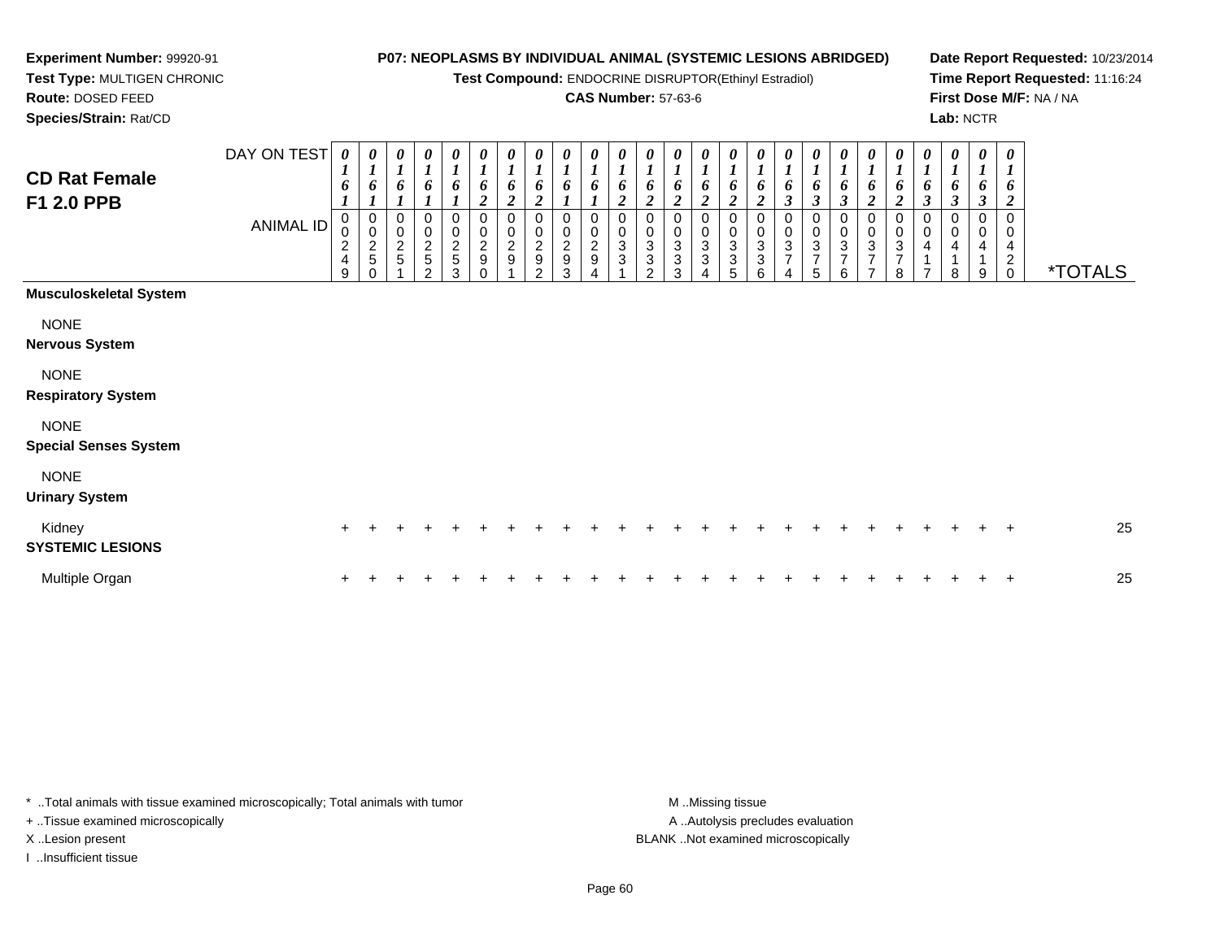**Experiment Number:** 99920-91
**Test Type:** MULTIGEN CHRONIC
**Route:** DOSED FEED
**Species/Strain:** Rat/CD

**P07: NEOPLASMS BY INDIVIDUAL ANIMAL (SYSTEMIC LESIONS ABRIDGED)**
**Test Compound:** ENDOCRINE DISRUPTOR(Ethinyl Estradiol)
**CAS Number:** 57-63-6

**Date Report Requested:** 10/23/2014
**Time Report Requested:** 11:16:24
**First Dose M/F:** NA / NA
**Lab:** NCTR

## CD Rat Female F1 2.0 PPB

| DAY ON TEST | 0161 | 0161 | 0161 | 0161 | 0161 | 0162 | 0162 | 0162 | 0161 | 0161 | 0162 | 0162 | 0162 | 0162 | 0162 | 0162 | 0163 | 0163 | 0163 | 0162 | 0162 | 0163 | 0163 | 0163 | 0162 | |
|---|---|---|---|---|---|---|---|---|---|---|---|---|---|---|---|---|---|---|---|---|---|---|---|---|---|---|
| **ANIMAL ID** | 00249 | 00250 | 00251 | 00252 | 00253 | 00290 | 00291 | 00292 | 00293 | 00294 | 00331 | 00332 | 00333 | 00334 | 00335 | 00336 | 00374 | 00375 | 00376 | 00377 | 00378 | 00417 | 00418 | 00419 | 00420 | ***TOTALS** |
| **Musculoskeletal System** | | | | | | | | | | | | | | | | | | | | | | | | | | |
| NONE | | | | | | | | | | | | | | | | | | | | | | | | | | |
| **Nervous System** | | | | | | | | | | | | | | | | | | | | | | | | | | |
| NONE | | | | | | | | | | | | | | | | | | | | | | | | | | |
| **Respiratory System** | | | | | | | | | | | | | | | | | | | | | | | | | | |
| NONE | | | | | | | | | | | | | | | | | | | | | | | | | | |
| **Special Senses System** | | | | | | | | | | | | | | | | | | | | | | | | | | |
| NONE | | | | | | | | | | | | | | | | | | | | | | | | | | |
| **Urinary System** | | | | | | | | | | | | | | | | | | | | | | | | | | |
| Kidney | + | + | + | + | + | + | + | + | + | + | + | + | + | + | + | + | + | + | + | + | + | + | + | + | + | 25 |
| **SYSTEMIC LESIONS** | | | | | | | | | | | | | | | | | | | | | | | | | | |
| Multiple Organ | + | + | + | + | + | + | + | + | + | + | + | + | + | + | + | + | + | + | + | + | + | + | + | + | + | 25 |

\* ..Total animals with tissue examined microscopically; Total animals with tumor
+ ..Tissue examined microscopically
X ..Lesion present
I ..Insufficient tissue

M ..Missing tissue
A ..Autolysis precludes evaluation
BLANK ..Not examined microscopically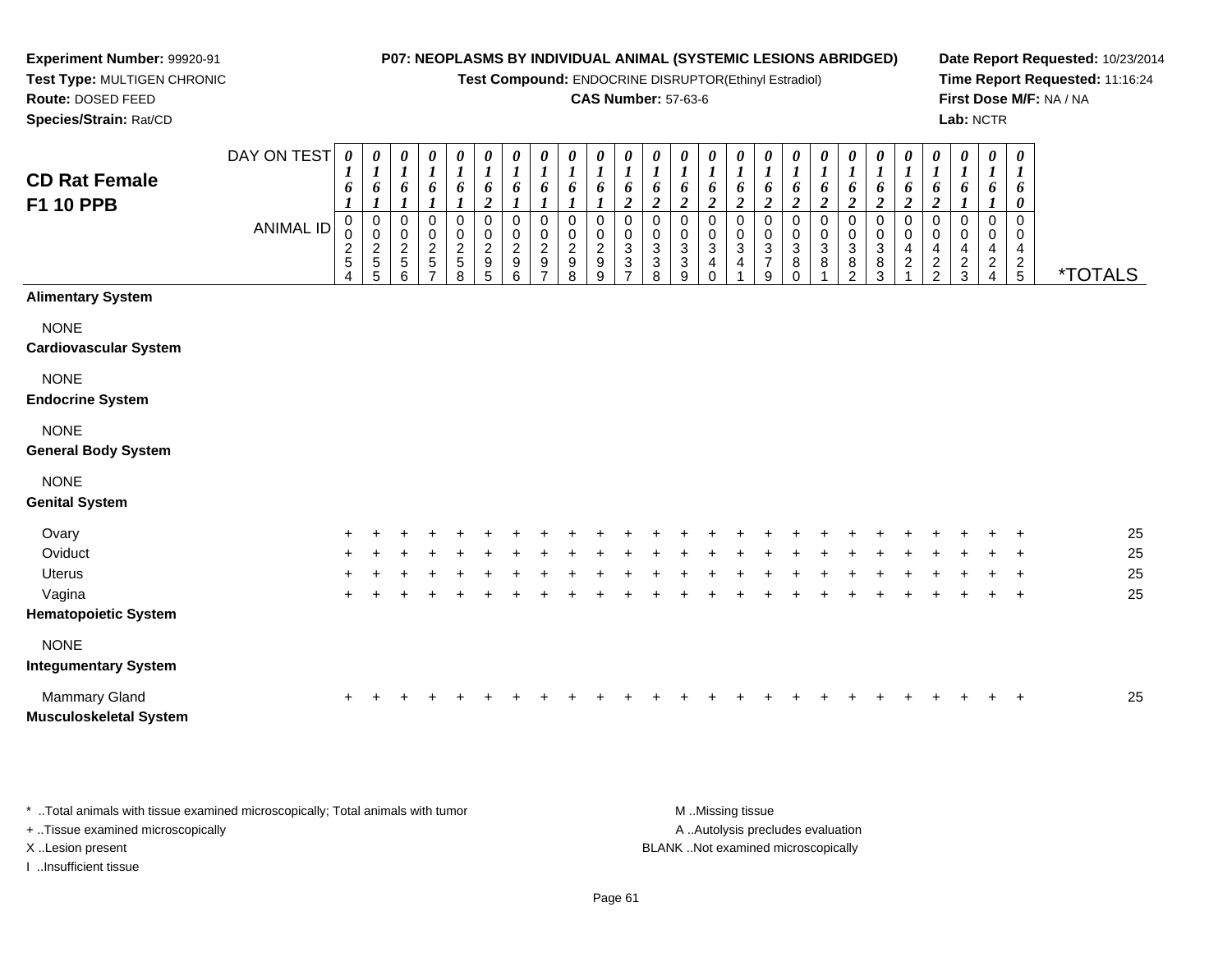**Experiment Number:** 99920-91
**Test Type:** MULTIGEN CHRONIC
**Route:** DOSED FEED
**Species/Strain:** Rat/CD

**P07: NEOPLASMS BY INDIVIDUAL ANIMAL (SYSTEMIC LESIONS ABRIDGED)**
**Test Compound:** ENDOCRINE DISRUPTOR(Ethinyl Estradiol)
**CAS Number:** 57-63-6

**Date Report Requested:** 10/23/2014
**Time Report Requested:** 11:16:24
**First Dose M/F:** NA / NA
**Lab:** NCTR

## CD Rat Female F1 10 PPB

| DAY ON TEST | 0161 | 0161 | 0161 | 0161 | 0161 | 0162 | 0161 | 0161 | 0161 | 0161 | 0162 | 0162 | 0162 | 0162 | 0162 | 0162 | 0162 | 0162 | 0162 | 0162 | 0162 | 0162 | 0161 | 0161 | 0160 | |
|---|---|---|---|---|---|---|---|---|---|---|---|---|---|---|---|---|---|---|---|---|---|---|---|---|---|---|
| **ANIMAL ID** | 00254 | 00255 | 00256 | 00257 | 00258 | 00295 | 00296 | 00297 | 00298 | 00299 | 00337 | 00338 | 00339 | 00340 | 00341 | 00379 | 00380 | 00381 | 00382 | 00383 | 00421 | 00422 | 00423 | 00424 | 00425 | ***TOTALS** |
| **Alimentary System** | | | | | | | | | | | | | | | | | | | | | | | | | | |
| NONE | | | | | | | | | | | | | | | | | | | | | | | | | | |
| **Cardiovascular System** | | | | | | | | | | | | | | | | | | | | | | | | | | |
| NONE | | | | | | | | | | | | | | | | | | | | | | | | | | |
| **Endocrine System** | | | | | | | | | | | | | | | | | | | | | | | | | | |
| NONE | | | | | | | | | | | | | | | | | | | | | | | | | | |
| **General Body System** | | | | | | | | | | | | | | | | | | | | | | | | | | |
| NONE | | | | | | | | | | | | | | | | | | | | | | | | | | |
| **Genital System** | | | | | | | | | | | | | | | | | | | | | | | | | | |
| Ovary | + | + | + | + | + | + | + | + | + | + | + | + | + | + | + | + | + | + | + | + | + | + | + | + | + | 25 |
| Oviduct | + | + | + | + | + | + | + | + | + | + | + | + | + | + | + | + | + | + | + | + | + | + | + | + | + | 25 |
| Uterus | + | + | + | + | + | + | + | + | + | + | + | + | + | + | + | + | + | + | + | + | + | + | + | + | + | 25 |
| Vagina | + | + | + | + | + | + | + | + | + | + | + | + | + | + | + | + | + | + | + | + | + | + | + | + | + | 25 |
| **Hematopoietic System** | | | | | | | | | | | | | | | | | | | | | | | | | | |
| NONE | | | | | | | | | | | | | | | | | | | | | | | | | | |
| **Integumentary System** | | | | | | | | | | | | | | | | | | | | | | | | | | |
| Mammary Gland | + | + | + | + | + | + | + | + | + | + | + | + | + | + | + | + | + | + | + | + | + | + | + | + | + | 25 |
| **Musculoskeletal System** | | | | | | | | | | | | | | | | | | | | | | | | | | |

* ..Total animals with tissue examined microscopically; Total animals with tumor
+ ..Tissue examined microscopically
X ..Lesion present
I ..Insufficient tissue

M ..Missing tissue
A ..Autolysis precludes evaluation
BLANK ..Not examined microscopically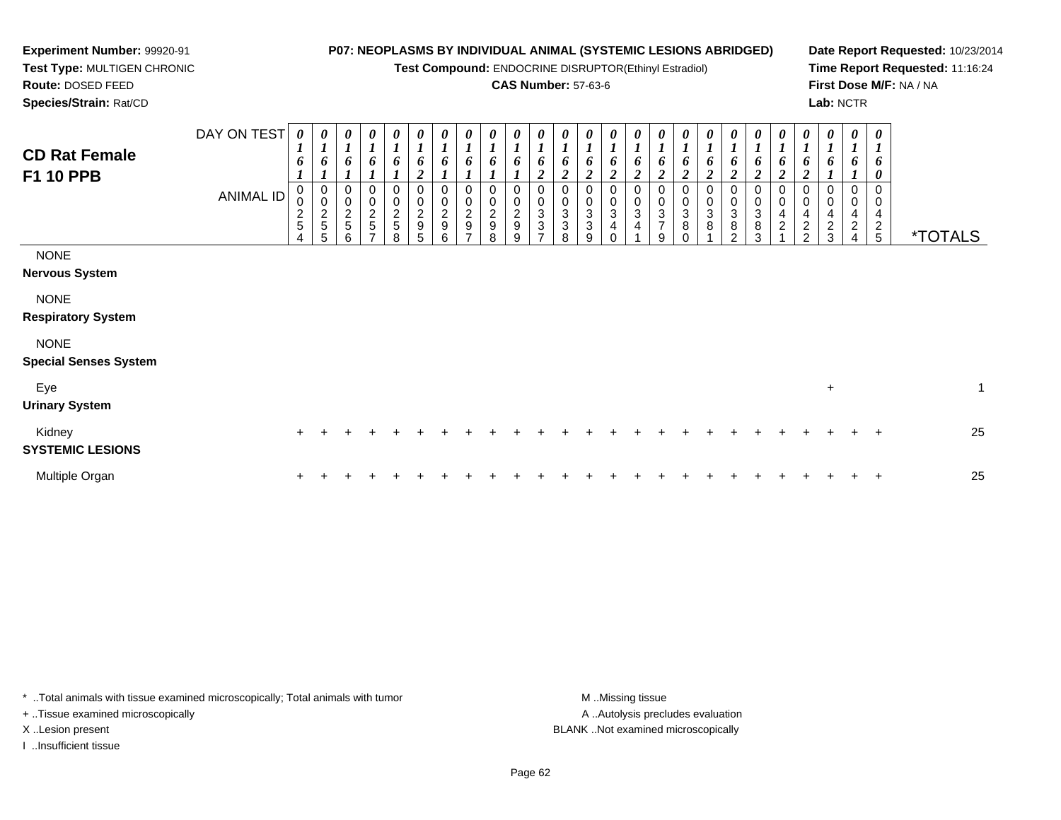**Experiment Number:** 99920-91
**Test Type:** MULTIGEN CHRONIC
**Route:** DOSED FEED
**Species/Strain:** Rat/CD

**P07: NEOPLASMS BY INDIVIDUAL ANIMAL (SYSTEMIC LESIONS ABRIDGED)**
**Test Compound:** ENDOCRINE DISRUPTOR(Ethinyl Estradiol)
**CAS Number:** 57-63-6

**Date Report Requested:** 10/23/2014
**Time Report Requested:** 11:16:24
**First Dose M/F:** NA / NA
**Lab:** NCTR

## CD Rat Female F1 10 PPB

| DAY ON TEST | 0161 | 0161 | 0161 | 0161 | 0161 | 0162 | 0161 | 0161 | 0161 | 0161 | 0162 | 0162 | 0162 | 0162 | 0162 | 0162 | 0162 | 0162 | 0162 | 0162 | 0162 | 0162 | 0161 | 0161 | 0160 | |
|---|---|---|---|---|---|---|---|---|---|---|---|---|---|---|---|---|---|---|---|---|---|---|---|---|---|---|
| **ANIMAL ID** | 00254 | 00255 | 00256 | 00257 | 00258 | 00295 | 00296 | 00297 | 00298 | 00299 | 00337 | 00338 | 00339 | 00340 | 00341 | 00379 | 00380 | 00381 | 00382 | 00383 | 00421 | 00422 | 00423 | 00424 | 00425 | ***TOTALS** |
| NONE | | | | | | | | | | | | | | | | | | | | | | | | | | |
| **Nervous System** | | | | | | | | | | | | | | | | | | | | | | | | | | |
| NONE | | | | | | | | | | | | | | | | | | | | | | | | | | |
| **Respiratory System** | | | | | | | | | | | | | | | | | | | | | | | | | | |
| NONE | | | | | | | | | | | | | | | | | | | | | | | | | | |
| **Special Senses System** | | | | | | | | | | | | | | | | | | | | | | | | | | |
| Eye | | | | | | | | | | | | | | | | | | | | | | | + | | | 1 |
| **Urinary System** | | | | | | | | | | | | | | | | | | | | | | | | | | |
| Kidney | + | + | + | + | + | + | + | + | + | + | + | + | + | + | + | + | + | + | + | + | + | + | + | + | + | 25 |
| **SYSTEMIC LESIONS** | | | | | | | | | | | | | | | | | | | | | | | | | | |
| Multiple Organ | + | + | + | + | + | + | + | + | + | + | + | + | + | + | + | + | + | + | + | + | + | + | + | + | + | 25 |

\* ..Total animals with tissue examined microscopically; Total animals with tumor
+ ..Tissue examined microscopically
X ..Lesion present
I ..Insufficient tissue

M ..Missing tissue
A ..Autolysis precludes evaluation
BLANK ..Not examined microscopically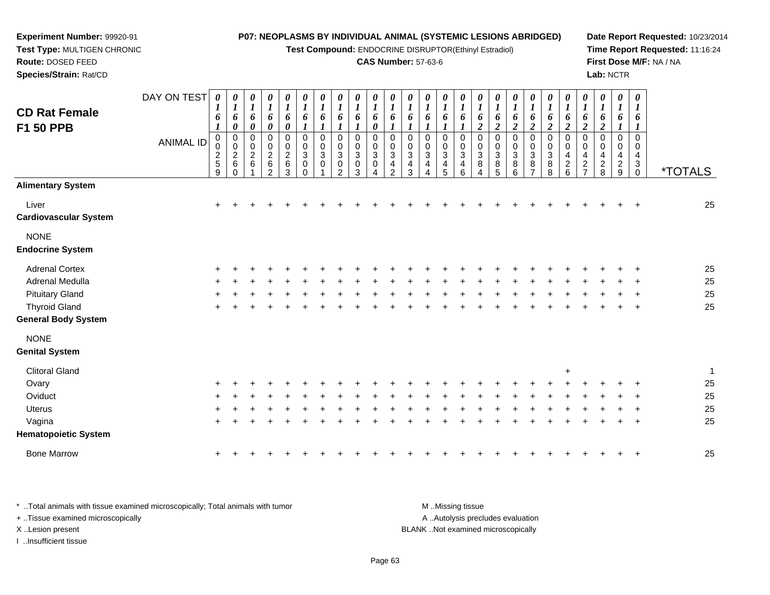**Experiment Number:** 99920-91
**Test Type:** MULTIGEN CHRONIC
**Route:** DOSED FEED
**Species/Strain:** Rat/CD

**P07: NEOPLASMS BY INDIVIDUAL ANIMAL (SYSTEMIC LESIONS ABRIDGED)**
**Test Compound:** ENDOCRINE DISRUPTOR(Ethinyl Estradiol)
**CAS Number:** 57-63-6

**Date Report Requested:** 10/23/2014
**Time Report Requested:** 11:16:24
**First Dose M/F:** NA / NA
**Lab:** NCTR

## CD Rat Female F1 50 PPB

| DAY ON TEST | 0161 | 0160 | 0160 | 0160 | 0160 | 0161 | 0161 | 0161 | 0161 | 0160 | 0161 | 0161 | 0161 | 0161 | 0161 | 0162 | 0162 | 0162 | 0162 | 0162 | 0162 | 0162 | 0162 | 0161 | 0161 | |
|---|---|---|---|---|---|---|---|---|---|---|---|---|---|---|---|---|---|---|---|---|---|---|---|---|---|---|
| **ANIMAL ID** | 00259 | 00260 | 00261 | 00262 | 00263 | 00300 | 00301 | 00302 | 00303 | 00304 | 00342 | 00343 | 00344 | 00345 | 00346 | 00384 | 00385 | 00386 | 00387 | 00388 | 00426 | 00427 | 00428 | 00429 | 00430 | ***TOTALS** |
| **Alimentary System** | | | | | | | | | | | | | | | | | | | | | | | | | | |
| Liver | + | + | + | + | + | + | + | + | + | + | + | + | + | + | + | + | + | + | + | + | + | + | + | + | + | 25 |
| **Cardiovascular System** | | | | | | | | | | | | | | | | | | | | | | | | | | |
| NONE | | | | | | | | | | | | | | | | | | | | | | | | | | |
| **Endocrine System** | | | | | | | | | | | | | | | | | | | | | | | | | | |
| Adrenal Cortex | + | + | + | + | + | + | + | + | + | + | + | + | + | + | + | + | + | + | + | + | + | + | + | + | + | 25 |
| Adrenal Medulla | + | + | + | + | + | + | + | + | + | + | + | + | + | + | + | + | + | + | + | + | + | + | + | + | + | 25 |
| Pituitary Gland | + | + | + | + | + | + | + | + | + | + | + | + | + | + | + | + | + | + | + | + | + | + | + | + | + | 25 |
| Thyroid Gland | + | + | + | + | + | + | + | + | + | + | + | + | + | + | + | + | + | + | + | + | + | + | + | + | + | 25 |
| **General Body System** | | | | | | | | | | | | | | | | | | | | | | | | | | |
| NONE | | | | | | | | | | | | | | | | | | | | | | | | | | |
| **Genital System** | | | | | | | | | | | | | | | | | | | | | | | | | | |
| Clitoral Gland | | | | | | | | | | | | | | | | | | | | | + | | | | | 1 |
| Ovary | + | + | + | + | + | + | + | + | + | + | + | + | + | + | + | + | + | + | + | + | + | + | + | + | + | 25 |
| Oviduct | + | + | + | + | + | + | + | + | + | + | + | + | + | + | + | + | + | + | + | + | + | + | + | + | + | 25 |
| Uterus | + | + | + | + | + | + | + | + | + | + | + | + | + | + | + | + | + | + | + | + | + | + | + | + | + | 25 |
| Vagina | + | + | + | + | + | + | + | + | + | + | + | + | + | + | + | + | + | + | + | + | + | + | + | + | + | 25 |
| **Hematopoietic System** | | | | | | | | | | | | | | | | | | | | | | | | | | |
| Bone Marrow | + | + | + | + | + | + | + | + | + | + | + | + | + | + | + | + | + | + | + | + | + | + | + | + | + | 25 |

* ..Total animals with tissue examined microscopically; Total animals with tumor
+ ..Tissue examined microscopically
X ..Lesion present
I ..Insufficient tissue

M ..Missing tissue
A ..Autolysis precludes evaluation
BLANK ..Not examined microscopically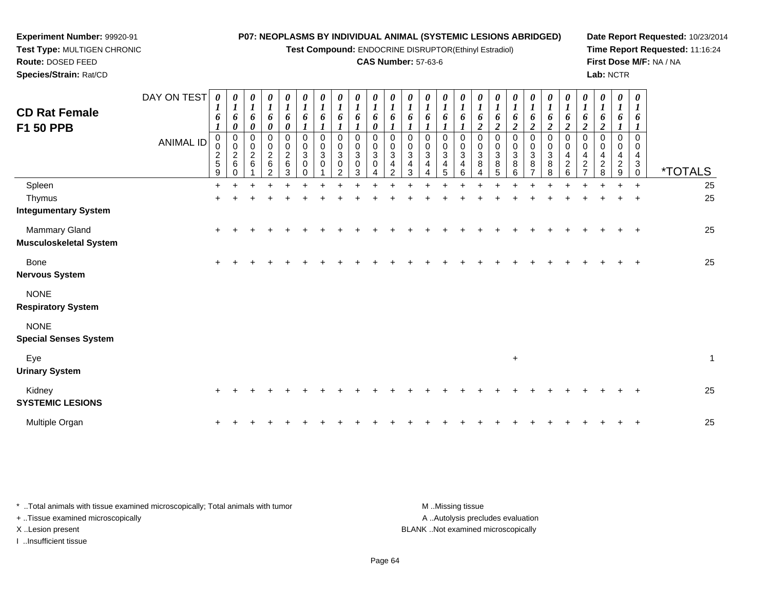**Experiment Number:** 99920-91
**Test Type:** MULTIGEN CHRONIC
**Route:** DOSED FEED
**Species/Strain:** Rat/CD

**P07: NEOPLASMS BY INDIVIDUAL ANIMAL (SYSTEMIC LESIONS ABRIDGED)**
**Test Compound:** ENDOCRINE DISRUPTOR(Ethinyl Estradiol)
**CAS Number:** 57-63-6

**Date Report Requested:** 10/23/2014
**Time Report Requested:** 11:16:24
**First Dose M/F:** NA / NA
**Lab:** NCTR

## CD Rat Female F1 50 PPB

| DAY ON TEST | 0161 | 0160 | 0160 | 0160 | 0160 | 0161 | 0161 | 0161 | 0161 | 0160 | 0161 | 0161 | 0161 | 0161 | 0161 | 0162 | 0162 | 0162 | 0162 | 0162 | 0162 | 0162 | 0162 | 0161 | 0161 | |
|---|---|---|---|---|---|---|---|---|---|---|---|---|---|---|---|---|---|---|---|---|---|---|---|---|---|---|
| **ANIMAL ID** | 00259 | 00260 | 00261 | 00262 | 00263 | 00300 | 00301 | 00302 | 00303 | 00304 | 00342 | 00343 | 00344 | 00345 | 00346 | 00384 | 00385 | 00386 | 00387 | 00388 | 00426 | 00427 | 00428 | 00429 | 00430 | ***TOTALS** |
| Spleen | + | + | + | + | + | + | + | + | + | + | + | + | + | + | + | + | + | + | + | + | + | + | + | + | + | 25 |
| Thymus | + | + | + | + | + | + | + | + | + | + | + | + | + | + | + | + | + | + | + | + | + | + | + | + | + | 25 |
| **Integumentary System** | | | | | | | | | | | | | | | | | | | | | | | | | | |
| Mammary Gland | + | + | + | + | + | + | + | + | + | + | + | + | + | + | + | + | + | + | + | + | + | + | + | + | + | 25 |
| **Musculoskeletal System** | | | | | | | | | | | | | | | | | | | | | | | | | | |
| Bone | + | + | + | + | + | + | + | + | + | + | + | + | + | + | + | + | + | + | + | + | + | + | + | + | + | 25 |
| **Nervous System** | | | | | | | | | | | | | | | | | | | | | | | | | | |
| NONE | | | | | | | | | | | | | | | | | | | | | | | | | | |
| **Respiratory System** | | | | | | | | | | | | | | | | | | | | | | | | | | |
| NONE | | | | | | | | | | | | | | | | | | | | | | | | | | |
| **Special Senses System** | | | | | | | | | | | | | | | | | | | | | | | | | | |
| Eye | | | | | | | | | | | | | | | | | | + | | | | | | | | 1 |
| **Urinary System** | | | | | | | | | | | | | | | | | | | | | | | | | | |
| Kidney | + | + | + | + | + | + | + | + | + | + | + | + | + | + | + | + | + | + | + | + | + | + | + | + | + | 25 |
| **SYSTEMIC LESIONS** | | | | | | | | | | | | | | | | | | | | | | | | | | |
| Multiple Organ | + | + | + | + | + | + | + | + | + | + | + | + | + | + | + | + | + | + | + | + | + | + | + | + | + | 25 |

\* ..Total animals with tissue examined microscopically; Total animals with tumor
+ ..Tissue examined microscopically
X ..Lesion present
I ..Insufficient tissue

M ..Missing tissue
A ..Autolysis precludes evaluation
BLANK ..Not examined microscopically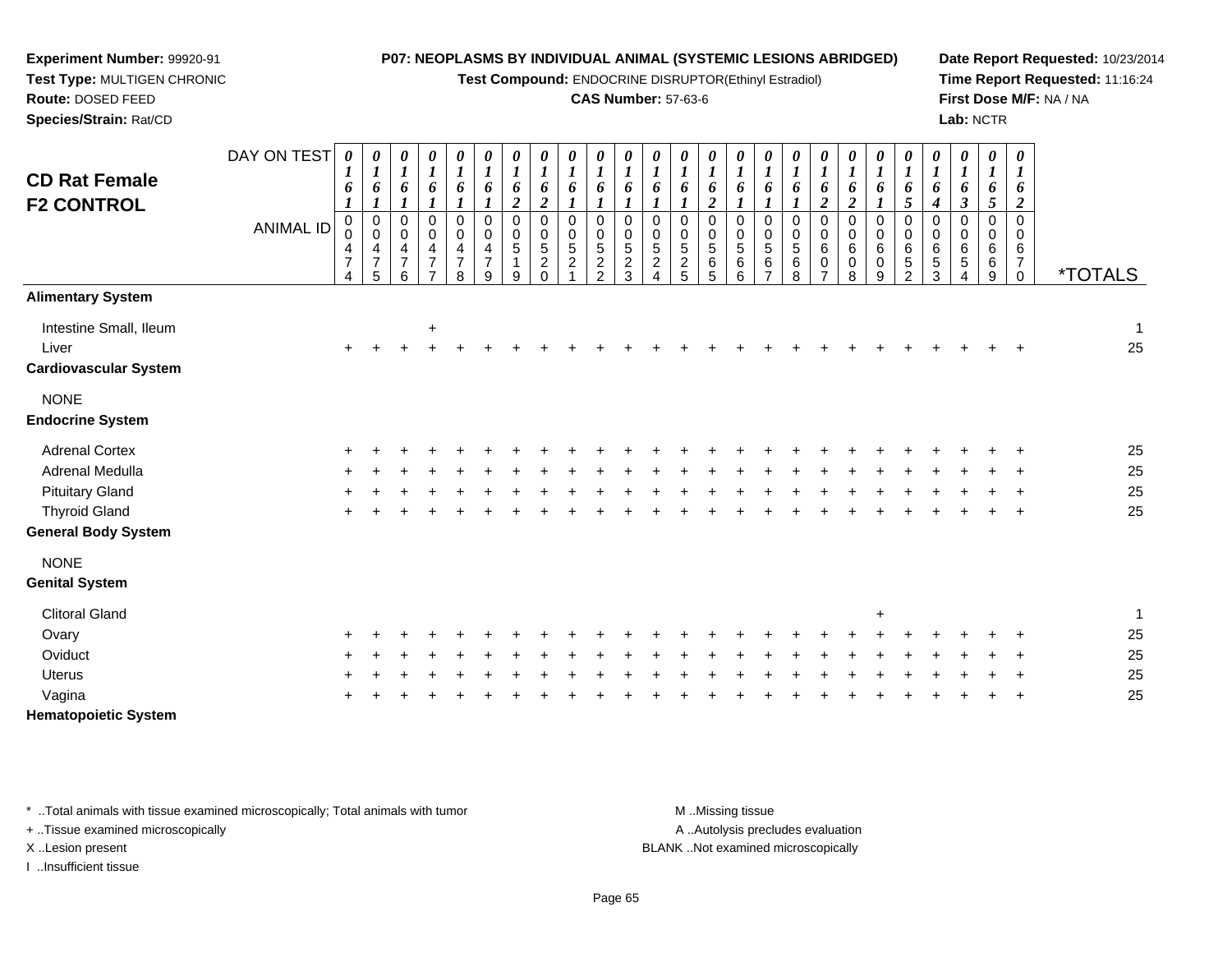**Experiment Number:** 99920-91
**Test Type:** MULTIGEN CHRONIC
**Route:** DOSED FEED
**Species/Strain:** Rat/CD

**P07: NEOPLASMS BY INDIVIDUAL ANIMAL (SYSTEMIC LESIONS ABRIDGED)**
**Test Compound:** ENDOCRINE DISRUPTOR(Ethinyl Estradiol)
**CAS Number:** 57-63-6

**Date Report Requested:** 10/23/2014
**Time Report Requested:** 11:16:24
**First Dose M/F:** NA / NA
**Lab:** NCTR

# CD Rat Female F2 CONTROL

| DAY ON TEST | 0161 | 0161 | 0161 | 0161 | 0161 | 0161 | 0162 | 0162 | 0161 | 0161 | 0161 | 0161 | 0161 | 0162 | 0161 | 0161 | 0161 | 0162 | 0162 | 0161 | 0165 | 0164 | 0163 | 0165 | 0162 | |
|---|---|---|---|---|---|---|---|---|---|---|---|---|---|---|---|---|---|---|---|---|---|---|---|---|---|---|
| **ANIMAL ID** | 00474 | 00475 | 00476 | 00477 | 00478 | 00479 | 00519 | 00520 | 00521 | 00522 | 00523 | 00524 | 00525 | 00565 | 00566 | 00567 | 00568 | 00607 | 00608 | 00609 | 00652 | 00653 | 00654 | 00669 | 00670 | ***TOTALS** |
| **Alimentary System** | | | | | | | | | | | | | | | | | | | | | | | | | | |
| Intestine Small, Ileum | | | | + | | | | | | | | | | | | | | | | | | | | | | 1 |
| Liver | + | + | + | + | + | + | + | + | + | + | + | + | + | + | + | + | + | + | + | + | + | + | + | + | + | 25 |
| **Cardiovascular System** | | | | | | | | | | | | | | | | | | | | | | | | | | |
| NONE | | | | | | | | | | | | | | | | | | | | | | | | | | |
| **Endocrine System** | | | | | | | | | | | | | | | | | | | | | | | | | | |
| Adrenal Cortex | + | + | + | + | + | + | + | + | + | + | + | + | + | + | + | + | + | + | + | + | + | + | + | + | + | 25 |
| Adrenal Medulla | + | + | + | + | + | + | + | + | + | + | + | + | + | + | + | + | + | + | + | + | + | + | + | + | + | 25 |
| Pituitary Gland | + | + | + | + | + | + | + | + | + | + | + | + | + | + | + | + | + | + | + | + | + | + | + | + | + | 25 |
| Thyroid Gland | + | + | + | + | + | + | + | + | + | + | + | + | + | + | + | + | + | + | + | + | + | + | + | + | + | 25 |
| **General Body System** | | | | | | | | | | | | | | | | | | | | | | | | | | |
| NONE | | | | | | | | | | | | | | | | | | | | | | | | | | |
| **Genital System** | | | | | | | | | | | | | | | | | | | | | | | | | | |
| Clitoral Gland | | | | | | | | | | | | | | | | | | | | + | | | | | | 1 |
| Ovary | + | + | + | + | + | + | + | + | + | + | + | + | + | + | + | + | + | + | + | + | + | + | + | + | + | 25 |
| Oviduct | + | + | + | + | + | + | + | + | + | + | + | + | + | + | + | + | + | + | + | + | + | + | + | + | + | 25 |
| Uterus | + | + | + | + | + | + | + | + | + | + | + | + | + | + | + | + | + | + | + | + | + | + | + | + | + | 25 |
| Vagina | + | + | + | + | + | + | + | + | + | + | + | + | + | + | + | + | + | + | + | + | + | + | + | + | + | 25 |
| **Hematopoietic System** | | | | | | | | | | | | | | | | | | | | | | | | | | |

\* ..Total animals with tissue examined microscopically; Total animals with tumor
\+ ..Tissue examined microscopically
X ..Lesion present
I ..Insufficient tissue

M ..Missing tissue
A ..Autolysis precludes evaluation
BLANK ..Not examined microscopically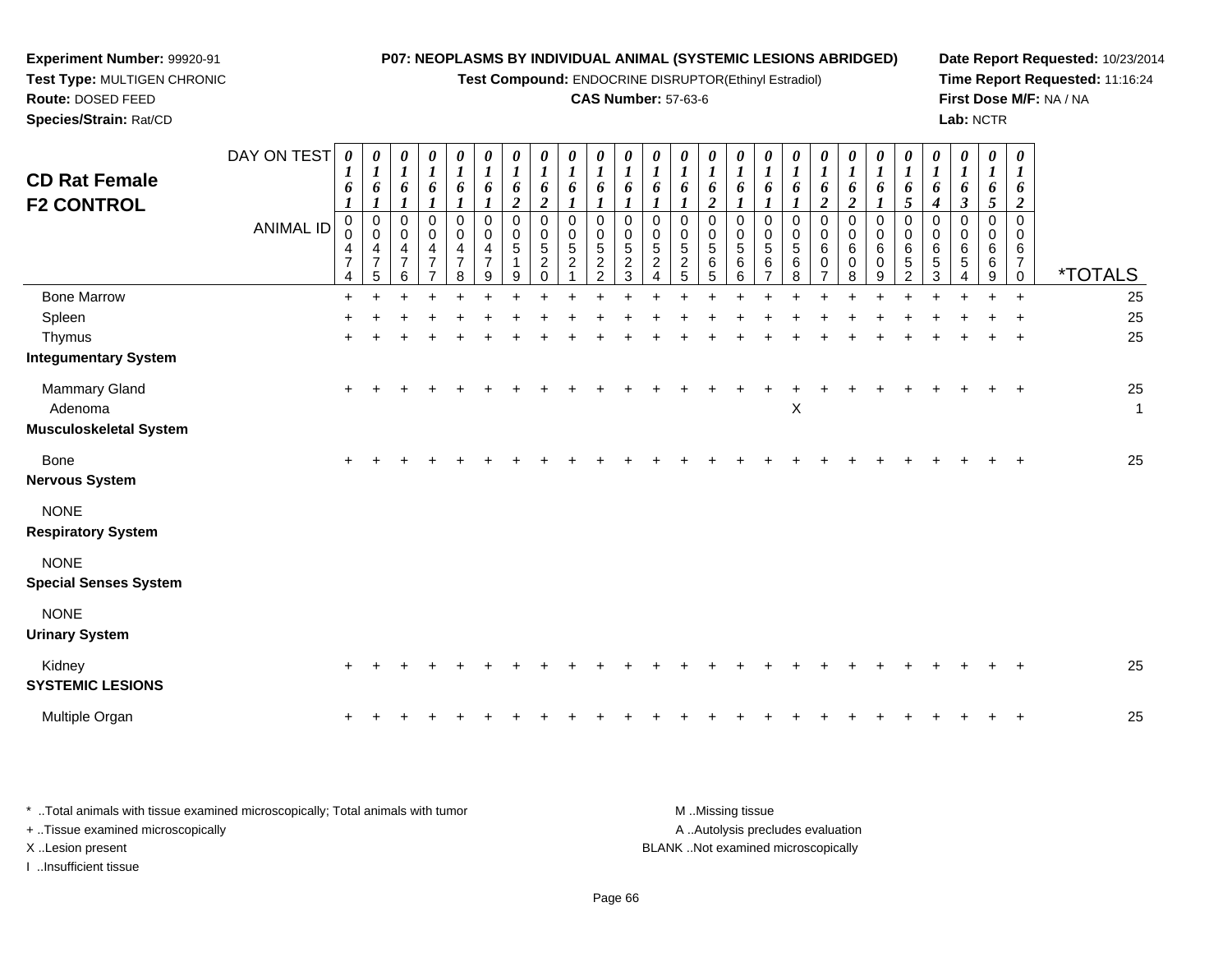**Experiment Number:** 99920-91
**Test Type:** MULTIGEN CHRONIC
**Route:** DOSED FEED
**Species/Strain:** Rat/CD

**P07: NEOPLASMS BY INDIVIDUAL ANIMAL (SYSTEMIC LESIONS ABRIDGED)**
**Test Compound:** ENDOCRINE DISRUPTOR(Ethinyl Estradiol)
**CAS Number:** 57-63-6

**Date Report Requested:** 10/23/2014
**Time Report Requested:** 11:16:24
**First Dose M/F:** NA / NA
**Lab:** NCTR

## CD Rat Female F2 CONTROL

| DAY ON TEST | 0161 | 0161 | 0161 | 0161 | 0161 | 0161 | 0162 | 0162 | 0161 | 0161 | 0161 | 0161 | 0161 | 0162 | 0161 | 0161 | 0161 | 0162 | 0162 | 0161 | 0165 | 0164 | 0163 | 0165 | 0162 | |
|---|---|---|---|---|---|---|---|---|---|---|---|---|---|---|---|---|---|---|---|---|---|---|---|---|---|---|
| ANIMAL ID | 00474 | 00475 | 00476 | 00477 | 00478 | 00479 | 00519 | 00520 | 00521 | 00522 | 00523 | 00524 | 00525 | 00565 | 00566 | 00567 | 00568 | 00607 | 00608 | 00609 | 00652 | 00653 | 00654 | 00669 | 00670 | *TOTALS |
| Bone Marrow | + | + | + | + | + | + | + | + | + | + | + | + | + | + | + | + | + | + | + | + | + | + | + | + | + | 25 |
| Spleen | + | + | + | + | + | + | + | + | + | + | + | + | + | + | + | + | + | + | + | + | + | + | + | + | + | 25 |
| Thymus | + | + | + | + | + | + | + | + | + | + | + | + | + | + | + | + | + | + | + | + | + | + | + | + | + | 25 |
| **Integumentary System** | | | | | | | | | | | | | | | | | | | | | | | | | | |
| Mammary Gland | + | + | + | + | + | + | + | + | + | + | + | + | + | + | + | + | + | + | + | + | + | + | + | + | + | 25 |
| Adenoma | | | | | | | | | | | | | | | | | X | | | | | | | | | 1 |
| **Musculoskeletal System** | | | | | | | | | | | | | | | | | | | | | | | | | | |
| Bone | + | + | + | + | + | + | + | + | + | + | + | + | + | + | + | + | + | + | + | + | + | + | + | + | + | 25 |
| **Nervous System** | | | | | | | | | | | | | | | | | | | | | | | | | | |
| NONE | | | | | | | | | | | | | | | | | | | | | | | | | | |
| **Respiratory System** | | | | | | | | | | | | | | | | | | | | | | | | | | |
| NONE | | | | | | | | | | | | | | | | | | | | | | | | | | |
| **Special Senses System** | | | | | | | | | | | | | | | | | | | | | | | | | | |
| NONE | | | | | | | | | | | | | | | | | | | | | | | | | | |
| **Urinary System** | | | | | | | | | | | | | | | | | | | | | | | | | | |
| Kidney | + | + | + | + | + | + | + | + | + | + | + | + | + | + | + | + | + | + | + | + | + | + | + | + | + | 25 |
| **SYSTEMIC LESIONS** | | | | | | | | | | | | | | | | | | | | | | | | | | |
| Multiple Organ | + | + | + | + | + | + | + | + | + | + | + | + | + | + | + | + | + | + | + | + | + | + | + | + | + | 25 |

\* ..Total animals with tissue examined microscopically; Total animals with tumor
+ ..Tissue examined microscopically
X ..Lesion present
I ..Insufficient tissue

M ..Missing tissue
A ..Autolysis precludes evaluation
BLANK ..Not examined microscopically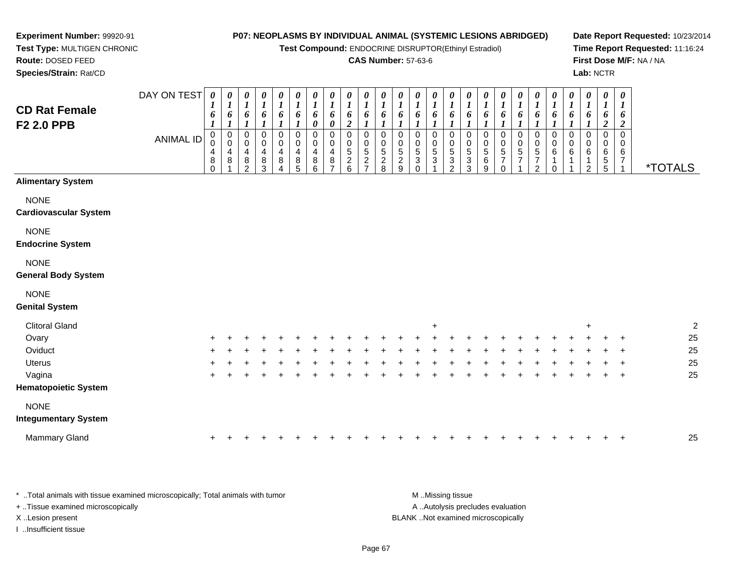**Experiment Number:** 99920-91
**Test Type:** MULTIGEN CHRONIC
**Route:** DOSED FEED
**Species/Strain:** Rat/CD

**P07: NEOPLASMS BY INDIVIDUAL ANIMAL (SYSTEMIC LESIONS ABRIDGED)**
**Test Compound:** ENDOCRINE DISRUPTOR(Ethinyl Estradiol)
**CAS Number:** 57-63-6

**Date Report Requested:** 10/23/2014
**Time Report Requested:** 11:16:24
**First Dose M/F:** NA / NA
**Lab:** NCTR

## CD Rat Female F2 2.0 PPB

| DAY ON TEST | 0161 | 0161 | 0161 | 0161 | 0161 | 0161 | 0160 | 0160 | 0162 | 0161 | 0161 | 0161 | 0161 | 0161 | 0161 | 0161 | 0161 | 0161 | 0161 | 0161 | 0161 | 0161 | 0161 | 0162 | 0162 | |
|---|---|---|---|---|---|---|---|---|---|---|---|---|---|---|---|---|---|---|---|---|---|---|---|---|---|---|
| **ANIMAL ID** | 00480 | 00481 | 00482 | 00483 | 00484 | 00485 | 00486 | 00487 | 00526 | 00527 | 00528 | 00529 | 00530 | 00531 | 00532 | 00533 | 00569 | 00570 | 00571 | 00572 | 00610 | 00611 | 00612 | 00655 | 00671 | ***TOTALS** |
| **Alimentary System** | | | | | | | | | | | | | | | | | | | | | | | | | | |
| NONE | | | | | | | | | | | | | | | | | | | | | | | | | | |
| **Cardiovascular System** | | | | | | | | | | | | | | | | | | | | | | | | | | |
| NONE | | | | | | | | | | | | | | | | | | | | | | | | | | |
| **Endocrine System** | | | | | | | | | | | | | | | | | | | | | | | | | | |
| NONE | | | | | | | | | | | | | | | | | | | | | | | | | | |
| **General Body System** | | | | | | | | | | | | | | | | | | | | | | | | | | |
| NONE | | | | | | | | | | | | | | | | | | | | | | | | | | |
| **Genital System** | | | | | | | | | | | | | | | | | | | | | | | | | | |
| Clitoral Gland | | | | | | | | | | | | | | + | | | | | | | | | + | | | 2 |
| Ovary | + | + | + | + | + | + | + | + | + | + | + | + | + | + | + | + | + | + | + | + | + | + | + | + | + | 25 |
| Oviduct | + | + | + | + | + | + | + | + | + | + | + | + | + | + | + | + | + | + | + | + | + | + | + | + | + | 25 |
| Uterus | + | + | + | + | + | + | + | + | + | + | + | + | + | + | + | + | + | + | + | + | + | + | + | + | + | 25 |
| Vagina | + | + | + | + | + | + | + | + | + | + | + | + | + | + | + | + | + | + | + | + | + | + | + | + | + | 25 |
| **Hematopoietic System** | | | | | | | | | | | | | | | | | | | | | | | | | | |
| NONE | | | | | | | | | | | | | | | | | | | | | | | | | | |
| **Integumentary System** | | | | | | | | | | | | | | | | | | | | | | | | | | |
| Mammary Gland | + | + | + | + | + | + | + | + | + | + | + | + | + | + | + | + | + | + | + | + | + | + | + | + | + | 25 |

* ..Total animals with tissue examined microscopically; Total animals with tumor
+ ..Tissue examined microscopically
X ..Lesion present
I ..Insufficient tissue

M ..Missing tissue
A ..Autolysis precludes evaluation
BLANK ..Not examined microscopically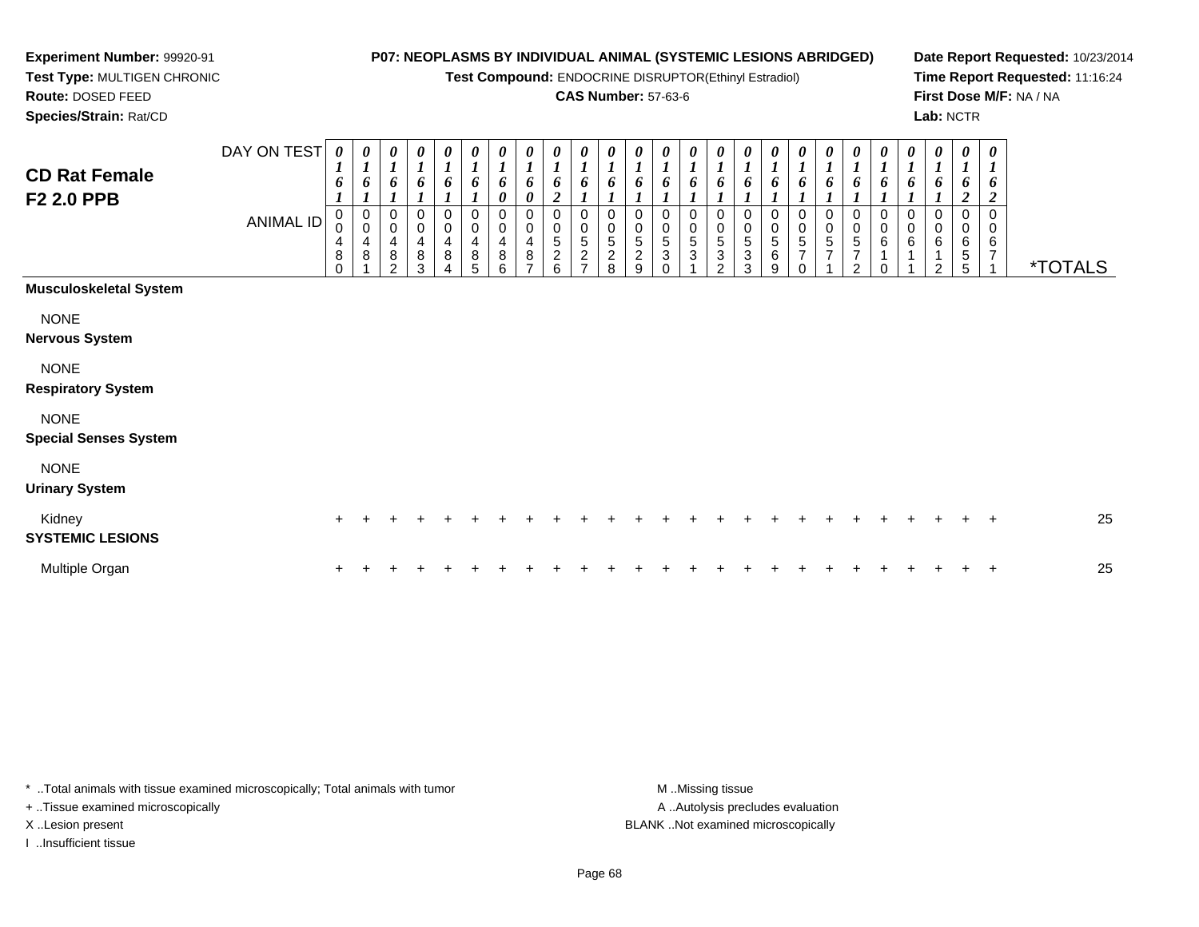**Experiment Number:** 99920-91
**Test Type:** MULTIGEN CHRONIC
**Route:** DOSED FEED
**Species/Strain:** Rat/CD

**P07: NEOPLASMS BY INDIVIDUAL ANIMAL (SYSTEMIC LESIONS ABRIDGED)**
**Test Compound:** ENDOCRINE DISRUPTOR(Ethinyl Estradiol)
**CAS Number:** 57-63-6

**Date Report Requested:** 10/23/2014
**Time Report Requested:** 11:16:24
**First Dose M/F:** NA / NA
**Lab:** NCTR

## CD Rat Female F2 2.0 PPB

| DAY ON TEST | 0161 | 0161 | 0161 | 0161 | 0161 | 0161 | 0160 | 0160 | 0162 | 0161 | 0161 | 0161 | 0161 | 0161 | 0161 | 0161 | 0161 | 0161 | 0161 | 0161 | 0161 | 0161 | 0161 | 0162 | 0162 | |
|---|---|---|---|---|---|---|---|---|---|---|---|---|---|---|---|---|---|---|---|---|---|---|---|---|---|---|
| **ANIMAL ID** | 00480 | 00481 | 00482 | 00483 | 00484 | 00485 | 00486 | 00487 | 00526 | 00527 | 00528 | 00529 | 00530 | 00531 | 00532 | 00533 | 00569 | 00570 | 00571 | 00572 | 00610 | 00611 | 00612 | 00655 | 00671 | ***TOTALS** |
| **Musculoskeletal System** | | | | | | | | | | | | | | | | | | | | | | | | | | |
| NONE | | | | | | | | | | | | | | | | | | | | | | | | | | |
| **Nervous System** | | | | | | | | | | | | | | | | | | | | | | | | | | |
| NONE | | | | | | | | | | | | | | | | | | | | | | | | | | |
| **Respiratory System** | | | | | | | | | | | | | | | | | | | | | | | | | | |
| NONE | | | | | | | | | | | | | | | | | | | | | | | | | | |
| **Special Senses System** | | | | | | | | | | | | | | | | | | | | | | | | | | |
| NONE | | | | | | | | | | | | | | | | | | | | | | | | | | |
| **Urinary System** | | | | | | | | | | | | | | | | | | | | | | | | | | |
| Kidney | + | + | + | + | + | + | + | + | + | + | + | + | + | + | + | + | + | + | + | + | + | + | + | + | + | 25 |
| **SYSTEMIC LESIONS** | | | | | | | | | | | | | | | | | | | | | | | | | | |
| Multiple Organ | + | + | + | + | + | + | + | + | + | + | + | + | + | + | + | + | + | + | + | + | + | + | + | + | + | 25 |

\* ..Total animals with tissue examined microscopically; Total animals with tumor
\+ ..Tissue examined microscopically
X ..Lesion present
I ..Insufficient tissue

M ..Missing tissue
A ..Autolysis precludes evaluation
BLANK ..Not examined microscopically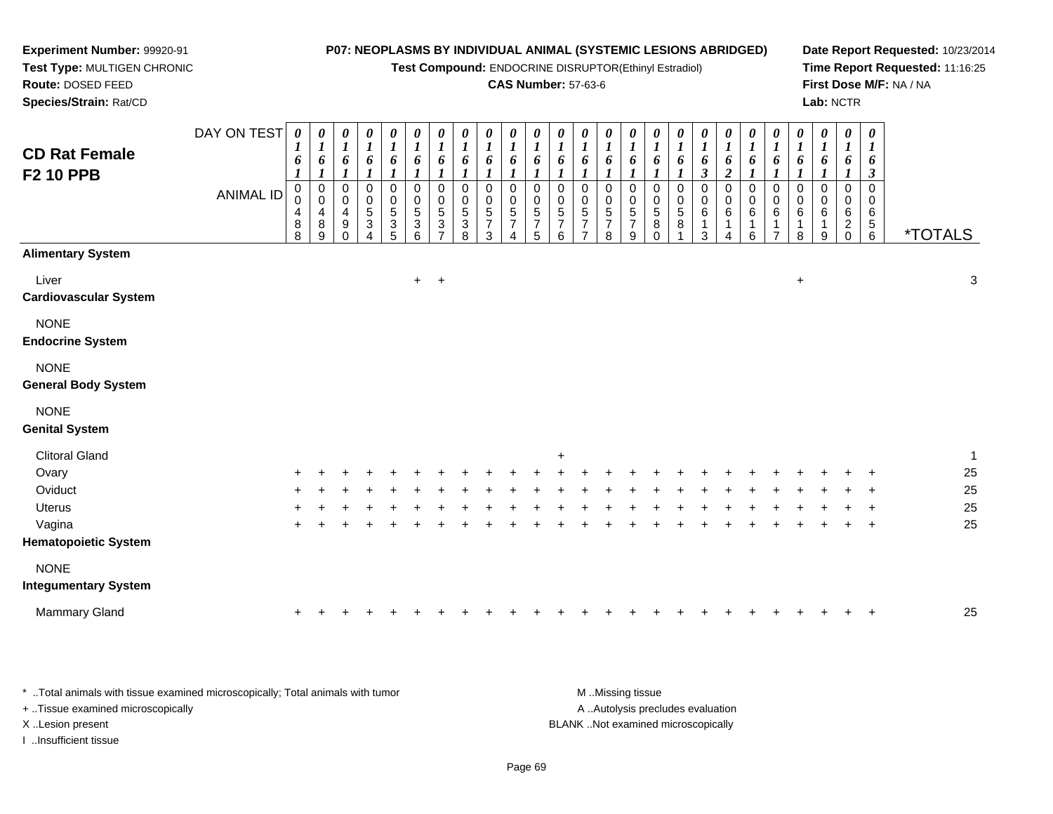**Experiment Number:** 99920-91
**Test Type:** MULTIGEN CHRONIC
**Route:** DOSED FEED
**Species/Strain:** Rat/CD

**P07: NEOPLASMS BY INDIVIDUAL ANIMAL (SYSTEMIC LESIONS ABRIDGED)**
**Test Compound:** ENDOCRINE DISRUPTOR(Ethinyl Estradiol)
**CAS Number:** 57-63-6

**Date Report Requested:** 10/23/2014
**Time Report Requested:** 11:16:25
**First Dose M/F:** NA / NA
**Lab:** NCTR

## CD Rat Female F2 10 PPB

| DAY ON TEST | 0161 | 0161 | 0161 | 0161 | 0161 | 0161 | 0161 | 0161 | 0161 | 0161 | 0161 | 0161 | 0161 | 0161 | 0161 | 0161 | 0161 | 0163 | 0162 | 0161 | 0161 | 0161 | 0161 | 0161 | 0163 | |
|---|---|---|---|---|---|---|---|---|---|---|---|---|---|---|---|---|---|---|---|---|---|---|---|---|---|---|
| **ANIMAL ID** | 00488 | 00489 | 00490 | 00534 | 00535 | 00536 | 00537 | 00538 | 00573 | 00574 | 00575 | 00576 | 00577 | 00578 | 00579 | 00580 | 00581 | 00613 | 00614 | 00616 | 00617 | 00618 | 00619 | 00620 | 00656 | ***TOTALS** |
| **Alimentary System** | | | | | | | | | | | | | | | | | | | | | | | | | | |
| Liver | | | | | | + | + | | | | | | | | | | | | | | | + | | | | 3 |
| **Cardiovascular System** | | | | | | | | | | | | | | | | | | | | | | | | | | |
| NONE | | | | | | | | | | | | | | | | | | | | | | | | | | |
| **Endocrine System** | | | | | | | | | | | | | | | | | | | | | | | | | | |
| NONE | | | | | | | | | | | | | | | | | | | | | | | | | | |
| **General Body System** | | | | | | | | | | | | | | | | | | | | | | | | | | |
| NONE | | | | | | | | | | | | | | | | | | | | | | | | | | |
| **Genital System** | | | | | | | | | | | | | | | | | | | | | | | | | | |
| Clitoral Gland | | | | | | | | | | | | + | | | | | | | | | | | | | | 1 |
| Ovary | + | + | + | + | + | + | + | + | + | + | + | + | + | + | + | + | + | + | + | + | + | + | + | + | + | 25 |
| Oviduct | + | + | + | + | + | + | + | + | + | + | + | + | + | + | + | + | + | + | + | + | + | + | + | + | + | 25 |
| Uterus | + | + | + | + | + | + | + | + | + | + | + | + | + | + | + | + | + | + | + | + | + | + | + | + | + | 25 |
| Vagina | + | + | + | + | + | + | + | + | + | + | + | + | + | + | + | + | + | + | + | + | + | + | + | + | + | 25 |
| **Hematopoietic System** | | | | | | | | | | | | | | | | | | | | | | | | | | |
| NONE | | | | | | | | | | | | | | | | | | | | | | | | | | |
| **Integumentary System** | | | | | | | | | | | | | | | | | | | | | | | | | | |
| Mammary Gland | + | + | + | + | + | + | + | + | + | + | + | + | + | + | + | + | + | + | + | + | + | + | + | + | + | 25 |

\* ..Total animals with tissue examined microscopically; Total animals with tumor
+ ..Tissue examined microscopically
X ..Lesion present
I ..Insufficient tissue

M ..Missing tissue
A ..Autolysis precludes evaluation
BLANK ..Not examined microscopically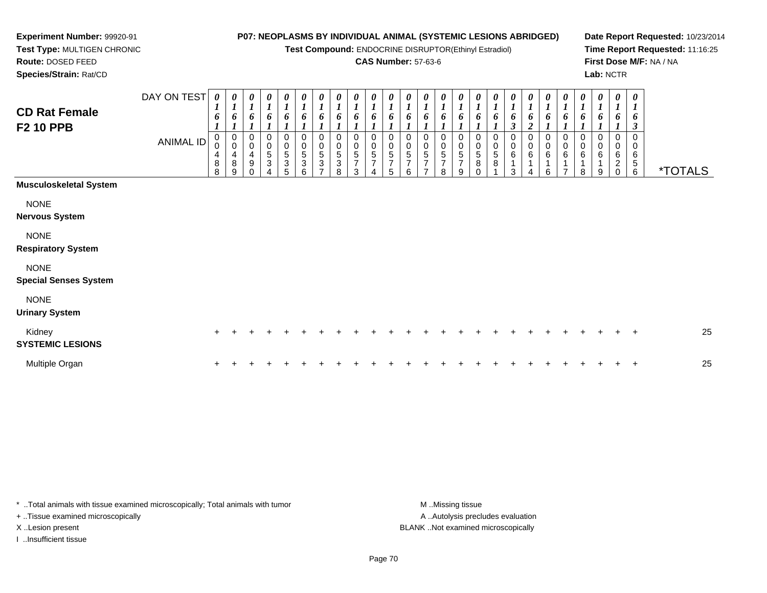**Experiment Number:** 99920-91
**Test Type:** MULTIGEN CHRONIC
**Route:** DOSED FEED
**Species/Strain:** Rat/CD

**P07: NEOPLASMS BY INDIVIDUAL ANIMAL (SYSTEMIC LESIONS ABRIDGED)**
**Test Compound:** ENDOCRINE DISRUPTOR(Ethinyl Estradiol)
**CAS Number:** 57-63-6

**Date Report Requested:** 10/23/2014
**Time Report Requested:** 11:16:25
**First Dose M/F:** NA / NA
**Lab:** NCTR

## CD Rat Female F2 10 PPB

| DAY ON TEST | 0161 | 0161 | 0161 | 0161 | 0161 | 0161 | 0161 | 0161 | 0161 | 0161 | 0161 | 0161 | 0161 | 0161 | 0161 | 0161 | 0161 | 0163 | 0162 | 0161 | 0161 | 0161 | 0161 | 0161 | 0163 | |
|---|---|---|---|---|---|---|---|---|---|---|---|---|---|---|---|---|---|---|---|---|---|---|---|---|---|---|
| **ANIMAL ID** | 00488 | 00489 | 00490 | 00534 | 00535 | 00536 | 00537 | 00538 | 00573 | 00574 | 00575 | 00576 | 00577 | 00578 | 00579 | 00580 | 00581 | 00613 | 00614 | 00616 | 00617 | 00618 | 00619 | 00620 | 00656 | ***TOTALS** |
| **Musculoskeletal System** | | | | | | | | | | | | | | | | | | | | | | | | | | |
| NONE | | | | | | | | | | | | | | | | | | | | | | | | | | |
| **Nervous System** | | | | | | | | | | | | | | | | | | | | | | | | | | |
| NONE | | | | | | | | | | | | | | | | | | | | | | | | | | |
| **Respiratory System** | | | | | | | | | | | | | | | | | | | | | | | | | | |
| NONE | | | | | | | | | | | | | | | | | | | | | | | | | | |
| **Special Senses System** | | | | | | | | | | | | | | | | | | | | | | | | | | |
| NONE | | | | | | | | | | | | | | | | | | | | | | | | | | |
| **Urinary System** | | | | | | | | | | | | | | | | | | | | | | | | | | |
| Kidney | + | + | + | + | + | + | + | + | + | + | + | + | + | + | + | + | + | + | + | + | + | + | + | + | + | 25 |
| **SYSTEMIC LESIONS** | | | | | | | | | | | | | | | | | | | | | | | | | | |
| Multiple Organ | + | + | + | + | + | + | + | + | + | + | + | + | + | + | + | + | + | + | + | + | + | + | + | + | + | 25 |

\* ..Total animals with tissue examined microscopically; Total animals with tumor
+ ..Tissue examined microscopically
X ..Lesion present
I ..Insufficient tissue

M ..Missing tissue
A ..Autolysis precludes evaluation
BLANK ..Not examined microscopically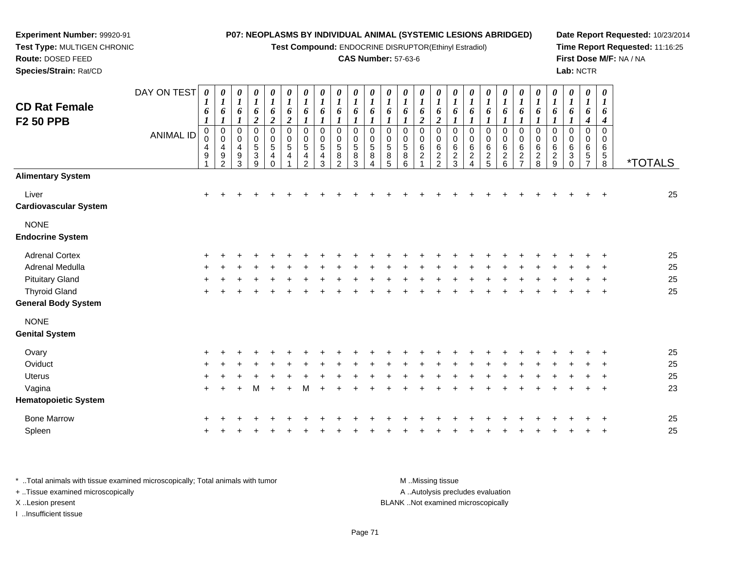**Experiment Number:** 99920-91
**Test Type:** MULTIGEN CHRONIC
**Route:** DOSED FEED
**Species/Strain:** Rat/CD

**P07: NEOPLASMS BY INDIVIDUAL ANIMAL (SYSTEMIC LESIONS ABRIDGED)**
**Test Compound:** ENDOCRINE DISRUPTOR(Ethinyl Estradiol)
**CAS Number:** 57-63-6

**Date Report Requested:** 10/23/2014
**Time Report Requested:** 11:16:25
**First Dose M/F:** NA / NA
**Lab:** NCTR

## CD Rat Female F2 50 PPB

| DAY ON TEST | 0161 | 0161 | 0161 | 0162 | 0162 | 0162 | 0161 | 0161 | 0161 | 0161 | 0161 | 0161 | 0161 | 0162 | 0162 | 0161 | 0161 | 0161 | 0161 | 0161 | 0161 | 0161 | 0161 | 0164 | 0164 | |
|---|---|---|---|---|---|---|---|---|---|---|---|---|---|---|---|---|---|---|---|---|---|---|---|---|---|---|
| **ANIMAL ID** | 00491 | 00492 | 00493 | 00539 | 00540 | 00541 | 00542 | 00543 | 00582 | 00583 | 00584 | 00585 | 00586 | 00621 | 00622 | 00623 | 00624 | 00625 | 00626 | 00627 | 00628 | 00629 | 00630 | 00657 | 00658 | ***TOTALS** |
| **Alimentary System** | | | | | | | | | | | | | | | | | | | | | | | | | | |
| Liver | + | + | + | + | + | + | + | + | + | + | + | + | + | + | + | + | + | + | + | + | + | + | + | + | + | 25 |
| **Cardiovascular System** | | | | | | | | | | | | | | | | | | | | | | | | | | |
| NONE | | | | | | | | | | | | | | | | | | | | | | | | | | |
| **Endocrine System** | | | | | | | | | | | | | | | | | | | | | | | | | | |
| Adrenal Cortex | + | + | + | + | + | + | + | + | + | + | + | + | + | + | + | + | + | + | + | + | + | + | + | + | + | 25 |
| Adrenal Medulla | + | + | + | + | + | + | + | + | + | + | + | + | + | + | + | + | + | + | + | + | + | + | + | + | + | 25 |
| Pituitary Gland | + | + | + | + | + | + | + | + | + | + | + | + | + | + | + | + | + | + | + | + | + | + | + | + | + | 25 |
| Thyroid Gland | + | + | + | + | + | + | + | + | + | + | + | + | + | + | + | + | + | + | + | + | + | + | + | + | + | 25 |
| **General Body System** | | | | | | | | | | | | | | | | | | | | | | | | | | |
| NONE | | | | | | | | | | | | | | | | | | | | | | | | | | |
| **Genital System** | | | | | | | | | | | | | | | | | | | | | | | | | | |
| Ovary | + | + | + | + | + | + | + | + | + | + | + | + | + | + | + | + | + | + | + | + | + | + | + | + | + | 25 |
| Oviduct | + | + | + | + | + | + | + | + | + | + | + | + | + | + | + | + | + | + | + | + | + | + | + | + | + | 25 |
| Uterus | + | + | + | + | + | + | + | + | + | + | + | + | + | + | + | + | + | + | + | + | + | + | + | + | + | 25 |
| Vagina | + | + | + | M | + | + | M | + | + | + | + | + | + | + | + | + | + | + | + | + | + | + | + | + | + | 23 |
| **Hematopoietic System** | | | | | | | | | | | | | | | | | | | | | | | | | | |
| Bone Marrow | + | + | + | + | + | + | + | + | + | + | + | + | + | + | + | + | + | + | + | + | + | + | + | + | + | 25 |
| Spleen | + | + | + | + | + | + | + | + | + | + | + | + | + | + | + | + | + | + | + | + | + | + | + | + | + | 25 |

\* ..Total animals with tissue examined microscopically; Total animals with tumor
+ ..Tissue examined microscopically
X ..Lesion present
I ..Insufficient tissue

M ..Missing tissue
A ..Autolysis precludes evaluation
BLANK ..Not examined microscopically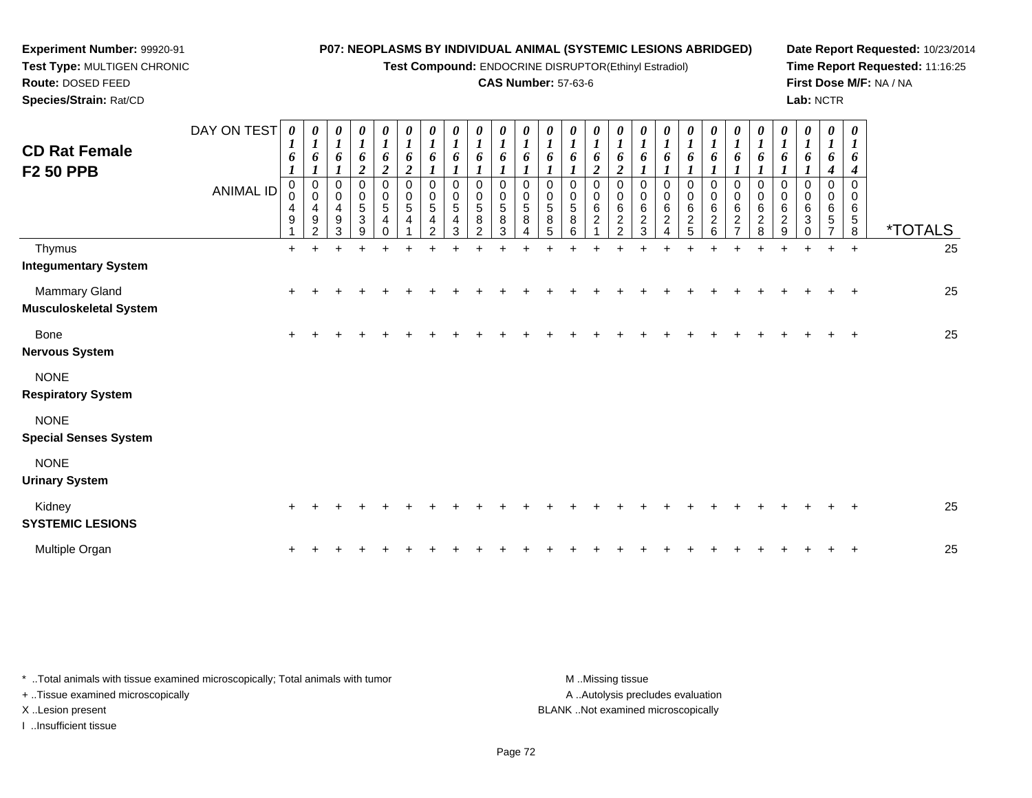**Experiment Number:** 99920-91
**Test Type:** MULTIGEN CHRONIC
**Route:** DOSED FEED
**Species/Strain:** Rat/CD

**P07: NEOPLASMS BY INDIVIDUAL ANIMAL (SYSTEMIC LESIONS ABRIDGED)**
**Test Compound:** ENDOCRINE DISRUPTOR(Ethinyl Estradiol)
**CAS Number:** 57-63-6

**Date Report Requested:** 10/23/2014
**Time Report Requested:** 11:16:25
**First Dose M/F:** NA / NA
**Lab:** NCTR

## CD Rat Female F2 50 PPB

| DAY ON TEST | 0161 | 0161 | 0161 | 0162 | 0162 | 0162 | 0161 | 0161 | 0161 | 0161 | 0161 | 0161 | 0161 | 0162 | 0162 | 0161 | 0161 | 0161 | 0161 | 0161 | 0161 | 0161 | 0161 | 0164 | 0164 | |
|---|---|---|---|---|---|---|---|---|---|---|---|---|---|---|---|---|---|---|---|---|---|---|---|---|---|---|
| **ANIMAL ID** | 00491 | 00492 | 00493 | 00539 | 00540 | 00541 | 00542 | 00543 | 00582 | 00583 | 00584 | 00585 | 00586 | 00621 | 00622 | 00623 | 00624 | 00625 | 00626 | 00627 | 00628 | 00629 | 00630 | 00657 | 00658 | ***TOTALS** |
| Thymus | + | + | + | + | + | + | + | + | + | + | + | + | + | + | + | + | + | + | + | + | + | + | + | + | + | 25 |
| **Integumentary System** | | | | | | | | | | | | | | | | | | | | | | | | | | |
| Mammary Gland | + | + | + | + | + | + | + | + | + | + | + | + | + | + | + | + | + | + | + | + | + | + | + | + | + | 25 |
| **Musculoskeletal System** | | | | | | | | | | | | | | | | | | | | | | | | | | |
| Bone | + | + | + | + | + | + | + | + | + | + | + | + | + | + | + | + | + | + | + | + | + | + | + | + | + | 25 |
| **Nervous System** | | | | | | | | | | | | | | | | | | | | | | | | | | |
| NONE | | | | | | | | | | | | | | | | | | | | | | | | | | |
| **Respiratory System** | | | | | | | | | | | | | | | | | | | | | | | | | | |
| NONE | | | | | | | | | | | | | | | | | | | | | | | | | | |
| **Special Senses System** | | | | | | | | | | | | | | | | | | | | | | | | | | |
| NONE | | | | | | | | | | | | | | | | | | | | | | | | | | |
| **Urinary System** | | | | | | | | | | | | | | | | | | | | | | | | | | |
| Kidney | + | + | + | + | + | + | + | + | + | + | + | + | + | + | + | + | + | + | + | + | + | + | + | + | + | 25 |
| **SYSTEMIC LESIONS** | | | | | | | | | | | | | | | | | | | | | | | | | | |
| Multiple Organ | + | + | + | + | + | + | + | + | + | + | + | + | + | + | + | + | + | + | + | + | + | + | + | + | + | 25 |

\* ..Total animals with tissue examined microscopically; Total animals with tumor
\+ ..Tissue examined microscopically
X ..Lesion present
I ..Insufficient tissue

M ..Missing tissue
A ..Autolysis precludes evaluation
BLANK ..Not examined microscopically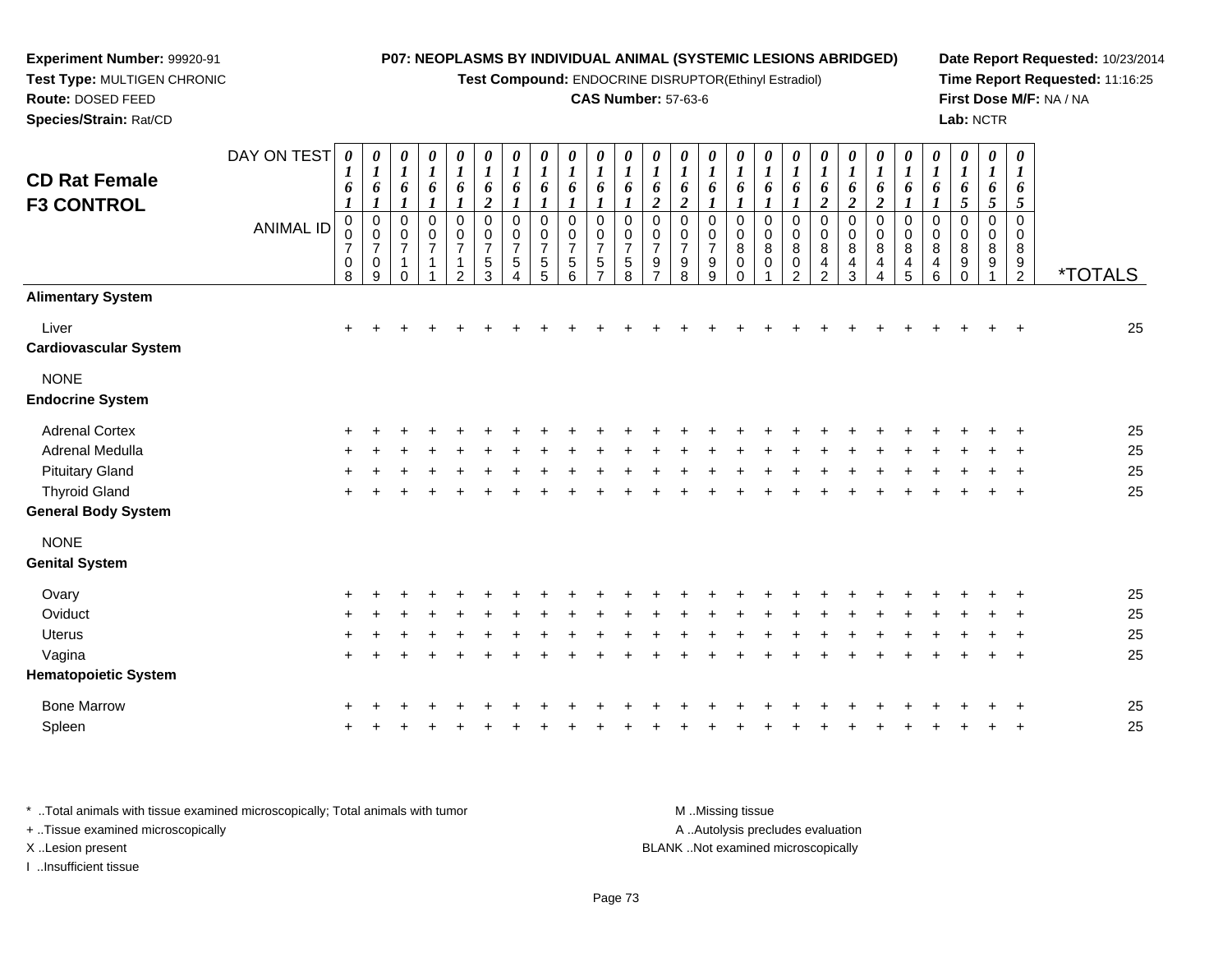**Experiment Number:** 99920-91
**Test Type:** MULTIGEN CHRONIC
**Route:** DOSED FEED
**Species/Strain:** Rat/CD

**P07: NEOPLASMS BY INDIVIDUAL ANIMAL (SYSTEMIC LESIONS ABRIDGED)**
**Test Compound:** ENDOCRINE DISRUPTOR(Ethinyl Estradiol)
**CAS Number:** 57-63-6

**Date Report Requested:** 10/23/2014
**Time Report Requested:** 11:16:25
**First Dose M/F:** NA / NA
**Lab:** NCTR

## CD Rat Female F3 CONTROL

| DAY ON TEST | 0161 | 0161 | 0161 | 0161 | 0161 | 0162 | 0161 | 0161 | 0161 | 0161 | 0161 | 0162 | 0162 | 0161 | 0161 | 0161 | 0161 | 0162 | 0162 | 0162 | 0161 | 0161 | 0165 | 0165 | 0165 | |
|---|---|---|---|---|---|---|---|---|---|---|---|---|---|---|---|---|---|---|---|---|---|---|---|---|---|---|
| **ANIMAL ID** | 00708 | 00709 | 00710 | 00711 | 00712 | 00753 | 00754 | 00755 | 00756 | 00757 | 00758 | 00797 | 00798 | 00799 | 00800 | 00801 | 00802 | 00842 | 00843 | 00844 | 00845 | 00846 | 00890 | 00891 | 00892 | ***TOTALS** |
| **Alimentary System** | | | | | | | | | | | | | | | | | | | | | | | | | | |
| Liver | + | + | + | + | + | + | + | + | + | + | + | + | + | + | + | + | + | + | + | + | + | + | + | + | + | 25 |
| **Cardiovascular System** | | | | | | | | | | | | | | | | | | | | | | | | | | |
| NONE | | | | | | | | | | | | | | | | | | | | | | | | | | |
| **Endocrine System** | | | | | | | | | | | | | | | | | | | | | | | | | | |
| Adrenal Cortex | + | + | + | + | + | + | + | + | + | + | + | + | + | + | + | + | + | + | + | + | + | + | + | + | + | 25 |
| Adrenal Medulla | + | + | + | + | + | + | + | + | + | + | + | + | + | + | + | + | + | + | + | + | + | + | + | + | + | 25 |
| Pituitary Gland | + | + | + | + | + | + | + | + | + | + | + | + | + | + | + | + | + | + | + | + | + | + | + | + | + | 25 |
| Thyroid Gland | + | + | + | + | + | + | + | + | + | + | + | + | + | + | + | + | + | + | + | + | + | + | + | + | + | 25 |
| **General Body System** | | | | | | | | | | | | | | | | | | | | | | | | | | |
| NONE | | | | | | | | | | | | | | | | | | | | | | | | | | |
| **Genital System** | | | | | | | | | | | | | | | | | | | | | | | | | | |
| Ovary | + | + | + | + | + | + | + | + | + | + | + | + | + | + | + | + | + | + | + | + | + | + | + | + | + | 25 |
| Oviduct | + | + | + | + | + | + | + | + | + | + | + | + | + | + | + | + | + | + | + | + | + | + | + | + | + | 25 |
| Uterus | + | + | + | + | + | + | + | + | + | + | + | + | + | + | + | + | + | + | + | + | + | + | + | + | + | 25 |
| Vagina | + | + | + | + | + | + | + | + | + | + | + | + | + | + | + | + | + | + | + | + | + | + | + | + | + | 25 |
| **Hematopoietic System** | | | | | | | | | | | | | | | | | | | | | | | | | | |
| Bone Marrow | + | + | + | + | + | + | + | + | + | + | + | + | + | + | + | + | + | + | + | + | + | + | + | + | + | 25 |
| Spleen | + | + | + | + | + | + | + | + | + | + | + | + | + | + | + | + | + | + | + | + | + | + | + | + | + | 25 |

\* ..Total animals with tissue examined microscopically; Total animals with tumor
\+ ..Tissue examined microscopically
X ..Lesion present
I ..Insufficient tissue

M ..Missing tissue
A ..Autolysis precludes evaluation
BLANK ..Not examined microscopically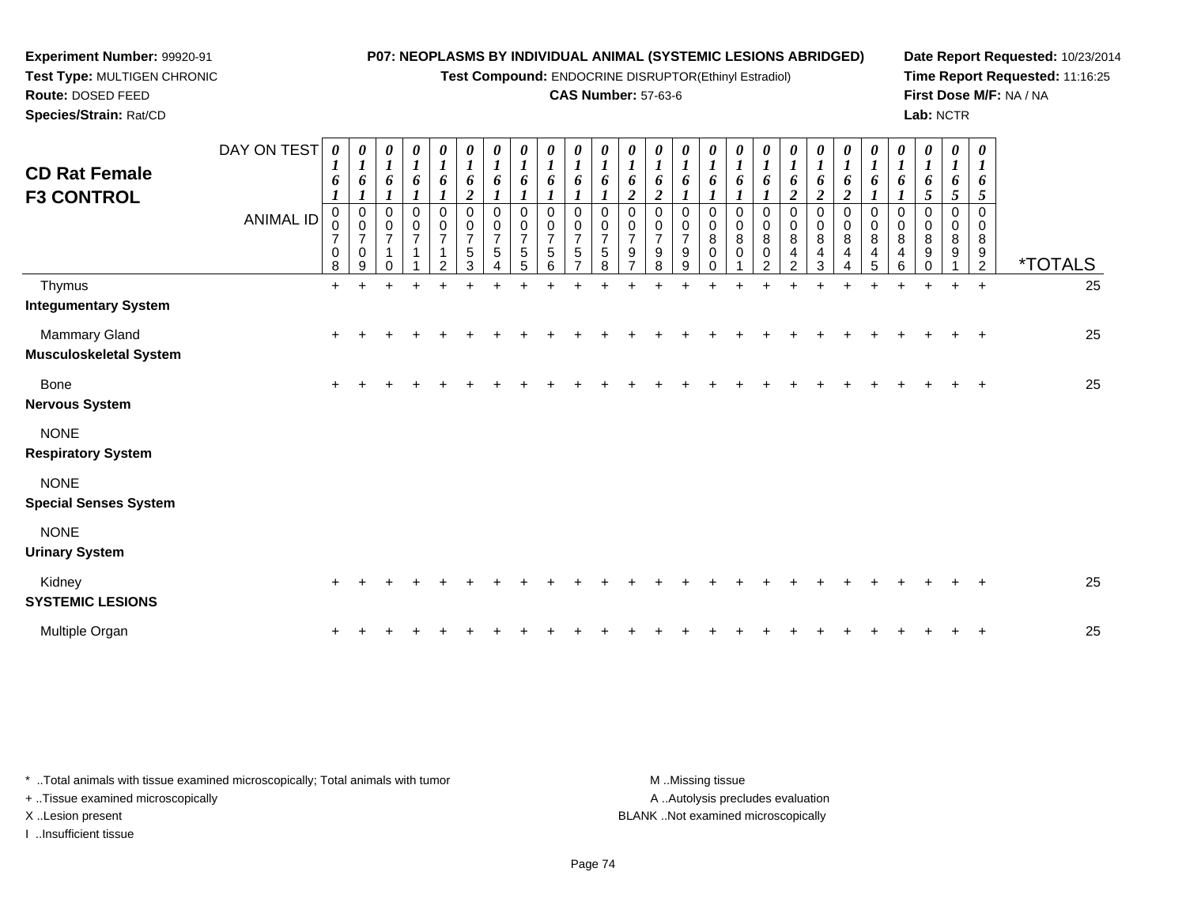**Experiment Number:** 99920-91
**Test Type:** MULTIGEN CHRONIC
**Route:** DOSED FEED
**Species/Strain:** Rat/CD

**P07: NEOPLASMS BY INDIVIDUAL ANIMAL (SYSTEMIC LESIONS ABRIDGED)**
**Test Compound:** ENDOCRINE DISRUPTOR(Ethinyl Estradiol)
**CAS Number:** 57-63-6

**Date Report Requested:** 10/23/2014
**Time Report Requested:** 11:16:25
**First Dose M/F:** NA / NA
**Lab:** NCTR

# CD Rat Female F3 CONTROL

| DAY ON TEST | 0161 | 0161 | 0161 | 0161 | 0161 | 0162 | 0161 | 0161 | 0161 | 0161 | 0161 | 0162 | 0162 | 0161 | 0161 | 0161 | 0161 | 0162 | 0162 | 0162 | 0161 | 0161 | 0165 | 0165 | 0165 | |
|---|---|---|---|---|---|---|---|---|---|---|---|---|---|---|---|---|---|---|---|---|---|---|---|---|---|---|
| **ANIMAL ID** | 00708 | 00709 | 00710 | 00711 | 00712 | 00753 | 00754 | 00755 | 00756 | 00757 | 00758 | 00797 | 00798 | 00799 | 00800 | 00801 | 00802 | 00842 | 00843 | 00844 | 00845 | 00846 | 00890 | 00891 | 00892 | ***TOTALS** |
| Thymus | + | + | + | + | + | + | + | + | + | + | + | + | + | + | + | + | + | + | + | + | + | + | + | + | + | 25 |
| **Integumentary System** | | | | | | | | | | | | | | | | | | | | | | | | | | |
| Mammary Gland | + | + | + | + | + | + | + | + | + | + | + | + | + | + | + | + | + | + | + | + | + | + | + | + | + | 25 |
| **Musculoskeletal System** | | | | | | | | | | | | | | | | | | | | | | | | | | |
| Bone | + | + | + | + | + | + | + | + | + | + | + | + | + | + | + | + | + | + | + | + | + | + | + | + | + | 25 |
| **Nervous System** | | | | | | | | | | | | | | | | | | | | | | | | | | |
| NONE | | | | | | | | | | | | | | | | | | | | | | | | | | |
| **Respiratory System** | | | | | | | | | | | | | | | | | | | | | | | | | | |
| NONE | | | | | | | | | | | | | | | | | | | | | | | | | | |
| **Special Senses System** | | | | | | | | | | | | | | | | | | | | | | | | | | |
| NONE | | | | | | | | | | | | | | | | | | | | | | | | | | |
| **Urinary System** | | | | | | | | | | | | | | | | | | | | | | | | | | |
| Kidney | + | + | + | + | + | + | + | + | + | + | + | + | + | + | + | + | + | + | + | + | + | + | + | + | + | 25 |
| **SYSTEMIC LESIONS** | | | | | | | | | | | | | | | | | | | | | | | | | | |
| Multiple Organ | + | + | + | + | + | + | + | + | + | + | + | + | + | + | + | + | + | + | + | + | + | + | + | + | + | 25 |

* ..Total animals with tissue examined microscopically; Total animals with tumor
+ ..Tissue examined microscopically
X ..Lesion present
I ..Insufficient tissue

M ..Missing tissue
A ..Autolysis precludes evaluation
BLANK ..Not examined microscopically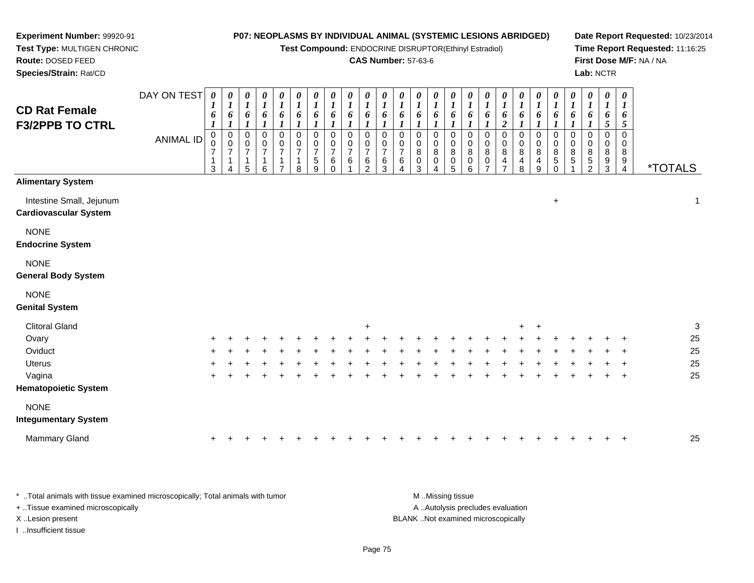**Experiment Number:** 99920-91
**Test Type:** MULTIGEN CHRONIC
**Route:** DOSED FEED
**Species/Strain:** Rat/CD

**P07: NEOPLASMS BY INDIVIDUAL ANIMAL (SYSTEMIC LESIONS ABRIDGED)**
**Test Compound:** ENDOCRINE DISRUPTOR(Ethinyl Estradiol)
**CAS Number:** 57-63-6

**Date Report Requested:** 10/23/2014
**Time Report Requested:** 11:16:25
**First Dose M/F:** NA / NA
**Lab:** NCTR

## CD Rat Female F3/2PPB TO CTRL

| DAY ON TEST | 0161 | 0161 | 0161 | 0161 | 0161 | 0161 | 0161 | 0161 | 0161 | 0161 | 0161 | 0161 | 0161 | 0161 | 0161 | 0161 | 0161 | 0162 | 0161 | 0161 | 0161 | 0161 | 0161 | 0165 | 0165 | |
|---|---|---|---|---|---|---|---|---|---|---|---|---|---|---|---|---|---|---|---|---|---|---|---|---|---|---|
| **ANIMAL ID** | 0713 | 0714 | 0715 | 0716 | 0717 | 0718 | 0759 | 0760 | 0761 | 0762 | 0763 | 0764 | 0803 | 0804 | 0805 | 0806 | 0807 | 0847 | 0848 | 0849 | 0850 | 0851 | 0852 | 0893 | 0894 | ***TOTALS** |
| **Alimentary System** | | | | | | | | | | | | | | | | | | | | | | | | | | |
| Intestine Small, Jejunum | | | | | | | | | | | | | | | | | | | | | + | | | | | 1 |
| **Cardiovascular System** | | | | | | | | | | | | | | | | | | | | | | | | | | |
| NONE | | | | | | | | | | | | | | | | | | | | | | | | | | |
| **Endocrine System** | | | | | | | | | | | | | | | | | | | | | | | | | | |
| NONE | | | | | | | | | | | | | | | | | | | | | | | | | | |
| **General Body System** | | | | | | | | | | | | | | | | | | | | | | | | | | |
| NONE | | | | | | | | | | | | | | | | | | | | | | | | | | |
| **Genital System** | | | | | | | | | | | | | | | | | | | | | | | | | | |
| Clitoral Gland | | | | | | | | | | + | | | | | | | | | + | + | | | | | | 3 |
| Ovary | + | + | + | + | + | + | + | + | + | + | + | + | + | + | + | + | + | + | + | + | + | + | + | + | + | 25 |
| Oviduct | + | + | + | + | + | + | + | + | + | + | + | + | + | + | + | + | + | + | + | + | + | + | + | + | + | 25 |
| Uterus | + | + | + | + | + | + | + | + | + | + | + | + | + | + | + | + | + | + | + | + | + | + | + | + | + | 25 |
| Vagina | + | + | + | + | + | + | + | + | + | + | + | + | + | + | + | + | + | + | + | + | + | + | + | + | + | 25 |
| **Hematopoietic System** | | | | | | | | | | | | | | | | | | | | | | | | | | |
| NONE | | | | | | | | | | | | | | | | | | | | | | | | | | |
| **Integumentary System** | | | | | | | | | | | | | | | | | | | | | | | | | | |
| Mammary Gland | + | + | + | + | + | + | + | + | + | + | + | + | + | + | + | + | + | + | + | + | + | + | + | + | + | 25 |

* ..Total animals with tissue examined microscopically; Total animals with tumor
+ ..Tissue examined microscopically
X ..Lesion present
I ..Insufficient tissue

M ..Missing tissue
A ..Autolysis precludes evaluation
BLANK ..Not examined microscopically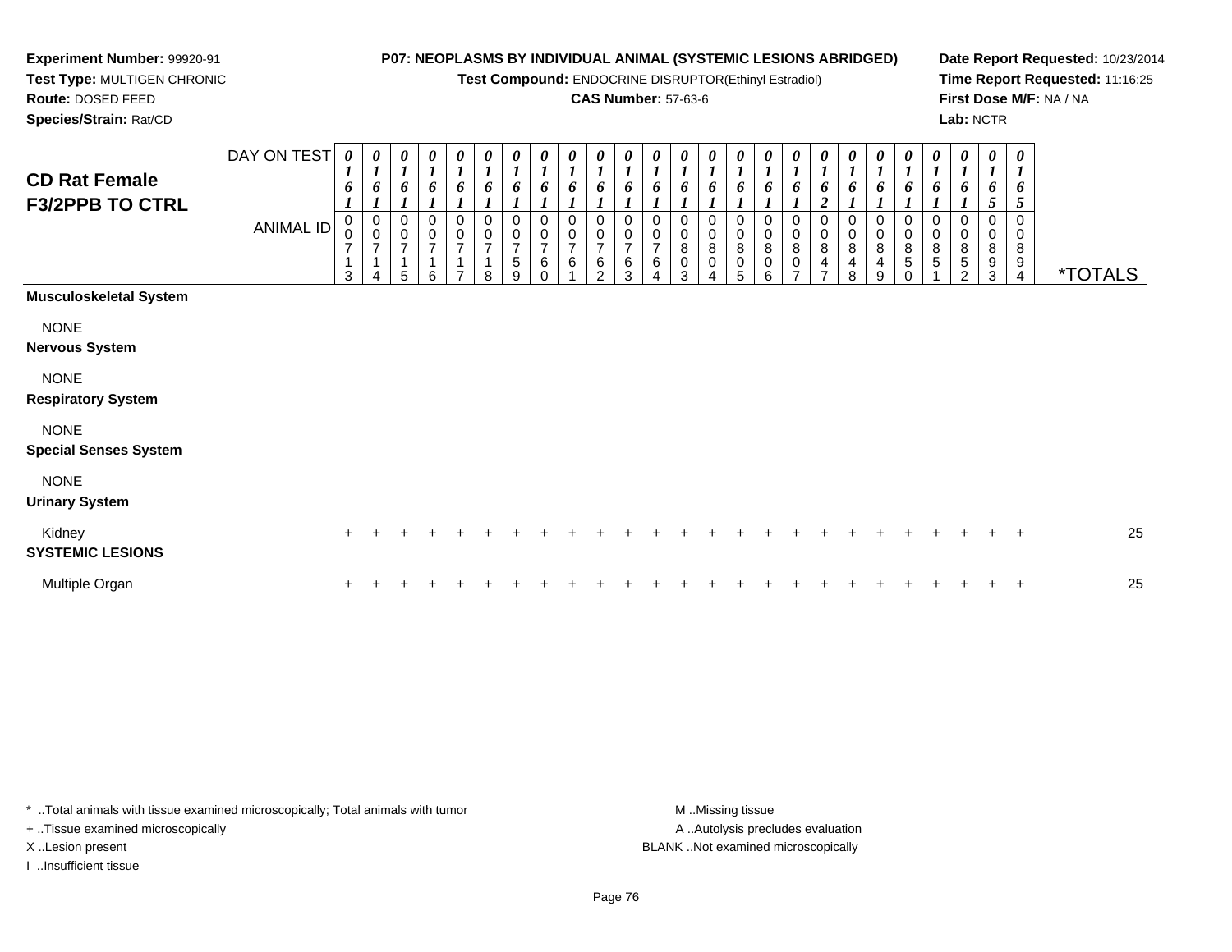**Experiment Number:** 99920-91
**Test Type:** MULTIGEN CHRONIC
**Route:** DOSED FEED
**Species/Strain:** Rat/CD

**P07: NEOPLASMS BY INDIVIDUAL ANIMAL (SYSTEMIC LESIONS ABRIDGED)**
**Test Compound:** ENDOCRINE DISRUPTOR(Ethinyl Estradiol)
**CAS Number:** 57-63-6

**Date Report Requested:** 10/23/2014
**Time Report Requested:** 11:16:25
**First Dose M/F:** NA / NA
**Lab:** NCTR

## CD Rat Female F3/2PPB TO CTRL

| DAY ON TEST | 0161 | 0161 | 0161 | 0161 | 0161 | 0161 | 0161 | 0161 | 0161 | 0161 | 0161 | 0161 | 0161 | 0161 | 0161 | 0161 | 0161 | 0162 | 0161 | 0161 | 0161 | 0161 | 0161 | 0165 | 0165 | |
|---|---|---|---|---|---|---|---|---|---|---|---|---|---|---|---|---|---|---|---|---|---|---|---|---|---|---|
| **ANIMAL ID** | 00713 | 00714 | 00715 | 00716 | 00717 | 00718 | 00759 | 00760 | 00761 | 00762 | 00763 | 00764 | 00803 | 00804 | 00805 | 00806 | 00807 | 00847 | 00848 | 00849 | 00850 | 00851 | 00852 | 00893 | 00894 | ***TOTALS** |
| **Musculoskeletal System** | | | | | | | | | | | | | | | | | | | | | | | | | | |
| NONE | | | | | | | | | | | | | | | | | | | | | | | | | | |
| **Nervous System** | | | | | | | | | | | | | | | | | | | | | | | | | | |
| NONE | | | | | | | | | | | | | | | | | | | | | | | | | | |
| **Respiratory System** | | | | | | | | | | | | | | | | | | | | | | | | | | |
| NONE | | | | | | | | | | | | | | | | | | | | | | | | | | |
| **Special Senses System** | | | | | | | | | | | | | | | | | | | | | | | | | | |
| NONE | | | | | | | | | | | | | | | | | | | | | | | | | | |
| **Urinary System** | | | | | | | | | | | | | | | | | | | | | | | | | | |
| Kidney | + | + | + | + | + | + | + | + | + | + | + | + | + | + | + | + | + | + | + | + | + | + | + | + | + | 25 |
| **SYSTEMIC LESIONS** | | | | | | | | | | | | | | | | | | | | | | | | | | |
| Multiple Organ | + | + | + | + | + | + | + | + | + | + | + | + | + | + | + | + | + | + | + | + | + | + | + | + | + | 25 |

\* ..Total animals with tissue examined microscopically; Total animals with tumor
\+ ..Tissue examined microscopically
X ..Lesion present
I ..Insufficient tissue

M ..Missing tissue
A ..Autolysis precludes evaluation
BLANK ..Not examined microscopically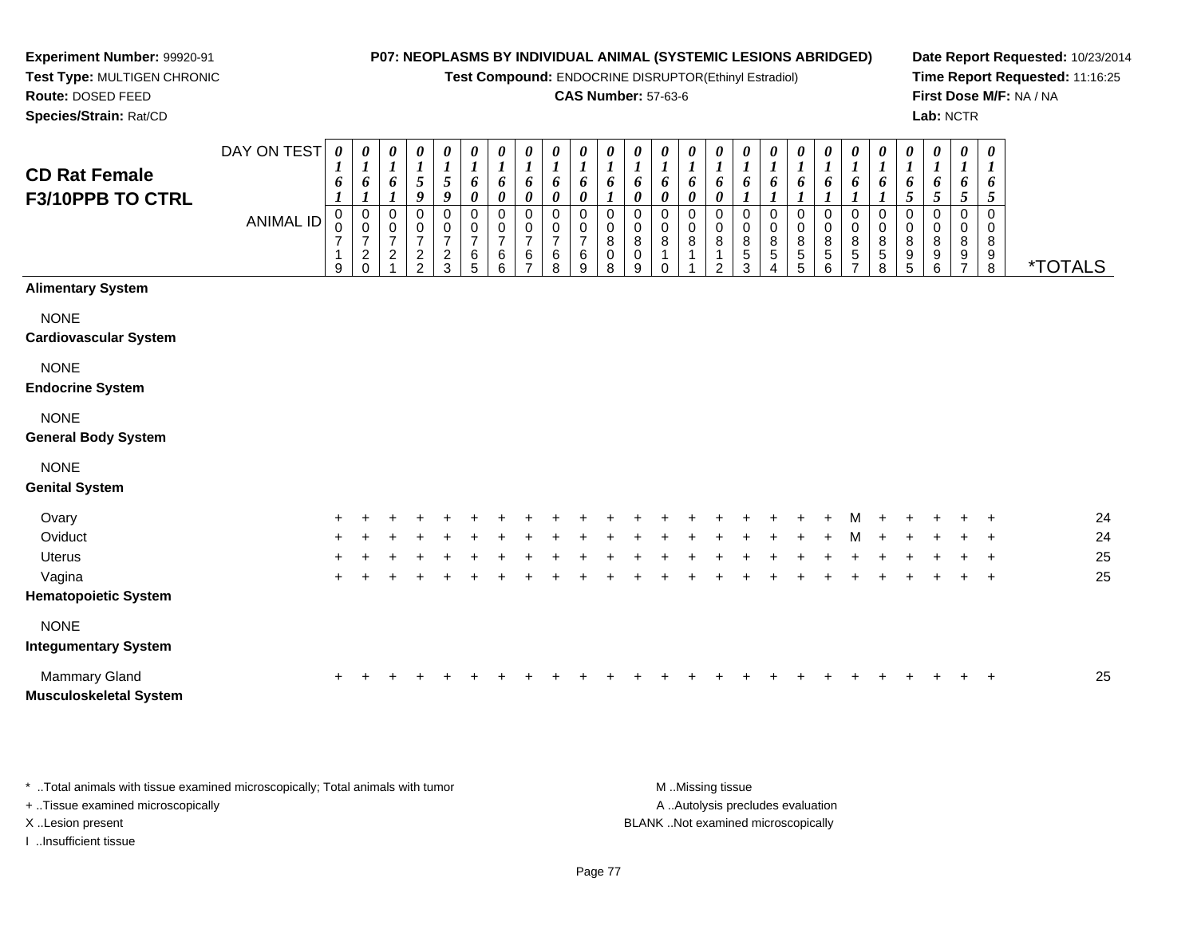**Experiment Number:** 99920-91
**Test Type:** MULTIGEN CHRONIC
**Route:** DOSED FEED
**Species/Strain:** Rat/CD

**P07: NEOPLASMS BY INDIVIDUAL ANIMAL (SYSTEMIC LESIONS ABRIDGED)**
**Test Compound:** ENDOCRINE DISRUPTOR(Ethinyl Estradiol)
**CAS Number:** 57-63-6

**Date Report Requested:** 10/23/2014
**Time Report Requested:** 11:16:25
**First Dose M/F:** NA / NA
**Lab:** NCTR

## CD Rat Female F3/10PPB TO CTRL

| DAY ON TEST | 0161 | 0161 | 0161 | 0159 | 0159 | 0160 | 0160 | 0160 | 0160 | 0160 | 0161 | 0160 | 0160 | 0160 | 0160 | 0161 | 0161 | 0161 | 0161 | 0161 | 0161 | 0165 | 0165 | 0165 | 0165 | |
|---|---|---|---|---|---|---|---|---|---|---|---|---|---|---|---|---|---|---|---|---|---|---|---|---|---|---|
| **ANIMAL ID** | 00719 | 00720 | 00721 | 00722 | 00723 | 00765 | 00766 | 00767 | 00768 | 00769 | 00808 | 00809 | 00810 | 00811 | 00812 | 00853 | 00854 | 00855 | 00856 | 00857 | 00858 | 00895 | 00896 | 00897 | 00898 | ***TOTALS** |
| **Alimentary System** | | | | | | | | | | | | | | | | | | | | | | | | | | |
| NONE | | | | | | | | | | | | | | | | | | | | | | | | | | |
| **Cardiovascular System** | | | | | | | | | | | | | | | | | | | | | | | | | | |
| NONE | | | | | | | | | | | | | | | | | | | | | | | | | | |
| **Endocrine System** | | | | | | | | | | | | | | | | | | | | | | | | | | |
| NONE | | | | | | | | | | | | | | | | | | | | | | | | | | |
| **General Body System** | | | | | | | | | | | | | | | | | | | | | | | | | | |
| NONE | | | | | | | | | | | | | | | | | | | | | | | | | | |
| **Genital System** | | | | | | | | | | | | | | | | | | | | | | | | | | |
| Ovary | + | + | + | + | + | + | + | + | + | + | + | + | + | + | + | + | + | + | + | M | + | + | + | + | + | 24 |
| Oviduct | + | + | + | + | + | + | + | + | + | + | + | + | + | + | + | + | + | + | + | M | + | + | + | + | + | 24 |
| Uterus | + | + | + | + | + | + | + | + | + | + | + | + | + | + | + | + | + | + | + | + | + | + | + | + | + | 25 |
| Vagina | + | + | + | + | + | + | + | + | + | + | + | + | + | + | + | + | + | + | + | + | + | + | + | + | + | 25 |
| **Hematopoietic System** | | | | | | | | | | | | | | | | | | | | | | | | | | |
| NONE | | | | | | | | | | | | | | | | | | | | | | | | | | |
| **Integumentary System** | | | | | | | | | | | | | | | | | | | | | | | | | | |
| Mammary Gland | + | + | + | + | + | + | + | + | + | + | + | + | + | + | + | + | + | + | + | + | + | + | + | + | + | 25 |
| **Musculoskeletal System** | | | | | | | | | | | | | | | | | | | | | | | | | | |

\* ..Total animals with tissue examined microscopically; Total animals with tumor
+ ..Tissue examined microscopically
X ..Lesion present
I ..Insufficient tissue

M ..Missing tissue
A ..Autolysis precludes evaluation
BLANK ..Not examined microscopically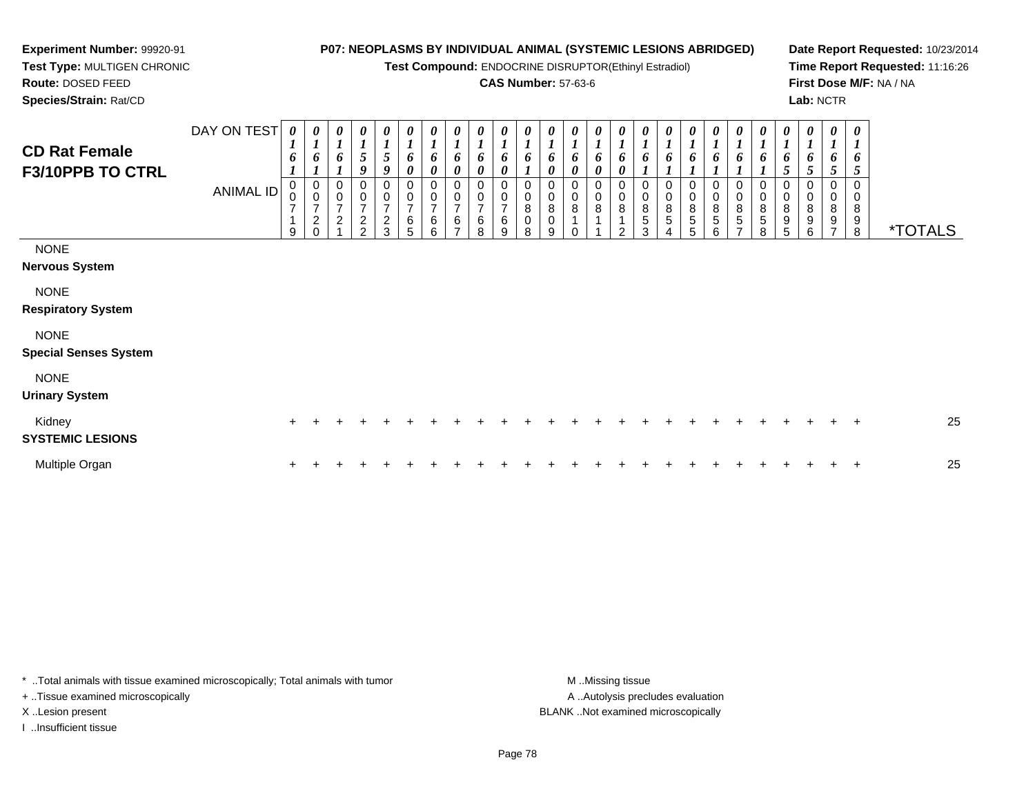**Experiment Number:** 99920-91
**Test Type:** MULTIGEN CHRONIC
**Route:** DOSED FEED
**Species/Strain:** Rat/CD

**P07: NEOPLASMS BY INDIVIDUAL ANIMAL (SYSTEMIC LESIONS ABRIDGED)**
**Test Compound:** ENDOCRINE DISRUPTOR(Ethinyl Estradiol)
**CAS Number:** 57-63-6

**Date Report Requested:** 10/23/2014
**Time Report Requested:** 11:16:26
**First Dose M/F:** NA / NA
**Lab:** NCTR

## CD Rat Female F3/10PPB TO CTRL

| DAY ON TEST | 0161 | 0161 | 0161 | 0159 | 0159 | 0160 | 0160 | 0160 | 0160 | 0160 | 0161 | 0160 | 0160 | 0160 | 0160 | 0161 | 0161 | 0161 | 0161 | 0161 | 0161 | 0165 | 0165 | 0165 | 0165 | |
|---|---|---|---|---|---|---|---|---|---|---|---|---|---|---|---|---|---|---|---|---|---|---|---|---|---|---|
| **ANIMAL ID** | 00719 | 00720 | 00721 | 00722 | 00723 | 00765 | 00766 | 00767 | 00768 | 00769 | 00808 | 00809 | 00810 | 00811 | 00812 | 00853 | 00854 | 00855 | 00856 | 00857 | 00858 | 00895 | 00896 | 00897 | 00898 | ***TOTALS** |
| NONE | | | | | | | | | | | | | | | | | | | | | | | | | | |
| **Nervous System** | | | | | | | | | | | | | | | | | | | | | | | | | | |
| NONE | | | | | | | | | | | | | | | | | | | | | | | | | | |
| **Respiratory System** | | | | | | | | | | | | | | | | | | | | | | | | | | |
| NONE | | | | | | | | | | | | | | | | | | | | | | | | | | |
| **Special Senses System** | | | | | | | | | | | | | | | | | | | | | | | | | | |
| NONE | | | | | | | | | | | | | | | | | | | | | | | | | | |
| **Urinary System** | | | | | | | | | | | | | | | | | | | | | | | | | | |
| Kidney | + | + | + | + | + | + | + | + | + | + | + | + | + | + | + | + | + | + | + | + | + | + | + | + | + | 25 |
| **SYSTEMIC LESIONS** | | | | | | | | | | | | | | | | | | | | | | | | | | |
| Multiple Organ | + | + | + | + | + | + | + | + | + | + | + | + | + | + | + | + | + | + | + | + | + | + | + | + | + | 25 |

\* ..Total animals with tissue examined microscopically; Total animals with tumor
+ ..Tissue examined microscopically
X ..Lesion present
I ..Insufficient tissue

M ..Missing tissue
A ..Autolysis precludes evaluation
BLANK ..Not examined microscopically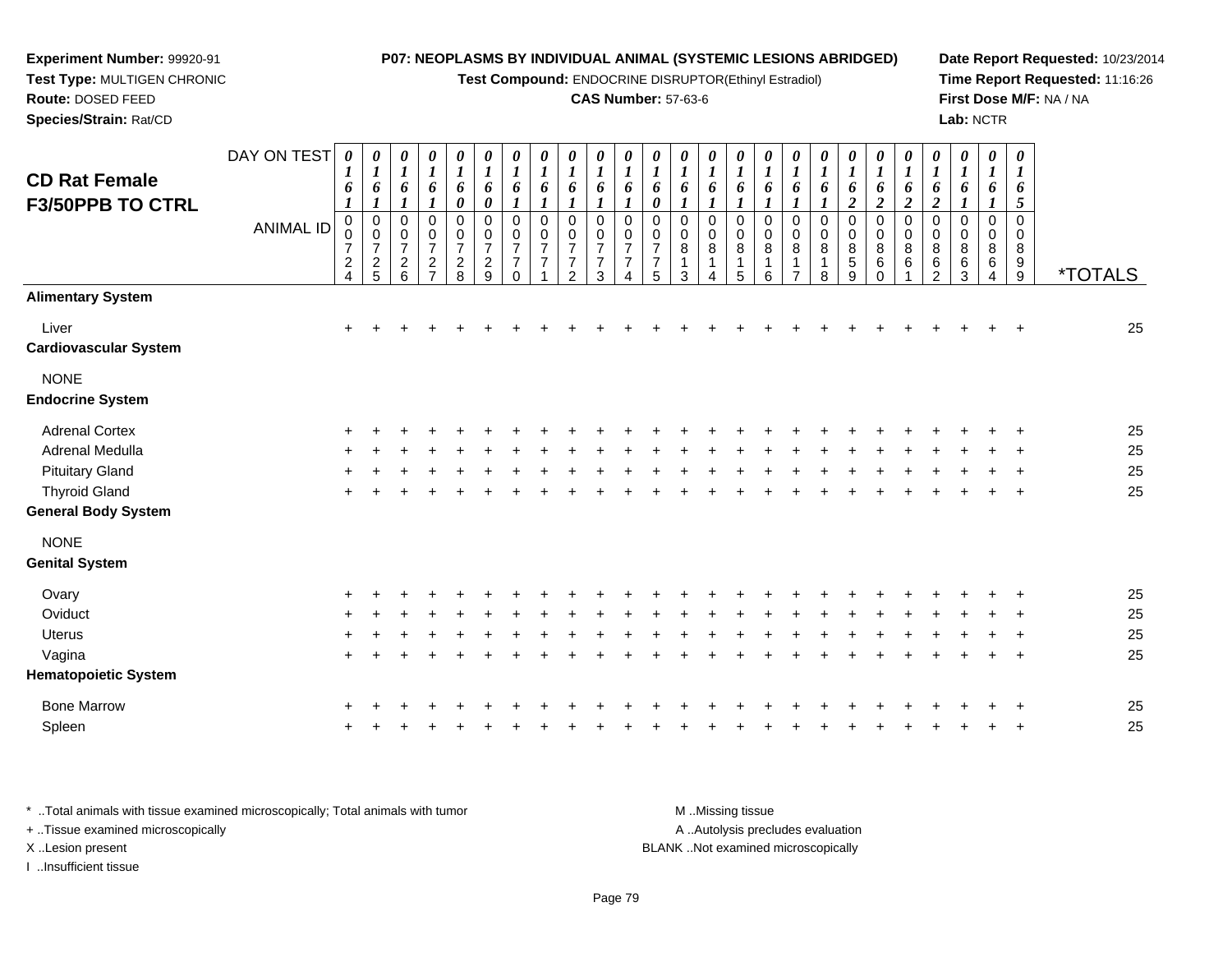**Experiment Number:** 99920-91
**Test Type:** MULTIGEN CHRONIC
**Route:** DOSED FEED
**Species/Strain:** Rat/CD

**P07: NEOPLASMS BY INDIVIDUAL ANIMAL (SYSTEMIC LESIONS ABRIDGED)**
**Test Compound:** ENDOCRINE DISRUPTOR(Ethinyl Estradiol)
**CAS Number:** 57-63-6

**Date Report Requested:** 10/23/2014
**Time Report Requested:** 11:16:26
**First Dose M/F:** NA / NA
**Lab:** NCTR

## CD Rat Female F3/50PPB TO CTRL

| DAY ON TEST | 0161 | 0161 | 0161 | 0161 | 0160 | 0160 | 0161 | 0161 | 0161 | 0161 | 0161 | 0160 | 0161 | 0161 | 0161 | 0161 | 0161 | 0161 | 0162 | 0162 | 0162 | 0162 | 0161 | 0161 | 0165 | |
|---|---|---|---|---|---|---|---|---|---|---|---|---|---|---|---|---|---|---|---|---|---|---|---|---|---|---|
| **ANIMAL ID** | 00724 | 00725 | 00726 | 00727 | 00728 | 00729 | 00770 | 00771 | 00772 | 00773 | 00774 | 00775 | 00813 | 00814 | 00815 | 00816 | 00817 | 00818 | 00859 | 00860 | 00861 | 00862 | 00863 | 00864 | 00899 | ***TOTALS** |
| **Alimentary System** | | | | | | | | | | | | | | | | | | | | | | | | | | |
| Liver | + | + | + | + | + | + | + | + | + | + | + | + | + | + | + | + | + | + | + | + | + | + | + | + | + | 25 |
| **Cardiovascular System** | | | | | | | | | | | | | | | | | | | | | | | | | | |
| NONE | | | | | | | | | | | | | | | | | | | | | | | | | | |
| **Endocrine System** | | | | | | | | | | | | | | | | | | | | | | | | | | |
| Adrenal Cortex | + | + | + | + | + | + | + | + | + | + | + | + | + | + | + | + | + | + | + | + | + | + | + | + | + | 25 |
| Adrenal Medulla | + | + | + | + | + | + | + | + | + | + | + | + | + | + | + | + | + | + | + | + | + | + | + | + | + | 25 |
| Pituitary Gland | + | + | + | + | + | + | + | + | + | + | + | + | + | + | + | + | + | + | + | + | + | + | + | + | + | 25 |
| Thyroid Gland | + | + | + | + | + | + | + | + | + | + | + | + | + | + | + | + | + | + | + | + | + | + | + | + | + | 25 |
| **General Body System** | | | | | | | | | | | | | | | | | | | | | | | | | | |
| NONE | | | | | | | | | | | | | | | | | | | | | | | | | | |
| **Genital System** | | | | | | | | | | | | | | | | | | | | | | | | | | |
| Ovary | + | + | + | + | + | + | + | + | + | + | + | + | + | + | + | + | + | + | + | + | + | + | + | + | + | 25 |
| Oviduct | + | + | + | + | + | + | + | + | + | + | + | + | + | + | + | + | + | + | + | + | + | + | + | + | + | 25 |
| Uterus | + | + | + | + | + | + | + | + | + | + | + | + | + | + | + | + | + | + | + | + | + | + | + | + | + | 25 |
| Vagina | + | + | + | + | + | + | + | + | + | + | + | + | + | + | + | + | + | + | + | + | + | + | + | + | + | 25 |
| **Hematopoietic System** | | | | | | | | | | | | | | | | | | | | | | | | | | |
| Bone Marrow | + | + | + | + | + | + | + | + | + | + | + | + | + | + | + | + | + | + | + | + | + | + | + | + | + | 25 |
| Spleen | + | + | + | + | + | + | + | + | + | + | + | + | + | + | + | + | + | + | + | + | + | + | + | + | + | 25 |

* ..Total animals with tissue examined microscopically; Total animals with tumor
+ ..Tissue examined microscopically
X ..Lesion present
I ..Insufficient tissue

M ..Missing tissue
A ..Autolysis precludes evaluation
BLANK ..Not examined microscopically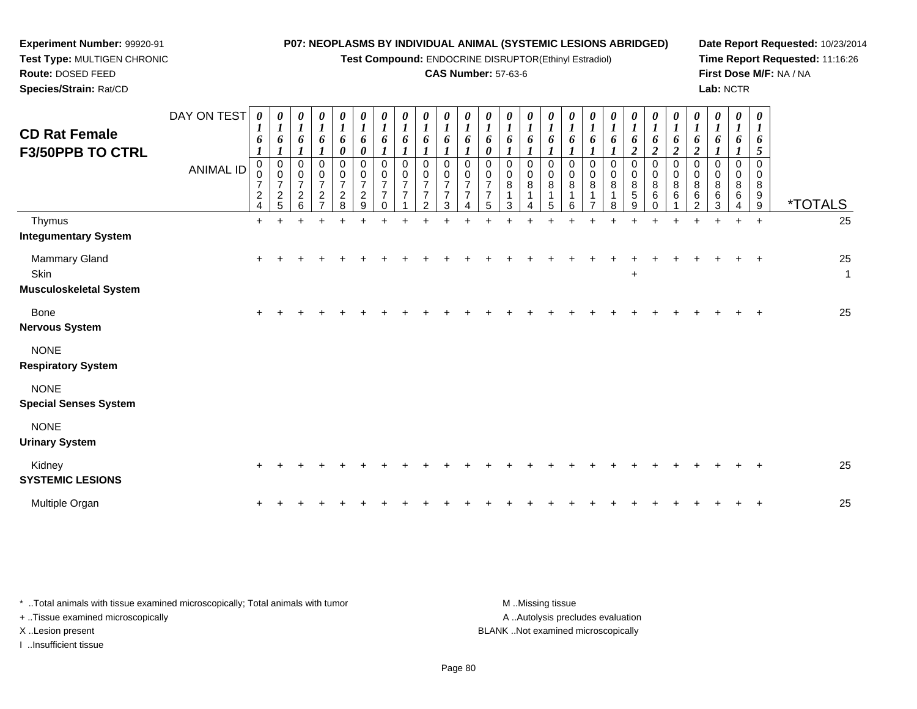**Experiment Number:** 99920-91
**Test Type:** MULTIGEN CHRONIC
**Route:** DOSED FEED
**Species/Strain:** Rat/CD

**P07: NEOPLASMS BY INDIVIDUAL ANIMAL (SYSTEMIC LESIONS ABRIDGED)**
**Test Compound:** ENDOCRINE DISRUPTOR(Ethinyl Estradiol)
**CAS Number:** 57-63-6

**Date Report Requested:** 10/23/2014
**Time Report Requested:** 11:16:26
**First Dose M/F:** NA / NA
**Lab:** NCTR

## CD Rat Female F3/50PPB TO CTRL

| DAY ON TEST | 0161 | 0161 | 0161 | 0161 | 0160 | 0160 | 0161 | 0161 | 0161 | 0161 | 0161 | 0160 | 0161 | 0161 | 0161 | 0161 | 0161 | 0161 | 0162 | 0162 | 0162 | 0162 | 0161 | 0161 | 0165 | |
|---|---|---|---|---|---|---|---|---|---|---|---|---|---|---|---|---|---|---|---|---|---|---|---|---|---|---|
| **ANIMAL ID** | 00724 | 00725 | 00726 | 00727 | 00728 | 00729 | 00770 | 00771 | 00772 | 00773 | 00774 | 00775 | 00813 | 00814 | 00815 | 00816 | 00817 | 00818 | 00859 | 00860 | 00861 | 00862 | 00863 | 00864 | 00899 | ***TOTALS** |
| Thymus | + | + | + | + | + | + | + | + | + | + | + | + | + | + | + | + | + | + | + | + | + | + | + | + | + | 25 |
| **Integumentary System** | | | | | | | | | | | | | | | | | | | | | | | | | | |
| Mammary Gland | + | + | + | + | + | + | + | + | + | + | + | + | + | + | + | + | + | + | + | + | + | + | + | + | + | 25 |
| Skin | | | | | | | | | | | | | | | | | | | + | | | | | | | 1 |
| **Musculoskeletal System** | | | | | | | | | | | | | | | | | | | | | | | | | | |
| Bone | + | + | + | + | + | + | + | + | + | + | + | + | + | + | + | + | + | + | + | + | + | + | + | + | + | 25 |
| **Nervous System** | | | | | | | | | | | | | | | | | | | | | | | | | | |
| NONE | | | | | | | | | | | | | | | | | | | | | | | | | | |
| **Respiratory System** | | | | | | | | | | | | | | | | | | | | | | | | | | |
| NONE | | | | | | | | | | | | | | | | | | | | | | | | | | |
| **Special Senses System** | | | | | | | | | | | | | | | | | | | | | | | | | | |
| NONE | | | | | | | | | | | | | | | | | | | | | | | | | | |
| **Urinary System** | | | | | | | | | | | | | | | | | | | | | | | | | | |
| Kidney | + | + | + | + | + | + | + | + | + | + | + | + | + | + | + | + | + | + | + | + | + | + | + | + | + | 25 |
| **SYSTEMIC LESIONS** | | | | | | | | | | | | | | | | | | | | | | | | | | |
| Multiple Organ | + | + | + | + | + | + | + | + | + | + | + | + | + | + | + | + | + | + | + | + | + | + | + | + | + | 25 |

* ..Total animals with tissue examined microscopically; Total animals with tumor
+ ..Tissue examined microscopically
X ..Lesion present
I ..Insufficient tissue

M ..Missing tissue
A ..Autolysis precludes evaluation
BLANK ..Not examined microscopically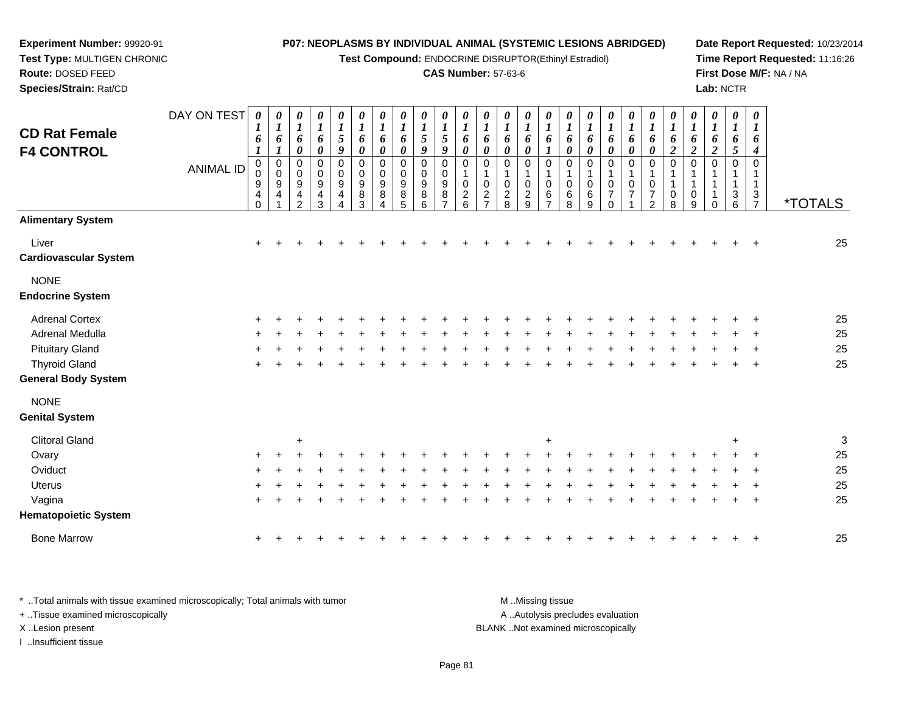**Experiment Number:** 99920-91
**Test Type:** MULTIGEN CHRONIC
**Route:** DOSED FEED
**Species/Strain:** Rat/CD

**P07: NEOPLASMS BY INDIVIDUAL ANIMAL (SYSTEMIC LESIONS ABRIDGED)**
**Test Compound:** ENDOCRINE DISRUPTOR(Ethinyl Estradiol)
**CAS Number:** 57-63-6

**Date Report Requested:** 10/23/2014
**Time Report Requested:** 11:16:26
**First Dose M/F:** NA / NA
**Lab:** NCTR

## CD Rat Female F4 CONTROL

| DAY ON TEST | 0161 | 0161 | 0160 | 0160 | 0159 | 0160 | 0160 | 0160 | 0159 | 0159 | 0160 | 0160 | 0160 | 0160 | 0161 | 0160 | 0160 | 0160 | 0160 | 0160 | 0162 | 0162 | 0162 | 0165 | 0164 | |
|---|---|---|---|---|---|---|---|---|---|---|---|---|---|---|---|---|---|---|---|---|---|---|---|---|---|---|
| ANIMAL ID | 00940 | 00941 | 00942 | 00943 | 00944 | 00983 | 00984 | 00985 | 00986 | 00987 | 01026 | 01027 | 01028 | 01029 | 01067 | 01068 | 01069 | 01070 | 01071 | 01072 | 01108 | 01109 | 01110 | 01136 | 01137 | *TOTALS |
| **Alimentary System** | | | | | | | | | | | | | | | | | | | | | | | | | | |
| Liver | + | + | + | + | + | + | + | + | + | + | + | + | + | + | + | + | + | + | + | + | + | + | + | + | + | 25 |
| **Cardiovascular System** | | | | | | | | | | | | | | | | | | | | | | | | | | |
| NONE | | | | | | | | | | | | | | | | | | | | | | | | | | |
| **Endocrine System** | | | | | | | | | | | | | | | | | | | | | | | | | | |
| Adrenal Cortex | + | + | + | + | + | + | + | + | + | + | + | + | + | + | + | + | + | + | + | + | + | + | + | + | + | 25 |
| Adrenal Medulla | + | + | + | + | + | + | + | + | + | + | + | + | + | + | + | + | + | + | + | + | + | + | + | + | + | 25 |
| Pituitary Gland | + | + | + | + | + | + | + | + | + | + | + | + | + | + | + | + | + | + | + | + | + | + | + | + | + | 25 |
| Thyroid Gland | + | + | + | + | + | + | + | + | + | + | + | + | + | + | + | + | + | + | + | + | + | + | + | + | + | 25 |
| **General Body System** | | | | | | | | | | | | | | | | | | | | | | | | | | |
| NONE | | | | | | | | | | | | | | | | | | | | | | | | | | |
| **Genital System** | | | | | | | | | | | | | | | | | | | | | | | | | | |
| Clitoral Gland | | | + | | | | | | | | | | | | + | | | | | | | | | + | | 3 |
| Ovary | + | + | + | + | + | + | + | + | + | + | + | + | + | + | + | + | + | + | + | + | + | + | + | + | + | 25 |
| Oviduct | + | + | + | + | + | + | + | + | + | + | + | + | + | + | + | + | + | + | + | + | + | + | + | + | + | 25 |
| Uterus | + | + | + | + | + | + | + | + | + | + | + | + | + | + | + | + | + | + | + | + | + | + | + | + | + | 25 |
| Vagina | + | + | + | + | + | + | + | + | + | + | + | + | + | + | + | + | + | + | + | + | + | + | + | + | + | 25 |
| **Hematopoietic System** | | | | | | | | | | | | | | | | | | | | | | | | | | |
| Bone Marrow | + | + | + | + | + | + | + | + | + | + | + | + | + | + | + | + | + | + | + | + | + | + | + | + | + | 25 |

\* ..Total animals with tissue examined microscopically; Total animals with tumor
+ ..Tissue examined microscopically
X ..Lesion present
I ..Insufficient tissue

M ..Missing tissue
A ..Autolysis precludes evaluation
BLANK ..Not examined microscopically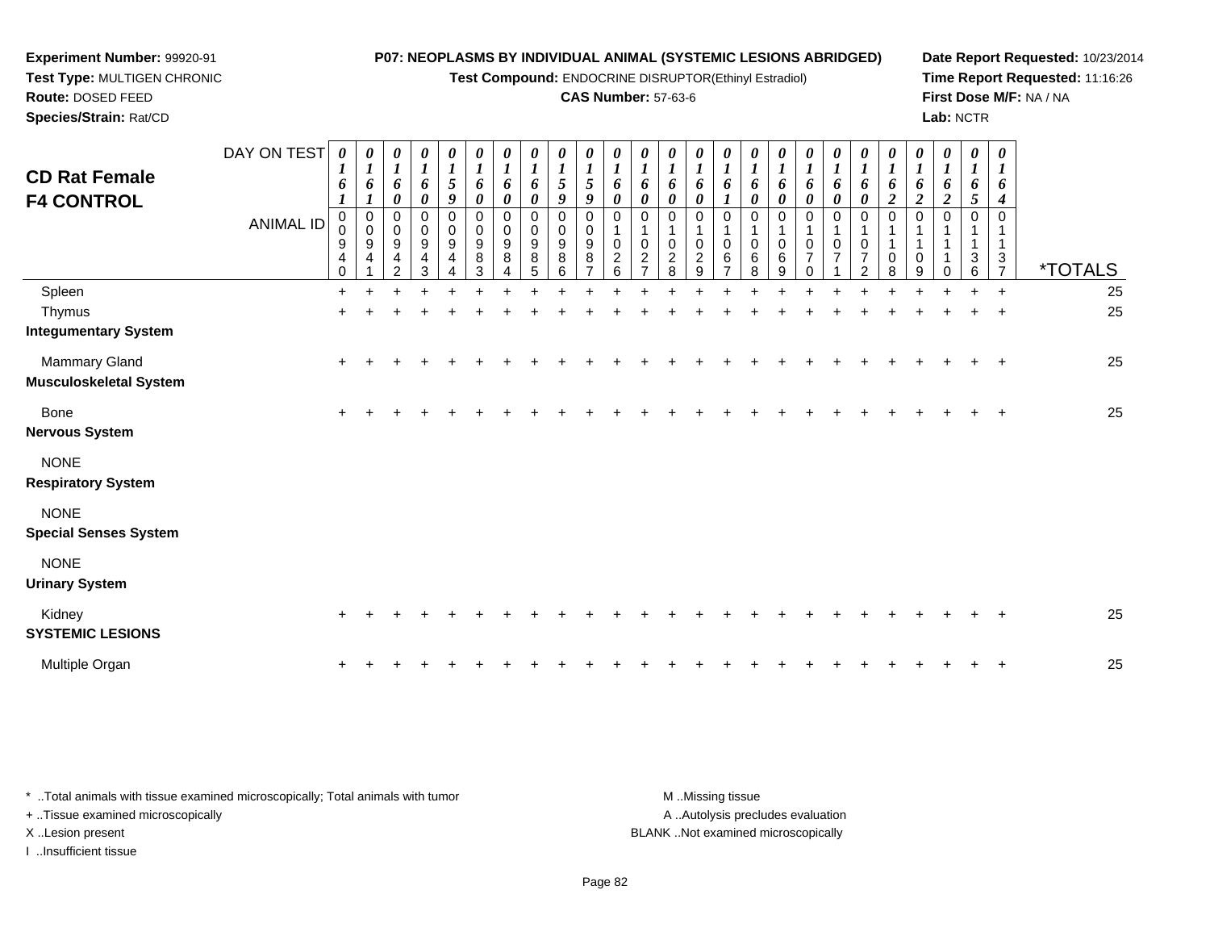**Experiment Number:** 99920-91
**Test Type:** MULTIGEN CHRONIC
**Route:** DOSED FEED
**Species/Strain:** Rat/CD

**P07: NEOPLASMS BY INDIVIDUAL ANIMAL (SYSTEMIC LESIONS ABRIDGED)**
**Test Compound:** ENDOCRINE DISRUPTOR(Ethinyl Estradiol)
**CAS Number:** 57-63-6

**Date Report Requested:** 10/23/2014
**Time Report Requested:** 11:16:26
**First Dose M/F:** NA / NA
**Lab:** NCTR

## CD Rat Female F4 CONTROL

| DAY ON TEST | 0161 | 0161 | 0160 | 0160 | 0159 | 0160 | 0160 | 0160 | 0159 | 0159 | 0160 | 0160 | 0160 | 0160 | 0161 | 0160 | 0160 | 0160 | 0160 | 0160 | 0162 | 0162 | 0162 | 0165 | 0164 | |
|---|---|---|---|---|---|---|---|---|---|---|---|---|---|---|---|---|---|---|---|---|---|---|---|---|---|---|
| **ANIMAL ID** | 00940 | 00941 | 00942 | 00943 | 00944 | 00983 | 00984 | 00985 | 00986 | 00987 | 01026 | 01027 | 01028 | 01029 | 01067 | 01068 | 01069 | 01070 | 01071 | 01072 | 01108 | 01109 | 01110 | 01136 | 01137 | ***TOTALS** |
| Spleen | + | + | + | + | + | + | + | + | + | + | + | + | + | + | + | + | + | + | + | + | + | + | + | + | + | 25 |
| Thymus | + | + | + | + | + | + | + | + | + | + | + | + | + | + | + | + | + | + | + | + | + | + | + | + | + | 25 |
| **Integumentary System** | | | | | | | | | | | | | | | | | | | | | | | | | | |
| Mammary Gland | + | + | + | + | + | + | + | + | + | + | + | + | + | + | + | + | + | + | + | + | + | + | + | + | + | 25 |
| **Musculoskeletal System** | | | | | | | | | | | | | | | | | | | | | | | | | | |
| Bone | + | + | + | + | + | + | + | + | + | + | + | + | + | + | + | + | + | + | + | + | + | + | + | + | + | 25 |
| **Nervous System** | | | | | | | | | | | | | | | | | | | | | | | | | | |
| NONE | | | | | | | | | | | | | | | | | | | | | | | | | | |
| **Respiratory System** | | | | | | | | | | | | | | | | | | | | | | | | | | |
| NONE | | | | | | | | | | | | | | | | | | | | | | | | | | |
| **Special Senses System** | | | | | | | | | | | | | | | | | | | | | | | | | | |
| NONE | | | | | | | | | | | | | | | | | | | | | | | | | | |
| **Urinary System** | | | | | | | | | | | | | | | | | | | | | | | | | | |
| Kidney | + | + | + | + | + | + | + | + | + | + | + | + | + | + | + | + | + | + | + | + | + | + | + | + | + | 25 |
| **SYSTEMIC LESIONS** | | | | | | | | | | | | | | | | | | | | | | | | | | |
| Multiple Organ | + | + | + | + | + | + | + | + | + | + | + | + | + | + | + | + | + | + | + | + | + | + | + | + | + | 25 |

* ..Total animals with tissue examined microscopically; Total animals with tumor
+ ..Tissue examined microscopically
X ..Lesion present
I ..Insufficient tissue

M ..Missing tissue
A ..Autolysis precludes evaluation
BLANK ..Not examined microscopically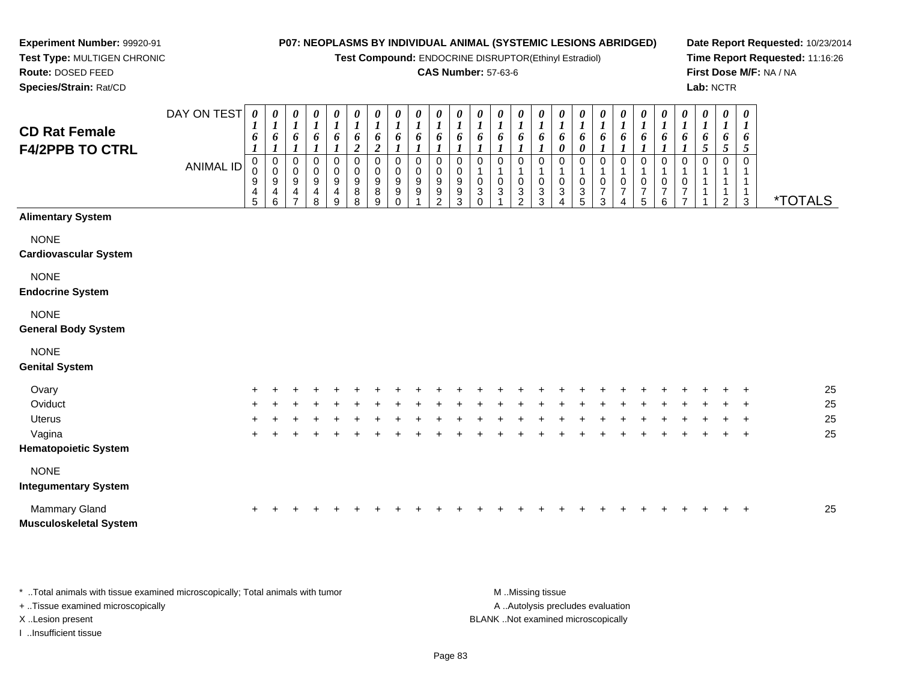**Experiment Number:** 99920-91
**Test Type:** MULTIGEN CHRONIC
**Route:** DOSED FEED
**Species/Strain:** Rat/CD

**P07: NEOPLASMS BY INDIVIDUAL ANIMAL (SYSTEMIC LESIONS ABRIDGED)**
**Test Compound:** ENDOCRINE DISRUPTOR(Ethinyl Estradiol)
**CAS Number:** 57-63-6

**Date Report Requested:** 10/23/2014
**Time Report Requested:** 11:16:26
**First Dose M/F:** NA / NA
**Lab:** NCTR

## CD Rat Female F4/2PPB TO CTRL

| DAY ON TEST | 0161 | 0161 | 0161 | 0161 | 0161 | 0162 | 0162 | 0161 | 0161 | 0161 | 0161 | 0161 | 0161 | 0161 | 0161 | 0160 | 0160 | 0161 | 0161 | 0161 | 0161 | 0161 | 0165 | 0165 | 0165 | |
|---|---|---|---|---|---|---|---|---|---|---|---|---|---|---|---|---|---|---|---|---|---|---|---|---|---|---|
| **ANIMAL ID** | 00945 | 00946 | 00947 | 00948 | 00949 | 00988 | 00989 | 00990 | 00991 | 00992 | 00993 | 01030 | 01031 | 01032 | 01033 | 01034 | 01035 | 01073 | 01074 | 01075 | 01076 | 01077 | 01111 | 01112 | 01113 | ***TOTALS** |
| **Alimentary System** | | | | | | | | | | | | | | | | | | | | | | | | | | |
| NONE | | | | | | | | | | | | | | | | | | | | | | | | | | |
| **Cardiovascular System** | | | | | | | | | | | | | | | | | | | | | | | | | | |
| NONE | | | | | | | | | | | | | | | | | | | | | | | | | | |
| **Endocrine System** | | | | | | | | | | | | | | | | | | | | | | | | | | |
| NONE | | | | | | | | | | | | | | | | | | | | | | | | | | |
| **General Body System** | | | | | | | | | | | | | | | | | | | | | | | | | | |
| NONE | | | | | | | | | | | | | | | | | | | | | | | | | | |
| **Genital System** | | | | | | | | | | | | | | | | | | | | | | | | | | |
| Ovary | + | + | + | + | + | + | + | + | + | + | + | + | + | + | + | + | + | + | + | + | + | + | + | + | + | 25 |
| Oviduct | + | + | + | + | + | + | + | + | + | + | + | + | + | + | + | + | + | + | + | + | + | + | + | + | + | 25 |
| Uterus | + | + | + | + | + | + | + | + | + | + | + | + | + | + | + | + | + | + | + | + | + | + | + | + | + | 25 |
| Vagina | + | + | + | + | + | + | + | + | + | + | + | + | + | + | + | + | + | + | + | + | + | + | + | + | + | 25 |
| **Hematopoietic System** | | | | | | | | | | | | | | | | | | | | | | | | | | |
| NONE | | | | | | | | | | | | | | | | | | | | | | | | | | |
| **Integumentary System** | | | | | | | | | | | | | | | | | | | | | | | | | | |
| Mammary Gland | + | + | + | + | + | + | + | + | + | + | + | + | + | + | + | + | + | + | + | + | + | + | + | + | + | 25 |
| **Musculoskeletal System** | | | | | | | | | | | | | | | | | | | | | | | | | | |

* ..Total animals with tissue examined microscopically; Total animals with tumor
+ ..Tissue examined microscopically
X ..Lesion present
I ..Insufficient tissue

M ..Missing tissue
A ..Autolysis precludes evaluation
BLANK ..Not examined microscopically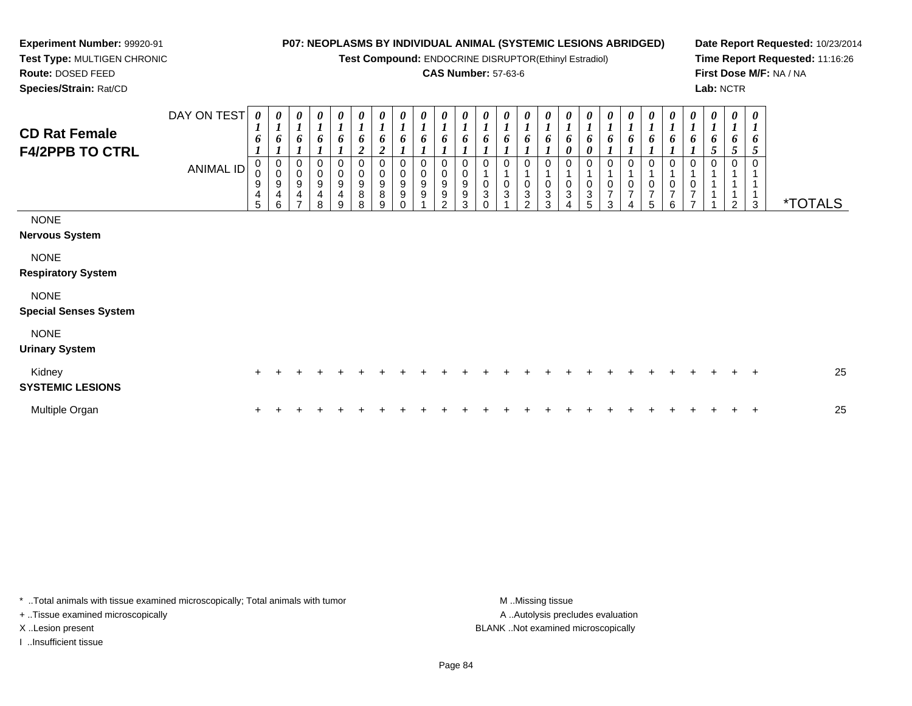**Experiment Number:** 99920-91
**Test Type:** MULTIGEN CHRONIC
**Route:** DOSED FEED
**Species/Strain:** Rat/CD

**P07: NEOPLASMS BY INDIVIDUAL ANIMAL (SYSTEMIC LESIONS ABRIDGED)**
**Test Compound:** ENDOCRINE DISRUPTOR(Ethinyl Estradiol)
**CAS Number:** 57-63-6

**Date Report Requested:** 10/23/2014
**Time Report Requested:** 11:16:26
**First Dose M/F:** NA / NA
**Lab:** NCTR

## CD Rat Female F4/2PPB TO CTRL

| DAY ON TEST | 0161 | 0161 | 0161 | 0161 | 0161 | 0162 | 0162 | 0161 | 0161 | 0161 | 0161 | 0161 | 0161 | 0161 | 0161 | 0160 | 0160 | 0161 | 0161 | 0161 | 0161 | 0161 | 0165 | 0165 | 0165 | |
|---|---|---|---|---|---|---|---|---|---|---|---|---|---|---|---|---|---|---|---|---|---|---|---|---|---|---|
| **ANIMAL ID** | 00945 | 00946 | 00947 | 00948 | 00949 | 00988 | 00989 | 00990 | 00991 | 00992 | 00993 | 01030 | 01031 | 01032 | 01033 | 01034 | 01035 | 01073 | 01074 | 01075 | 01076 | 01077 | 01111 | 01112 | 01113 | ***TOTALS** |
| NONE | | | | | | | | | | | | | | | | | | | | | | | | | | |
| **Nervous System** | | | | | | | | | | | | | | | | | | | | | | | | | | |
| NONE | | | | | | | | | | | | | | | | | | | | | | | | | | |
| **Respiratory System** | | | | | | | | | | | | | | | | | | | | | | | | | | |
| NONE | | | | | | | | | | | | | | | | | | | | | | | | | | |
| **Special Senses System** | | | | | | | | | | | | | | | | | | | | | | | | | | |
| NONE | | | | | | | | | | | | | | | | | | | | | | | | | | |
| **Urinary System** | | | | | | | | | | | | | | | | | | | | | | | | | | |
| Kidney | + | + | + | + | + | + | + | + | + | + | + | + | + | + | + | + | + | + | + | + | + | + | + | + | + | 25 |
| **SYSTEMIC LESIONS** | | | | | | | | | | | | | | | | | | | | | | | | | | |
| Multiple Organ | + | + | + | + | + | + | + | + | + | + | + | + | + | + | + | + | + | + | + | + | + | + | + | + | + | 25 |

\* ..Total animals with tissue examined microscopically; Total animals with tumor
+ ..Tissue examined microscopically
X ..Lesion present
I ..Insufficient tissue

M ..Missing tissue
A ..Autolysis precludes evaluation
BLANK ..Not examined microscopically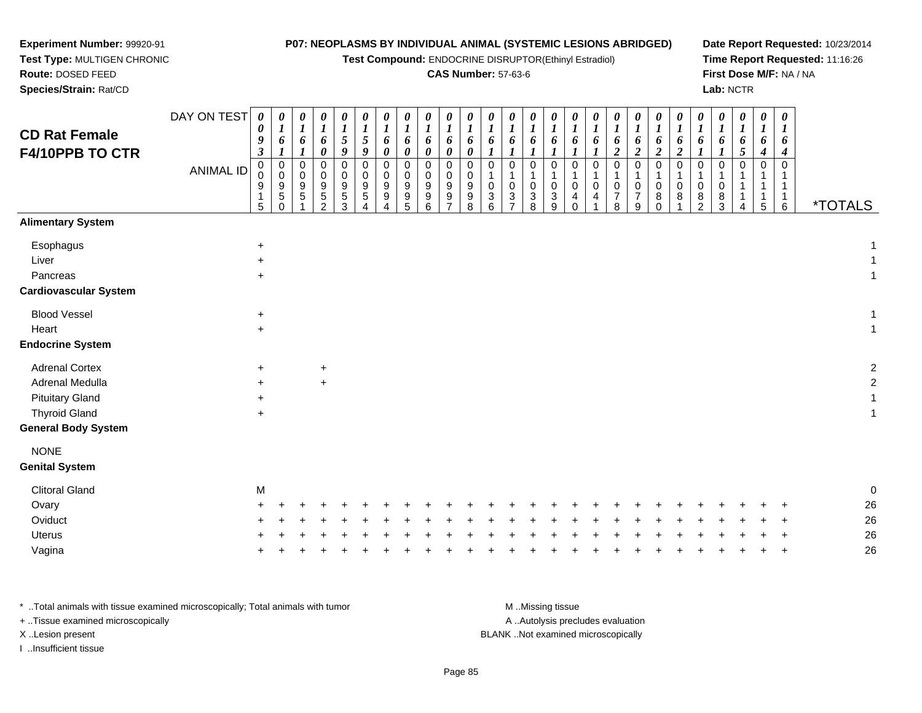**Experiment Number:** 99920-91
**Test Type:** MULTIGEN CHRONIC
**Route:** DOSED FEED
**Species/Strain:** Rat/CD

**P07: NEOPLASMS BY INDIVIDUAL ANIMAL (SYSTEMIC LESIONS ABRIDGED)**
**Test Compound:** ENDOCRINE DISRUPTOR(Ethinyl Estradiol)
**CAS Number:** 57-63-6

**Date Report Requested:** 10/23/2014
**Time Report Requested:** 11:16:26
**First Dose M/F:** NA / NA
**Lab:** NCTR

## CD Rat Female F4/10PPB TO CTR

| DAY ON TEST | 0093 | 0161 | 0161 | 0160 | 0159 | 0159 | 0160 | 0160 | 0160 | 0160 | 0160 | 0161 | 0161 | 0161 | 0161 | 0161 | 0161 | 0162 | 0162 | 0162 | 0162 | 0161 | 0161 | 0165 | 0164 | 0164 | |
|---|---|---|---|---|---|---|---|---|---|---|---|---|---|---|---|---|---|---|---|---|---|---|---|---|---|---|---|
| **ANIMAL ID** | 00915 | 00950 | 00951 | 00952 | 00953 | 00954 | 00994 | 00995 | 00996 | 00997 | 00998 | 01036 | 01037 | 01038 | 01039 | 01040 | 01041 | 01078 | 01079 | 01080 | 01081 | 01082 | 01083 | 01114 | 01115 | 01116 | ***TOTALS** |
| **Alimentary System** | | | | | | | | | | | | | | | | | | | | | | | | | | | |
| Esophagus | + | | | | | | | | | | | | | | | | | | | | | | | | | | 1 |
| Liver | + | | | | | | | | | | | | | | | | | | | | | | | | | | 1 |
| Pancreas | + | | | | | | | | | | | | | | | | | | | | | | | | | | 1 |
| **Cardiovascular System** | | | | | | | | | | | | | | | | | | | | | | | | | | | |
| Blood Vessel | + | | | | | | | | | | | | | | | | | | | | | | | | | | 1 |
| Heart | + | | | | | | | | | | | | | | | | | | | | | | | | | | 1 |
| **Endocrine System** | | | | | | | | | | | | | | | | | | | | | | | | | | | |
| Adrenal Cortex | + | | | + | | | | | | | | | | | | | | | | | | | | | | | 2 |
| Adrenal Medulla | + | | | + | | | | | | | | | | | | | | | | | | | | | | | 2 |
| Pituitary Gland | + | | | | | | | | | | | | | | | | | | | | | | | | | | 1 |
| Thyroid Gland | + | | | | | | | | | | | | | | | | | | | | | | | | | | 1 |
| **General Body System** | | | | | | | | | | | | | | | | | | | | | | | | | | | |
| NONE | | | | | | | | | | | | | | | | | | | | | | | | | | | |
| **Genital System** | | | | | | | | | | | | | | | | | | | | | | | | | | | |
| Clitoral Gland | M | | | | | | | | | | | | | | | | | | | | | | | | | | 0 |
| Ovary | + | + | + | + | + | + | + | + | + | + | + | + | + | + | + | + | + | + | + | + | + | + | + | + | + | + | 26 |
| Oviduct | + | + | + | + | + | + | + | + | + | + | + | + | + | + | + | + | + | + | + | + | + | + | + | + | + | + | 26 |
| Uterus | + | + | + | + | + | + | + | + | + | + | + | + | + | + | + | + | + | + | + | + | + | + | + | + | + | + | 26 |
| Vagina | + | + | + | + | + | + | + | + | + | + | + | + | + | + | + | + | + | + | + | + | + | + | + | + | + | + | 26 |

* ..Total animals with tissue examined microscopically; Total animals with tumor
+ ..Tissue examined microscopically
X ..Lesion present
I ..Insufficient tissue

M ..Missing tissue
A ..Autolysis precludes evaluation
BLANK ..Not examined microscopically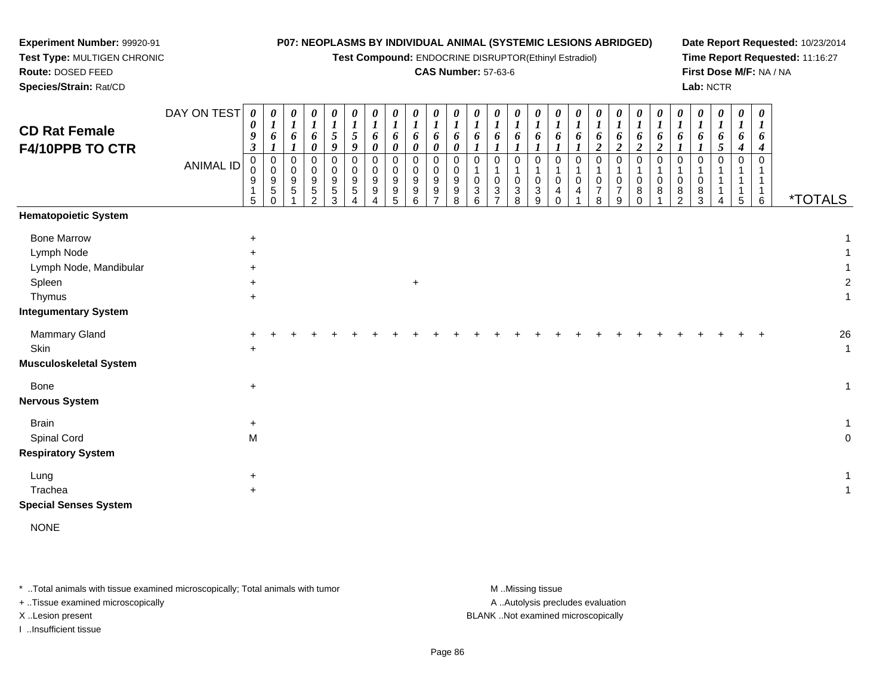**Experiment Number:** 99920-91
**Test Type:** MULTIGEN CHRONIC
**Route:** DOSED FEED
**Species/Strain:** Rat/CD

**P07: NEOPLASMS BY INDIVIDUAL ANIMAL (SYSTEMIC LESIONS ABRIDGED)**
**Test Compound:** ENDOCRINE DISRUPTOR(Ethinyl Estradiol)
**CAS Number:** 57-63-6

**Date Report Requested:** 10/23/2014
**Time Report Requested:** 11:16:27
**First Dose M/F:** NA / NA
**Lab:** NCTR

# CD Rat Female F4/10PPB TO CTR

| DAY ON TEST | 0093 | 0161 | 0161 | 0160 | 0159 | 0159 | 0160 | 0160 | 0160 | 0160 | 0160 | 0161 | 0161 | 0161 | 0161 | 0161 | 0161 | 0162 | 0162 | 0162 | 0162 | 0161 | 0161 | 0165 | 0164 | 0164 | |
|---|---|---|---|---|---|---|---|---|---|---|---|---|---|---|---|---|---|---|---|---|---|---|---|---|---|---|---|
| **ANIMAL ID** | 00915 | 00950 | 00951 | 00952 | 00953 | 00954 | 00994 | 00995 | 00996 | 00997 | 00998 | 01036 | 01037 | 01038 | 01039 | 01040 | 01041 | 01078 | 01079 | 01080 | 01081 | 01082 | 01083 | 01114 | 01115 | 01116 | ***TOTALS** |
| **Hematopoietic System** | | | | | | | | | | | | | | | | | | | | | | | | | | | |
| Bone Marrow | + | | | | | | | | | | | | | | | | | | | | | | | | | | 1 |
| Lymph Node | + | | | | | | | | | | | | | | | | | | | | | | | | | | 1 |
| Lymph Node, Mandibular | + | | | | | | | | | | | | | | | | | | | | | | | | | | 1 |
| Spleen | + | | | | | | | | + | | | | | | | | | | | | | | | | | | 2 |
| Thymus | + | | | | | | | | | | | | | | | | | | | | | | | | | | 1 |
| **Integumentary System** | | | | | | | | | | | | | | | | | | | | | | | | | | | |
| Mammary Gland | + | + | + | + | + | + | + | + | + | + | + | + | + | + | + | + | + | + | + | + | + | + | + | + | + | + | 26 |
| Skin | + | | | | | | | | | | | | | | | | | | | | | | | | | | 1 |
| **Musculoskeletal System** | | | | | | | | | | | | | | | | | | | | | | | | | | | |
| Bone | + | | | | | | | | | | | | | | | | | | | | | | | | | | 1 |
| **Nervous System** | | | | | | | | | | | | | | | | | | | | | | | | | | | |
| Brain | + | | | | | | | | | | | | | | | | | | | | | | | | | | 1 |
| Spinal Cord | M | | | | | | | | | | | | | | | | | | | | | | | | | | 0 |
| **Respiratory System** | | | | | | | | | | | | | | | | | | | | | | | | | | | |
| Lung | + | | | | | | | | | | | | | | | | | | | | | | | | | | 1 |
| Trachea | + | | | | | | | | | | | | | | | | | | | | | | | | | | 1 |
| **Special Senses System** | | | | | | | | | | | | | | | | | | | | | | | | | | | |
| NONE | | | | | | | | | | | | | | | | | | | | | | | | | | | |

\* ..Total animals with tissue examined microscopically; Total animals with tumor
\+ ..Tissue examined microscopically
X ..Lesion present
I ..Insufficient tissue

M ..Missing tissue
A ..Autolysis precludes evaluation
BLANK ..Not examined microscopically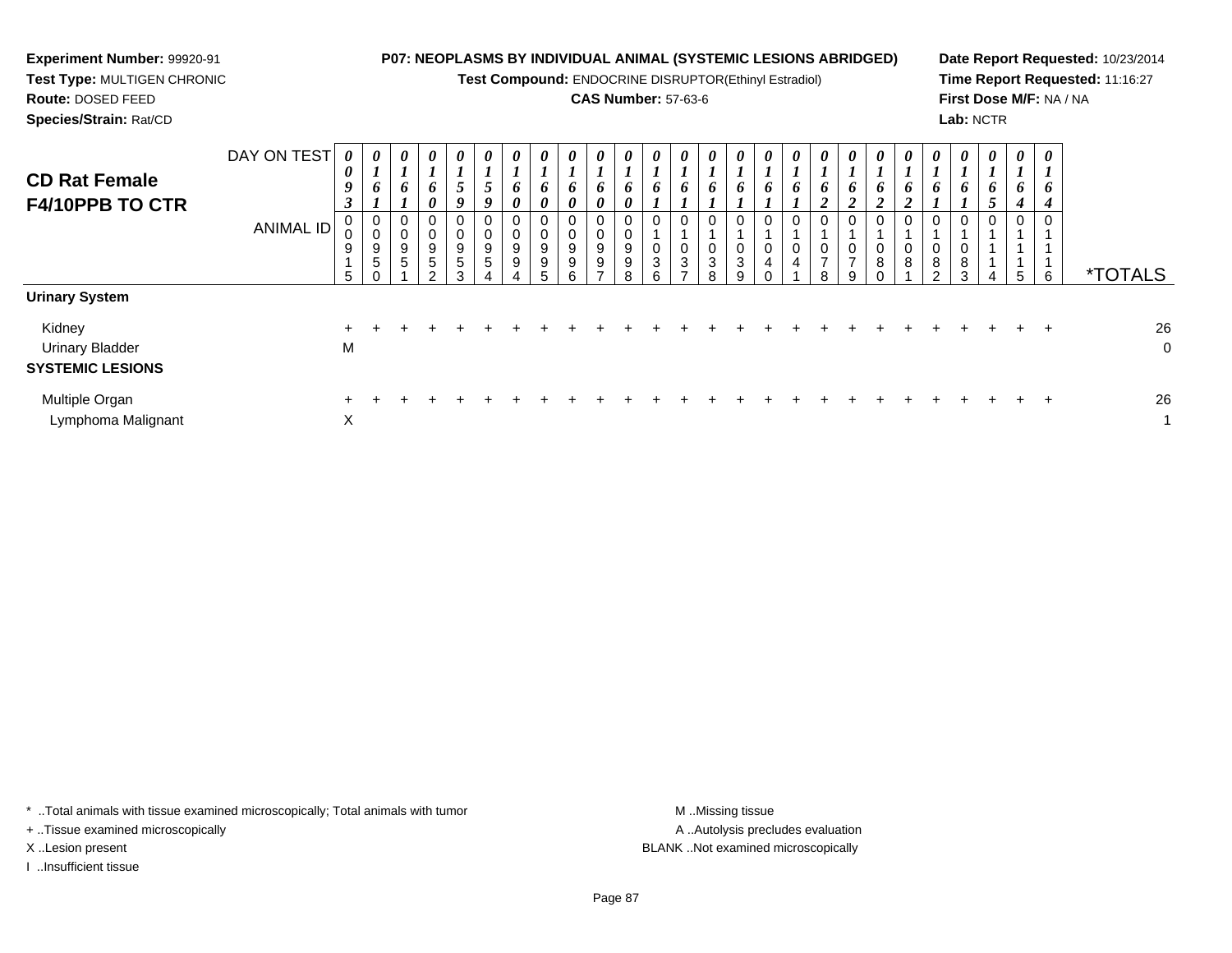**Experiment Number:** 99920-91
**Test Type:** MULTIGEN CHRONIC
**Route:** DOSED FEED
**Species/Strain:** Rat/CD

**P07: NEOPLASMS BY INDIVIDUAL ANIMAL (SYSTEMIC LESIONS ABRIDGED)**
**Test Compound:** ENDOCRINE DISRUPTOR(Ethinyl Estradiol)
**CAS Number:** 57-63-6

**Date Report Requested:** 10/23/2014
**Time Report Requested:** 11:16:27
**First Dose M/F:** NA / NA
**Lab:** NCTR

## CD Rat Female F4/10PPB TO CTR

| DAY ON TEST | 0093 | 0161 | 0161 | 0160 | 0159 | 0159 | 0160 | 0160 | 0160 | 0160 | 0160 | 0161 | 0161 | 0161 | 0161 | 0161 | 0161 | 0162 | 0162 | 0162 | 0162 | 0161 | 0161 | 0165 | 0164 | 0164 | |
|---|---|---|---|---|---|---|---|---|---|---|---|---|---|---|---|---|---|---|---|---|---|---|---|---|---|---|---|
| **ANIMAL ID** | 00915 | 00950 | 00951 | 00952 | 00953 | 00954 | 00994 | 00995 | 00996 | 00997 | 00998 | 01036 | 01037 | 01038 | 01039 | 01040 | 01041 | 01078 | 01079 | 01080 | 01081 | 01082 | 01083 | 01114 | 01115 | 01116 | ***TOTALS** |
| **Urinary System** | | | | | | | | | | | | | | | | | | | | | | | | | | | |
| Kidney | + | + | + | + | + | + | + | + | + | + | + | + | + | + | + | + | + | + | + | + | + | + | + | + | + | + | 26 |
| Urinary Bladder | M | | | | | | | | | | | | | | | | | | | | | | | | | | 0 |
| **SYSTEMIC LESIONS** | | | | | | | | | | | | | | | | | | | | | | | | | | | |
| Multiple Organ | + | + | + | + | + | + | + | + | + | + | + | + | + | + | + | + | + | + | + | + | + | + | + | + | + | + | 26 |
| Lymphoma Malignant | X | | | | | | | | | | | | | | | | | | | | | | | | | | 1 |

\* ..Total animals with tissue examined microscopically; Total animals with tumor
+ ..Tissue examined microscopically
X ..Lesion present
I ..Insufficient tissue

M ..Missing tissue
A ..Autolysis precludes evaluation
BLANK ..Not examined microscopically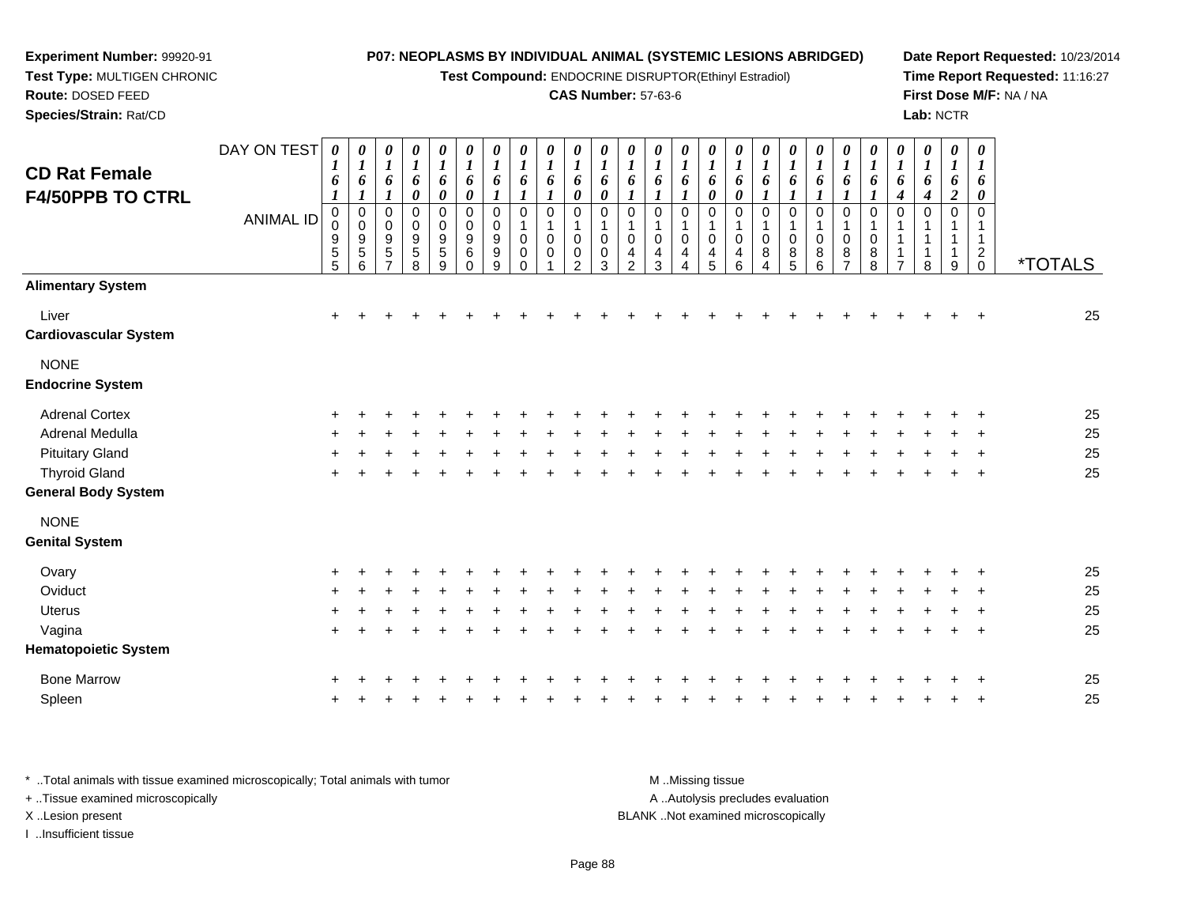**Experiment Number:** 99920-91
**Test Type:** MULTIGEN CHRONIC
**Route:** DOSED FEED
**Species/Strain:** Rat/CD

**P07: NEOPLASMS BY INDIVIDUAL ANIMAL (SYSTEMIC LESIONS ABRIDGED)**
**Test Compound:** ENDOCRINE DISRUPTOR(Ethinyl Estradiol)
**CAS Number:** 57-63-6

**Date Report Requested:** 10/23/2014
**Time Report Requested:** 11:16:27
**First Dose M/F:** NA / NA
**Lab:** NCTR

## CD Rat Female F4/50PPB TO CTRL

| DAY ON TEST | 0161 | 0161 | 0161 | 0160 | 0160 | 0160 | 0161 | 0161 | 0161 | 0160 | 0160 | 0161 | 0161 | 0161 | 0160 | 0160 | 0161 | 0161 | 0161 | 0161 | 0161 | 0164 | 0164 | 0162 | 0160 | |
|---|---|---|---|---|---|---|---|---|---|---|---|---|---|---|---|---|---|---|---|---|---|---|---|---|---|---|
| **ANIMAL ID** | 00955 | 00956 | 00957 | 00958 | 00959 | 00960 | 00999 | 01000 | 01001 | 01002 | 01003 | 01042 | 01043 | 01044 | 01045 | 01046 | 01084 | 01085 | 01086 | 01087 | 01088 | 01117 | 01118 | 01119 | 01120 | ***TOTALS** |
| **Alimentary System** | | | | | | | | | | | | | | | | | | | | | | | | | | |
| Liver | + | + | + | + | + | + | + | + | + | + | + | + | + | + | + | + | + | + | + | + | + | + | + | + | + | 25 |
| **Cardiovascular System** | | | | | | | | | | | | | | | | | | | | | | | | | | |
| NONE | | | | | | | | | | | | | | | | | | | | | | | | | | |
| **Endocrine System** | | | | | | | | | | | | | | | | | | | | | | | | | | |
| Adrenal Cortex | + | + | + | + | + | + | + | + | + | + | + | + | + | + | + | + | + | + | + | + | + | + | + | + | + | 25 |
| Adrenal Medulla | + | + | + | + | + | + | + | + | + | + | + | + | + | + | + | + | + | + | + | + | + | + | + | + | + | 25 |
| Pituitary Gland | + | + | + | + | + | + | + | + | + | + | + | + | + | + | + | + | + | + | + | + | + | + | + | + | + | 25 |
| Thyroid Gland | + | + | + | + | + | + | + | + | + | + | + | + | + | + | + | + | + | + | + | + | + | + | + | + | + | 25 |
| **General Body System** | | | | | | | | | | | | | | | | | | | | | | | | | | |
| NONE | | | | | | | | | | | | | | | | | | | | | | | | | | |
| **Genital System** | | | | | | | | | | | | | | | | | | | | | | | | | | |
| Ovary | + | + | + | + | + | + | + | + | + | + | + | + | + | + | + | + | + | + | + | + | + | + | + | + | + | 25 |
| Oviduct | + | + | + | + | + | + | + | + | + | + | + | + | + | + | + | + | + | + | + | + | + | + | + | + | + | 25 |
| Uterus | + | + | + | + | + | + | + | + | + | + | + | + | + | + | + | + | + | + | + | + | + | + | + | + | + | 25 |
| Vagina | + | + | + | + | + | + | + | + | + | + | + | + | + | + | + | + | + | + | + | + | + | + | + | + | + | 25 |
| **Hematopoietic System** | | | | | | | | | | | | | | | | | | | | | | | | | | |
| Bone Marrow | + | + | + | + | + | + | + | + | + | + | + | + | + | + | + | + | + | + | + | + | + | + | + | + | + | 25 |
| Spleen | + | + | + | + | + | + | + | + | + | + | + | + | + | + | + | + | + | + | + | + | + | + | + | + | + | 25 |

* ..Total animals with tissue examined microscopically; Total animals with tumor
+ ..Tissue examined microscopically
X ..Lesion present
I ..Insufficient tissue

M ..Missing tissue
A ..Autolysis precludes evaluation
BLANK ..Not examined microscopically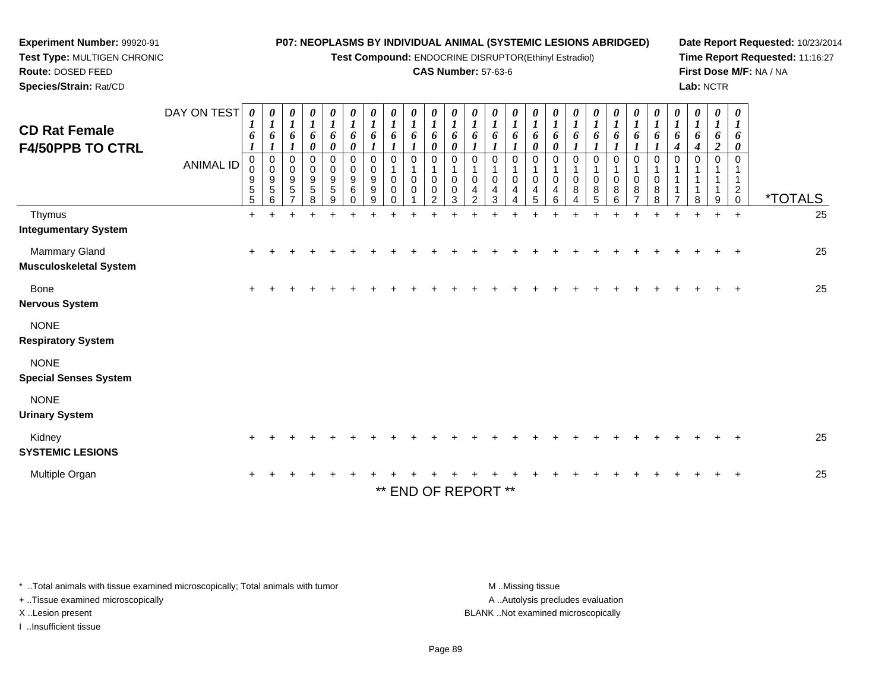**Experiment Number:** 99920-91
**Test Type:** MULTIGEN CHRONIC
**Route:** DOSED FEED
**Species/Strain:** Rat/CD

**P07: NEOPLASMS BY INDIVIDUAL ANIMAL (SYSTEMIC LESIONS ABRIDGED)**
**Test Compound:** ENDOCRINE DISRUPTOR(Ethinyl Estradiol)
**CAS Number:** 57-63-6

**Date Report Requested:** 10/23/2014
**Time Report Requested:** 11:16:27
**First Dose M/F:** NA / NA
**Lab:** NCTR

## CD Rat Female F4/50PPB TO CTRL

| DAY ON TEST | 0161 | 0161 | 0161 | 0160 | 0160 | 0160 | 0161 | 0161 | 0161 | 0160 | 0160 | 0161 | 0161 | 0161 | 0160 | 0160 | 0161 | 0161 | 0161 | 0161 | 0161 | 0164 | 0164 | 0162 | 0160 | |
|---|---|---|---|---|---|---|---|---|---|---|---|---|---|---|---|---|---|---|---|---|---|---|---|---|---|---|
| **ANIMAL ID** | 00955 | 00956 | 00957 | 00958 | 00959 | 00960 | 00999 | 01000 | 01001 | 01002 | 01003 | 01042 | 01043 | 01044 | 01045 | 01046 | 01084 | 01085 | 01086 | 01087 | 01088 | 01117 | 01118 | 01119 | 01120 | ***TOTALS** |
| Thymus | + | + | + | + | + | + | + | + | + | + | + | + | + | + | + | + | + | + | + | + | + | + | + | + | + | 25 |
| **Integumentary System** | | | | | | | | | | | | | | | | | | | | | | | | | | |
| Mammary Gland | + | + | + | + | + | + | + | + | + | + | + | + | + | + | + | + | + | + | + | + | + | + | + | + | + | 25 |
| **Musculoskeletal System** | | | | | | | | | | | | | | | | | | | | | | | | | | |
| Bone | + | + | + | + | + | + | + | + | + | + | + | + | + | + | + | + | + | + | + | + | + | + | + | + | + | 25 |
| **Nervous System** | | | | | | | | | | | | | | | | | | | | | | | | | | |
| NONE | | | | | | | | | | | | | | | | | | | | | | | | | | |
| **Respiratory System** | | | | | | | | | | | | | | | | | | | | | | | | | | |
| NONE | | | | | | | | | | | | | | | | | | | | | | | | | | |
| **Special Senses System** | | | | | | | | | | | | | | | | | | | | | | | | | | |
| NONE | | | | | | | | | | | | | | | | | | | | | | | | | | |
| **Urinary System** | | | | | | | | | | | | | | | | | | | | | | | | | | |
| Kidney | + | + | + | + | + | + | + | + | + | + | + | + | + | + | + | + | + | + | + | + | + | + | + | + | + | 25 |
| **SYSTEMIC LESIONS** | | | | | | | | | | | | | | | | | | | | | | | | | | |
| Multiple Organ | + | + | + | + | + | + | + | + | + | + | + | + | + | + | + | + | + | + | + | + | + | + | + | + | + | 25 |

** END OF REPORT **

* ..Total animals with tissue examined microscopically; Total animals with tumor
+ ..Tissue examined microscopically
X ..Lesion present
I ..Insufficient tissue

M ..Missing tissue
A ..Autolysis precludes evaluation
BLANK ..Not examined microscopically